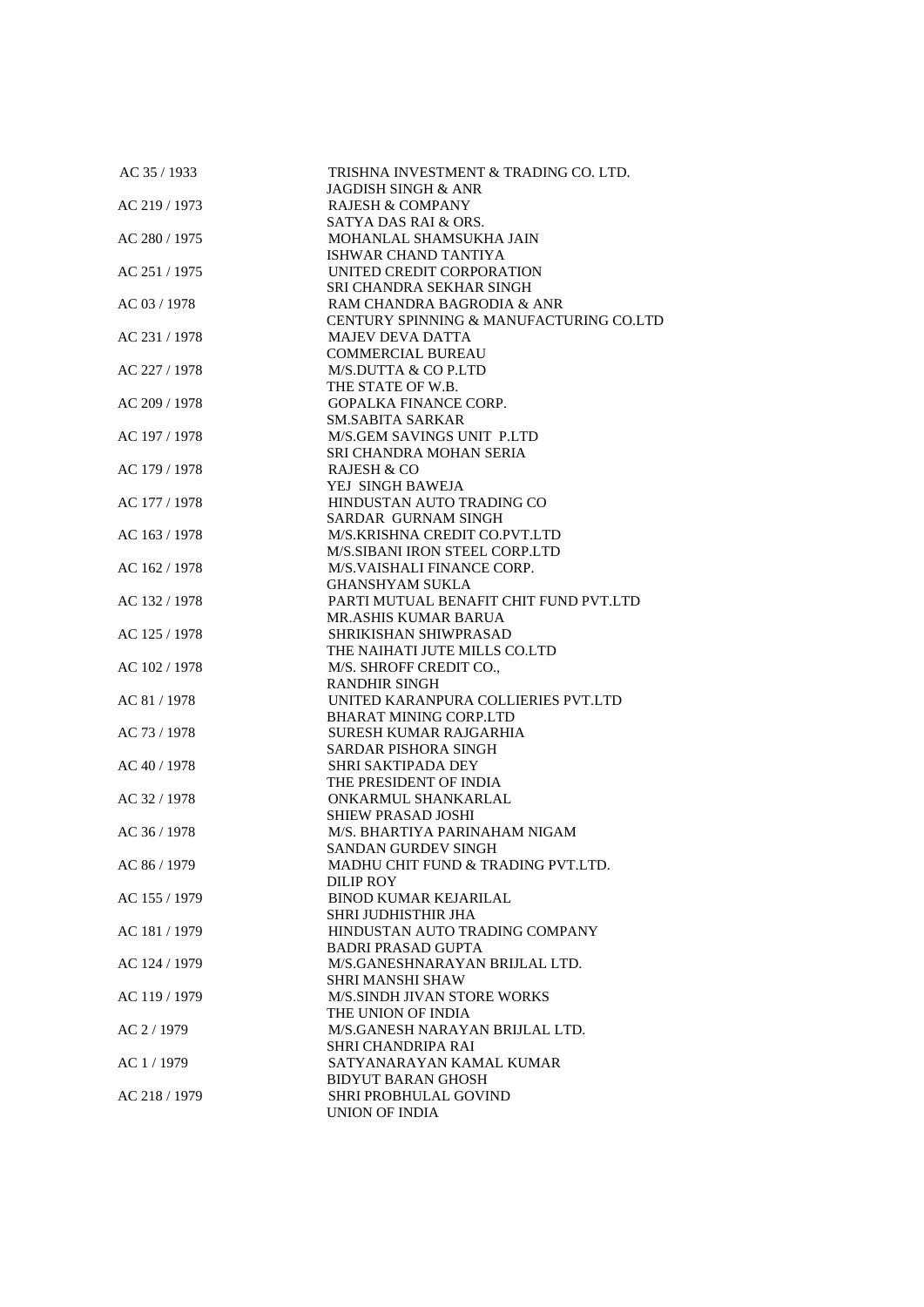| | |
|---|---|
| AC 35 / 1933 | TRISHNA INVESTMENT & TRADING CO. LTD. |
| | JAGDISH SINGH & ANR |
| AC 219 / 1973 | RAJESH & COMPANY |
| | SATYA DAS RAI & ORS. |
| AC 280 / 1975 | MOHANLAL SHAMSUKHA JAIN |
| | ISHWAR CHAND TANTIYA |
| AC 251 / 1975 | UNITED CREDIT CORPORATION |
| | SRI CHANDRA SEKHAR SINGH |
| AC 03 / 1978 | RAM CHANDRA BAGRODIA & ANR |
| | CENTURY SPINNING & MANUFACTURING CO.LTD |
| AC 231 / 1978 | MAJEV DEVA DATTA |
| | COMMERCIAL BUREAU |
| AC 227 / 1978 | M/S.DUTTA & CO P.LTD |
| | THE STATE OF W.B. |
| AC 209 / 1978 | GOPALKA FINANCE CORP. |
| | SM.SABITA SARKAR |
| AC 197 / 1978 | M/S.GEM SAVINGS UNIT P.LTD |
| | SRI CHANDRA MOHAN SERIA |
| AC 179 / 1978 | RAJESH & CO |
| | YEJ SINGH BAWEJA |
| AC 177 / 1978 | HINDUSTAN AUTO TRADING CO |
| | SARDAR GURNAM SINGH |
| AC 163 / 1978 | M/S.KRISHNA CREDIT CO.PVT.LTD |
| | M/S.SIBANI IRON STEEL CORP.LTD |
| AC 162 / 1978 | M/S.VAISHALI FINANCE CORP. |
| | GHANSHYAM SUKLA |
| AC 132 / 1978 | PARTI MUTUAL BENAFIT CHIT FUND PVT.LTD |
| | MR.ASHIS KUMAR BARUA |
| AC 125 / 1978 | SHRIKISHAN SHIWPRASAD |
| | THE NAIHATI JUTE MILLS CO.LTD |
| AC 102 / 1978 | M/S. SHROFF CREDIT CO., |
| | RANDHIR SINGH |
| AC 81 / 1978 | UNITED KARANPURA COLLIERIES PVT.LTD |
| | BHARAT MINING CORP.LTD |
| AC 73 / 1978 | SURESH KUMAR RAJGARHIA |
| | SARDAR PISHORA SINGH |
| AC 40 / 1978 | SHRI SAKTIPADA DEY |
| | THE PRESIDENT OF INDIA |
| AC 32 / 1978 | ONKARMUL SHANKARLAL |
| | SHIEW PRASAD JOSHI |
| AC 36 / 1978 | M/S. BHARTIYA PARINAHAM NIGAM |
| | SANDAN GURDEV SINGH |
| AC 86 / 1979 | MADHU CHIT FUND & TRADING PVT.LTD. |
| | DILIP ROY |
| AC 155 / 1979 | BINOD KUMAR KEJARILAL |
| | SHRI JUDHISTHIR JHA |
| AC 181 / 1979 | HINDUSTAN AUTO TRADING COMPANY |
| | BADRI PRASAD GUPTA |
| AC 124 / 1979 | M/S.GANESHNARAYAN BRIJLAL LTD. |
| | SHRI MANSHI SHAW |
| AC 119 / 1979 | M/S.SINDH JIVAN STORE WORKS |
| | THE UNION OF INDIA |
| AC 2 / 1979 | M/S.GANESH NARAYAN BRIJLAL LTD. |
| | SHRI CHANDRIPA RAI |
| AC 1 / 1979 | SATYANARAYAN KAMAL KUMAR |
| | BIDYUT BARAN GHOSH |
| AC 218 / 1979 | SHRI PROBHULAL GOVIND |
| | UNION OF INDIA |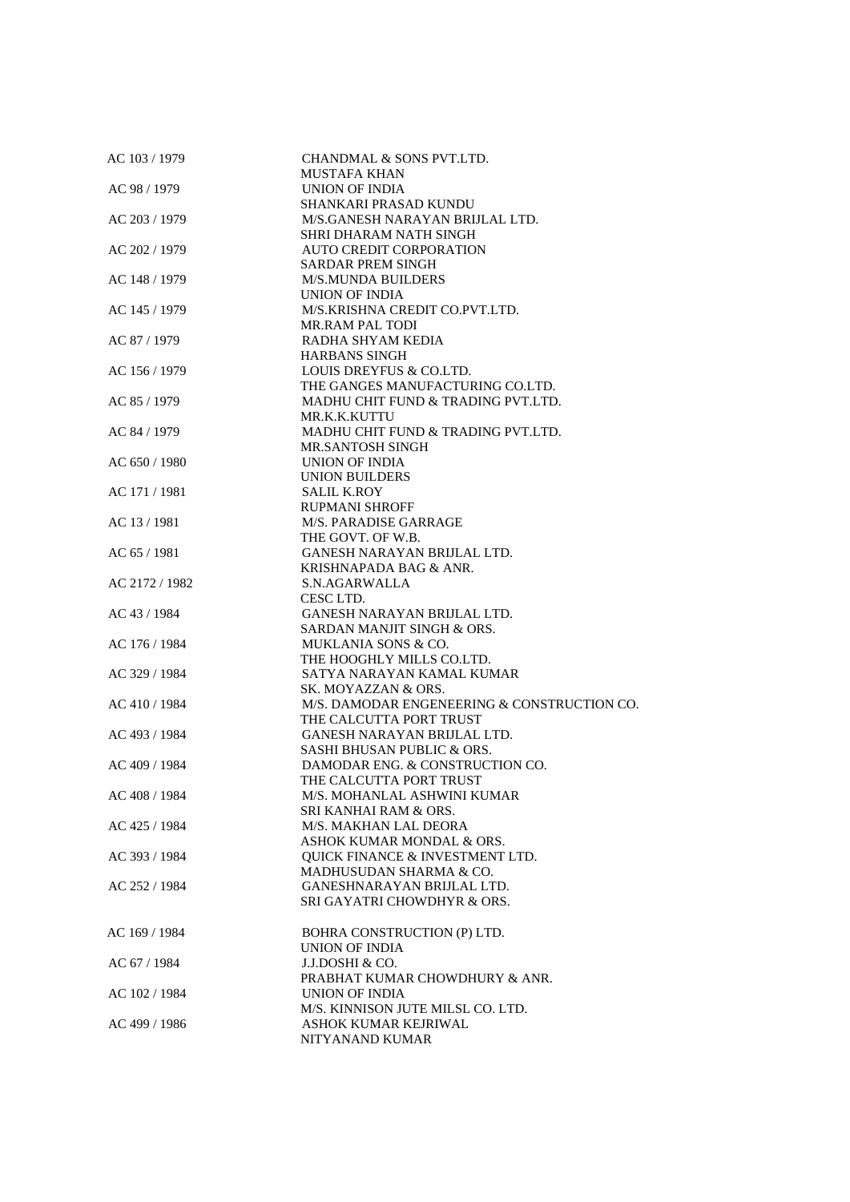| | |
|---|---|
| AC 103 / 1979 | CHANDMAL & SONS PVT.LTD. |
| | MUSTAFA KHAN |
| AC 98 / 1979 | UNION OF INDIA |
| | SHANKARI PRASAD KUNDU |
| AC 203 / 1979 | M/S.GANESH NARAYAN BRIJLAL LTD. |
| | SHRI DHARAM NATH SINGH |
| AC 202 / 1979 | AUTO CREDIT CORPORATION |
| | SARDAR PREM SINGH |
| AC 148 / 1979 | M/S.MUNDA BUILDERS |
| | UNION OF INDIA |
| AC 145 / 1979 | M/S.KRISHNA CREDIT CO.PVT.LTD. |
| | MR.RAM PAL TODI |
| AC 87 / 1979 | RADHA SHYAM KEDIA |
| | HARBANS SINGH |
| AC 156 / 1979 | LOUIS DREYFUS & CO.LTD. |
| | THE GANGES MANUFACTURING CO.LTD. |
| AC 85 / 1979 | MADHU CHIT FUND & TRADING PVT.LTD. |
| | MR.K.K.KUTTU |
| AC 84 / 1979 | MADHU CHIT FUND & TRADING PVT.LTD. |
| | MR.SANTOSH SINGH |
| AC 650 / 1980 | UNION OF INDIA |
| | UNION BUILDERS |
| AC 171 / 1981 | SALIL K.ROY |
| | RUPMANI SHROFF |
| AC 13 / 1981 | M/S. PARADISE GARRAGE |
| | THE GOVT. OF W.B. |
| AC 65 / 1981 | GANESH NARAYAN BRIJLAL LTD. |
| | KRISHNAPADA BAG & ANR. |
| AC 2172 / 1982 | S.N.AGARWALLA |
| | CESC LTD. |
| AC 43 / 1984 | GANESH NARAYAN BRIJLAL LTD. |
| | SARDAN MANJIT SINGH & ORS. |
| AC 176 / 1984 | MUKLANIA SONS & CO. |
| | THE HOOGHLY MILLS CO.LTD. |
| AC 329 / 1984 | SATYA NARAYAN KAMAL KUMAR |
| | SK. MOYAZZAN & ORS. |
| AC 410 / 1984 | M/S. DAMODAR ENGENEERING & CONSTRUCTION CO. |
| | THE CALCUTTA PORT TRUST |
| AC 493 / 1984 | GANESH NARAYAN BRIJLAL LTD. |
| | SASHI BHUSAN PUBLIC & ORS. |
| AC 409 / 1984 | DAMODAR ENG. & CONSTRUCTION CO. |
| | THE CALCUTTA PORT TRUST |
| AC 408 / 1984 | M/S. MOHANLAL ASHWINI KUMAR |
| | SRI KANHAI RAM & ORS. |
| AC 425 / 1984 | M/S. MAKHAN LAL DEORA |
| | ASHOK KUMAR MONDAL & ORS. |
| AC 393 / 1984 | QUICK FINANCE & INVESTMENT LTD. |
| | MADHUSUDAN SHARMA & CO. |
| AC 252 / 1984 | GANESHNARAYAN BRIJLAL LTD. |
| | SRI GAYATRI CHOWDHYR & ORS. |
| AC 169 / 1984 | BOHRA CONSTRUCTION (P) LTD. |
| | UNION OF INDIA |
| AC 67 / 1984 | J.J.DOSHI & CO. |
| | PRABHAT KUMAR CHOWDHURY & ANR. |
| AC 102 / 1984 | UNION OF INDIA |
| | M/S. KINNISON JUTE MILSL CO. LTD. |
| AC 499 / 1986 | ASHOK KUMAR KEJRIWAL |
| | NITYANAND KUMAR |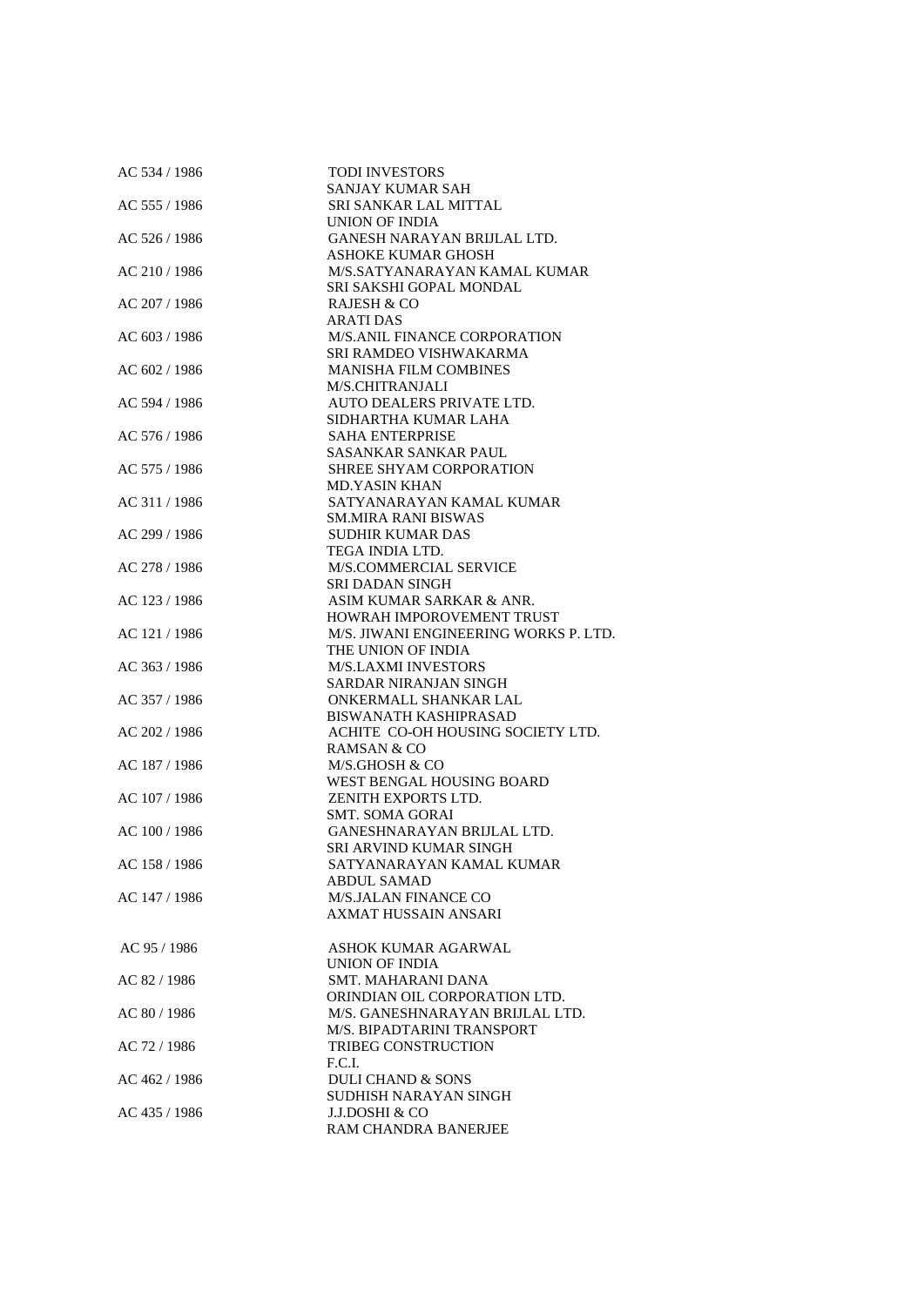| | |
|---|---|
| AC 534 / 1986 | TODI INVESTORS<br>SANJAY KUMAR SAH |
| AC 555 / 1986 | SRI SANKAR LAL MITTAL<br>UNION OF INDIA |
| AC 526 / 1986 | GANESH NARAYAN BRIJLAL LTD.<br>ASHOKE KUMAR GHOSH |
| AC 210 / 1986 | M/S.SATYANARAYAN KAMAL KUMAR<br>SRI SAKSHI GOPAL MONDAL |
| AC 207 / 1986 | RAJESH & CO<br>ARATI DAS |
| AC 603 / 1986 | M/S.ANIL FINANCE CORPORATION<br>SRI RAMDEO VISHWAKARMA |
| AC 602 / 1986 | MANISHA FILM COMBINES<br>M/S.CHITRANJALI |
| AC 594 / 1986 | AUTO DEALERS PRIVATE LTD.<br>SIDHARTHA KUMAR LAHA |
| AC 576 / 1986 | SAHA ENTERPRISE<br>SASANKAR SANKAR PAUL |
| AC 575 / 1986 | SHREE SHYAM CORPORATION<br>MD.YASIN KHAN |
| AC 311 / 1986 | SATYANARAYAN KAMAL KUMAR<br>SM.MIRA RANI BISWAS |
| AC 299 / 1986 | SUDHIR KUMAR DAS<br>TEGA INDIA LTD. |
| AC 278 / 1986 | M/S.COMMERCIAL SERVICE<br>SRI DADAN SINGH |
| AC 123 / 1986 | ASIM KUMAR SARKAR & ANR.<br>HOWRAH IMPOROVEMENT TRUST |
| AC 121 / 1986 | M/S. JIWANI ENGINEERING WORKS P. LTD.<br>THE UNION OF INDIA |
| AC 363 / 1986 | M/S.LAXMI INVESTORS<br>SARDAR NIRANJAN SINGH |
| AC 357 / 1986 | ONKERMALL SHANKAR LAL<br>BISWANATH KASHIPRASAD |
| AC 202 / 1986 | ACHITE CO-OH HOUSING SOCIETY LTD.<br>RAMSAN & CO |
| AC 187 / 1986 | M/S.GHOSH & CO<br>WEST BENGAL HOUSING BOARD |
| AC 107 / 1986 | ZENITH EXPORTS LTD.<br>SMT. SOMA GORAI |
| AC 100 / 1986 | GANESHNARAYAN BRIJLAL LTD.<br>SRI ARVIND KUMAR SINGH |
| AC 158 / 1986 | SATYANARAYAN KAMAL KUMAR<br>ABDUL SAMAD |
| AC 147 / 1986 | M/S.JALAN FINANCE CO<br>AXMAT HUSSAIN ANSARI |
| AC 95 / 1986 | ASHOK KUMAR AGARWAL<br>UNION OF INDIA |
| AC 82 / 1986 | SMT. MAHARANI DANA<br>ORINDIAN OIL CORPORATION LTD. |
| AC 80 / 1986 | M/S. GANESHNARAYAN BRIJLAL LTD.<br>M/S. BIPADTARINI TRANSPORT |
| AC 72 / 1986 | TRIBEG CONSTRUCTION<br>F.C.I. |
| AC 462 / 1986 | DULI CHAND & SONS<br>SUDHISH NARAYAN SINGH |
| AC 435 / 1986 | J.J.DOSHI & CO<br>RAM CHANDRA BANERJEE |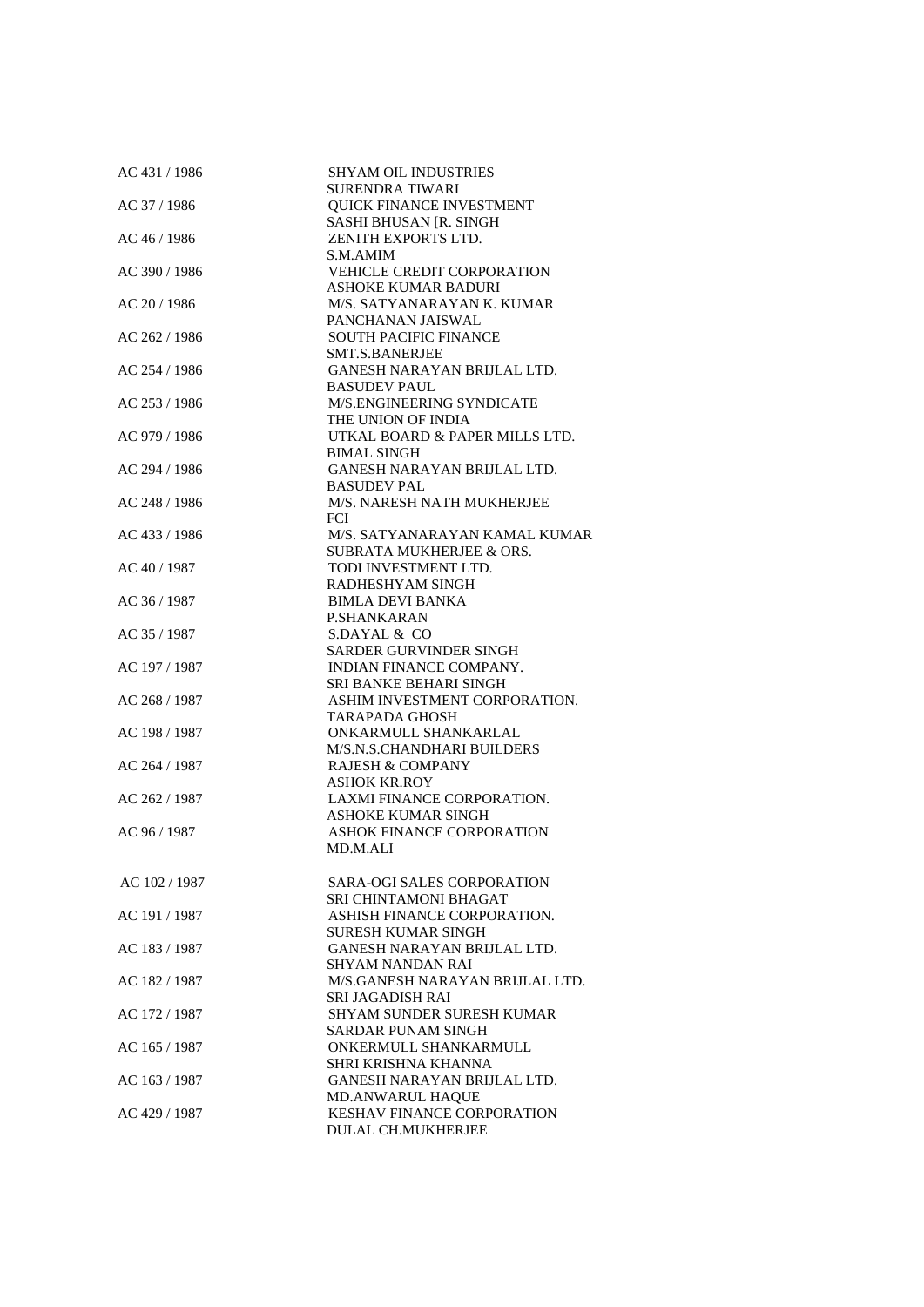| | |
|---|---|
| AC 431 / 1986 | SHYAM OIL INDUSTRIES<br>SURENDRA TIWARI |
| AC 37 / 1986 | QUICK FINANCE INVESTMENT<br>SASHI BHUSAN [R. SINGH |
| AC 46 / 1986 | ZENITH EXPORTS LTD.<br>S.M.AMIM |
| AC 390 / 1986 | VEHICLE CREDIT CORPORATION<br>ASHOKE KUMAR BADURI |
| AC 20 / 1986 | M/S. SATYANARAYAN K. KUMAR<br>PANCHANAN JAISWAL |
| AC 262 / 1986 | SOUTH PACIFIC FINANCE<br>SMT.S.BANERJEE |
| AC 254 / 1986 | GANESH NARAYAN BRIJLAL LTD.<br>BASUDEV PAUL |
| AC 253 / 1986 | M/S.ENGINEERING SYNDICATE<br>THE UNION OF INDIA |
| AC 979 / 1986 | UTKAL BOARD & PAPER MILLS LTD.<br>BIMAL SINGH |
| AC 294 / 1986 | GANESH NARAYAN BRIJLAL LTD.<br>BASUDEV PAL |
| AC 248 / 1986 | M/S. NARESH NATH MUKHERJEE<br>FCI |
| AC 433 / 1986 | M/S. SATYANARAYAN KAMAL KUMAR<br>SUBRATA MUKHERJEE & ORS. |
| AC 40 / 1987 | TODI INVESTMENT LTD.<br>RADHESHYAM SINGH |
| AC 36 / 1987 | BIMLA DEVI BANKA<br>P.SHANKARAN |
| AC 35 / 1987 | S.DAYAL & CO<br>SARDER GURVINDER SINGH |
| AC 197 / 1987 | INDIAN FINANCE COMPANY.<br>SRI BANKE BEHARI SINGH |
| AC 268 / 1987 | ASHIM INVESTMENT CORPORATION.<br>TARAPADA GHOSH |
| AC 198 / 1987 | ONKARMULL SHANKARLAL<br>M/S.N.S.CHANDHARI BUILDERS |
| AC 264 / 1987 | RAJESH & COMPANY<br>ASHOK KR.ROY |
| AC 262 / 1987 | LAXMI FINANCE CORPORATION.<br>ASHOKE KUMAR SINGH |
| AC 96 / 1987 | ASHOK FINANCE CORPORATION<br>MD.M.ALI |
| AC 102 / 1987 | SARA-OGI SALES CORPORATION<br>SRI CHINTAMONI BHAGAT |
| AC 191 / 1987 | ASHISH FINANCE CORPORATION.<br>SURESH KUMAR SINGH |
| AC 183 / 1987 | GANESH NARAYAN BRIJLAL LTD.<br>SHYAM NANDAN RAI |
| AC 182 / 1987 | M/S.GANESH NARAYAN BRIJLAL LTD.<br>SRI JAGADISH RAI |
| AC 172 / 1987 | SHYAM SUNDER SURESH KUMAR<br>SARDAR PUNAM SINGH |
| AC 165 / 1987 | ONKERMULL SHANKARMULL<br>SHRI KRISHNA KHANNA |
| AC 163 / 1987 | GANESH NARAYAN BRIJLAL LTD.<br>MD.ANWARUL HAQUE |
| AC 429 / 1987 | KESHAV FINANCE CORPORATION<br>DULAL CH.MUKHERJEE |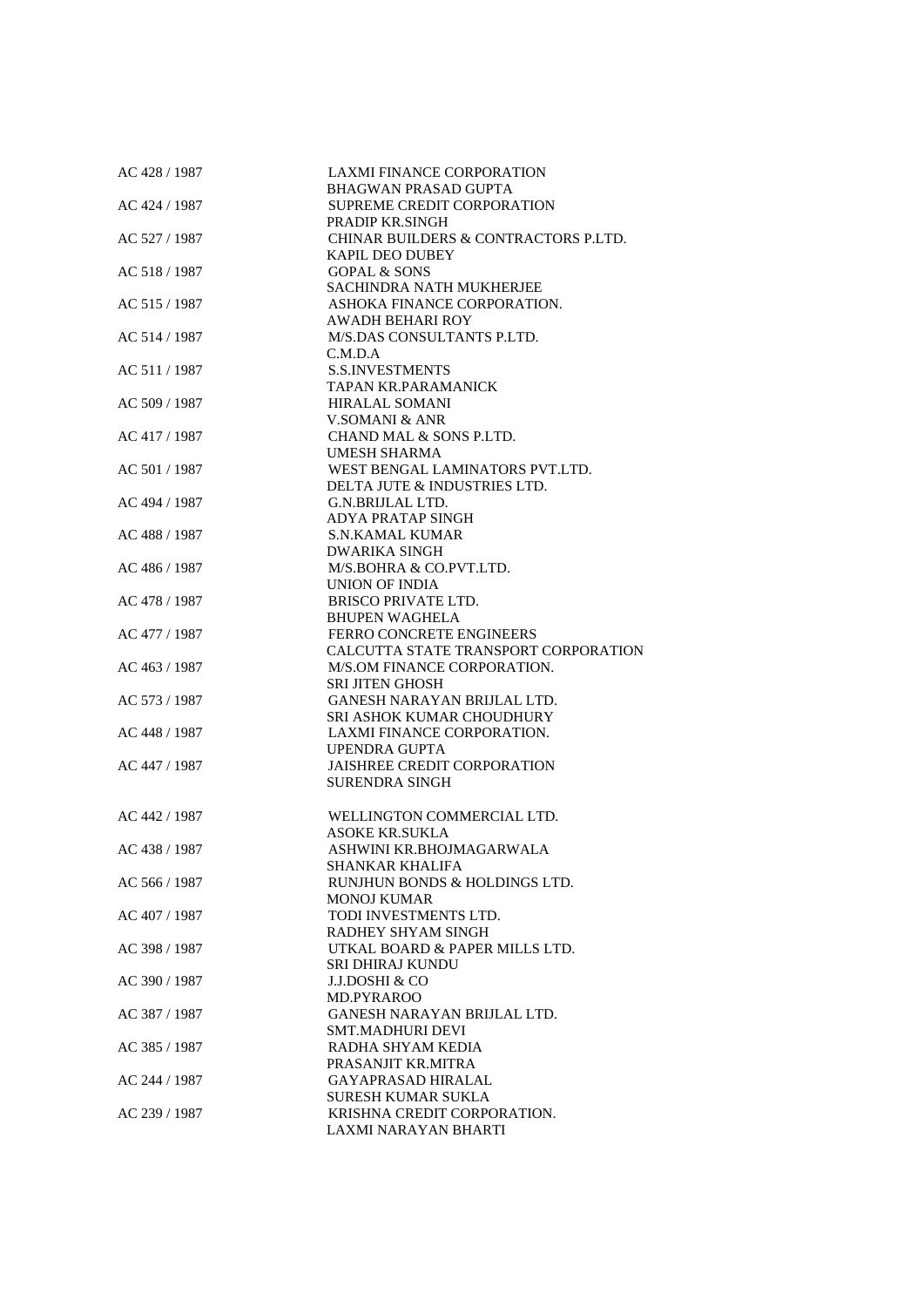| | |
|---|---|
| AC 428 / 1987 | LAXMI FINANCE CORPORATION<br>BHAGWAN PRASAD GUPTA |
| AC 424 / 1987 | SUPREME CREDIT CORPORATION<br>PRADIP KR.SINGH |
| AC 527 / 1987 | CHINAR BUILDERS & CONTRACTORS P.LTD.<br>KAPIL DEO DUBEY |
| AC 518 / 1987 | GOPAL & SONS<br>SACHINDRA NATH MUKHERJEE |
| AC 515 / 1987 | ASHOKA FINANCE CORPORATION.<br>AWADH BEHARI ROY |
| AC 514 / 1987 | M/S.DAS CONSULTANTS P.LTD.<br>C.M.D.A |
| AC 511 / 1987 | S.S.INVESTMENTS<br>TAPAN KR.PARAMANICK |
| AC 509 / 1987 | HIRALAL SOMANI<br>V.SOMANI & ANR |
| AC 417 / 1987 | CHAND MAL & SONS P.LTD.<br>UMESH SHARMA |
| AC 501 / 1987 | WEST BENGAL LAMINATORS PVT.LTD.<br>DELTA JUTE & INDUSTRIES LTD. |
| AC 494 / 1987 | G.N.BRIJLAL LTD.<br>ADYA PRATAP SINGH |
| AC 488 / 1987 | S.N.KAMAL KUMAR<br>DWARIKA SINGH |
| AC 486 / 1987 | M/S.BOHRA & CO.PVT.LTD.<br>UNION OF INDIA |
| AC 478 / 1987 | BRISCO PRIVATE LTD.<br>BHUPEN WAGHELA |
| AC 477 / 1987 | FERRO CONCRETE ENGINEERS<br>CALCUTTA STATE TRANSPORT CORPORATION |
| AC 463 / 1987 | M/S.OM FINANCE CORPORATION.<br>SRI JITEN GHOSH |
| AC 573 / 1987 | GANESH NARAYAN BRIJLAL LTD.<br>SRI ASHOK KUMAR CHOUDHURY |
| AC 448 / 1987 | LAXMI FINANCE CORPORATION.<br>UPENDRA GUPTA |
| AC 447 / 1987 | JAISHREE CREDIT CORPORATION<br>SURENDRA SINGH |
| AC 442 / 1987 | WELLINGTON COMMERCIAL LTD.<br>ASOKE KR.SUKLA |
| AC 438 / 1987 | ASHWINI KR.BHOJMAGARWALA<br>SHANKAR KHALIFA |
| AC 566 / 1987 | RUNJHUN BONDS & HOLDINGS LTD.<br>MONOJ KUMAR |
| AC 407 / 1987 | TODI INVESTMENTS LTD.<br>RADHEY SHYAM SINGH |
| AC 398 / 1987 | UTKAL BOARD & PAPER MILLS LTD.<br>SRI DHIRAJ KUNDU |
| AC 390 / 1987 | J.J.DOSHI & CO<br>MD.PYRAROO |
| AC 387 / 1987 | GANESH NARAYAN BRIJLAL LTD.<br>SMT.MADHURI DEVI |
| AC 385 / 1987 | RADHA SHYAM KEDIA<br>PRASANJIT KR.MITRA |
| AC 244 / 1987 | GAYAPRASAD HIRALAL<br>SURESH KUMAR SUKLA |
| AC 239 / 1987 | KRISHNA CREDIT CORPORATION.<br>LAXMI NARAYAN BHARTI |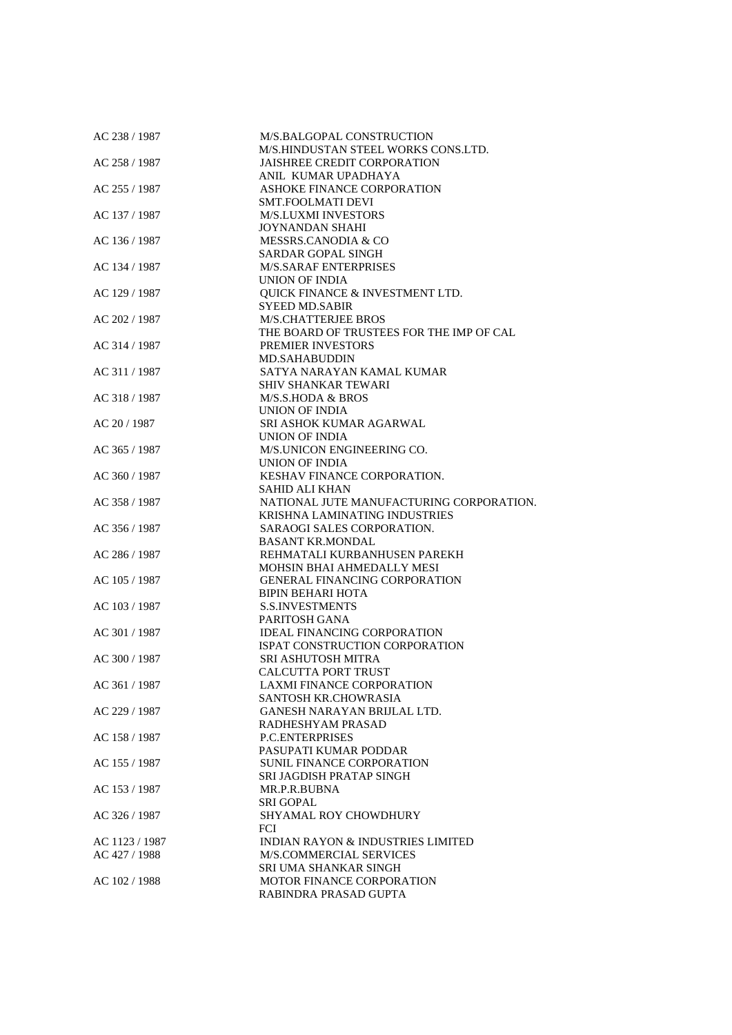| | |
|---|---|
| AC 238 / 1987 | M/S.BALGOPAL CONSTRUCTION |
| | M/S.HINDUSTAN STEEL WORKS CONS.LTD. |
| AC 258 / 1987 | JAISHREE CREDIT CORPORATION |
| | ANIL KUMAR UPADHAYA |
| AC 255 / 1987 | ASHOKE FINANCE CORPORATION |
| | SMT.FOOLMATI DEVI |
| AC 137 / 1987 | M/S.LUXMI INVESTORS |
| | JOYNANDAN SHAHI |
| AC 136 / 1987 | MESSRS.CANODIA & CO |
| | SARDAR GOPAL SINGH |
| AC 134 / 1987 | M/S.SARAF ENTERPRISES |
| | UNION OF INDIA |
| AC 129 / 1987 | QUICK FINANCE & INVESTMENT LTD. |
| | SYEED MD.SABIR |
| AC 202 / 1987 | M/S.CHATTERJEE BROS |
| | THE BOARD OF TRUSTEES FOR THE IMP OF CAL |
| AC 314 / 1987 | PREMIER INVESTORS |
| | MD.SAHABUDDIN |
| AC 311 / 1987 | SATYA NARAYAN KAMAL KUMAR |
| | SHIV SHANKAR TEWARI |
| AC 318 / 1987 | M/S.S.HODA & BROS |
| | UNION OF INDIA |
| AC 20 / 1987 | SRI ASHOK KUMAR AGARWAL |
| | UNION OF INDIA |
| AC 365 / 1987 | M/S.UNICON ENGINEERING CO. |
| | UNION OF INDIA |
| AC 360 / 1987 | KESHAV FINANCE CORPORATION. |
| | SAHID ALI KHAN |
| AC 358 / 1987 | NATIONAL JUTE MANUFACTURING CORPORATION. |
| | KRISHNA LAMINATING INDUSTRIES |
| AC 356 / 1987 | SARAOGI SALES CORPORATION. |
| | BASANT KR.MONDAL |
| AC 286 / 1987 | REHMATALI KURBANHUSEN PAREKH |
| | MOHSIN BHAI AHMEDALLY MESI |
| AC 105 / 1987 | GENERAL FINANCING CORPORATION |
| | BIPIN BEHARI HOTA |
| AC 103 / 1987 | S.S.INVESTMENTS |
| | PARITOSH GANA |
| AC 301 / 1987 | IDEAL FINANCING CORPORATION |
| | ISPAT CONSTRUCTION CORPORATION |
| AC 300 / 1987 | SRI ASHUTOSH MITRA |
| | CALCUTTA PORT TRUST |
| AC 361 / 1987 | LAXMI FINANCE CORPORATION |
| | SANTOSH KR.CHOWRASIA |
| AC 229 / 1987 | GANESH NARAYAN BRIJLAL LTD. |
| | RADHESHYAM PRASAD |
| AC 158 / 1987 | P.C.ENTERPRISES |
| | PASUPATI KUMAR PODDAR |
| AC 155 / 1987 | SUNIL FINANCE CORPORATION |
| | SRI JAGDISH PRATAP SINGH |
| AC 153 / 1987 | MR.P.R.BUBNA |
| | SRI GOPAL |
| AC 326 / 1987 | SHYAMAL ROY CHOWDHURY |
| | FCI |
| AC 1123 / 1987 | INDIAN RAYON & INDUSTRIES LIMITED |
| AC 427 / 1988 | M/S.COMMERCIAL SERVICES |
| | SRI UMA SHANKAR SINGH |
| AC 102 / 1988 | MOTOR FINANCE CORPORATION |
| | RABINDRA PRASAD GUPTA |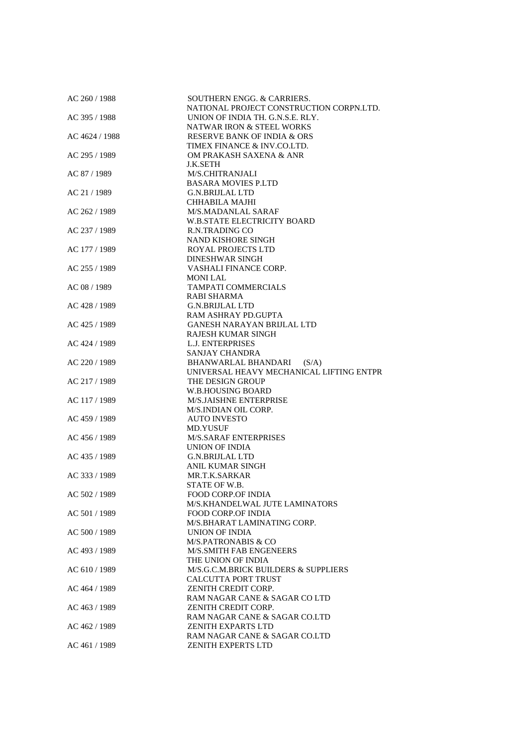| | |
|---|---|
| AC 260 / 1988 | SOUTHERN ENGG. & CARRIERS. |
| | NATIONAL PROJECT CONSTRUCTION CORPN.LTD. |
| AC 395 / 1988 | UNION OF INDIA TH. G.N.S.E. RLY. |
| | NATWAR IRON & STEEL WORKS |
| AC 4624 / 1988 | RESERVE BANK OF INDIA & ORS |
| | TIMEX FINANCE & INV.CO.LTD. |
| AC 295 / 1989 | OM PRAKASH SAXENA & ANR |
| | J.K.SETH |
| AC 87 / 1989 | M/S.CHITRANJALI |
| | BASARA MOVIES P.LTD |
| AC 21 / 1989 | G.N.BRIJLAL LTD |
| | CHHABILA MAJHI |
| AC 262 / 1989 | M/S.MADANLAL SARAF |
| | W.B.STATE ELECTRICITY BOARD |
| AC 237 / 1989 | R.N.TRADING CO |
| | NAND KISHORE SINGH |
| AC 177 / 1989 | ROYAL PROJECTS LTD |
| | DINESHWAR SINGH |
| AC 255 / 1989 | VASHALI FINANCE CORP. |
| | MONI LAL |
| AC 08 / 1989 | TAMPATI COMMERCIALS |
| | RABI SHARMA |
| AC 428 / 1989 | G.N.BRIJLAL LTD |
| | RAM ASHRAY PD.GUPTA |
| AC 425 / 1989 | GANESH NARAYAN BRIJLAL LTD |
| | RAJESH KUMAR SINGH |
| AC 424 / 1989 | L.J. ENTERPRISES |
| | SANJAY CHANDRA |
| AC 220 / 1989 | BHANWARLAL BHANDARI (S/A) |
| | UNIVERSAL HEAVY MECHANICAL LIFTING ENTPR |
| AC 217 / 1989 | THE DESIGN GROUP |
| | W.B.HOUSING BOARD |
| AC 117 / 1989 | M/S.JAISHNE ENTERPRISE |
| | M/S.INDIAN OIL CORP. |
| AC 459 / 1989 | AUTO INVESTO |
| | MD.YUSUF |
| AC 456 / 1989 | M/S.SARAF ENTERPRISES |
| | UNION OF INDIA |
| AC 435 / 1989 | G.N.BRIJLAL LTD |
| | ANIL KUMAR SINGH |
| AC 333 / 1989 | MR.T.K.SARKAR |
| | STATE OF W.B. |
| AC 502 / 1989 | FOOD CORP.OF INDIA |
| | M/S.KHANDELWAL JUTE LAMINATORS |
| AC 501 / 1989 | FOOD CORP.OF INDIA |
| | M/S.BHARAT LAMINATING CORP. |
| AC 500 / 1989 | UNION OF INDIA |
| | M/S.PATRONABIS & CO |
| AC 493 / 1989 | M/S.SMITH FAB ENGENEERS |
| | THE UNION OF INDIA |
| AC 610 / 1989 | M/S.G.C.M.BRICK BUILDERS & SUPPLIERS |
| | CALCUTTA PORT TRUST |
| AC 464 / 1989 | ZENITH CREDIT CORP. |
| | RAM NAGAR CANE & SAGAR CO LTD |
| AC 463 / 1989 | ZENITH CREDIT CORP. |
| | RAM NAGAR CANE & SAGAR CO.LTD |
| AC 462 / 1989 | ZENITH EXPARTS LTD |
| | RAM NAGAR CANE & SAGAR CO.LTD |
| AC 461 / 1989 | ZENITH EXPERTS LTD |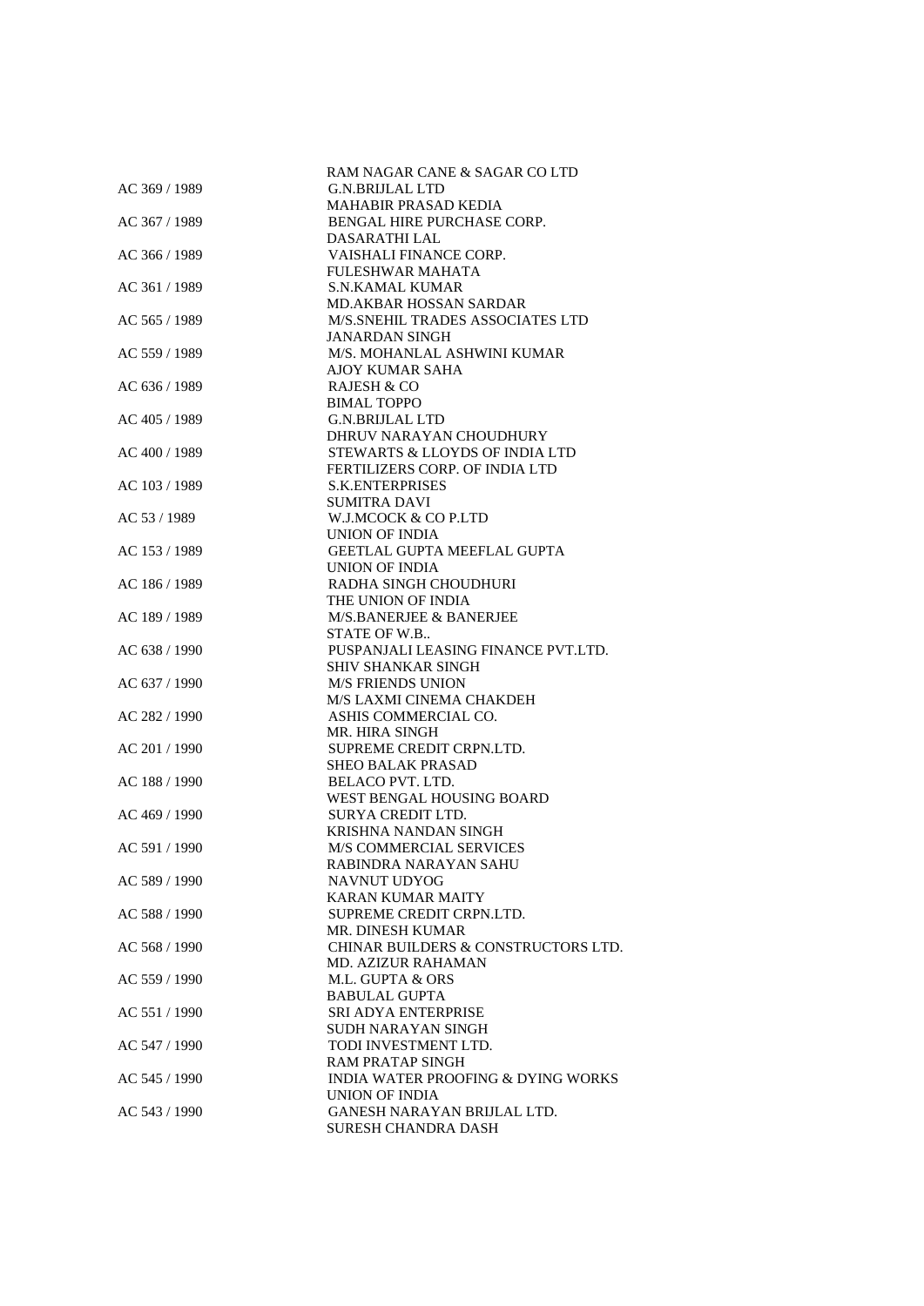| | |
|---|---|
| | RAM NAGAR CANE & SAGAR CO LTD |
| AC 369 / 1989 | G.N.BRIJLAL LTD |
| | MAHABIR PRASAD KEDIA |
| AC 367 / 1989 | BENGAL HIRE PURCHASE CORP. |
| | DASARATHI LAL |
| AC 366 / 1989 | VAISHALI FINANCE CORP. |
| | FULESHWAR MAHATA |
| AC 361 / 1989 | S.N.KAMAL KUMAR |
| | MD.AKBAR HOSSAN SARDAR |
| AC 565 / 1989 | M/S.SNEHIL TRADES ASSOCIATES LTD |
| | JANARDAN SINGH |
| AC 559 / 1989 | M/S. MOHANLAL ASHWINI KUMAR |
| | AJOY KUMAR SAHA |
| AC 636 / 1989 | RAJESH & CO |
| | BIMAL TOPPO |
| AC 405 / 1989 | G.N.BRIJLAL LTD |
| | DHRUV NARAYAN CHOUDHURY |
| AC 400 / 1989 | STEWARTS & LLOYDS OF INDIA LTD |
| | FERTILIZERS CORP. OF INDIA LTD |
| AC 103 / 1989 | S.K.ENTERPRISES |
| | SUMITRA DAVI |
| AC 53 / 1989 | W.J.MCOCK & CO P.LTD |
| | UNION OF INDIA |
| AC 153 / 1989 | GEETLAL GUPTA MEEFLAL GUPTA |
| | UNION OF INDIA |
| AC 186 / 1989 | RADHA SINGH CHOUDHURI |
| | THE UNION OF INDIA |
| AC 189 / 1989 | M/S.BANERJEE & BANERJEE |
| | STATE OF W.B.. |
| AC 638 / 1990 | PUSPANJALI LEASING FINANCE PVT.LTD. |
| | SHIV SHANKAR SINGH |
| AC 637 / 1990 | M/S FRIENDS UNION |
| | M/S LAXMI CINEMA CHAKDEH |
| AC 282 / 1990 | ASHIS COMMERCIAL CO. |
| | MR. HIRA SINGH |
| AC 201 / 1990 | SUPREME CREDIT CRPN.LTD. |
| | SHEO BALAK PRASAD |
| AC 188 / 1990 | BELACO PVT. LTD. |
| | WEST BENGAL HOUSING BOARD |
| AC 469 / 1990 | SURYA CREDIT LTD. |
| | KRISHNA NANDAN SINGH |
| AC 591 / 1990 | M/S COMMERCIAL SERVICES |
| | RABINDRA NARAYAN SAHU |
| AC 589 / 1990 | NAVNUT UDYOG |
| | KARAN KUMAR MAITY |
| AC 588 / 1990 | SUPREME CREDIT CRPN.LTD. |
| | MR. DINESH KUMAR |
| AC 568 / 1990 | CHINAR BUILDERS & CONSTRUCTORS LTD. |
| | MD. AZIZUR RAHAMAN |
| AC 559 / 1990 | M.L. GUPTA & ORS |
| | BABULAL GUPTA |
| AC 551 / 1990 | SRI ADYA ENTERPRISE |
| | SUDH NARAYAN SINGH |
| AC 547 / 1990 | TODI INVESTMENT LTD. |
| | RAM PRATAP SINGH |
| AC 545 / 1990 | INDIA WATER PROOFING & DYING WORKS |
| | UNION OF INDIA |
| AC 543 / 1990 | GANESH NARAYAN BRIJLAL LTD. |
| | SURESH CHANDRA DASH |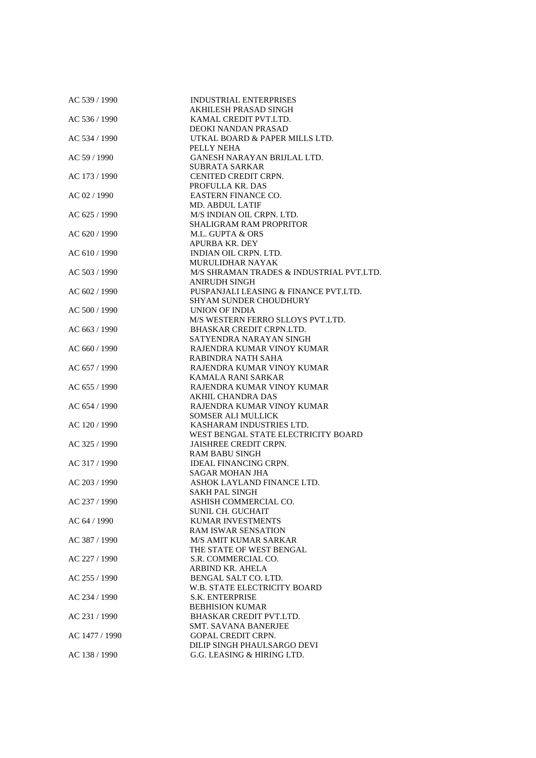| | |
|---|---|
| AC 539 / 1990 | INDUSTRIAL ENTERPRISES<br>AKHILESH PRASAD SINGH |
| AC 536 / 1990 | KAMAL CREDIT PVT.LTD.<br>DEOKI NANDAN PRASAD |
| AC 534 / 1990 | UTKAL BOARD & PAPER MILLS LTD.<br>PELLY NEHA |
| AC 59 / 1990 | GANESH NARAYAN BRIJLAL LTD.<br>SUBRATA SARKAR |
| AC 173 / 1990 | CENITED CREDIT CRPN.<br>PROFULLA KR. DAS |
| AC 02 / 1990 | EASTERN FINANCE CO.<br>MD. ABDUL LATIF |
| AC 625 / 1990 | M/S INDIAN OIL CRPN. LTD.<br>SHALIGRAM RAM PROPRITOR |
| AC 620 / 1990 | M.L. GUPTA & ORS<br>APURBA KR. DEY |
| AC 610 / 1990 | INDIAN OIL CRPN. LTD.<br>MURULIDHAR NAYAK |
| AC 503 / 1990 | M/S SHRAMAN TRADES & INDUSTRIAL PVT.LTD.<br>ANIRUDH SINGH |
| AC 602 / 1990 | PUSPANJALI LEASING & FINANCE PVT.LTD.<br>SHYAM SUNDER CHOUDHURY |
| AC 500 / 1990 | UNION OF INDIA<br>M/S WESTERN FERRO SLLOYS PVT.LTD. |
| AC 663 / 1990 | BHASKAR CREDIT CRPN.LTD.<br>SATYENDRA NARAYAN SINGH |
| AC 660 / 1990 | RAJENDRA KUMAR VINOY KUMAR<br>RABINDRA NATH SAHA |
| AC 657 / 1990 | RAJENDRA KUMAR VINOY KUMAR<br>KAMALA RANI SARKAR |
| AC 655 / 1990 | RAJENDRA KUMAR VINOY KUMAR<br>AKHIL CHANDRA DAS |
| AC 654 / 1990 | RAJENDRA KUMAR VINOY KUMAR<br>SOMSER ALI MULLICK |
| AC 120 / 1990 | KASHARAM INDUSTRIES LTD.<br>WEST BENGAL STATE ELECTRICITY BOARD |
| AC 325 / 1990 | JAISHREE CREDIT CRPN.<br>RAM BABU SINGH |
| AC 317 / 1990 | IDEAL FINANCING CRPN.<br>SAGAR MOHAN JHA |
| AC 203 / 1990 | ASHOK LAYLAND FINANCE LTD.<br>SAKH PAL SINGH |
| AC 237 / 1990 | ASHISH COMMERCIAL CO.<br>SUNIL CH. GUCHAIT |
| AC 64 / 1990 | KUMAR INVESTMENTS<br>RAM ISWAR SENSATION |
| AC 387 / 1990 | M/S AMIT KUMAR SARKAR<br>THE STATE OF WEST BENGAL |
| AC 227 / 1990 | S.R. COMMERCIAL CO.<br>ARBIND KR. AHELA |
| AC 255 / 1990 | BENGAL SALT CO. LTD.<br>W.B. STATE ELECTRICITY BOARD |
| AC 234 / 1990 | S.K. ENTERPRISE<br>BEBHISION KUMAR |
| AC 231 / 1990 | BHASKAR CREDIT PVT.LTD.<br>SMT. SAVANA BANERJEE |
| AC 1477 / 1990 | GOPAL CREDIT CRPN.<br>DILIP SINGH PHAULSARGO DEVI |
| AC 138 / 1990 | G.G. LEASING & HIRING LTD. |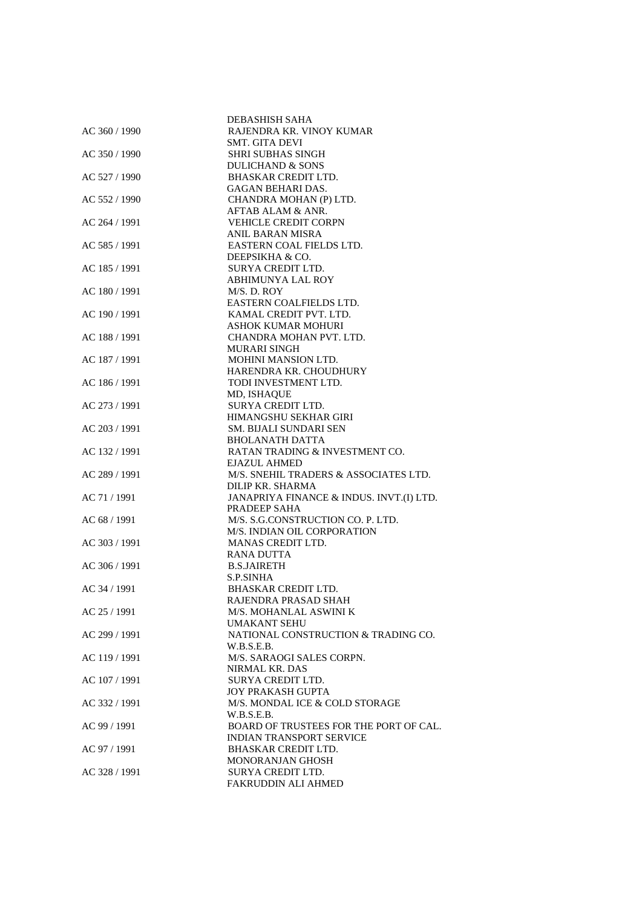DEBASHISH SAHA

AC 360 / 1990 RAJENDRA KR. VINOY KUMAR

SMT. GITA DEVI

AC 350 / 1990 SHRI SUBHAS SINGH

DULICHAND & SONS

AC 527 / 1990 BHASKAR CREDIT LTD.

GAGAN BEHARI DAS.

AC 552 / 1990 CHANDRA MOHAN (P) LTD.

AFTAB ALAM & ANR.

AC 264 / 1991 VEHICLE CREDIT CORPN

ANIL BARAN MISRA

AC 585 / 1991 EASTERN COAL FIELDS LTD.

DEEPSIKHA & CO.

AC 185 / 1991 SURYA CREDIT LTD.

ABHIMUNYA LAL ROY

AC 180 / 1991 M/S. D. ROY

EASTERN COALFIELDS LTD.

AC 190 / 1991 KAMAL CREDIT PVT. LTD.

ASHOK KUMAR MOHURI

AC 188 / 1991 CHANDRA MOHAN PVT. LTD.

MURARI SINGH

AC 187 / 1991 MOHINI MANSION LTD.

HARENDRA KR. CHOUDHURY

AC 186 / 1991 TODI INVESTMENT LTD.

MD, ISHAQUE

AC 273 / 1991 SURYA CREDIT LTD.

HIMANGSHU SEKHAR GIRI

AC 203 / 1991 SM. BIJALI SUNDARI SEN

BHOLANATH DATTA

AC 132 / 1991 RATAN TRADING & INVESTMENT CO.

EJAZUL AHMED

AC 289 / 1991 M/S. SNEHIL TRADERS & ASSOCIATES LTD.

DILIP KR. SHARMA

AC 71 / 1991 JANAPRIYA FINANCE & INDUS. INVT.(I) LTD.

PRADEEP SAHA

AC 68 / 1991 M/S. S.G.CONSTRUCTION CO. P. LTD.

M/S. INDIAN OIL CORPORATION

AC 303 / 1991 MANAS CREDIT LTD.

RANA DUTTA

AC 306 / 1991 B.S.JAIRETH

S.P.SINHA

AC 34 / 1991 BHASKAR CREDIT LTD.

RAJENDRA PRASAD SHAH

AC 25 / 1991 M/S. MOHANLAL ASWINI K

UMAKANT SEHU

AC 299 / 1991 NATIONAL CONSTRUCTION & TRADING CO.

W.B.S.E.B.

AC 119 / 1991 M/S. SARAOGI SALES CORPN.

NIRMAL KR. DAS

AC 107 / 1991 SURYA CREDIT LTD.

JOY PRAKASH GUPTA

AC 332 / 1991 M/S. MONDAL ICE & COLD STORAGE

W.B.S.E.B.

AC 99 / 1991 BOARD OF TRUSTEES FOR THE PORT OF CAL.

INDIAN TRANSPORT SERVICE

AC 97 / 1991 BHASKAR CREDIT LTD.

MONORANJAN GHOSH

AC 328 / 1991 SURYA CREDIT LTD.

FAKRUDDIN ALI AHMED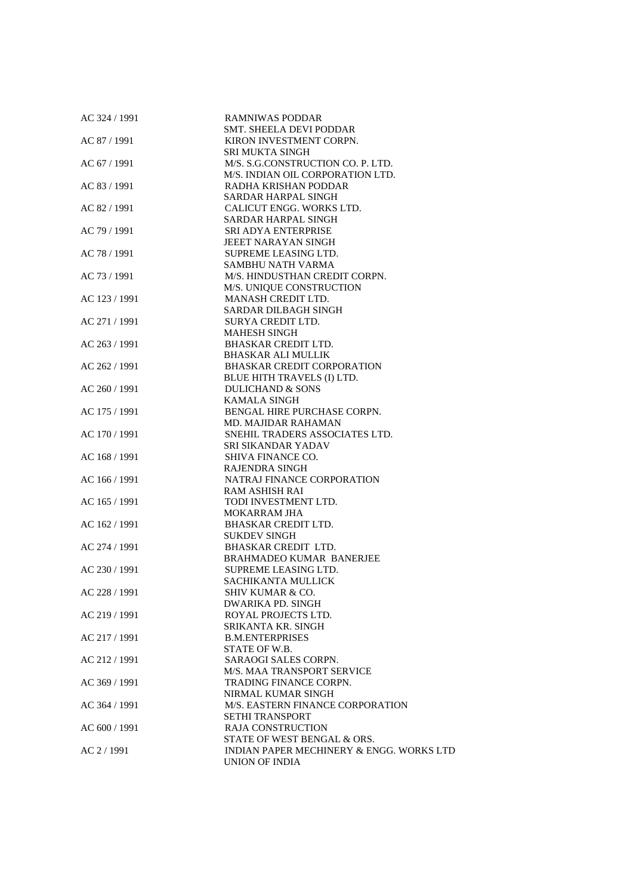| | |
|---|---|
| AC 324 / 1991 | RAMNIWAS PODDAR<br>SMT. SHEELA DEVI PODDAR |
| AC 87 / 1991 | KIRON INVESTMENT CORPN.<br>SRI MUKTA SINGH |
| AC 67 / 1991 | M/S. S.G.CONSTRUCTION CO. P. LTD.<br>M/S. INDIAN OIL CORPORATION LTD. |
| AC 83 / 1991 | RADHA KRISHAN PODDAR<br>SARDAR HARPAL SINGH |
| AC 82 / 1991 | CALICUT ENGG. WORKS LTD.<br>SARDAR HARPAL SINGH |
| AC 79 / 1991 | SRI ADYA ENTERPRISE<br>JEEET NARAYAN SINGH |
| AC 78 / 1991 | SUPREME LEASING LTD.<br>SAMBHU NATH VARMA |
| AC 73 / 1991 | M/S. HINDUSTHAN CREDIT CORPN.<br>M/S. UNIQUE CONSTRUCTION |
| AC 123 / 1991 | MANASH CREDIT LTD.<br>SARDAR DILBAGH SINGH |
| AC 271 / 1991 | SURYA CREDIT LTD.<br>MAHESH SINGH |
| AC 263 / 1991 | BHASKAR CREDIT LTD.<br>BHASKAR ALI MULLIK |
| AC 262 / 1991 | BHASKAR CREDIT CORPORATION<br>BLUE HITH TRAVELS (I) LTD. |
| AC 260 / 1991 | DULICHAND & SONS<br>KAMALA SINGH |
| AC 175 / 1991 | BENGAL HIRE PURCHASE CORPN.<br>MD. MAJIDAR RAHAMAN |
| AC 170 / 1991 | SNEHIL TRADERS ASSOCIATES LTD.<br>SRI SIKANDAR YADAV |
| AC 168 / 1991 | SHIVA FINANCE CO.<br>RAJENDRA SINGH |
| AC 166 / 1991 | NATRAJ FINANCE CORPORATION<br>RAM ASHISH RAI |
| AC 165 / 1991 | TODI INVESTMENT LTD.<br>MOKARRAM JHA |
| AC 162 / 1991 | BHASKAR CREDIT LTD.<br>SUKDEV SINGH |
| AC 274 / 1991 | BHASKAR CREDIT LTD.<br>BRAHMADEO KUMAR BANERJEE |
| AC 230 / 1991 | SUPREME LEASING LTD.<br>SACHIKANTA MULLICK |
| AC 228 / 1991 | SHIV KUMAR & CO.<br>DWARIKA PD. SINGH |
| AC 219 / 1991 | ROYAL PROJECTS LTD.<br>SRIKANTA KR. SINGH |
| AC 217 / 1991 | B.M.ENTERPRISES<br>STATE OF W.B. |
| AC 212 / 1991 | SARAOGI SALES CORPN.<br>M/S. MAA TRANSPORT SERVICE |
| AC 369 / 1991 | TRADING FINANCE CORPN.<br>NIRMAL KUMAR SINGH |
| AC 364 / 1991 | M/S. EASTERN FINANCE CORPORATION<br>SETHI TRANSPORT |
| AC 600 / 1991 | RAJA CONSTRUCTION<br>STATE OF WEST BENGAL & ORS. |
| AC 2 / 1991 | INDIAN PAPER MECHINERY & ENGG. WORKS LTD<br>UNION OF INDIA |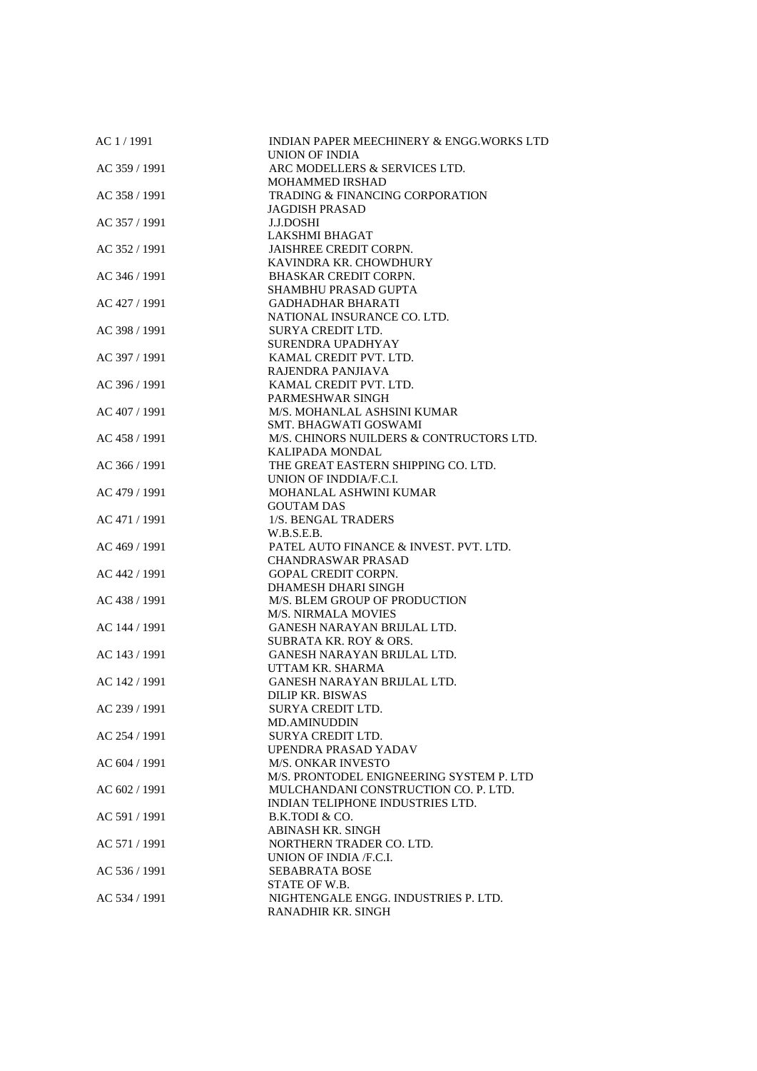| | |
|---|---|
| AC 1 / 1991 | INDIAN PAPER MEECHINERY & ENGG.WORKS LTD<br>UNION OF INDIA |
| AC 359 / 1991 | ARC MODELLERS & SERVICES LTD.<br>MOHAMMED IRSHAD |
| AC 358 / 1991 | TRADING & FINANCING CORPORATION<br>JAGDISH PRASAD |
| AC 357 / 1991 | J.J.DOSHI<br>LAKSHMI BHAGAT |
| AC 352 / 1991 | JAISHREE CREDIT CORPN.<br>KAVINDRA KR. CHOWDHURY |
| AC 346 / 1991 | BHASKAR CREDIT CORPN.<br>SHAMBHU PRASAD GUPTA |
| AC 427 / 1991 | GADHADHAR BHARATI<br>NATIONAL INSURANCE CO. LTD. |
| AC 398 / 1991 | SURYA CREDIT LTD.<br>SURENDRA UPADHYAY |
| AC 397 / 1991 | KAMAL CREDIT PVT. LTD.<br>RAJENDRA PANJIAVA |
| AC 396 / 1991 | KAMAL CREDIT PVT. LTD.<br>PARMESHWAR SINGH |
| AC 407 / 1991 | M/S. MOHANLAL ASHSINI KUMAR<br>SMT. BHAGWATI GOSWAMI |
| AC 458 / 1991 | M/S. CHINORS NUILDERS & CONTRUCTORS LTD.<br>KALIPADA MONDAL |
| AC 366 / 1991 | THE GREAT EASTERN SHIPPING CO. LTD.<br>UNION OF INDDIA/F.C.I. |
| AC 479 / 1991 | MOHANLAL ASHWINI KUMAR<br>GOUTAM DAS |
| AC 471 / 1991 | 1/S. BENGAL TRADERS<br>W.B.S.E.B. |
| AC 469 / 1991 | PATEL AUTO FINANCE & INVEST. PVT. LTD.<br>CHANDRASWAR PRASAD |
| AC 442 / 1991 | GOPAL CREDIT CORPN.<br>DHAMESH DHARI SINGH |
| AC 438 / 1991 | M/S. BLEM GROUP OF PRODUCTION<br>M/S. NIRMALA MOVIES |
| AC 144 / 1991 | GANESH NARAYAN BRIJLAL LTD.<br>SUBRATA KR. ROY & ORS. |
| AC 143 / 1991 | GANESH NARAYAN BRIJLAL LTD.<br>UTTAM KR. SHARMA |
| AC 142 / 1991 | GANESH NARAYAN BRIJLAL LTD.<br>DILIP KR. BISWAS |
| AC 239 / 1991 | SURYA CREDIT LTD.<br>MD.AMINUDDIN |
| AC 254 / 1991 | SURYA CREDIT LTD.<br>UPENDRA PRASAD YADAV |
| AC 604 / 1991 | M/S. ONKAR INVESTO<br>M/S. PRONTODEL ENIGNEERING SYSTEM P. LTD |
| AC 602 / 1991 | MULCHANDANI CONSTRUCTION CO. P. LTD.<br>INDIAN TELIPHONE INDUSTRIES LTD. |
| AC 591 / 1991 | B.K.TODI & CO.<br>ABINASH KR. SINGH |
| AC 571 / 1991 | NORTHERN TRADER CO. LTD.<br>UNION OF INDIA /F.C.I. |
| AC 536 / 1991 | SEBABRATA BOSE<br>STATE OF W.B. |
| AC 534 / 1991 | NIGHTENGALE ENGG. INDUSTRIES P. LTD.<br>RANADHIR KR. SINGH |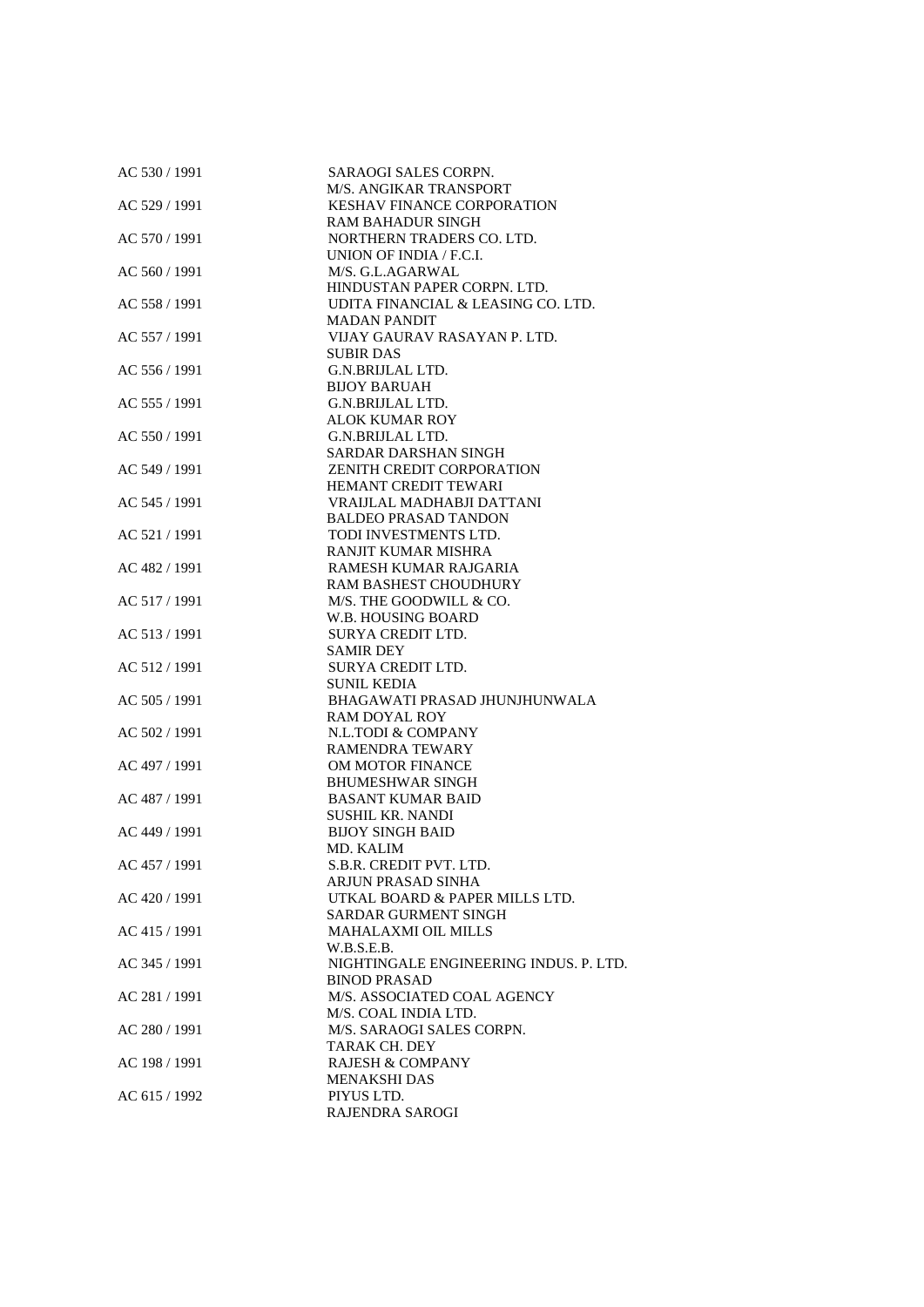| | |
|---|---|
| AC 530 / 1991 | SARAOGI SALES CORPN. |
| | M/S. ANGIKAR TRANSPORT |
| AC 529 / 1991 | KESHAV FINANCE CORPORATION |
| | RAM BAHADUR SINGH |
| AC 570 / 1991 | NORTHERN TRADERS CO. LTD. |
| | UNION OF INDIA / F.C.I. |
| AC 560 / 1991 | M/S. G.L.AGARWAL |
| | HINDUSTAN PAPER CORPN. LTD. |
| AC 558 / 1991 | UDITA FINANCIAL & LEASING CO. LTD. |
| | MADAN PANDIT |
| AC 557 / 1991 | VIJAY GAURAV RASAYAN P. LTD. |
| | SUBIR DAS |
| AC 556 / 1991 | G.N.BRIJLAL LTD. |
| | BIJOY BARUAH |
| AC 555 / 1991 | G.N.BRIJLAL LTD. |
| | ALOK KUMAR ROY |
| AC 550 / 1991 | G.N.BRIJLAL LTD. |
| | SARDAR DARSHAN SINGH |
| AC 549 / 1991 | ZENITH CREDIT CORPORATION |
| | HEMANT CREDIT TEWARI |
| AC 545 / 1991 | VRAIJLAL MADHABJI DATTANI |
| | BALDEO PRASAD TANDON |
| AC 521 / 1991 | TODI INVESTMENTS LTD. |
| | RANJIT KUMAR MISHRA |
| AC 482 / 1991 | RAMESH KUMAR RAJGARIA |
| | RAM BASHEST CHOUDHURY |
| AC 517 / 1991 | M/S. THE GOODWILL & CO. |
| | W.B. HOUSING BOARD |
| AC 513 / 1991 | SURYA CREDIT LTD. |
| | SAMIR DEY |
| AC 512 / 1991 | SURYA CREDIT LTD. |
| | SUNIL KEDIA |
| AC 505 / 1991 | BHAGAWATI PRASAD JHUNJHUNWALA |
| | RAM DOYAL ROY |
| AC 502 / 1991 | N.L.TODI & COMPANY |
| | RAMENDRA TEWARY |
| AC 497 / 1991 | OM MOTOR FINANCE |
| | BHUMESHWAR SINGH |
| AC 487 / 1991 | BASANT KUMAR BAID |
| | SUSHIL KR. NANDI |
| AC 449 / 1991 | BIJOY SINGH BAID |
| | MD. KALIM |
| AC 457 / 1991 | S.B.R. CREDIT PVT. LTD. |
| | ARJUN PRASAD SINHA |
| AC 420 / 1991 | UTKAL BOARD & PAPER MILLS LTD. |
| | SARDAR GURMENT SINGH |
| AC 415 / 1991 | MAHALAXMI OIL MILLS |
| | W.B.S.E.B. |
| AC 345 / 1991 | NIGHTINGALE ENGINEERING INDUS. P. LTD. |
| | BINOD PRASAD |
| AC 281 / 1991 | M/S. ASSOCIATED COAL AGENCY |
| | M/S. COAL INDIA LTD. |
| AC 280 / 1991 | M/S. SARAOGI SALES CORPN. |
| | TARAK CH. DEY |
| AC 198 / 1991 | RAJESH & COMPANY |
| | MENAKSHI DAS |
| AC 615 / 1992 | PIYUS LTD. |
| | RAJENDRA SAROGI |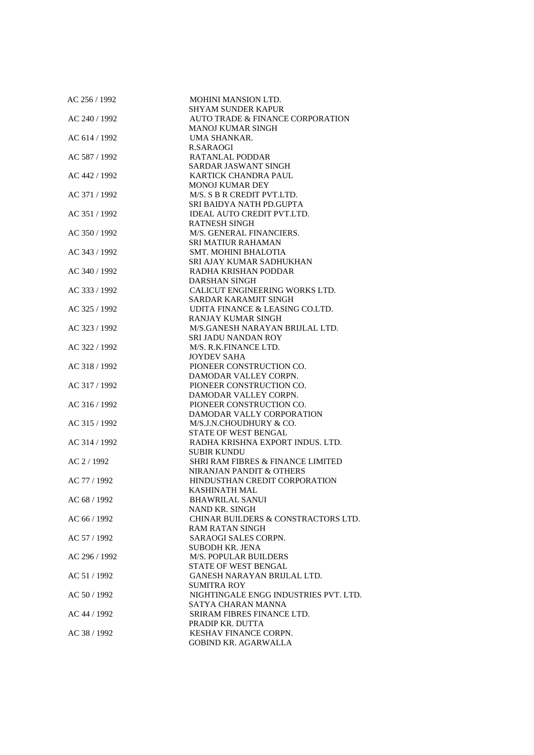| | |
|---|---|
| AC 256 / 1992 | MOHINI MANSION LTD. |
| | SHYAM SUNDER KAPUR |
| AC 240 / 1992 | AUTO TRADE & FINANCE CORPORATION |
| | MANOJ KUMAR SINGH |
| AC 614 / 1992 | UMA SHANKAR. |
| | R.SARAOGI |
| AC 587 / 1992 | RATANLAL PODDAR |
| | SARDAR JASWANT SINGH |
| AC 442 / 1992 | KARTICK CHANDRA PAUL |
| | MONOJ KUMAR DEY |
| AC 371 / 1992 | M/S. S B R CREDIT PVT.LTD. |
| | SRI BAIDYA NATH PD.GUPTA |
| AC 351 / 1992 | IDEAL AUTO CREDIT PVT.LTD. |
| | RATNESH SINGH |
| AC 350 / 1992 | M/S. GENERAL FINANCIERS. |
| | SRI MATIUR RAHAMAN |
| AC 343 / 1992 | SMT. MOHINI BHALOTIA |
| | SRI AJAY KUMAR SADHUKHAN |
| AC 340 / 1992 | RADHA KRISHAN PODDAR |
| | DARSHAN SINGH |
| AC 333 / 1992 | CALICUT ENGINEERING WORKS LTD. |
| | SARDAR KARAMJIT SINGH |
| AC 325 / 1992 | UDITA FINANCE & LEASING CO.LTD. |
| | RANJAY KUMAR SINGH |
| AC 323 / 1992 | M/S.GANESH NARAYAN BRIJLAL LTD. |
| | SRI JADU NANDAN ROY |
| AC 322 / 1992 | M/S. R.K.FINANCE LTD. |
| | JOYDEV SAHA |
| AC 318 / 1992 | PIONEER CONSTRUCTION CO. |
| | DAMODAR VALLEY CORPN. |
| AC 317 / 1992 | PIONEER CONSTRUCTION CO. |
| | DAMODAR VALLEY CORPN. |
| AC 316 / 1992 | PIONEER CONSTRUCTION CO. |
| | DAMODAR VALLY CORPORATION |
| AC 315 / 1992 | M/S.J.N.CHOUDHURY & CO. |
| | STATE OF WEST BENGAL |
| AC 314 / 1992 | RADHA KRISHNA EXPORT INDUS. LTD. |
| | SUBIR KUNDU |
| AC 2 / 1992 | SHRI RAM FIBRES & FINANCE LIMITED |
| | NIRANJAN PANDIT & OTHERS |
| AC 77 / 1992 | HINDUSTHAN CREDIT CORPORATION |
| | KASHINATH MAL |
| AC 68 / 1992 | BHAWRILAL SANUI |
| | NAND KR. SINGH |
| AC 66 / 1992 | CHINAR BUILDERS & CONSTRACTORS LTD. |
| | RAM RATAN SINGH |
| AC 57 / 1992 | SARAOGI SALES CORPN. |
| | SUBODH KR. JENA |
| AC 296 / 1992 | M/S. POPULAR BUILDERS |
| | STATE OF WEST BENGAL |
| AC 51 / 1992 | GANESH NARAYAN BRIJLAL LTD. |
| | SUMITRA ROY |
| AC 50 / 1992 | NIGHTINGALE ENGG INDUSTRIES PVT. LTD. |
| | SATYA CHARAN MANNA |
| AC 44 / 1992 | SRIRAM FIBRES FINANCE LTD. |
| | PRADIP KR. DUTTA |
| AC 38 / 1992 | KESHAV FINANCE CORPN. |
| | GOBIND KR. AGARWALLA |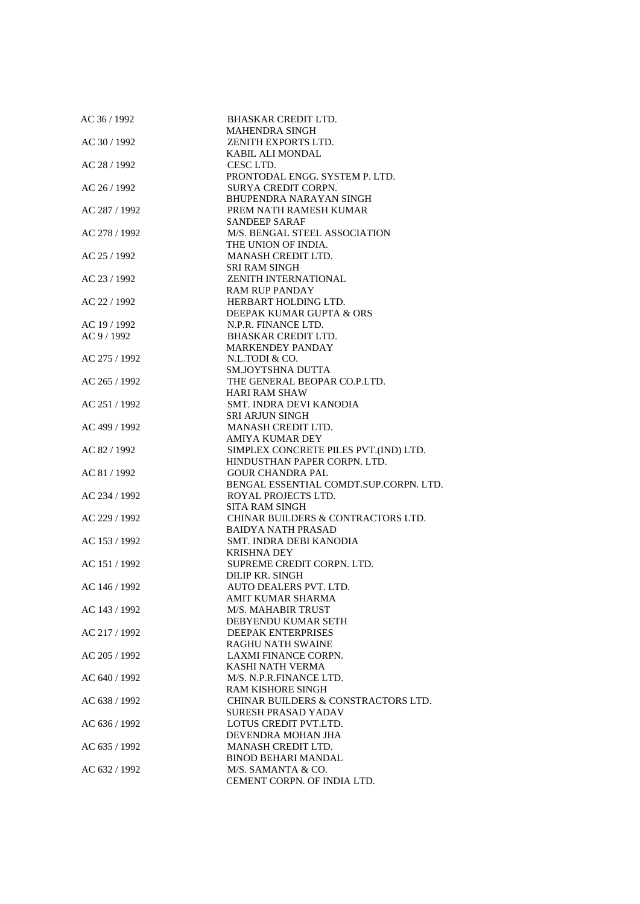| | |
|---|---|
| AC 36 / 1992 | BHASKAR CREDIT LTD. |
| | MAHENDRA SINGH |
| AC 30 / 1992 | ZENITH EXPORTS LTD. |
| | KABIL ALI MONDAL |
| AC 28 / 1992 | CESC LTD. |
| | PRONTODAL ENGG. SYSTEM P. LTD. |
| AC 26 / 1992 | SURYA CREDIT CORPN. |
| | BHUPENDRA NARAYAN SINGH |
| AC 287 / 1992 | PREM NATH RAMESH KUMAR |
| | SANDEEP SARAF |
| AC 278 / 1992 | M/S. BENGAL STEEL ASSOCIATION |
| | THE UNION OF INDIA. |
| AC 25 / 1992 | MANASH CREDIT LTD. |
| | SRI RAM SINGH |
| AC 23 / 1992 | ZENITH INTERNATIONAL |
| | RAM RUP PANDAY |
| AC 22 / 1992 | HERBART HOLDING LTD. |
| | DEEPAK KUMAR GUPTA & ORS |
| AC 19 / 1992 | N.P.R. FINANCE LTD. |
| AC 9 / 1992 | BHASKAR CREDIT LTD. |
| | MARKENDEY PANDAY |
| AC 275 / 1992 | N.L.TODI & CO. |
| | SM.JOYTSHNA DUTTA |
| AC 265 / 1992 | THE GENERAL BEOPAR CO.P.LTD. |
| | HARI RAM SHAW |
| AC 251 / 1992 | SMT. INDRA DEVI KANODIA |
| | SRI ARJUN SINGH |
| AC 499 / 1992 | MANASH CREDIT LTD. |
| | AMIYA KUMAR DEY |
| AC 82 / 1992 | SIMPLEX CONCRETE PILES PVT.(IND) LTD. |
| | HINDUSTHAN PAPER CORPN. LTD. |
| AC 81 / 1992 | GOUR CHANDRA PAL |
| | BENGAL ESSENTIAL COMDT.SUP.CORPN. LTD. |
| AC 234 / 1992 | ROYAL PROJECTS LTD. |
| | SITA RAM SINGH |
| AC 229 / 1992 | CHINAR BUILDERS & CONTRACTORS LTD. |
| | BAIDYA NATH PRASAD |
| AC 153 / 1992 | SMT. INDRA DEBI KANODIA |
| | KRISHNA DEY |
| AC 151 / 1992 | SUPREME CREDIT CORPN. LTD. |
| | DILIP KR. SINGH |
| AC 146 / 1992 | AUTO DEALERS PVT. LTD. |
| | AMIT KUMAR SHARMA |
| AC 143 / 1992 | M/S. MAHABIR TRUST |
| | DEBYENDU KUMAR SETH |
| AC 217 / 1992 | DEEPAK ENTERPRISES |
| | RAGHU NATH SWAINE |
| AC 205 / 1992 | LAXMI FINANCE CORPN. |
| | KASHI NATH VERMA |
| AC 640 / 1992 | M/S. N.P.R.FINANCE LTD. |
| | RAM KISHORE SINGH |
| AC 638 / 1992 | CHINAR BUILDERS & CONSTRACTORS LTD. |
| | SURESH PRASAD YADAV |
| AC 636 / 1992 | LOTUS CREDIT PVT.LTD. |
| | DEVENDRA MOHAN JHA |
| AC 635 / 1992 | MANASH CREDIT LTD. |
| | BINOD BEHARI MANDAL |
| AC 632 / 1992 | M/S. SAMANTA & CO. |
| | CEMENT CORPN. OF INDIA LTD. |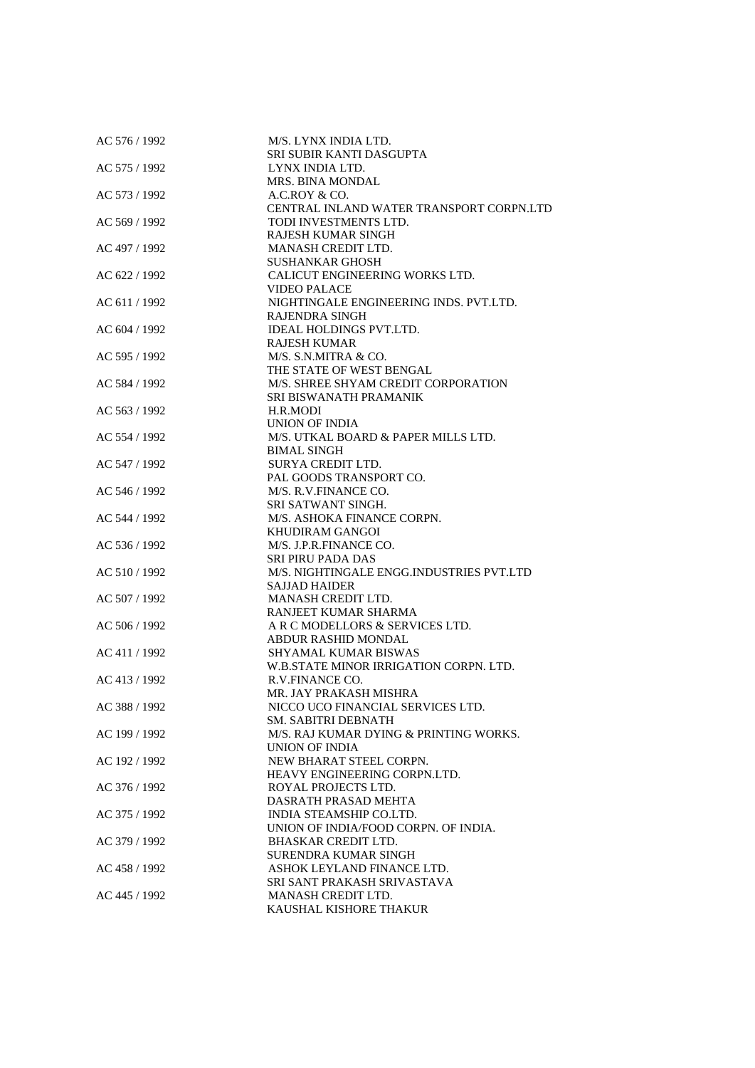| | |
|---|---|
| AC 576 / 1992 | M/S. LYNX INDIA LTD. |
| | SRI SUBIR KANTI DASGUPTA |
| AC 575 / 1992 | LYNX INDIA LTD. |
| | MRS. BINA MONDAL |
| AC 573 / 1992 | A.C.ROY & CO. |
| | CENTRAL INLAND WATER TRANSPORT CORPN.LTD |
| AC 569 / 1992 | TODI INVESTMENTS LTD. |
| | RAJESH KUMAR SINGH |
| AC 497 / 1992 | MANASH CREDIT LTD. |
| | SUSHANKAR GHOSH |
| AC 622 / 1992 | CALICUT ENGINEERING WORKS LTD. |
| | VIDEO PALACE |
| AC 611 / 1992 | NIGHTINGALE ENGINEERING INDS. PVT.LTD. |
| | RAJENDRA SINGH |
| AC 604 / 1992 | IDEAL HOLDINGS PVT.LTD. |
| | RAJESH KUMAR |
| AC 595 / 1992 | M/S. S.N.MITRA & CO. |
| | THE STATE OF WEST BENGAL |
| AC 584 / 1992 | M/S. SHREE SHYAM CREDIT CORPORATION |
| | SRI BISWANATH PRAMANIK |
| AC 563 / 1992 | H.R.MODI |
| | UNION OF INDIA |
| AC 554 / 1992 | M/S. UTKAL BOARD & PAPER MILLS LTD. |
| | BIMAL SINGH |
| AC 547 / 1992 | SURYA CREDIT LTD. |
| | PAL GOODS TRANSPORT CO. |
| AC 546 / 1992 | M/S. R.V.FINANCE CO. |
| | SRI SATWANT SINGH. |
| AC 544 / 1992 | M/S. ASHOKA FINANCE CORPN. |
| | KHUDIRAM GANGOI |
| AC 536 / 1992 | M/S. J.P.R.FINANCE CO. |
| | SRI PIRU PADA DAS |
| AC 510 / 1992 | M/S. NIGHTINGALE ENGG.INDUSTRIES PVT.LTD |
| | SAJJAD HAIDER |
| AC 507 / 1992 | MANASH CREDIT LTD. |
| | RANJEET KUMAR SHARMA |
| AC 506 / 1992 | A R C MODELLORS & SERVICES LTD. |
| | ABDUR RASHID MONDAL |
| AC 411 / 1992 | SHYAMAL KUMAR BISWAS |
| | W.B.STATE MINOR IRRIGATION CORPN. LTD. |
| AC 413 / 1992 | R.V.FINANCE CO. |
| | MR. JAY PRAKASH MISHRA |
| AC 388 / 1992 | NICCO UCO FINANCIAL SERVICES LTD. |
| | SM. SABITRI DEBNATH |
| AC 199 / 1992 | M/S. RAJ KUMAR DYING & PRINTING WORKS. |
| | UNION OF INDIA |
| AC 192 / 1992 | NEW BHARAT STEEL CORPN. |
| | HEAVY ENGINEERING CORPN.LTD. |
| AC 376 / 1992 | ROYAL PROJECTS LTD. |
| | DASRATH PRASAD MEHTA |
| AC 375 / 1992 | INDIA STEAMSHIP CO.LTD. |
| | UNION OF INDIA/FOOD CORPN. OF INDIA. |
| AC 379 / 1992 | BHASKAR CREDIT LTD. |
| | SURENDRA KUMAR SINGH |
| AC 458 / 1992 | ASHOK LEYLAND FINANCE LTD. |
| | SRI SANT PRAKASH SRIVASTAVA |
| AC 445 / 1992 | MANASH CREDIT LTD. |
| | KAUSHAL KISHORE THAKUR |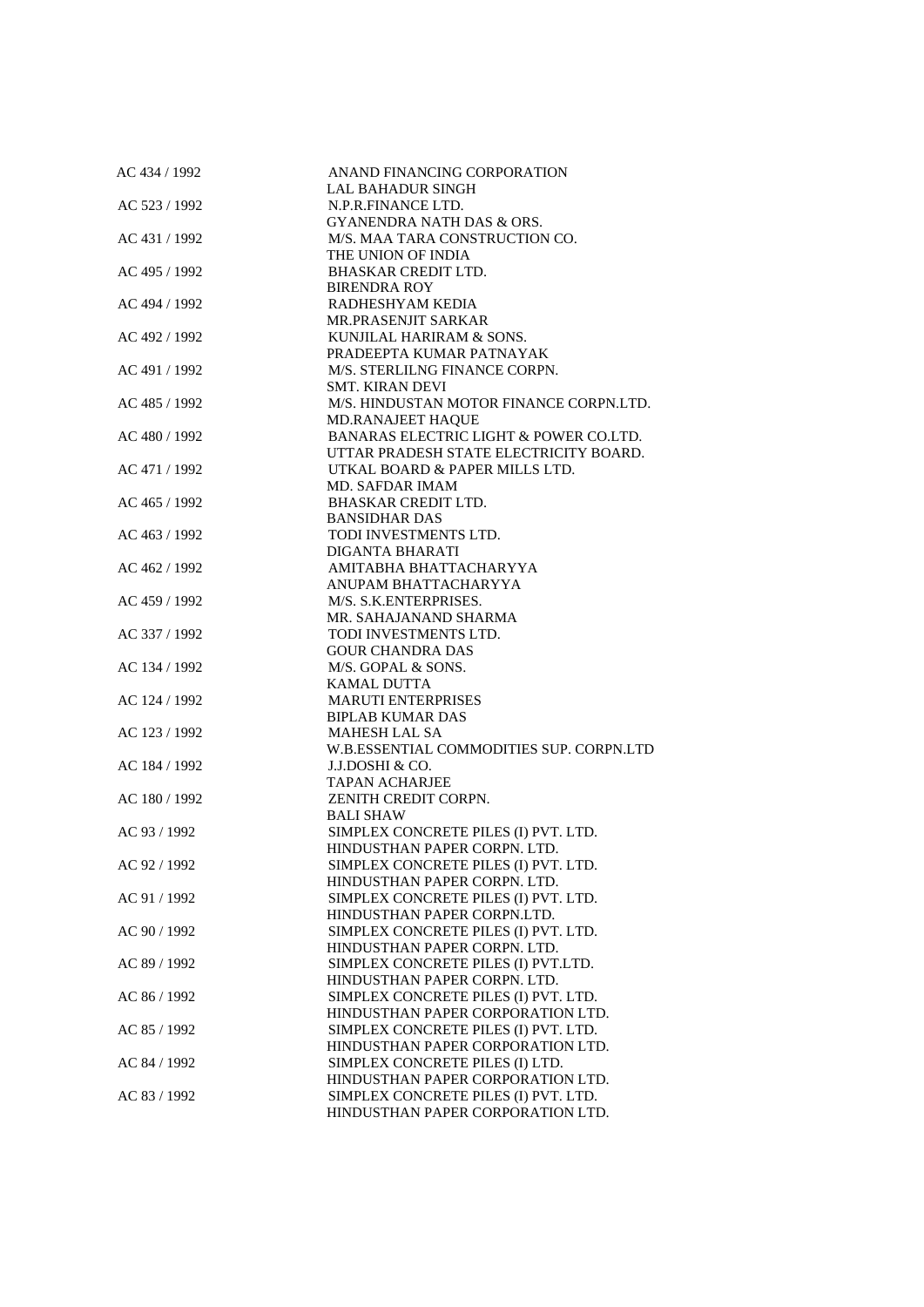| | |
|---|---|
| AC 434 / 1992 | ANAND FINANCING CORPORATION<br>LAL BAHADUR SINGH |
| AC 523 / 1992 | N.P.R.FINANCE LTD.<br>GYANENDRA NATH DAS & ORS. |
| AC 431 / 1992 | M/S. MAA TARA CONSTRUCTION CO.<br>THE UNION OF INDIA |
| AC 495 / 1992 | BHASKAR CREDIT LTD.<br>BIRENDRA ROY |
| AC 494 / 1992 | RADHESHYAM KEDIA<br>MR.PRASENJIT SARKAR |
| AC 492 / 1992 | KUNJILAL HARIRAM & SONS.<br>PRADEEPTA KUMAR PATNAYAK |
| AC 491 / 1992 | M/S. STERLILNG FINANCE CORPN.<br>SMT. KIRAN DEVI |
| AC 485 / 1992 | M/S. HINDUSTAN MOTOR FINANCE CORPN.LTD.<br>MD.RANAJEET HAQUE |
| AC 480 / 1992 | BANARAS ELECTRIC LIGHT & POWER CO.LTD.<br>UTTAR PRADESH STATE ELECTRICITY BOARD. |
| AC 471 / 1992 | UTKAL BOARD & PAPER MILLS LTD.<br>MD. SAFDAR IMAM |
| AC 465 / 1992 | BHASKAR CREDIT LTD.<br>BANSIDHAR DAS |
| AC 463 / 1992 | TODI INVESTMENTS LTD.<br>DIGANTA BHARATI |
| AC 462 / 1992 | AMITABHA BHATTACHARYYA<br>ANUPAM BHATTACHARYYA |
| AC 459 / 1992 | M/S. S.K.ENTERPRISES.<br>MR. SAHAJANAND SHARMA |
| AC 337 / 1992 | TODI INVESTMENTS LTD.<br>GOUR CHANDRA DAS |
| AC 134 / 1992 | M/S. GOPAL & SONS.<br>KAMAL DUTTA |
| AC 124 / 1992 | MARUTI ENTERPRISES<br>BIPLAB KUMAR DAS |
| AC 123 / 1992 | MAHESH LAL SA<br>W.B.ESSENTIAL COMMODITIES SUP. CORPN.LTD |
| AC 184 / 1992 | J.J.DOSHI & CO.<br>TAPAN ACHARJEE |
| AC 180 / 1992 | ZENITH CREDIT CORPN.<br>BALI SHAW |
| AC 93 / 1992 | SIMPLEX CONCRETE PILES (I) PVT. LTD.<br>HINDUSTHAN PAPER CORPN. LTD. |
| AC 92 / 1992 | SIMPLEX CONCRETE PILES (I) PVT. LTD.<br>HINDUSTHAN PAPER CORPN. LTD. |
| AC 91 / 1992 | SIMPLEX CONCRETE PILES (I) PVT. LTD.<br>HINDUSTHAN PAPER CORPN.LTD. |
| AC 90 / 1992 | SIMPLEX CONCRETE PILES (I) PVT. LTD.<br>HINDUSTHAN PAPER CORPN. LTD. |
| AC 89 / 1992 | SIMPLEX CONCRETE PILES (I) PVT.LTD.<br>HINDUSTHAN PAPER CORPN. LTD. |
| AC 86 / 1992 | SIMPLEX CONCRETE PILES (I) PVT. LTD.<br>HINDUSTHAN PAPER CORPORATION LTD. |
| AC 85 / 1992 | SIMPLEX CONCRETE PILES (I) PVT. LTD.<br>HINDUSTHAN PAPER CORPORATION LTD. |
| AC 84 / 1992 | SIMPLEX CONCRETE PILES (I) LTD.<br>HINDUSTHAN PAPER CORPORATION LTD. |
| AC 83 / 1992 | SIMPLEX CONCRETE PILES (I) PVT. LTD.<br>HINDUSTHAN PAPER CORPORATION LTD. |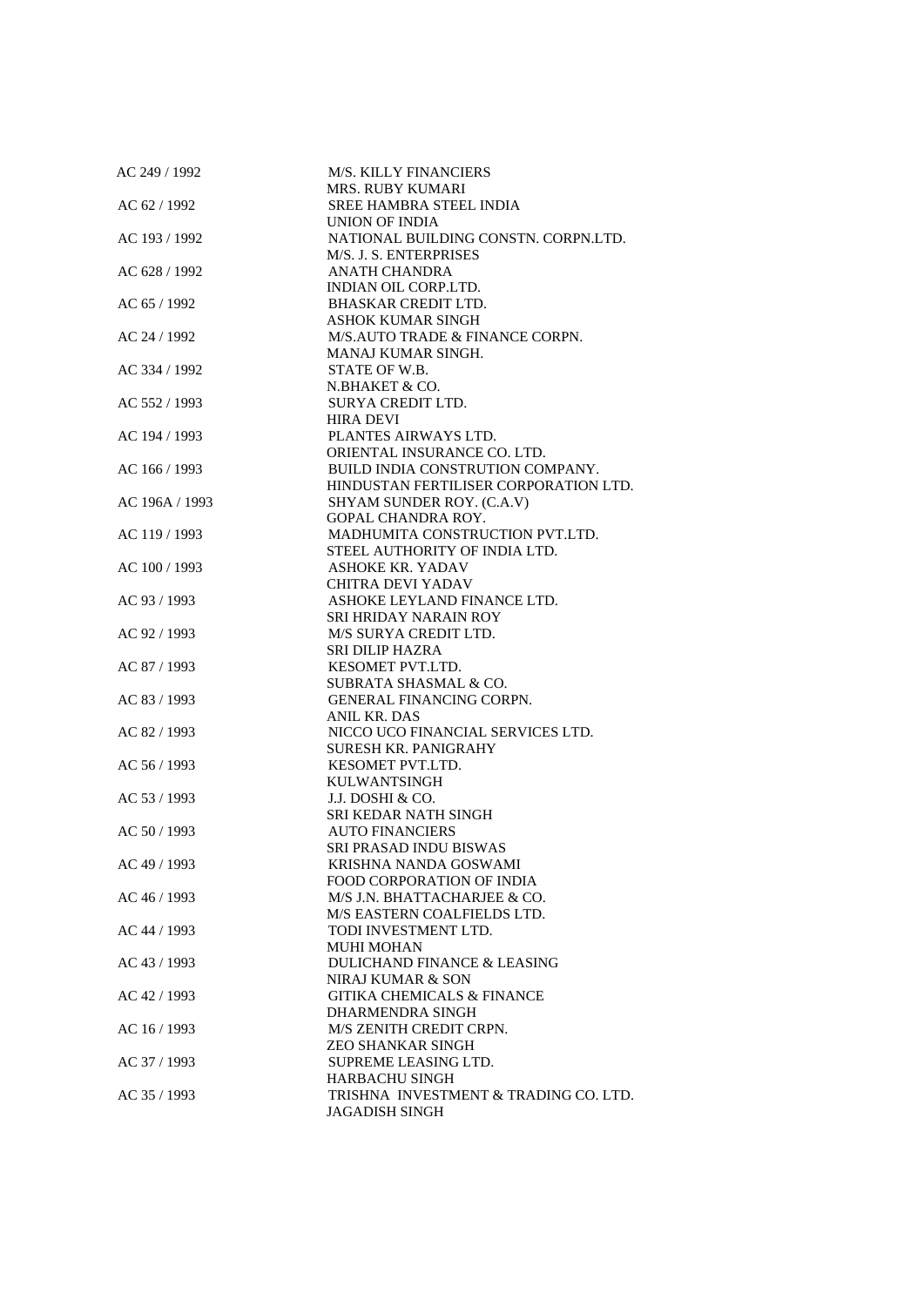| | |
|---|---|
| AC 249 / 1992 | M/S. KILLY FINANCIERS<br>MRS. RUBY KUMARI |
| AC 62 / 1992 | SREE HAMBRA STEEL INDIA<br>UNION OF INDIA |
| AC 193 / 1992 | NATIONAL BUILDING CONSTN. CORPN.LTD.<br>M/S. J. S. ENTERPRISES |
| AC 628 / 1992 | ANATH CHANDRA<br>INDIAN OIL CORP.LTD. |
| AC 65 / 1992 | BHASKAR CREDIT LTD.<br>ASHOK KUMAR SINGH |
| AC 24 / 1992 | M/S.AUTO TRADE & FINANCE CORPN.<br>MANAJ KUMAR SINGH. |
| AC 334 / 1992 | STATE OF W.B.<br>N.BHAKET & CO. |
| AC 552 / 1993 | SURYA CREDIT LTD.<br>HIRA DEVI |
| AC 194 / 1993 | PLANTES AIRWAYS LTD.<br>ORIENTAL INSURANCE CO. LTD. |
| AC 166 / 1993 | BUILD INDIA CONSTRUTION COMPANY.<br>HINDUSTAN FERTILISER CORPORATION LTD. |
| AC 196A / 1993 | SHYAM SUNDER ROY. (C.A.V)<br>GOPAL CHANDRA ROY. |
| AC 119 / 1993 | MADHUMITA CONSTRUCTION PVT.LTD.<br>STEEL AUTHORITY OF INDIA LTD. |
| AC 100 / 1993 | ASHOKE KR. YADAV<br>CHITRA DEVI YADAV |
| AC 93 / 1993 | ASHOKE LEYLAND FINANCE LTD.<br>SRI HRIDAY NARAIN ROY |
| AC 92 / 1993 | M/S SURYA CREDIT LTD.<br>SRI DILIP HAZRA |
| AC 87 / 1993 | KESOMET PVT.LTD.<br>SUBRATA SHASMAL & CO. |
| AC 83 / 1993 | GENERAL FINANCING CORPN.<br>ANIL KR. DAS |
| AC 82 / 1993 | NICCO UCO FINANCIAL SERVICES LTD.<br>SURESH KR. PANIGRAHY |
| AC 56 / 1993 | KESOMET PVT.LTD.<br>KULWANTSINGH |
| AC 53 / 1993 | J.J. DOSHI & CO.<br>SRI KEDAR NATH SINGH |
| AC 50 / 1993 | AUTO FINANCIERS<br>SRI PRASAD INDU BISWAS |
| AC 49 / 1993 | KRISHNA NANDA GOSWAMI<br>FOOD CORPORATION OF INDIA |
| AC 46 / 1993 | M/S J.N. BHATTACHARJEE & CO.<br>M/S EASTERN COALFIELDS LTD. |
| AC 44 / 1993 | TODI INVESTMENT LTD.<br>MUHI MOHAN |
| AC 43 / 1993 | DULICHAND FINANCE & LEASING<br>NIRAJ KUMAR & SON |
| AC 42 / 1993 | GITIKA CHEMICALS & FINANCE<br>DHARMENDRA SINGH |
| AC 16 / 1993 | M/S ZENITH CREDIT CRPN.<br>ZEO SHANKAR SINGH |
| AC 37 / 1993 | SUPREME LEASING LTD.<br>HARBACHU SINGH |
| AC 35 / 1993 | TRISHNA INVESTMENT & TRADING CO. LTD.<br>JAGADISH SINGH |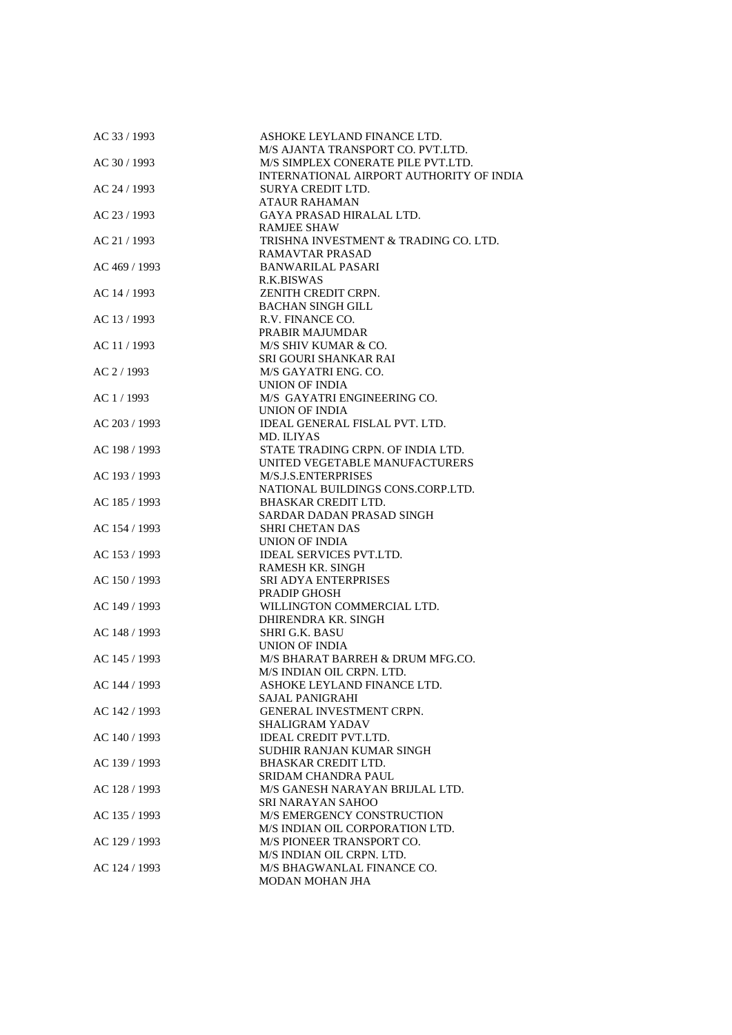| | |
|---|---|
| AC 33 / 1993 | ASHOKE LEYLAND FINANCE LTD. |
| | M/S AJANTA TRANSPORT CO. PVT.LTD. |
| AC 30 / 1993 | M/S SIMPLEX CONERATE PILE PVT.LTD. |
| | INTERNATIONAL AIRPORT AUTHORITY OF INDIA |
| AC 24 / 1993 | SURYA CREDIT LTD. |
| | ATAUR RAHAMAN |
| AC 23 / 1993 | GAYA PRASAD HIRALAL LTD. |
| | RAMJEE SHAW |
| AC 21 / 1993 | TRISHNA INVESTMENT & TRADING CO. LTD. |
| | RAMAVTAR PRASAD |
| AC 469 / 1993 | BANWARILAL PASARI |
| | R.K.BISWAS |
| AC 14 / 1993 | ZENITH CREDIT CRPN. |
| | BACHAN SINGH GILL |
| AC 13 / 1993 | R.V. FINANCE CO. |
| | PRABIR MAJUMDAR |
| AC 11 / 1993 | M/S SHIV KUMAR & CO. |
| | SRI GOURI SHANKAR RAI |
| AC 2 / 1993 | M/S GAYATRI ENG. CO. |
| | UNION OF INDIA |
| AC 1 / 1993 | M/S GAYATRI ENGINEERING CO. |
| | UNION OF INDIA |
| AC 203 / 1993 | IDEAL GENERAL FISLAL PVT. LTD. |
| | MD. ILIYAS |
| AC 198 / 1993 | STATE TRADING CRPN. OF INDIA LTD. |
| | UNITED VEGETABLE MANUFACTURERS |
| AC 193 / 1993 | M/S.J.S.ENTERPRISES |
| | NATIONAL BUILDINGS CONS.CORP.LTD. |
| AC 185 / 1993 | BHASKAR CREDIT LTD. |
| | SARDAR DADAN PRASAD SINGH |
| AC 154 / 1993 | SHRI CHETAN DAS |
| | UNION OF INDIA |
| AC 153 / 1993 | IDEAL SERVICES PVT.LTD. |
| | RAMESH KR. SINGH |
| AC 150 / 1993 | SRI ADYA ENTERPRISES |
| | PRADIP GHOSH |
| AC 149 / 1993 | WILLINGTON COMMERCIAL LTD. |
| | DHIRENDRA KR. SINGH |
| AC 148 / 1993 | SHRI G.K. BASU |
| | UNION OF INDIA |
| AC 145 / 1993 | M/S BHARAT BARREH & DRUM MFG.CO. |
| | M/S INDIAN OIL CRPN. LTD. |
| AC 144 / 1993 | ASHOKE LEYLAND FINANCE LTD. |
| | SAJAL PANIGRAHI |
| AC 142 / 1993 | GENERAL INVESTMENT CRPN. |
| | SHALIGRAM YADAV |
| AC 140 / 1993 | IDEAL CREDIT PVT.LTD. |
| | SUDHIR RANJAN KUMAR SINGH |
| AC 139 / 1993 | BHASKAR CREDIT LTD. |
| | SRIDAM CHANDRA PAUL |
| AC 128 / 1993 | M/S GANESH NARAYAN BRIJLAL LTD. |
| | SRI NARAYAN SAHOO |
| AC 135 / 1993 | M/S EMERGENCY CONSTRUCTION |
| | M/S INDIAN OIL CORPORATION LTD. |
| AC 129 / 1993 | M/S PIONEER TRANSPORT CO. |
| | M/S INDIAN OIL CRPN. LTD. |
| AC 124 / 1993 | M/S BHAGWANLAL FINANCE CO. |
| | MODAN MOHAN JHA |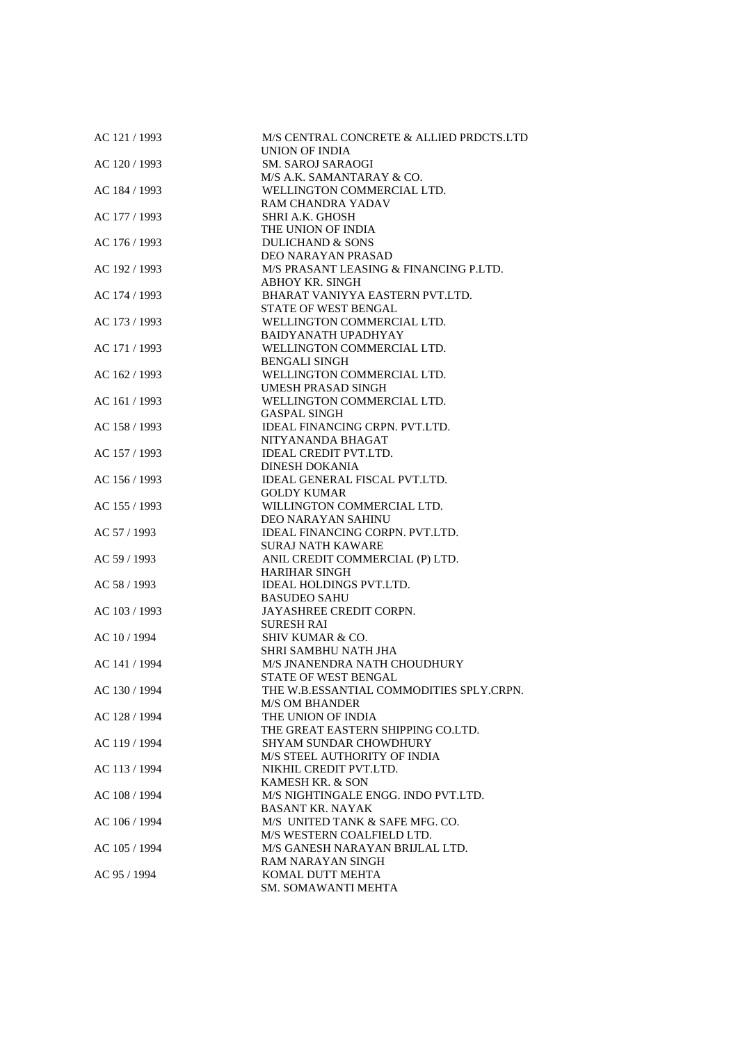| | |
|---|---|
| AC 121 / 1993 | M/S CENTRAL CONCRETE & ALLIED PRDCTS.LTD<br>UNION OF INDIA |
| AC 120 / 1993 | SM. SAROJ SARAOGI<br>M/S A.K. SAMANTARAY & CO. |
| AC 184 / 1993 | WELLINGTON COMMERCIAL LTD.<br>RAM CHANDRA YADAV |
| AC 177 / 1993 | SHRI A.K. GHOSH<br>THE UNION OF INDIA |
| AC 176 / 1993 | DULICHAND & SONS<br>DEO NARAYAN PRASAD |
| AC 192 / 1993 | M/S PRASANT LEASING & FINANCING P.LTD.<br>ABHOY KR. SINGH |
| AC 174 / 1993 | BHARAT VANIYYA EASTERN PVT.LTD.<br>STATE OF WEST BENGAL |
| AC 173 / 1993 | WELLINGTON COMMERCIAL LTD.<br>BAIDYANATH UPADHYAY |
| AC 171 / 1993 | WELLINGTON COMMERCIAL LTD.<br>BENGALI SINGH |
| AC 162 / 1993 | WELLINGTON COMMERCIAL LTD.<br>UMESH PRASAD SINGH |
| AC 161 / 1993 | WELLINGTON COMMERCIAL LTD.<br>GASPAL SINGH |
| AC 158 / 1993 | IDEAL FINANCING CRPN. PVT.LTD.<br>NITYANANDA BHAGAT |
| AC 157 / 1993 | IDEAL CREDIT PVT.LTD.<br>DINESH DOKANIA |
| AC 156 / 1993 | IDEAL GENERAL FISCAL PVT.LTD.<br>GOLDY KUMAR |
| AC 155 / 1993 | WILLINGTON COMMERCIAL LTD.<br>DEO NARAYAN SAHINU |
| AC 57 / 1993 | IDEAL FINANCING CORPN. PVT.LTD.<br>SURAJ NATH KAWARE |
| AC 59 / 1993 | ANIL CREDIT COMMERCIAL (P) LTD.<br>HARIHAR SINGH |
| AC 58 / 1993 | IDEAL HOLDINGS PVT.LTD.<br>BASUDEO SAHU |
| AC 103 / 1993 | JAYASHREE CREDIT CORPN.<br>SURESH RAI |
| AC 10 / 1994 | SHIV KUMAR & CO.<br>SHRI SAMBHU NATH JHA |
| AC 141 / 1994 | M/S JNANENDRA NATH CHOUDHURY<br>STATE OF WEST BENGAL |
| AC 130 / 1994 | THE W.B.ESSANTIAL COMMODITIES SPLY.CRPN.<br>M/S OM BHANDER |
| AC 128 / 1994 | THE UNION OF INDIA<br>THE GREAT EASTERN SHIPPING CO.LTD. |
| AC 119 / 1994 | SHYAM SUNDAR CHOWDHURY<br>M/S STEEL AUTHORITY OF INDIA |
| AC 113 / 1994 | NIKHIL CREDIT PVT.LTD.<br>KAMESH KR. & SON |
| AC 108 / 1994 | M/S NIGHTINGALE ENGG. INDO PVT.LTD.<br>BASANT KR. NAYAK |
| AC 106 / 1994 | M/S UNITED TANK & SAFE MFG. CO.<br>M/S WESTERN COALFIELD LTD. |
| AC 105 / 1994 | M/S GANESH NARAYAN BRIJLAL LTD.<br>RAM NARAYAN SINGH |
| AC 95 / 1994 | KOMAL DUTT MEHTA<br>SM. SOMAWANTI MEHTA |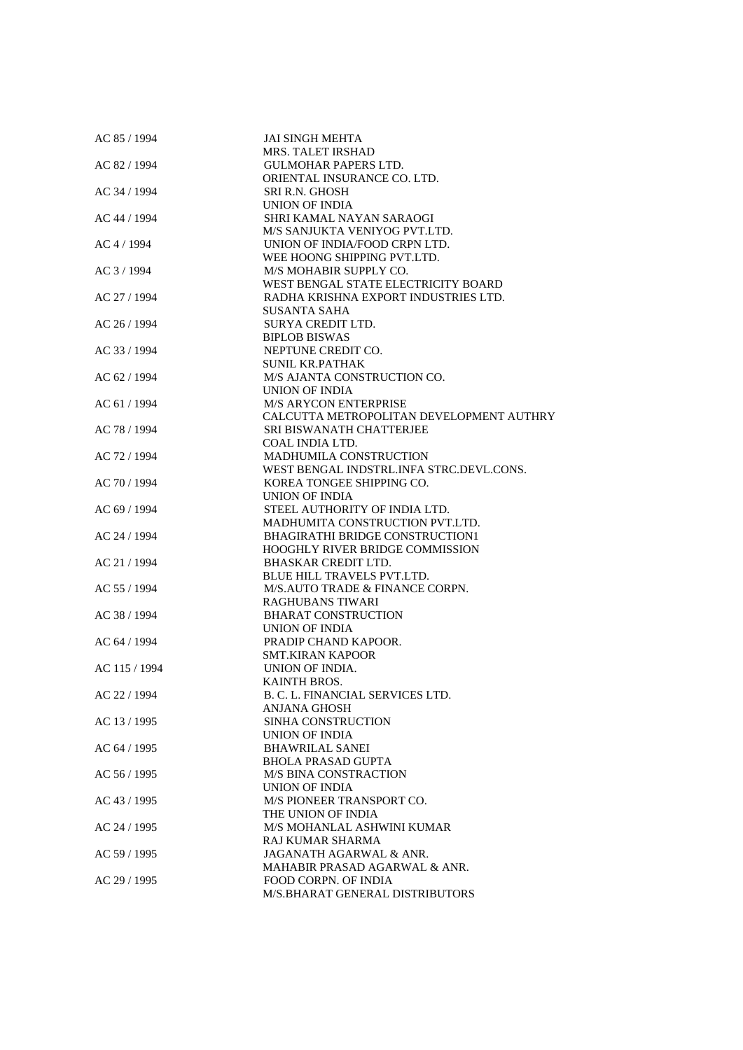| | |
|---|---|
| AC 85 / 1994 | JAI SINGH MEHTA |
| | MRS. TALET IRSHAD |
| AC 82 / 1994 | GULMOHAR PAPERS LTD. |
| | ORIENTAL INSURANCE CO. LTD. |
| AC 34 / 1994 | SRI R.N. GHOSH |
| | UNION OF INDIA |
| AC 44 / 1994 | SHRI KAMAL NAYAN SARAOGI |
| | M/S SANJUKTA VENIYOG PVT.LTD. |
| AC 4 / 1994 | UNION OF INDIA/FOOD CRPN LTD. |
| | WEE HOONG SHIPPING PVT.LTD. |
| AC 3 / 1994 | M/S MOHABIR SUPPLY CO. |
| | WEST BENGAL STATE ELECTRICITY BOARD |
| AC 27 / 1994 | RADHA KRISHNA EXPORT INDUSTRIES LTD. |
| | SUSANTA SAHA |
| AC 26 / 1994 | SURYA CREDIT LTD. |
| | BIPLOB BISWAS |
| AC 33 / 1994 | NEPTUNE CREDIT CO. |
| | SUNIL KR.PATHAK |
| AC 62 / 1994 | M/S AJANTA CONSTRUCTION CO. |
| | UNION OF INDIA |
| AC 61 / 1994 | M/S ARYCON ENTERPRISE |
| | CALCUTTA METROPOLITAN DEVELOPMENT AUTHRY |
| AC 78 / 1994 | SRI BISWANATH CHATTERJEE |
| | COAL INDIA LTD. |
| AC 72 / 1994 | MADHUMILA CONSTRUCTION |
| | WEST BENGAL INDSTRL.INFA STRC.DEVL.CONS. |
| AC 70 / 1994 | KOREA TONGEE SHIPPING CO. |
| | UNION OF INDIA |
| AC 69 / 1994 | STEEL AUTHORITY OF INDIA LTD. |
| | MADHUMITA CONSTRUCTION PVT.LTD. |
| AC 24 / 1994 | BHAGIRATHI BRIDGE CONSTRUCTION1 |
| | HOOGHLY RIVER BRIDGE COMMISSION |
| AC 21 / 1994 | BHASKAR CREDIT LTD. |
| | BLUE HILL TRAVELS PVT.LTD. |
| AC 55 / 1994 | M/S.AUTO TRADE & FINANCE CORPN. |
| | RAGHUBANS TIWARI |
| AC 38 / 1994 | BHARAT CONSTRUCTION |
| | UNION OF INDIA |
| AC 64 / 1994 | PRADIP CHAND KAPOOR. |
| | SMT.KIRAN KAPOOR |
| AC 115 / 1994 | UNION OF INDIA. |
| | KAINTH BROS. |
| AC 22 / 1994 | B. C. L. FINANCIAL SERVICES LTD. |
| | ANJANA GHOSH |
| AC 13 / 1995 | SINHA CONSTRUCTION |
| | UNION OF INDIA |
| AC 64 / 1995 | BHAWRILAL SANEI |
| | BHOLA PRASAD GUPTA |
| AC 56 / 1995 | M/S BINA CONSTRACTION |
| | UNION OF INDIA |
| AC 43 / 1995 | M/S PIONEER TRANSPORT CO. |
| | THE UNION OF INDIA |
| AC 24 / 1995 | M/S MOHANLAL ASHWINI KUMAR |
| | RAJ KUMAR SHARMA |
| AC 59 / 1995 | JAGANATH AGARWAL & ANR. |
| | MAHABIR PRASAD AGARWAL & ANR. |
| AC 29 / 1995 | FOOD CORPN. OF INDIA |
| | M/S.BHARAT GENERAL DISTRIBUTORS |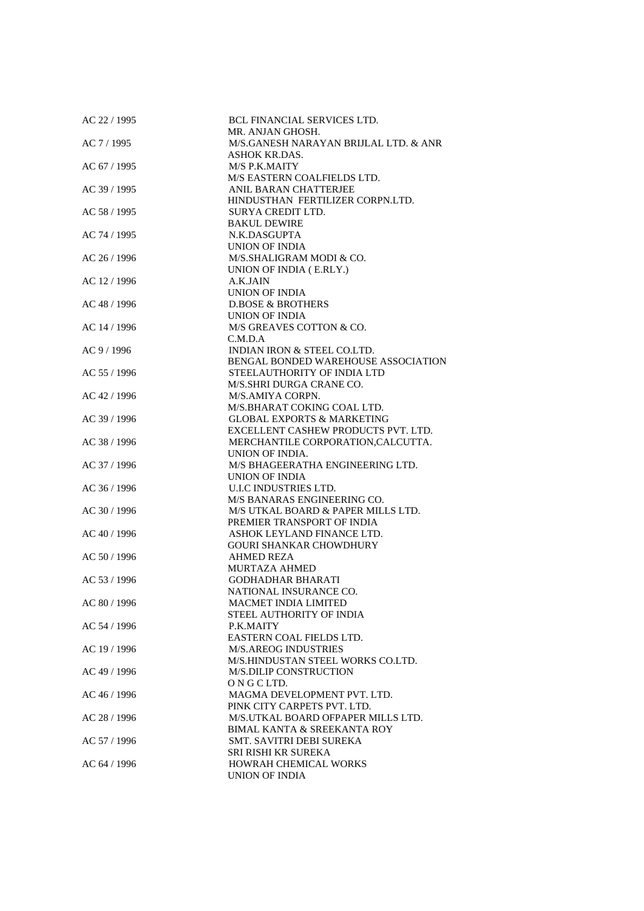| | |
|---|---|
| AC 22 / 1995 | BCL FINANCIAL SERVICES LTD.<br>MR. ANJAN GHOSH. |
| AC 7 / 1995 | M/S.GANESH NARAYAN BRIJLAL LTD. & ANR<br>ASHOK KR.DAS. |
| AC 67 / 1995 | M/S P.K.MAITY<br>M/S EASTERN COALFIELDS LTD. |
| AC 39 / 1995 | ANIL BARAN CHATTERJEE<br>HINDUSTHAN FERTILIZER CORPN.LTD. |
| AC 58 / 1995 | SURYA CREDIT LTD.<br>BAKUL DEWIRE |
| AC 74 / 1995 | N.K.DASGUPTA<br>UNION OF INDIA |
| AC 26 / 1996 | M/S.SHALIGRAM MODI & CO.<br>UNION OF INDIA ( E.RLY.) |
| AC 12 / 1996 | A.K.JAIN<br>UNION OF INDIA |
| AC 48 / 1996 | D.BOSE & BROTHERS<br>UNION OF INDIA |
| AC 14 / 1996 | M/S GREAVES COTTON & CO.<br>C.M.D.A |
| AC 9 / 1996 | INDIAN IRON & STEEL CO.LTD.<br>BENGAL BONDED WAREHOUSE ASSOCIATION |
| AC 55 / 1996 | STEELAUTHORITY OF INDIA LTD<br>M/S.SHRI DURGA CRANE CO. |
| AC 42 / 1996 | M/S.AMIYA CORPN.<br>M/S.BHARAT COKING COAL LTD. |
| AC 39 / 1996 | GLOBAL EXPORTS & MARKETING<br>EXCELLENT CASHEW PRODUCTS PVT. LTD. |
| AC 38 / 1996 | MERCHANTILE CORPORATION,CALCUTTA.<br>UNION OF INDIA. |
| AC 37 / 1996 | M/S BHAGEERATHA ENGINEERING LTD.<br>UNION OF INDIA |
| AC 36 / 1996 | U.I.C INDUSTRIES LTD.<br>M/S BANARAS ENGINEERING CO. |
| AC 30 / 1996 | M/S UTKAL BOARD & PAPER MILLS LTD.<br>PREMIER TRANSPORT OF INDIA |
| AC 40 / 1996 | ASHOK LEYLAND FINANCE LTD.<br>GOURI SHANKAR CHOWDHURY |
| AC 50 / 1996 | AHMED REZA<br>MURTAZA AHMED |
| AC 53 / 1996 | GODHADHAR BHARATI<br>NATIONAL INSURANCE CO. |
| AC 80 / 1996 | MACMET INDIA LIMITED<br>STEEL AUTHORITY OF INDIA |
| AC 54 / 1996 | P.K.MAITY<br>EASTERN COAL FIELDS LTD. |
| AC 19 / 1996 | M/S.AREOG INDUSTRIES<br>M/S.HINDUSTAN STEEL WORKS CO.LTD. |
| AC 49 / 1996 | M/S.DILIP CONSTRUCTION<br>O N G C LTD. |
| AC 46 / 1996 | MAGMA DEVELOPMENT PVT. LTD.<br>PINK CITY CARPETS PVT. LTD. |
| AC 28 / 1996 | M/S.UTKAL BOARD OFPAPER MILLS LTD.<br>BIMAL KANTA & SREEKANTA ROY |
| AC 57 / 1996 | SMT. SAVITRI DEBI SUREKA<br>SRI RISHI KR SUREKA |
| AC 64 / 1996 | HOWRAH CHEMICAL WORKS<br>UNION OF INDIA |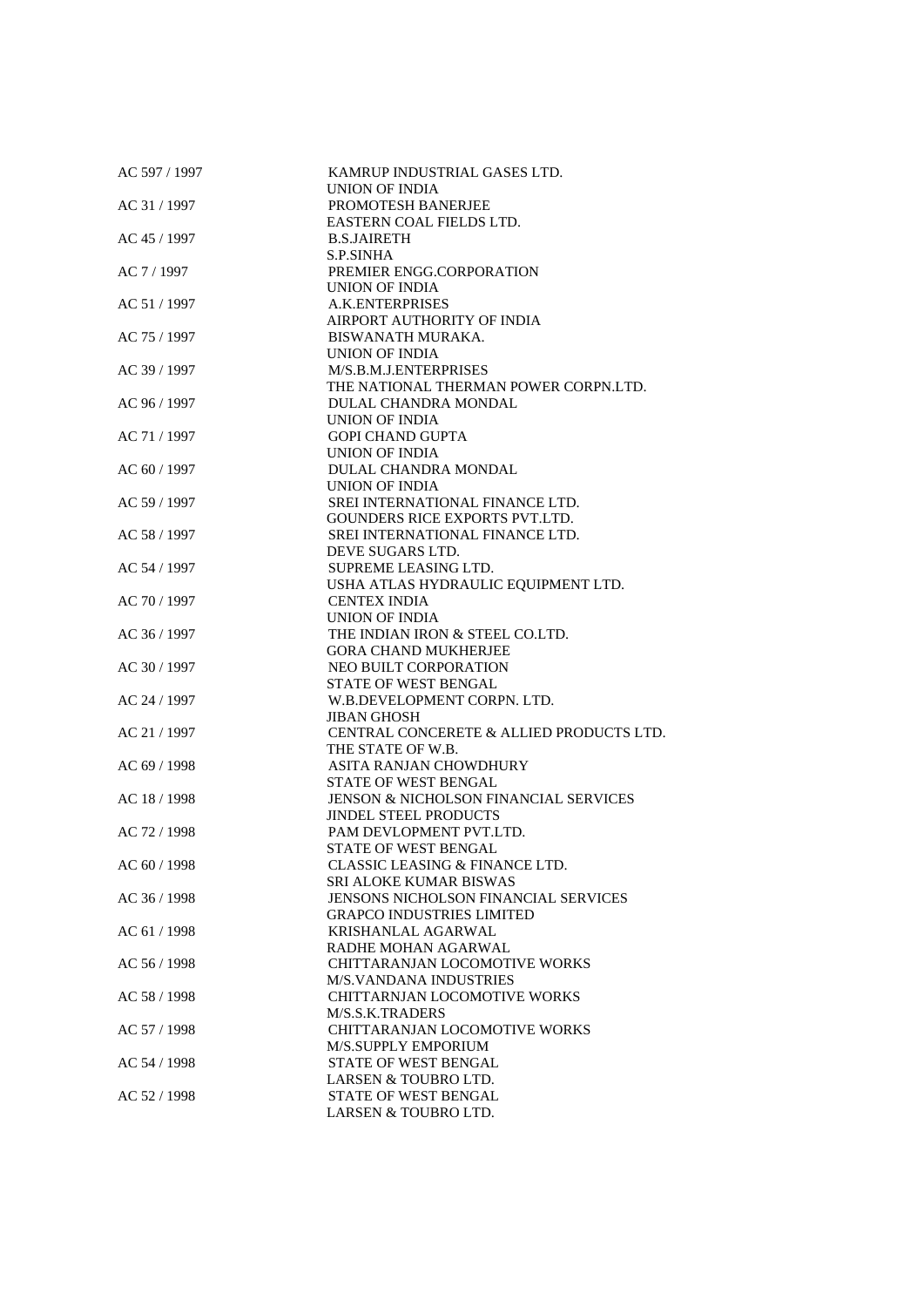| | |
|---|---|
| AC 597 / 1997 | KAMRUP INDUSTRIAL GASES LTD.<br>UNION OF INDIA |
| AC 31 / 1997 | PROMOTESH BANERJEE<br>EASTERN COAL FIELDS LTD. |
| AC 45 / 1997 | B.S.JAIRETH<br>S.P.SINHA |
| AC 7 / 1997 | PREMIER ENGG.CORPORATION<br>UNION OF INDIA |
| AC 51 / 1997 | A.K.ENTERPRISES<br>AIRPORT AUTHORITY OF INDIA |
| AC 75 / 1997 | BISWANATH MURAKA.<br>UNION OF INDIA |
| AC 39 / 1997 | M/S.B.M.J.ENTERPRISES<br>THE NATIONAL THERMAN POWER CORPN.LTD. |
| AC 96 / 1997 | DULAL CHANDRA MONDAL<br>UNION OF INDIA |
| AC 71 / 1997 | GOPI CHAND GUPTA<br>UNION OF INDIA |
| AC 60 / 1997 | DULAL CHANDRA MONDAL<br>UNION OF INDIA |
| AC 59 / 1997 | SREI INTERNATIONAL FINANCE LTD.<br>GOUNDERS RICE EXPORTS PVT.LTD. |
| AC 58 / 1997 | SREI INTERNATIONAL FINANCE LTD.<br>DEVE SUGARS LTD. |
| AC 54 / 1997 | SUPREME LEASING LTD.<br>USHA ATLAS HYDRAULIC EQUIPMENT LTD. |
| AC 70 / 1997 | CENTEX INDIA<br>UNION OF INDIA |
| AC 36 / 1997 | THE INDIAN IRON & STEEL CO.LTD.<br>GORA CHAND MUKHERJEE |
| AC 30 / 1997 | NEO BUILT CORPORATION<br>STATE OF WEST BENGAL |
| AC 24 / 1997 | W.B.DEVELOPMENT CORPN. LTD.<br>JIBAN GHOSH |
| AC 21 / 1997 | CENTRAL CONCERETE & ALLIED PRODUCTS LTD.<br>THE STATE OF W.B. |
| AC 69 / 1998 | ASITA RANJAN CHOWDHURY<br>STATE OF WEST BENGAL |
| AC 18 / 1998 | JENSON & NICHOLSON FINANCIAL SERVICES<br>JINDEL STEEL PRODUCTS |
| AC 72 / 1998 | PAM DEVLOPMENT PVT.LTD.<br>STATE OF WEST BENGAL |
| AC 60 / 1998 | CLASSIC LEASING & FINANCE LTD.<br>SRI ALOKE KUMAR BISWAS |
| AC 36 / 1998 | JENSONS NICHOLSON FINANCIAL SERVICES<br>GRAPCO INDUSTRIES LIMITED |
| AC 61 / 1998 | KRISHANLAL AGARWAL<br>RADHE MOHAN AGARWAL |
| AC 56 / 1998 | CHITTARANJAN LOCOMOTIVE WORKS<br>M/S.VANDANA INDUSTRIES |
| AC 58 / 1998 | CHITTARNJAN LOCOMOTIVE WORKS<br>M/S.S.K.TRADERS |
| AC 57 / 1998 | CHITTARANJAN LOCOMOTIVE WORKS<br>M/S.SUPPLY EMPORIUM |
| AC 54 / 1998 | STATE OF WEST BENGAL<br>LARSEN & TOUBRO LTD. |
| AC 52 / 1998 | STATE OF WEST BENGAL<br>LARSEN & TOUBRO LTD. |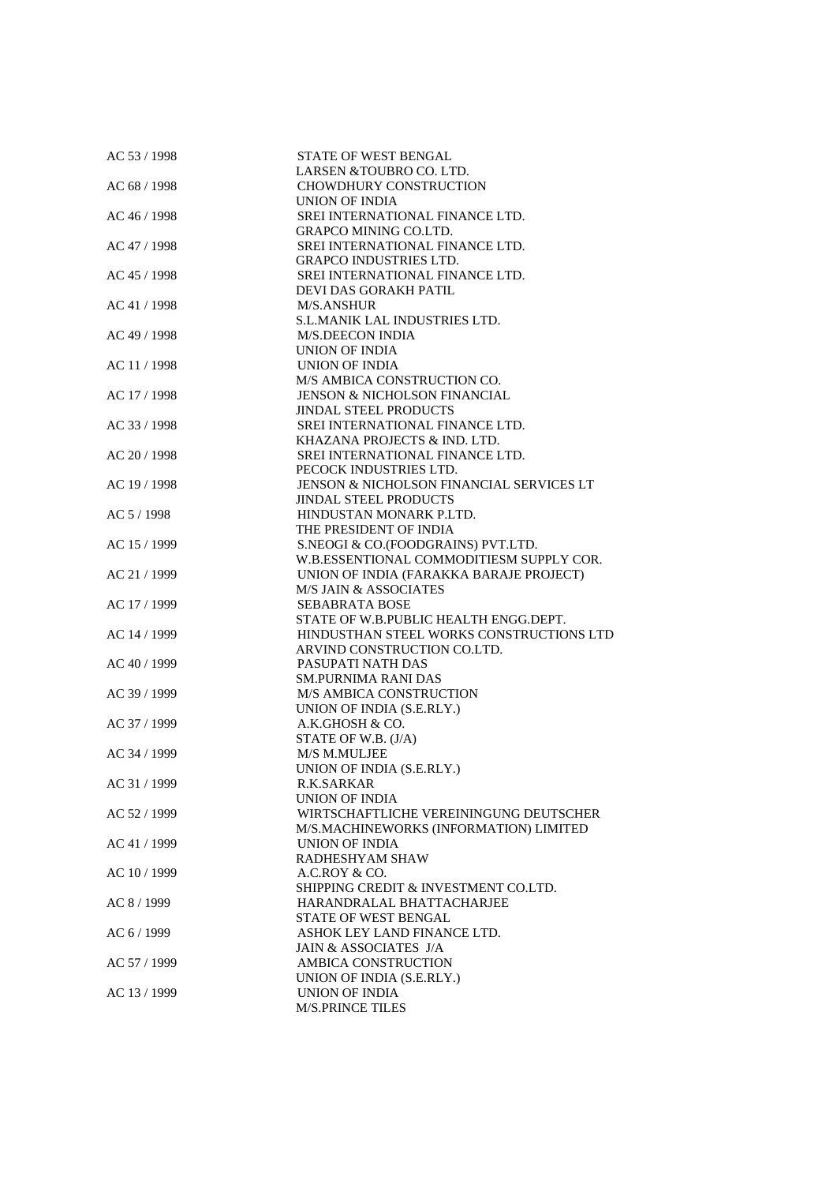| | |
|---|---|
| AC 53 / 1998 | STATE OF WEST BENGAL |
| | LARSEN &TOUBRO CO. LTD. |
| AC 68 / 1998 | CHOWDHURY CONSTRUCTION |
| | UNION OF INDIA |
| AC 46 / 1998 | SREI INTERNATIONAL FINANCE LTD. |
| | GRAPCO MINING CO.LTD. |
| AC 47 / 1998 | SREI INTERNATIONAL FINANCE LTD. |
| | GRAPCO INDUSTRIES LTD. |
| AC 45 / 1998 | SREI INTERNATIONAL FINANCE LTD. |
| | DEVI DAS GORAKH PATIL |
| AC 41 / 1998 | M/S.ANSHUR |
| | S.L.MANIK LAL INDUSTRIES LTD. |
| AC 49 / 1998 | M/S.DEECON INDIA |
| | UNION OF INDIA |
| AC 11 / 1998 | UNION OF INDIA |
| | M/S AMBICA CONSTRUCTION CO. |
| AC 17 / 1998 | JENSON & NICHOLSON FINANCIAL |
| | JINDAL STEEL PRODUCTS |
| AC 33 / 1998 | SREI INTERNATIONAL FINANCE LTD. |
| | KHAZANA PROJECTS & IND. LTD. |
| AC 20 / 1998 | SREI INTERNATIONAL FINANCE LTD. |
| | PECOCK INDUSTRIES LTD. |
| AC 19 / 1998 | JENSON & NICHOLSON FINANCIAL SERVICES LT |
| | JINDAL STEEL PRODUCTS |
| AC 5 / 1998 | HINDUSTAN MONARK P.LTD. |
| | THE PRESIDENT OF INDIA |
| AC 15 / 1999 | S.NEOGI & CO.(FOODGRAINS) PVT.LTD. |
| | W.B.ESSENTIONAL COMMODITIESM SUPPLY COR. |
| AC 21 / 1999 | UNION OF INDIA (FARAKKA BARAJE PROJECT) |
| | M/S JAIN & ASSOCIATES |
| AC 17 / 1999 | SEBABRATA BOSE |
| | STATE OF W.B.PUBLIC HEALTH ENGG.DEPT. |
| AC 14 / 1999 | HINDUSTHAN STEEL WORKS CONSTRUCTIONS LTD |
| | ARVIND CONSTRUCTION CO.LTD. |
| AC 40 / 1999 | PASUPATI NATH DAS |
| | SM.PURNIMA RANI DAS |
| AC 39 / 1999 | M/S AMBICA CONSTRUCTION |
| | UNION OF INDIA (S.E.RLY.) |
| AC 37 / 1999 | A.K.GHOSH & CO. |
| | STATE OF W.B. (J/A) |
| AC 34 / 1999 | M/S M.MULJEE |
| | UNION OF INDIA (S.E.RLY.) |
| AC 31 / 1999 | R.K.SARKAR |
| | UNION OF INDIA |
| AC 52 / 1999 | WIRTSCHAFTLICHE VEREININGUNG DEUTSCHER |
| | M/S.MACHINEWORKS (INFORMATION) LIMITED |
| AC 41 / 1999 | UNION OF INDIA |
| | RADHESHYAM SHAW |
| AC 10 / 1999 | A.C.ROY & CO. |
| | SHIPPING CREDIT & INVESTMENT CO.LTD. |
| AC 8 / 1999 | HARANDRALAL BHATTACHARJEE |
| | STATE OF WEST BENGAL |
| AC 6 / 1999 | ASHOK LEY LAND FINANCE LTD. |
| | JAIN & ASSOCIATES J/A |
| AC 57 / 1999 | AMBICA CONSTRUCTION |
| | UNION OF INDIA (S.E.RLY.) |
| AC 13 / 1999 | UNION OF INDIA |
| | M/S.PRINCE TILES |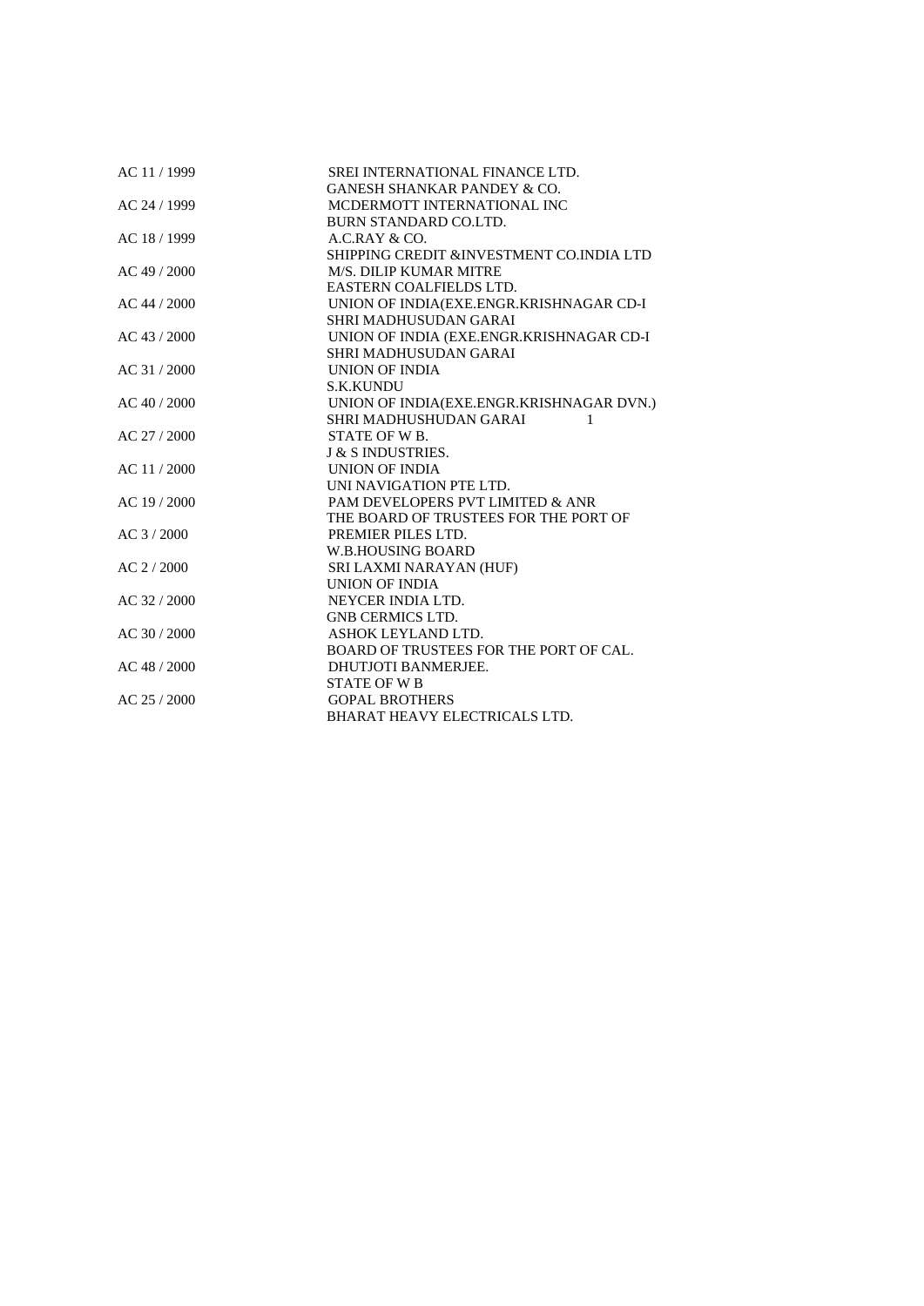| | |
|---|---|
| AC 11 / 1999 | SREI INTERNATIONAL FINANCE LTD. |
| | GANESH SHANKAR PANDEY & CO. |
| AC 24 / 1999 | MCDERMOTT INTERNATIONAL INC |
| | BURN STANDARD CO.LTD. |
| AC 18 / 1999 | A.C.RAY & CO. |
| | SHIPPING CREDIT &INVESTMENT CO.INDIA LTD |
| AC 49 / 2000 | M/S. DILIP KUMAR MITRE |
| | EASTERN COALFIELDS LTD. |
| AC 44 / 2000 | UNION OF INDIA(EXE.ENGR.KRISHNAGAR CD-I |
| | SHRI MADHUSUDAN GARAI |
| AC 43 / 2000 | UNION OF INDIA (EXE.ENGR.KRISHNAGAR CD-I |
| | SHRI MADHUSUDAN GARAI |
| AC 31 / 2000 | UNION OF INDIA |
| | S.K.KUNDU |
| AC 40 / 2000 | UNION OF INDIA(EXE.ENGR.KRISHNAGAR DVN.) |
| | SHRI MADHUSHUDAN GARAI 1 |
| AC 27 / 2000 | STATE OF W B. |
| | J & S INDUSTRIES. |
| AC 11 / 2000 | UNION OF INDIA |
| | UNI NAVIGATION PTE LTD. |
| AC 19 / 2000 | PAM DEVELOPERS PVT LIMITED & ANR |
| | THE BOARD OF TRUSTEES FOR THE PORT OF |
| AC 3 / 2000 | PREMIER PILES LTD. |
| | W.B.HOUSING BOARD |
| AC 2 / 2000 | SRI LAXMI NARAYAN (HUF) |
| | UNION OF INDIA |
| AC 32 / 2000 | NEYCER INDIA LTD. |
| | GNB CERMICS LTD. |
| AC 30 / 2000 | ASHOK LEYLAND LTD. |
| | BOARD OF TRUSTEES FOR THE PORT OF CAL. |
| AC 48 / 2000 | DHUTJOTI BANMERJEE. |
| | STATE OF W B |
| AC 25 / 2000 | GOPAL BROTHERS |
| | BHARAT HEAVY ELECTRICALS LTD. |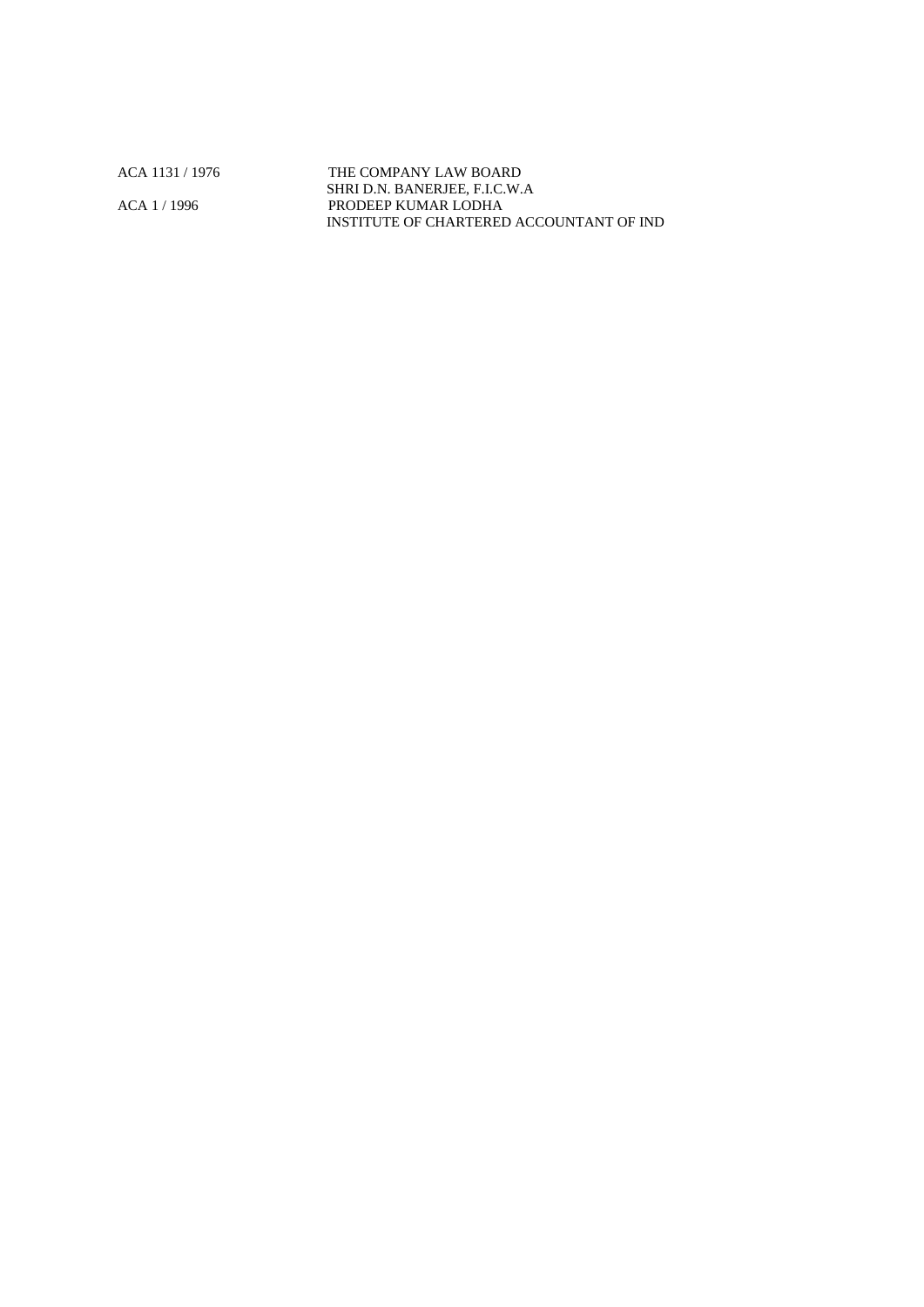| | |
|---|---|
| ACA 1131 / 1976 | THE COMPANY LAW BOARD |
| | SHRI D.N. BANERJEE, F.I.C.W.A |
| ACA 1 / 1996 | PRODEEP KUMAR LODHA |
| | INSTITUTE OF CHARTERED ACCOUNTANT OF IND |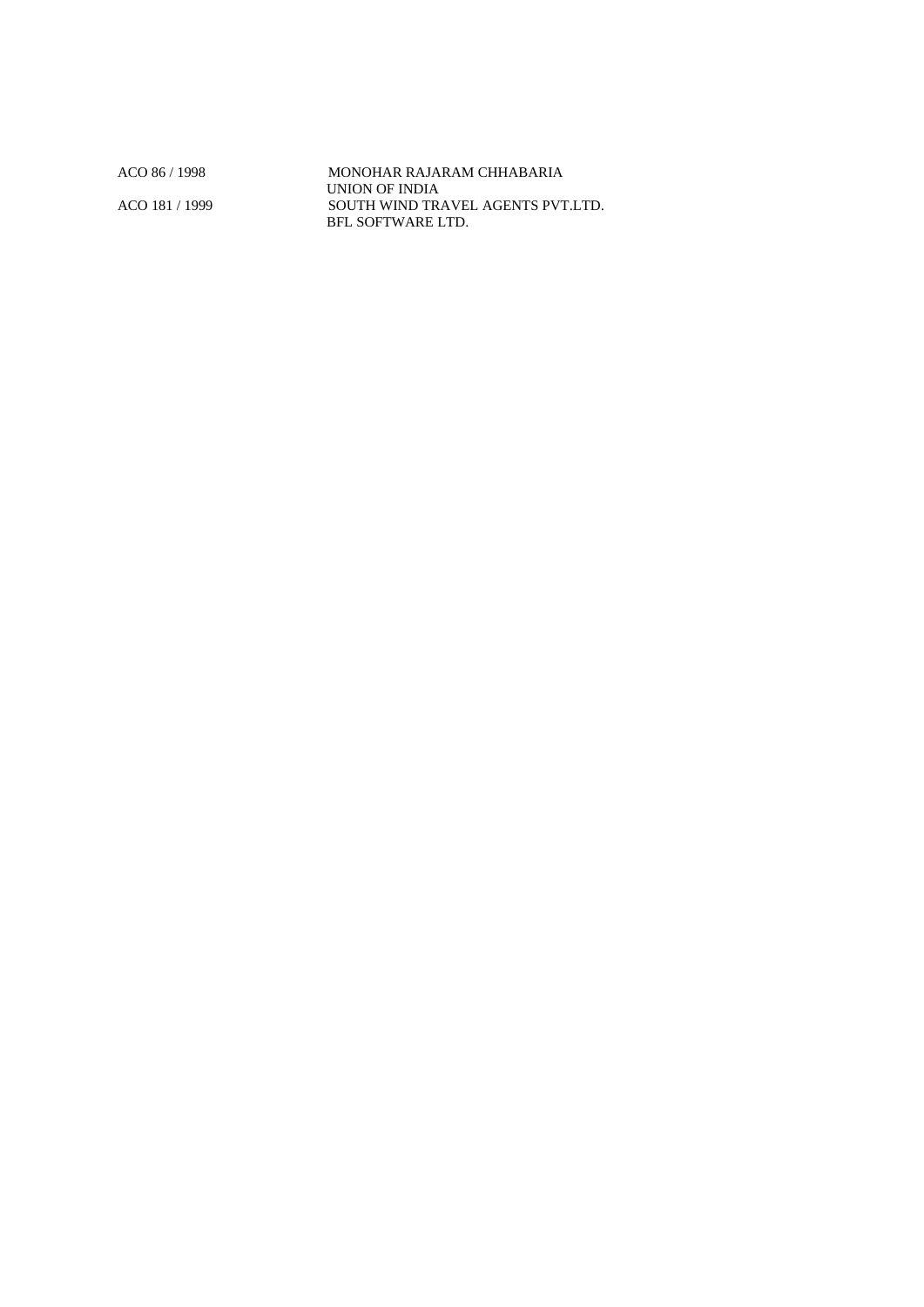| | |
|---|---|
| ACO 86 / 1998 | MONOHAR RAJARAM CHHABARIA |
| | UNION OF INDIA |
| ACO 181 / 1999 | SOUTH WIND TRAVEL AGENTS PVT.LTD. |
| | BFL SOFTWARE LTD. |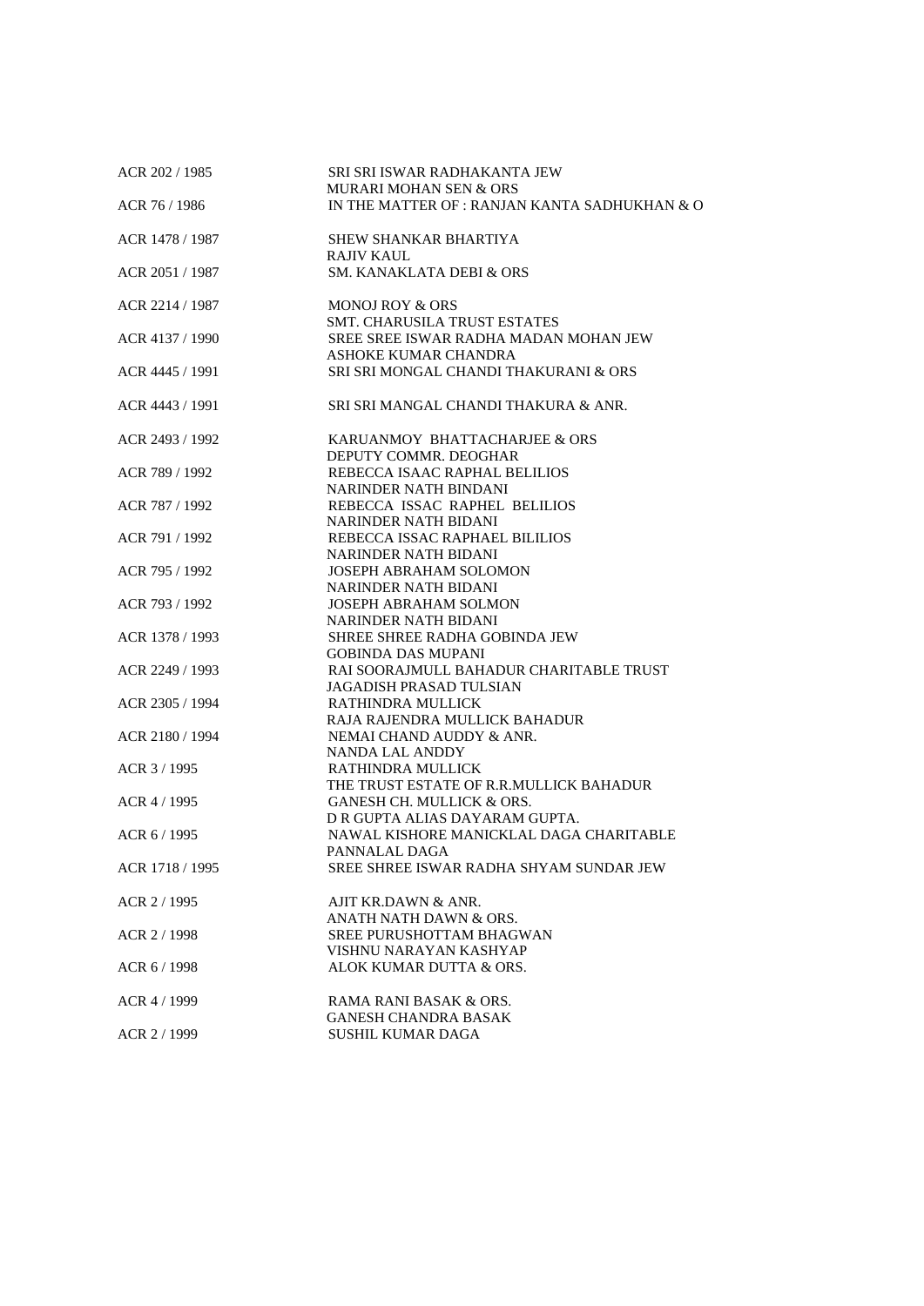| | |
|---|---|
| ACR 202 / 1985 | SRI SRI ISWAR RADHAKANTA JEW<br>MURARI MOHAN SEN & ORS |
| ACR 76 / 1986 | IN THE MATTER OF : RANJAN KANTA SADHUKHAN & O |
| ACR 1478 / 1987 | SHEW SHANKAR BHARTIYA<br>RAJIV KAUL |
| ACR 2051 / 1987 | SM. KANAKLATA DEBI & ORS |
| ACR 2214 / 1987 | MONOJ ROY & ORS<br>SMT. CHARUSILA TRUST ESTATES |
| ACR 4137 / 1990 | SREE SREE ISWAR RADHA MADAN MOHAN JEW<br>ASHOKE KUMAR CHANDRA |
| ACR 4445 / 1991 | SRI SRI MONGAL CHANDI THAKURANI & ORS |
| ACR 4443 / 1991 | SRI SRI MANGAL CHANDI THAKURA & ANR. |
| ACR 2493 / 1992 | KARUANMOY BHATTACHARJEE & ORS<br>DEPUTY COMMR. DEOGHAR |
| ACR 789 / 1992 | REBECCA ISAAC RAPHAL BELILIOS<br>NARINDER NATH BINDANI |
| ACR 787 / 1992 | REBECCA ISSAC RAPHEL BELILIOS<br>NARINDER NATH BIDANI |
| ACR 791 / 1992 | REBECCA ISSAC RAPHAEL BILILIOS<br>NARINDER NATH BIDANI |
| ACR 795 / 1992 | JOSEPH ABRAHAM SOLOMON<br>NARINDER NATH BIDANI |
| ACR 793 / 1992 | JOSEPH ABRAHAM SOLMON<br>NARINDER NATH BIDANI |
| ACR 1378 / 1993 | SHREE SHREE RADHA GOBINDA JEW<br>GOBINDA DAS MUPANI |
| ACR 2249 / 1993 | RAI SOORAJMULL BAHADUR CHARITABLE TRUST<br>JAGADISH PRASAD TULSIAN |
| ACR 2305 / 1994 | RATHINDRA MULLICK<br>RAJA RAJENDRA MULLICK BAHADUR |
| ACR 2180 / 1994 | NEMAI CHAND AUDDY & ANR.<br>NANDA LAL ANDDY |
| ACR 3 / 1995 | RATHINDRA MULLICK<br>THE TRUST ESTATE OF R.R.MULLICK BAHADUR |
| ACR 4 / 1995 | GANESH CH. MULLICK & ORS.<br>D R GUPTA ALIAS DAYARAM GUPTA. |
| ACR 6 / 1995 | NAWAL KISHORE MANICKLAL DAGA CHARITABLE<br>PANNALAL DAGA |
| ACR 1718 / 1995 | SREE SHREE ISWAR RADHA SHYAM SUNDAR JEW |
| ACR 2 / 1995 | AJIT KR.DAWN & ANR.<br>ANATH NATH DAWN & ORS. |
| ACR 2 / 1998 | SREE PURUSHOTTAM BHAGWAN<br>VISHNU NARAYAN KASHYAP |
| ACR 6 / 1998 | ALOK KUMAR DUTTA & ORS. |
| ACR 4 / 1999 | RAMA RANI BASAK & ORS.<br>GANESH CHANDRA BASAK |
| ACR 2 / 1999 | SUSHIL KUMAR DAGA |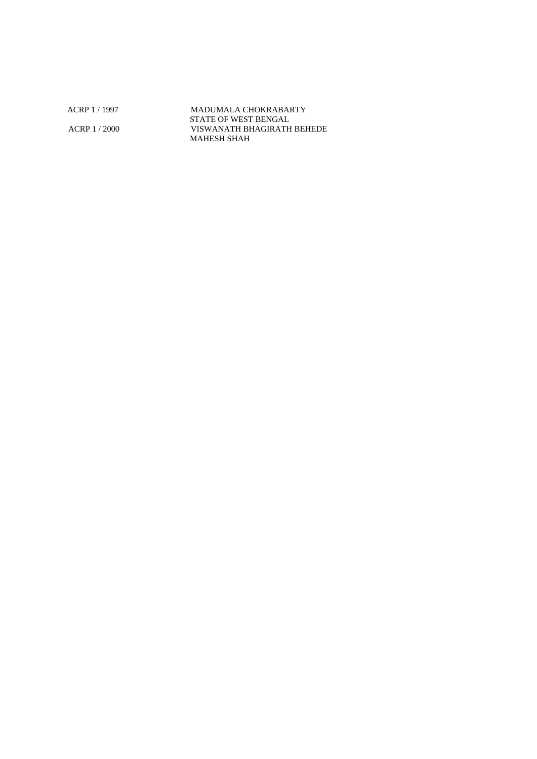| | |
|---|---|
| ACRP 1 / 1997 | MADUMALA CHOKRABARTY |
| | STATE OF WEST BENGAL |
| ACRP 1 / 2000 | VISWANATH BHAGIRATH BEHEDE |
| | MAHESH SHAH |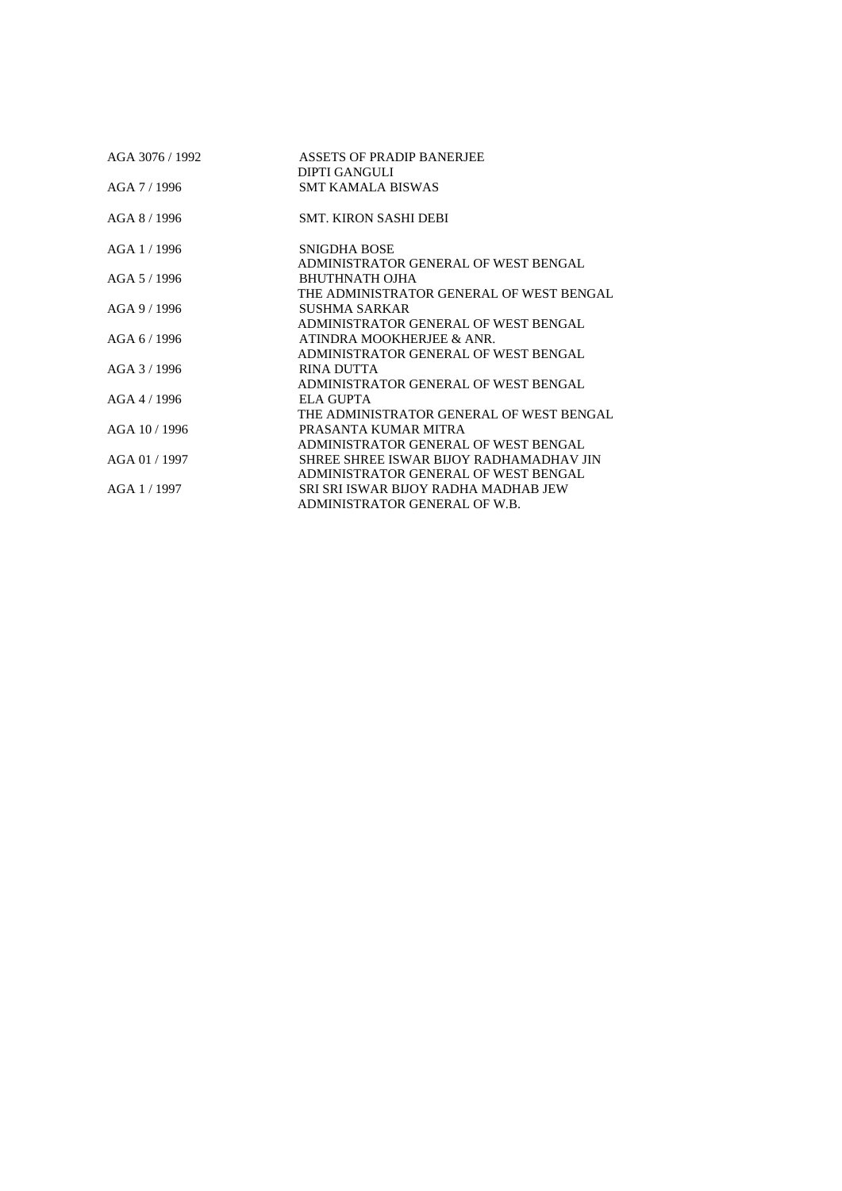| | |
|---|---|
| AGA 3076 / 1992 | ASSETS OF PRADIP BANERJEE<br>DIPTI GANGULI |
| AGA 7 / 1996 | SMT KAMALA BISWAS |
| AGA 8 / 1996 | SMT. KIRON SASHI DEBI |
| AGA 1 / 1996 | SNIGDHA BOSE<br>ADMINISTRATOR GENERAL OF WEST BENGAL |
| AGA 5 / 1996 | BHUTHNATH OJHA<br>THE ADMINISTRATOR GENERAL OF WEST BENGAL |
| AGA 9 / 1996 | SUSHMA SARKAR<br>ADMINISTRATOR GENERAL OF WEST BENGAL |
| AGA 6 / 1996 | ATINDRA MOOKHERJEE & ANR.<br>ADMINISTRATOR GENERAL OF WEST BENGAL |
| AGA 3 / 1996 | RINA DUTTA<br>ADMINISTRATOR GENERAL OF WEST BENGAL |
| AGA 4 / 1996 | ELA GUPTA<br>THE ADMINISTRATOR GENERAL OF WEST BENGAL |
| AGA 10 / 1996 | PRASANTA KUMAR MITRA<br>ADMINISTRATOR GENERAL OF WEST BENGAL |
| AGA 01 / 1997 | SHREE SHREE ISWAR BIJOY RADHAMADHAV JIN<br>ADMINISTRATOR GENERAL OF WEST BENGAL |
| AGA 1 / 1997 | SRI SRI ISWAR BIJOY RADHA MADHAB JEW<br>ADMINISTRATOR GENERAL OF W.B. |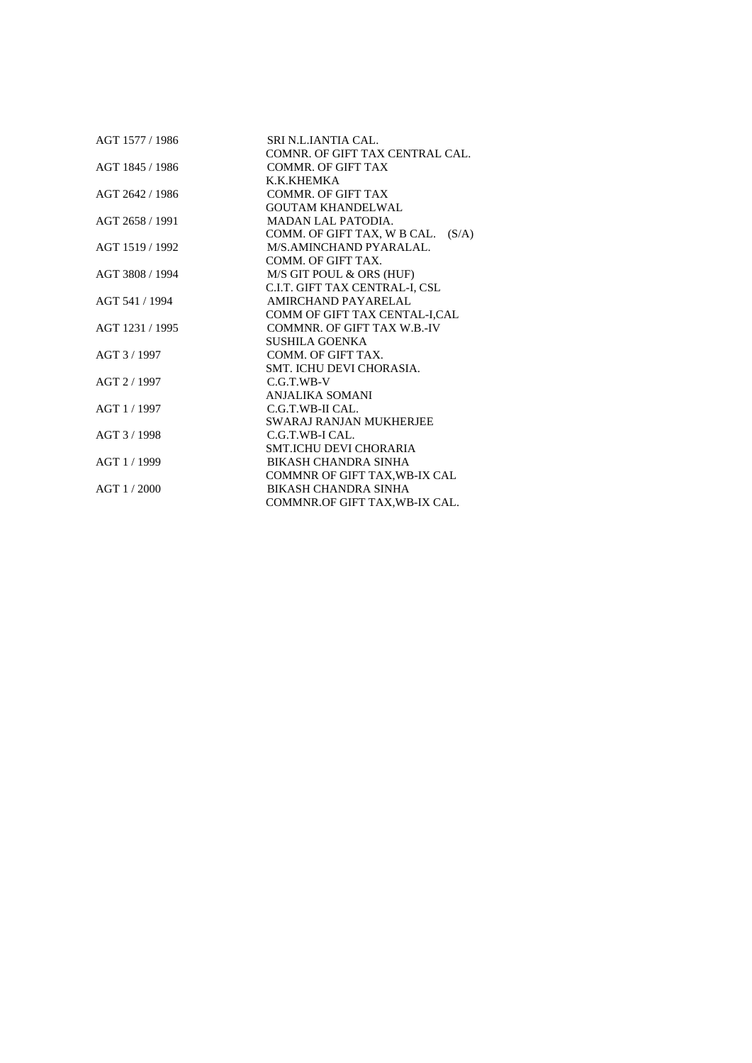| | |
|---|---|
| AGT 1577 / 1986 | SRI N.L.IANTIA CAL. |
| | COMNR. OF GIFT TAX CENTRAL CAL. |
| AGT 1845 / 1986 | COMMR. OF GIFT TAX |
| | K.K.KHEMKA |
| AGT 2642 / 1986 | COMMR. OF GIFT TAX |
| | GOUTAM KHANDELWAL |
| AGT 2658 / 1991 | MADAN LAL PATODIA. |
| | COMM. OF GIFT TAX, W B CAL. (S/A) |
| AGT 1519 / 1992 | M/S.AMINCHAND PYARALAL. |
| | COMM. OF GIFT TAX. |
| AGT 3808 / 1994 | M/S GIT POUL & ORS (HUF) |
| | C.I.T. GIFT TAX CENTRAL-I, CSL |
| AGT 541 / 1994 | AMIRCHAND PAYARELAL |
| | COMM OF GIFT TAX CENTAL-I,CAL |
| AGT 1231 / 1995 | COMMNR. OF GIFT TAX W.B.-IV |
| | SUSHILA GOENKA |
| AGT 3 / 1997 | COMM. OF GIFT TAX. |
| | SMT. ICHU DEVI CHORASIA. |
| AGT 2 / 1997 | C.G.T.WB-V |
| | ANJALIKA SOMANI |
| AGT 1 / 1997 | C.G.T.WB-II CAL. |
| | SWARAJ RANJAN MUKHERJEE |
| AGT 3 / 1998 | C.G.T.WB-I CAL. |
| | SMT.ICHU DEVI CHORARIA |
| AGT 1 / 1999 | BIKASH CHANDRA SINHA |
| | COMMNR OF GIFT TAX,WB-IX CAL |
| AGT 1 / 2000 | BIKASH CHANDRA SINHA |
| | COMMNR.OF GIFT TAX,WB-IX CAL. |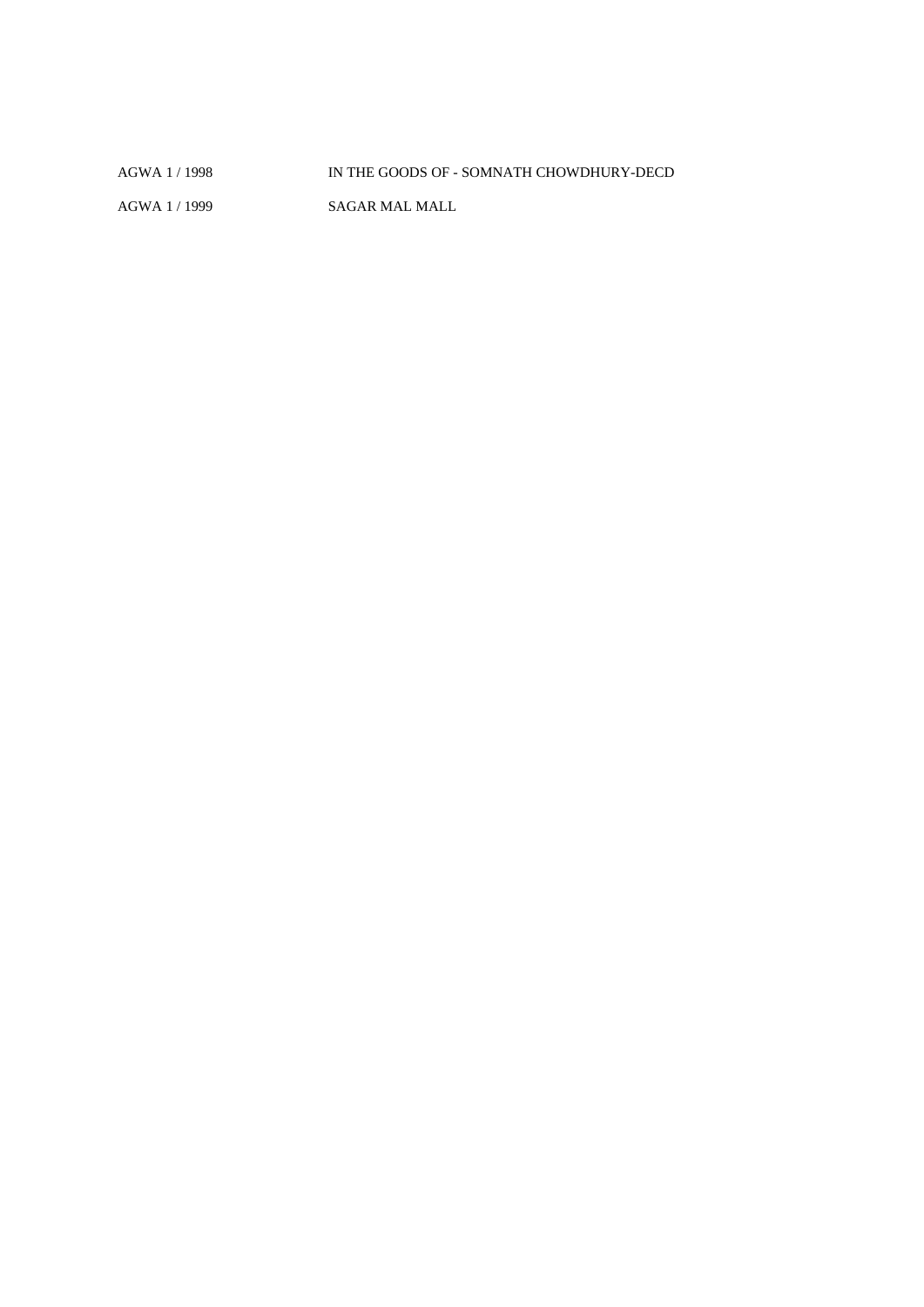| | |
|---|---|
| AGWA 1 / 1998 | IN THE GOODS OF - SOMNATH CHOWDHURY-DECD |
| AGWA 1 / 1999 | SAGAR MAL MALL |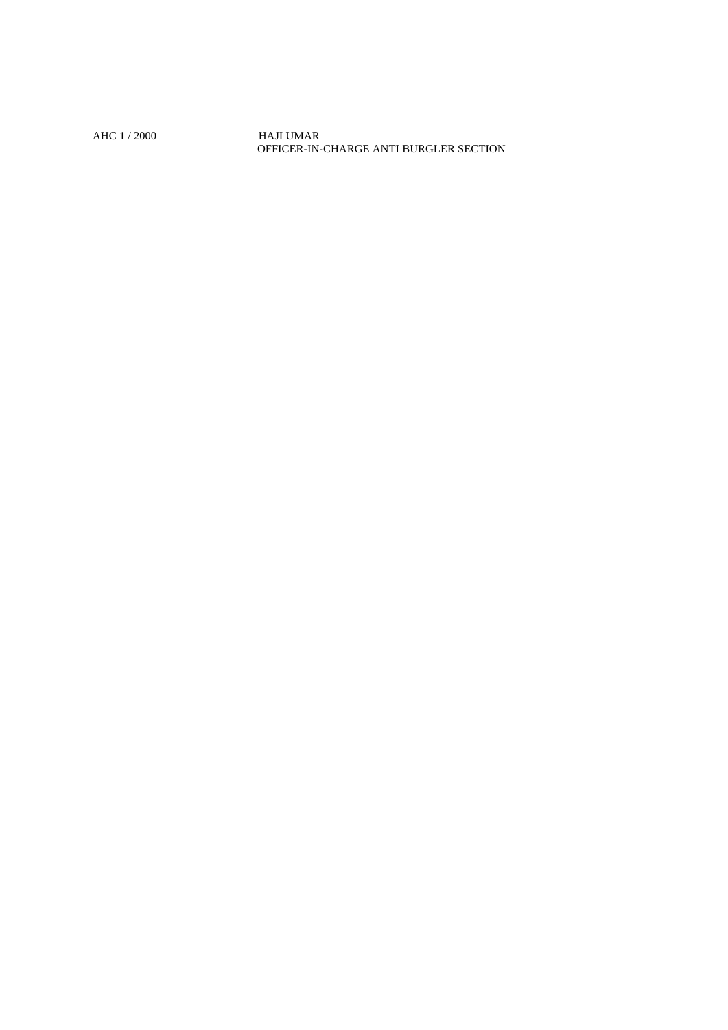AHC 1 / 2000 HAJI UMAR
OFFICER-IN-CHARGE ANTI BURGLER SECTION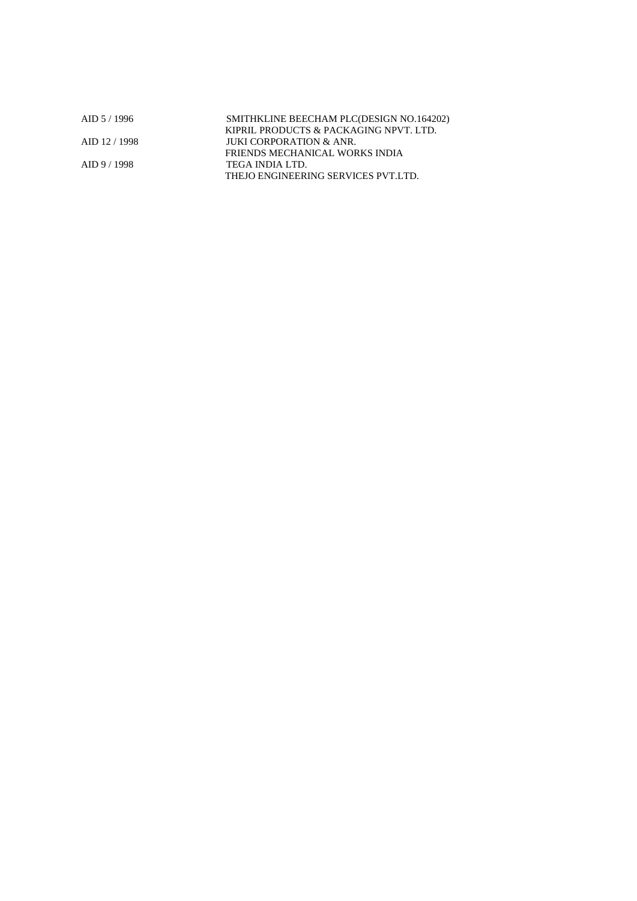| | |
|---|---|
| AID 5 / 1996 | SMITHKLINE BEECHAM PLC(DESIGN NO.164202) |
| | KIPRIL PRODUCTS & PACKAGING NPVT. LTD. |
| AID 12 / 1998 | JUKI CORPORATION & ANR. |
| | FRIENDS MECHANICAL WORKS INDIA |
| AID 9 / 1998 | TEGA INDIA LTD. |
| | THEJO ENGINEERING SERVICES PVT.LTD. |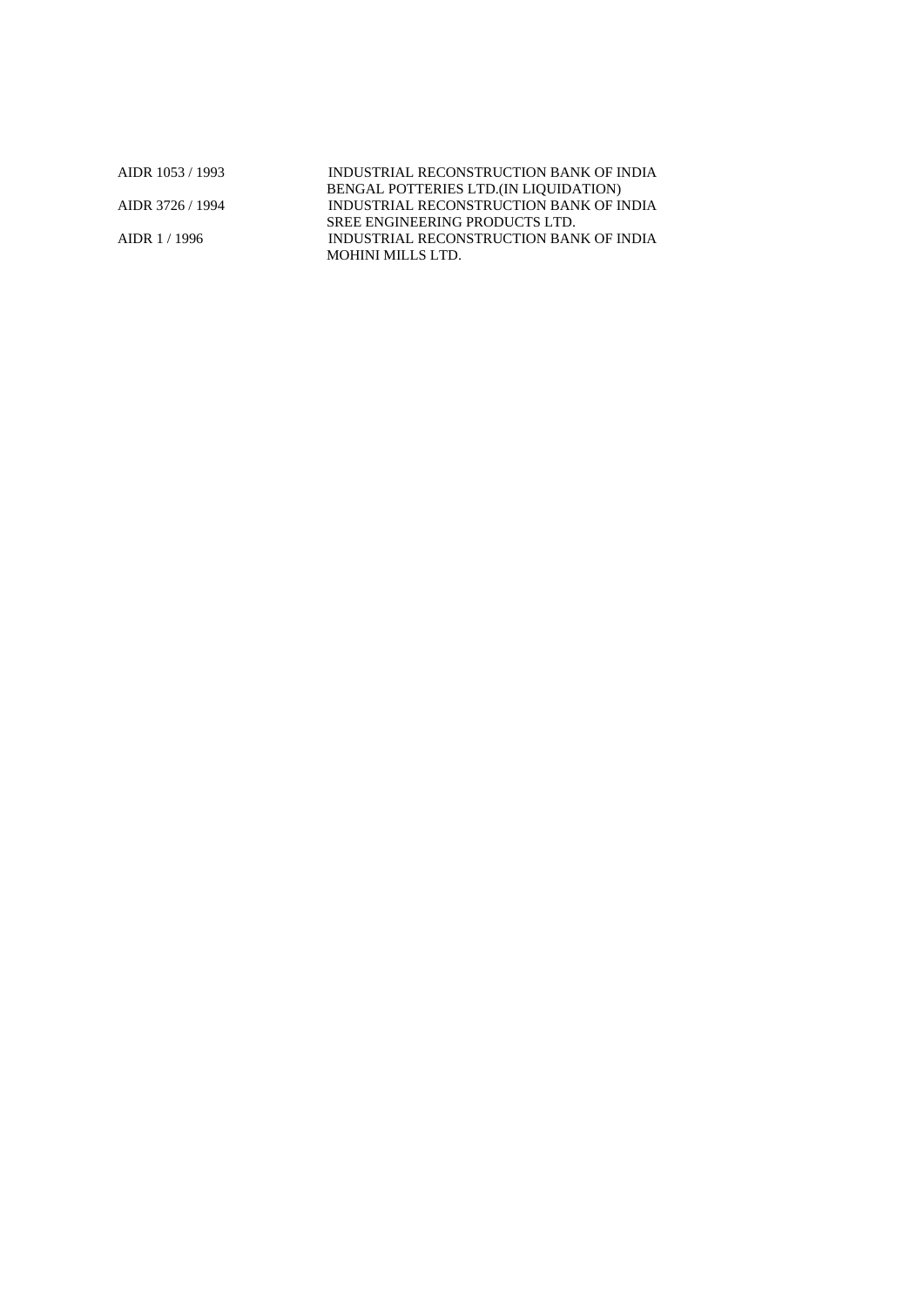| | |
|---|---|
| AIDR 1053 / 1993 | INDUSTRIAL RECONSTRUCTION BANK OF INDIA<br>BENGAL POTTERIES LTD.(IN LIQUIDATION) |
| AIDR 3726 / 1994 | INDUSTRIAL RECONSTRUCTION BANK OF INDIA<br>SREE ENGINEERING PRODUCTS LTD. |
| AIDR 1 / 1996 | INDUSTRIAL RECONSTRUCTION BANK OF INDIA<br>MOHINI MILLS LTD. |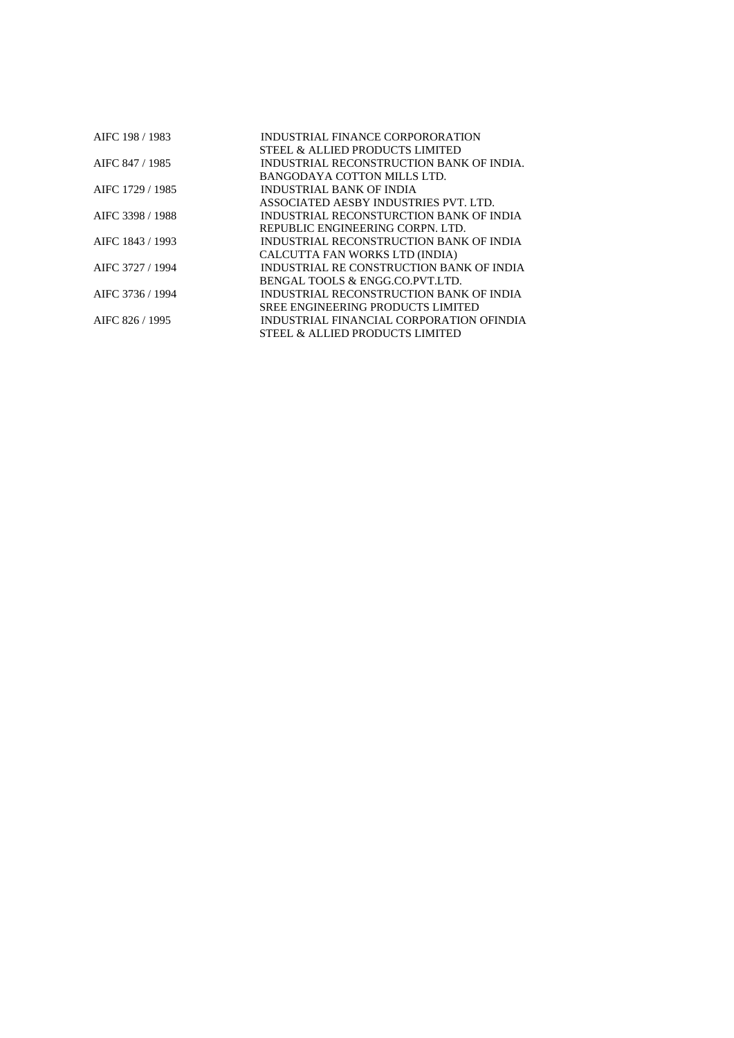| | |
|---|---|
| AIFC 198 / 1983 | INDUSTRIAL FINANCE CORPORORATION<br>STEEL & ALLIED PRODUCTS LIMITED |
| AIFC 847 / 1985 | INDUSTRIAL RECONSTRUCTION BANK OF INDIA.<br>BANGODAYA COTTON MILLS LTD. |
| AIFC 1729 / 1985 | INDUSTRIAL BANK OF INDIA<br>ASSOCIATED AESBY INDUSTRIES PVT. LTD. |
| AIFC 3398 / 1988 | INDUSTRIAL RECONSTURCTION BANK OF INDIA<br>REPUBLIC ENGINEERING CORPN. LTD. |
| AIFC 1843 / 1993 | INDUSTRIAL RECONSTRUCTION BANK OF INDIA<br>CALCUTTA FAN WORKS LTD (INDIA) |
| AIFC 3727 / 1994 | INDUSTRIAL RE CONSTRUCTION BANK OF INDIA<br>BENGAL TOOLS & ENGG.CO.PVT.LTD. |
| AIFC 3736 / 1994 | INDUSTRIAL RECONSTRUCTION BANK OF INDIA<br>SREE ENGINEERING PRODUCTS LIMITED |
| AIFC 826 / 1995 | INDUSTRIAL FINANCIAL CORPORATION OFINDIA<br>STEEL & ALLIED PRODUCTS LIMITED |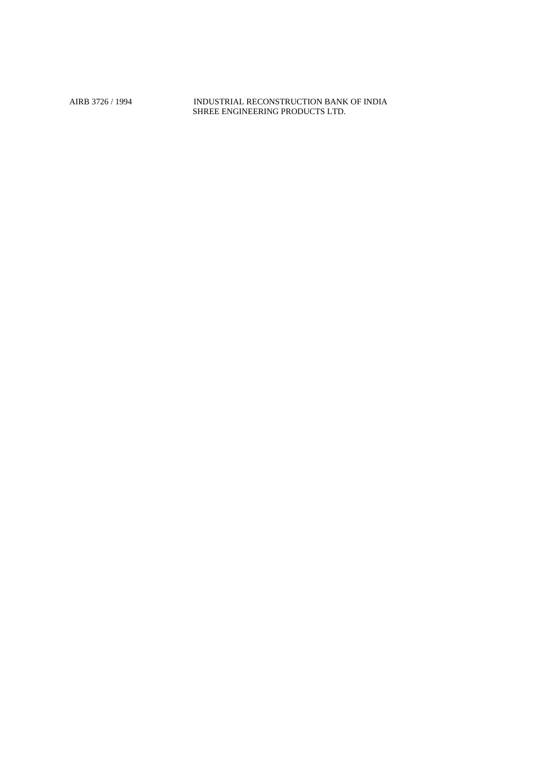AIRB 3726 / 1994 INDUSTRIAL RECONSTRUCTION BANK OF INDIA
SHREE ENGINEERING PRODUCTS LTD.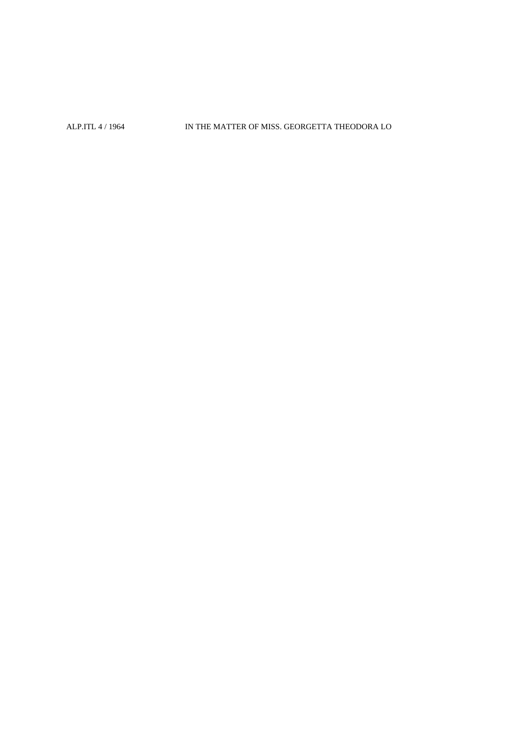ALP.ITL 4 / 1964 IN THE MATTER OF MISS. GEORGETTA THEODORA LO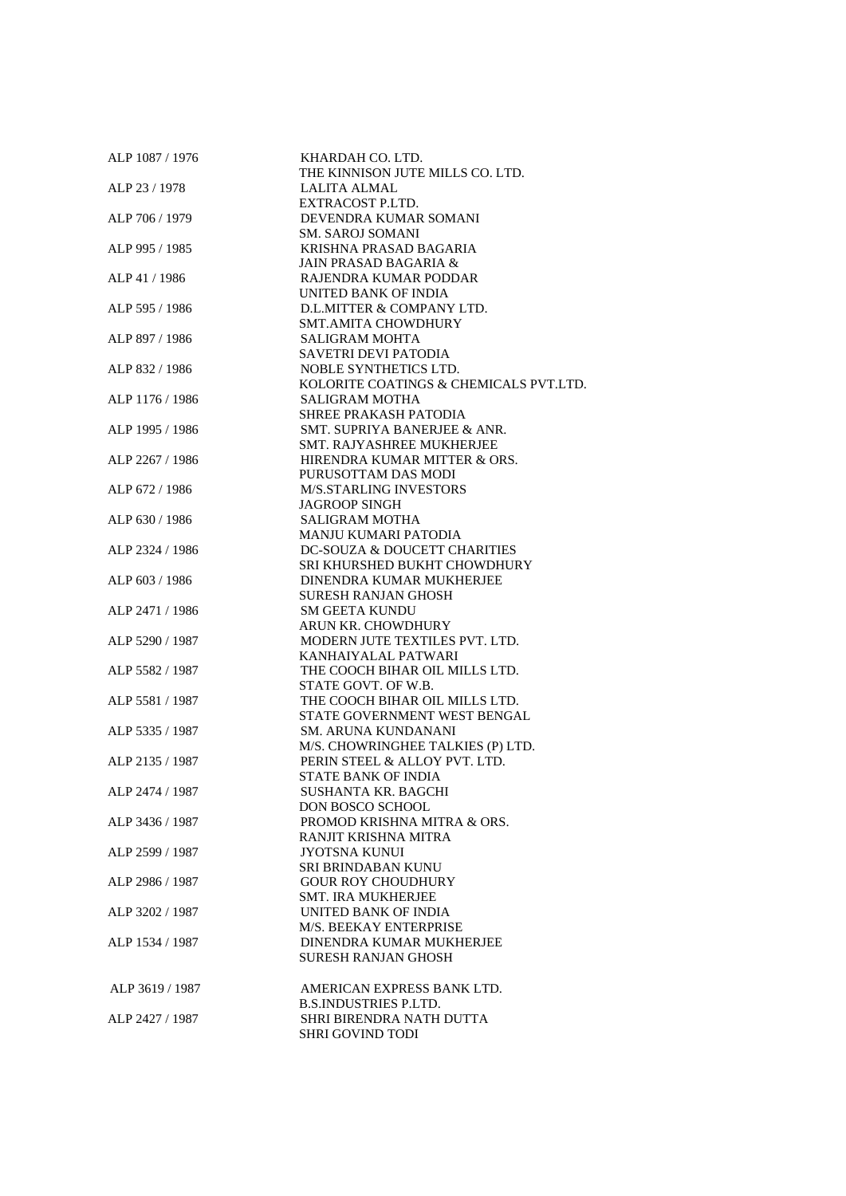| | |
|---|---|
| ALP 1087 / 1976 | KHARDAH CO. LTD.<br>THE KINNISON JUTE MILLS CO. LTD. |
| ALP 23 / 1978 | LALITA ALMAL<br>EXTRACOST P.LTD. |
| ALP 706 / 1979 | DEVENDRA KUMAR SOMANI<br>SM. SAROJ SOMANI |
| ALP 995 / 1985 | KRISHNA PRASAD BAGARIA<br>JAIN PRASAD BAGARIA & |
| ALP 41 / 1986 | RAJENDRA KUMAR PODDAR<br>UNITED BANK OF INDIA |
| ALP 595 / 1986 | D.L.MITTER & COMPANY LTD.<br>SMT.AMITA CHOWDHURY |
| ALP 897 / 1986 | SALIGRAM MOHTA<br>SAVETRI DEVI PATODIA |
| ALP 832 / 1986 | NOBLE SYNTHETICS LTD.<br>KOLORITE COATINGS & CHEMICALS PVT.LTD. |
| ALP 1176 / 1986 | SALIGRAM MOTHA<br>SHREE PRAKASH PATODIA |
| ALP 1995 / 1986 | SMT. SUPRIYA BANERJEE & ANR.<br>SMT. RAJYASHREE MUKHERJEE |
| ALP 2267 / 1986 | HIRENDRA KUMAR MITTER & ORS.<br>PURUSOTTAM DAS MODI |
| ALP 672 / 1986 | M/S.STARLING INVESTORS<br>JAGROOP SINGH |
| ALP 630 / 1986 | SALIGRAM MOTHA<br>MANJU KUMARI PATODIA |
| ALP 2324 / 1986 | DC-SOUZA & DOUCETT CHARITIES<br>SRI KHURSHED BUKHT CHOWDHURY |
| ALP 603 / 1986 | DINENDRA KUMAR MUKHERJEE<br>SURESH RANJAN GHOSH |
| ALP 2471 / 1986 | SM GEETA KUNDU<br>ARUN KR. CHOWDHURY |
| ALP 5290 / 1987 | MODERN JUTE TEXTILES PVT. LTD.<br>KANHAIYALAL PATWARI |
| ALP 5582 / 1987 | THE COOCH BIHAR OIL MILLS LTD.<br>STATE GOVT. OF W.B. |
| ALP 5581 / 1987 | THE COOCH BIHAR OIL MILLS LTD.<br>STATE GOVERNMENT WEST BENGAL |
| ALP 5335 / 1987 | SM. ARUNA KUNDANANI<br>M/S. CHOWRINGHEE TALKIES (P) LTD. |
| ALP 2135 / 1987 | PERIN STEEL & ALLOY PVT. LTD.<br>STATE BANK OF INDIA |
| ALP 2474 / 1987 | SUSHANTA KR. BAGCHI<br>DON BOSCO SCHOOL |
| ALP 3436 / 1987 | PROMOD KRISHNA MITRA & ORS.<br>RANJIT KRISHNA MITRA |
| ALP 2599 / 1987 | JYOTSNA KUNUI<br>SRI BRINDABAN KUNU |
| ALP 2986 / 1987 | GOUR ROY CHOUDHURY<br>SMT. IRA MUKHERJEE |
| ALP 3202 / 1987 | UNITED BANK OF INDIA<br>M/S. BEEKAY ENTERPRISE |
| ALP 1534 / 1987 | DINENDRA KUMAR MUKHERJEE<br>SURESH RANJAN GHOSH |
| ALP 3619 / 1987 | AMERICAN EXPRESS BANK LTD.<br>B.S.INDUSTRIES P.LTD. |
| ALP 2427 / 1987 | SHRI BIRENDRA NATH DUTTA<br>SHRI GOVIND TODI |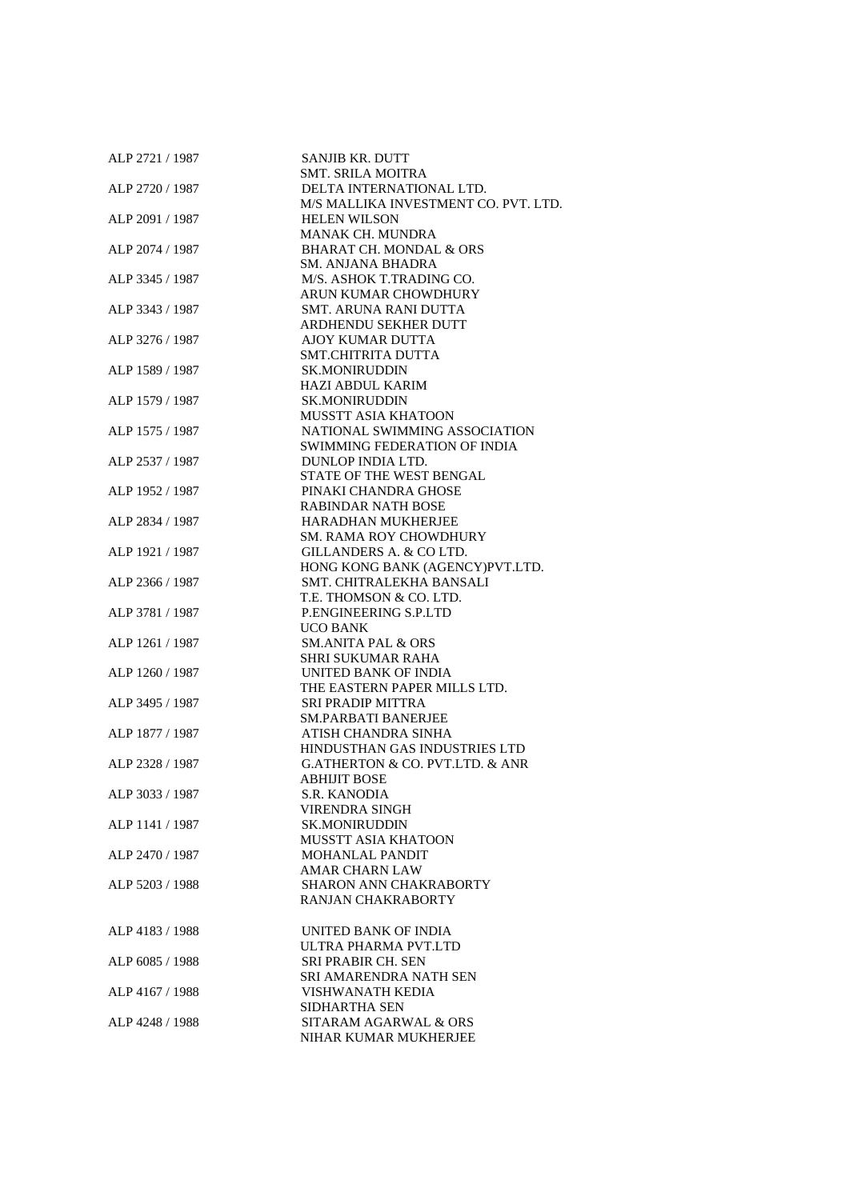| | |
|---|---|
| ALP 2721 / 1987 | SANJIB KR. DUTT<br>SMT. SRILA MOITRA |
| ALP 2720 / 1987 | DELTA INTERNATIONAL LTD.<br>M/S MALLIKA INVESTMENT CO. PVT. LTD. |
| ALP 2091 / 1987 | HELEN WILSON<br>MANAK CH. MUNDRA |
| ALP 2074 / 1987 | BHARAT CH. MONDAL & ORS<br>SM. ANJANA BHADRA |
| ALP 3345 / 1987 | M/S. ASHOK T.TRADING CO.<br>ARUN KUMAR CHOWDHURY |
| ALP 3343 / 1987 | SMT. ARUNA RANI DUTTA<br>ARDHENDU SEKHER DUTT |
| ALP 3276 / 1987 | AJOY KUMAR DUTTA<br>SMT.CHITRITA DUTTA |
| ALP 1589 / 1987 | SK.MONIRUDDIN<br>HAZI ABDUL KARIM |
| ALP 1579 / 1987 | SK.MONIRUDDIN<br>MUSSTT ASIA KHATOON |
| ALP 1575 / 1987 | NATIONAL SWIMMING ASSOCIATION<br>SWIMMING FEDERATION OF INDIA |
| ALP 2537 / 1987 | DUNLOP INDIA LTD.<br>STATE OF THE WEST BENGAL |
| ALP 1952 / 1987 | PINAKI CHANDRA GHOSE<br>RABINDAR NATH BOSE |
| ALP 2834 / 1987 | HARADHAN MUKHERJEE<br>SM. RAMA ROY CHOWDHURY |
| ALP 1921 / 1987 | GILLANDERS A. & CO LTD.<br>HONG KONG BANK (AGENCY)PVT.LTD. |
| ALP 2366 / 1987 | SMT. CHITRALEKHA BANSALI<br>T.E. THOMSON & CO. LTD. |
| ALP 3781 / 1987 | P.ENGINEERING S.P.LTD<br>UCO BANK |
| ALP 1261 / 1987 | SM.ANITA PAL & ORS<br>SHRI SUKUMAR RAHA |
| ALP 1260 / 1987 | UNITED BANK OF INDIA<br>THE EASTERN PAPER MILLS LTD. |
| ALP 3495 / 1987 | SRI PRADIP MITTRA<br>SM.PARBATI BANERJEE |
| ALP 1877 / 1987 | ATISH CHANDRA SINHA<br>HINDUSTHAN GAS INDUSTRIES LTD |
| ALP 2328 / 1987 | G.ATHERTON & CO. PVT.LTD. & ANR<br>ABHIJIT BOSE |
| ALP 3033 / 1987 | S.R. KANODIA<br>VIRENDRA SINGH |
| ALP 1141 / 1987 | SK.MONIRUDDIN<br>MUSSTT ASIA KHATOON |
| ALP 2470 / 1987 | MOHANLAL PANDIT<br>AMAR CHARN LAW |
| ALP 5203 / 1988 | SHARON ANN CHAKRABORTY<br>RANJAN CHAKRABORTY |
| ALP 4183 / 1988 | UNITED BANK OF INDIA<br>ULTRA PHARMA PVT.LTD |
| ALP 6085 / 1988 | SRI PRABIR CH. SEN<br>SRI AMARENDRA NATH SEN |
| ALP 4167 / 1988 | VISHWANATH KEDIA<br>SIDHARTHA SEN |
| ALP 4248 / 1988 | SITARAM AGARWAL & ORS<br>NIHAR KUMAR MUKHERJEE |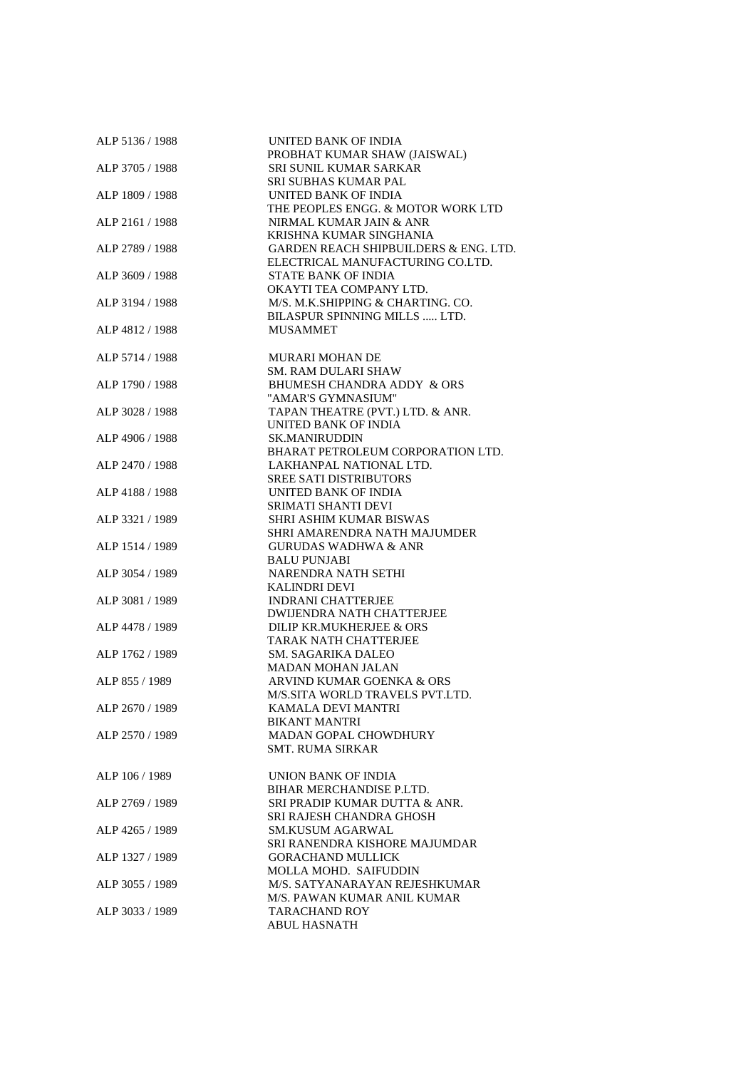| | |
|---|---|
| ALP 5136 / 1988 | UNITED BANK OF INDIA |
| | PROBHAT KUMAR SHAW (JAISWAL) |
| ALP 3705 / 1988 | SRI SUNIL KUMAR SARKAR |
| | SRI SUBHAS KUMAR PAL |
| ALP 1809 / 1988 | UNITED BANK OF INDIA |
| | THE PEOPLES ENGG. & MOTOR WORK LTD |
| ALP 2161 / 1988 | NIRMAL KUMAR JAIN & ANR |
| | KRISHNA KUMAR SINGHANIA |
| ALP 2789 / 1988 | GARDEN REACH SHIPBUILDERS & ENG. LTD. |
| | ELECTRICAL MANUFACTURING CO.LTD. |
| ALP 3609 / 1988 | STATE BANK OF INDIA |
| | OKAYTI TEA COMPANY LTD. |
| ALP 3194 / 1988 | M/S. M.K.SHIPPING & CHARTING. CO. |
| | BILASPUR SPINNING MILLS ..... LTD. |
| ALP 4812 / 1988 | MUSAMMET |
| | |
| ALP 5714 / 1988 | MURARI MOHAN DE |
| | SM. RAM DULARI SHAW |
| ALP 1790 / 1988 | BHUMESH CHANDRA ADDY & ORS |
| | "AMAR'S GYMNASIUM" |
| ALP 3028 / 1988 | TAPAN THEATRE (PVT.) LTD. & ANR. |
| | UNITED BANK OF INDIA |
| ALP 4906 / 1988 | SK.MANIRUDDIN |
| | BHARAT PETROLEUM CORPORATION LTD. |
| ALP 2470 / 1988 | LAKHANPAL NATIONAL LTD. |
| | SREE SATI DISTRIBUTORS |
| ALP 4188 / 1988 | UNITED BANK OF INDIA |
| | SRIMATI SHANTI DEVI |
| ALP 3321 / 1989 | SHRI ASHIM KUMAR BISWAS |
| | SHRI AMARENDRA NATH MAJUMDER |
| ALP 1514 / 1989 | GURUDAS WADHWA & ANR |
| | BALU PUNJABI |
| ALP 3054 / 1989 | NARENDRA NATH SETHI |
| | KALINDRI DEVI |
| ALP 3081 / 1989 | INDRANI CHATTERJEE |
| | DWIJENDRA NATH CHATTERJEE |
| ALP 4478 / 1989 | DILIP KR.MUKHERJEE & ORS |
| | TARAK NATH CHATTERJEE |
| ALP 1762 / 1989 | SM. SAGARIKA DALEO |
| | MADAN MOHAN JALAN |
| ALP 855 / 1989 | ARVIND KUMAR GOENKA & ORS |
| | M/S.SITA WORLD TRAVELS PVT.LTD. |
| ALP 2670 / 1989 | KAMALA DEVI MANTRI |
| | BIKANT MANTRI |
| ALP 2570 / 1989 | MADAN GOPAL CHOWDHURY |
| | SMT. RUMA SIRKAR |
| | |
| ALP 106 / 1989 | UNION BANK OF INDIA |
| | BIHAR MERCHANDISE P.LTD. |
| ALP 2769 / 1989 | SRI PRADIP KUMAR DUTTA & ANR. |
| | SRI RAJESH CHANDRA GHOSH |
| ALP 4265 / 1989 | SM.KUSUM AGARWAL |
| | SRI RANENDRA KISHORE MAJUMDAR |
| ALP 1327 / 1989 | GORACHAND MULLICK |
| | MOLLA MOHD. SAIFUDDIN |
| ALP 3055 / 1989 | M/S. SATYANARAYAN REJESHKUMAR |
| | M/S. PAWAN KUMAR ANIL KUMAR |
| ALP 3033 / 1989 | TARACHAND ROY |
| | ABUL HASNATH |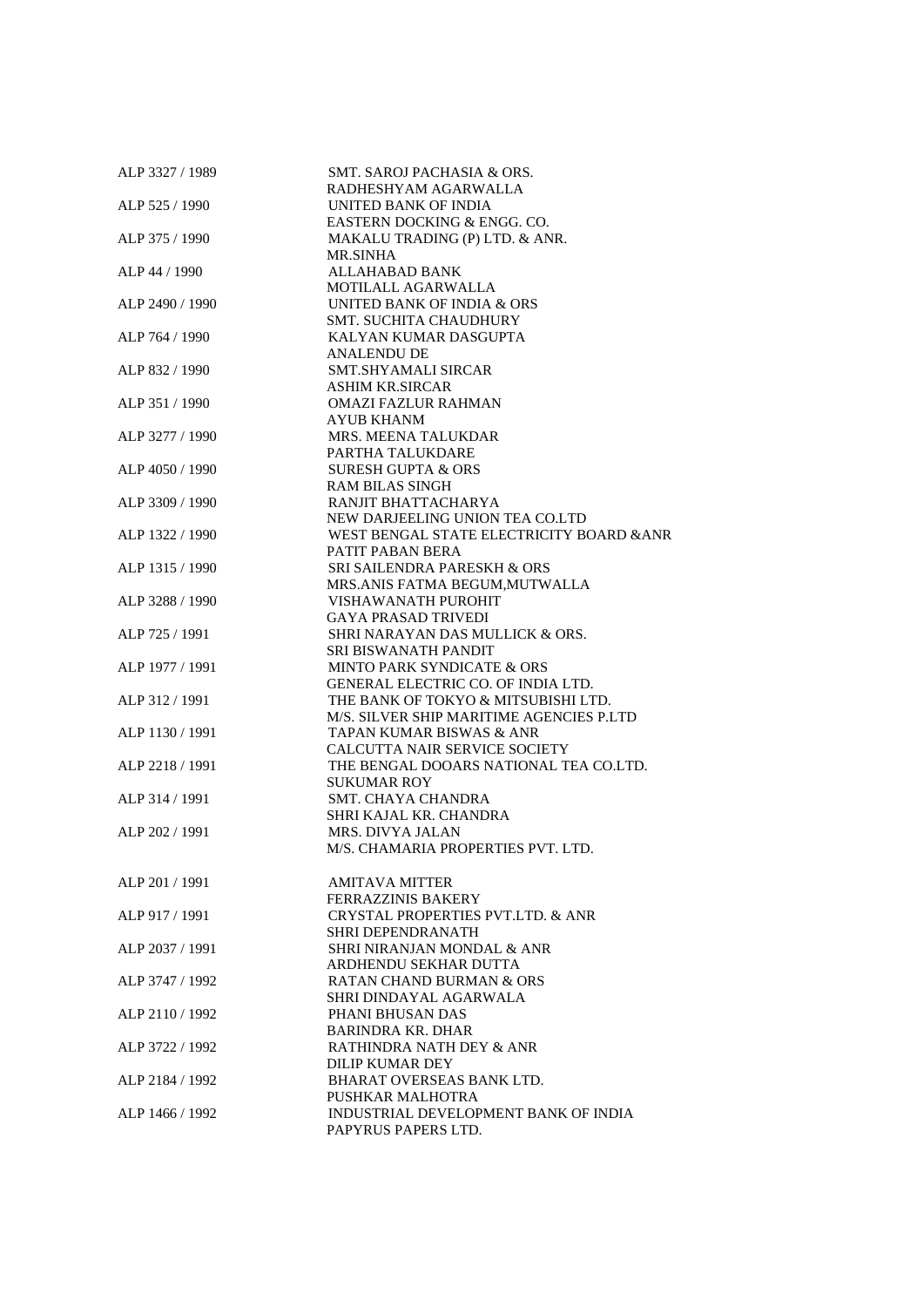| | |
|---|---|
| ALP 3327 / 1989 | SMT. SAROJ PACHASIA & ORS. |
| | RADHESHYAM AGARWALLA |
| ALP 525 / 1990 | UNITED BANK OF INDIA |
| | EASTERN DOCKING & ENGG. CO. |
| ALP 375 / 1990 | MAKALU TRADING (P) LTD. & ANR. |
| | MR.SINHA |
| ALP 44 / 1990 | ALLAHABAD BANK |
| | MOTILALL AGARWALLA |
| ALP 2490 / 1990 | UNITED BANK OF INDIA & ORS |
| | SMT. SUCHITA CHAUDHURY |
| ALP 764 / 1990 | KALYAN KUMAR DASGUPTA |
| | ANALENDU DE |
| ALP 832 / 1990 | SMT.SHYAMALI SIRCAR |
| | ASHIM KR.SIRCAR |
| ALP 351 / 1990 | OMAZI FAZLUR RAHMAN |
| | AYUB KHANM |
| ALP 3277 / 1990 | MRS. MEENA TALUKDAR |
| | PARTHA TALUKDARE |
| ALP 4050 / 1990 | SURESH GUPTA & ORS |
| | RAM BILAS SINGH |
| ALP 3309 / 1990 | RANJIT BHATTACHARYA |
| | NEW DARJEELING UNION TEA CO.LTD |
| ALP 1322 / 1990 | WEST BENGAL STATE ELECTRICITY BOARD &ANR |
| | PATIT PABAN BERA |
| ALP 1315 / 1990 | SRI SAILENDRA PARESKH & ORS |
| | MRS.ANIS FATMA BEGUM,MUTWALLA |
| ALP 3288 / 1990 | VISHAWANATH PUROHIT |
| | GAYA PRASAD TRIVEDI |
| ALP 725 / 1991 | SHRI NARAYAN DAS MULLICK & ORS. |
| | SRI BISWANATH PANDIT |
| ALP 1977 / 1991 | MINTO PARK SYNDICATE & ORS |
| | GENERAL ELECTRIC CO. OF INDIA LTD. |
| ALP 312 / 1991 | THE BANK OF TOKYO & MITSUBISHI LTD. |
| | M/S. SILVER SHIP MARITIME AGENCIES P.LTD |
| ALP 1130 / 1991 | TAPAN KUMAR BISWAS & ANR |
| | CALCUTTA NAIR SERVICE SOCIETY |
| ALP 2218 / 1991 | THE BENGAL DOOARS NATIONAL TEA CO.LTD. |
| | SUKUMAR ROY |
| ALP 314 / 1991 | SMT. CHAYA CHANDRA |
| | SHRI KAJAL KR. CHANDRA |
| ALP 202 / 1991 | MRS. DIVYA JALAN |
| | M/S. CHAMARIA PROPERTIES PVT. LTD. |
| ALP 201 / 1991 | AMITAVA MITTER |
| | FERRAZZINIS BAKERY |
| ALP 917 / 1991 | CRYSTAL PROPERTIES PVT.LTD. & ANR |
| | SHRI DEPENDRANATH |
| ALP 2037 / 1991 | SHRI NIRANJAN MONDAL & ANR |
| | ARDHENDU SEKHAR DUTTA |
| ALP 3747 / 1992 | RATAN CHAND BURMAN & ORS |
| | SHRI DINDAYAL AGARWALA |
| ALP 2110 / 1992 | PHANI BHUSAN DAS |
| | BARINDRA KR. DHAR |
| ALP 3722 / 1992 | RATHINDRA NATH DEY & ANR |
| | DILIP KUMAR DEY |
| ALP 2184 / 1992 | BHARAT OVERSEAS BANK LTD. |
| | PUSHKAR MALHOTRA |
| ALP 1466 / 1992 | INDUSTRIAL DEVELOPMENT BANK OF INDIA |
| | PAPYRUS PAPERS LTD. |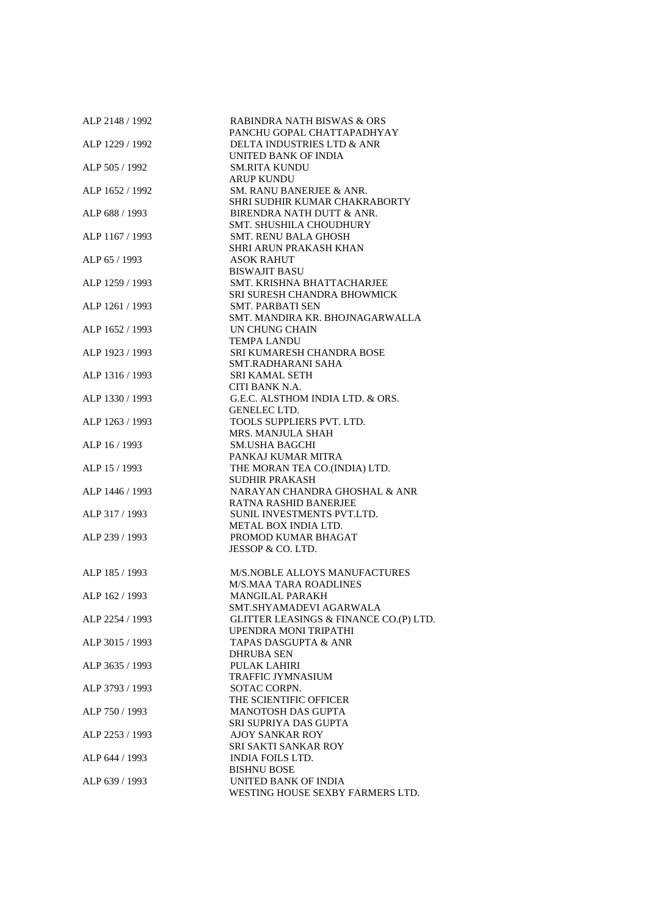| | |
|---|---|
| ALP 2148 / 1992 | RABINDRA NATH BISWAS & ORS<br>PANCHU GOPAL CHATTAPADHYAY |
| ALP 1229 / 1992 | DELTA INDUSTRIES LTD & ANR<br>UNITED BANK OF INDIA |
| ALP 505 / 1992 | SM.RITA KUNDU<br>ARUP KUNDU |
| ALP 1652 / 1992 | SM. RANU BANERJEE & ANR.<br>SHRI SUDHIR KUMAR CHAKRABORTY |
| ALP 688 / 1993 | BIRENDRA NATH DUTT & ANR.<br>SMT. SHUSHILA CHOUDHURY |
| ALP 1167 / 1993 | SMT. RENU BALA GHOSH<br>SHRI ARUN PRAKASH KHAN |
| ALP 65 / 1993 | ASOK RAHUT<br>BISWAJIT BASU |
| ALP 1259 / 1993 | SMT. KRISHNA BHATTACHARJEE<br>SRI SURESH CHANDRA BHOWMICK |
| ALP 1261 / 1993 | SMT. PARBATI SEN<br>SMT. MANDIRA KR. BHOJNAGARWALLA |
| ALP 1652 / 1993 | UN CHUNG CHAIN<br>TEMPA LANDU |
| ALP 1923 / 1993 | SRI KUMARESH CHANDRA BOSE<br>SMT.RADHARANI SAHA |
| ALP 1316 / 1993 | SRI KAMAL SETH<br>CITI BANK N.A. |
| ALP 1330 / 1993 | G.E.C. ALSTHOM INDIA LTD. & ORS.<br>GENELEC LTD. |
| ALP 1263 / 1993 | TOOLS SUPPLIERS PVT. LTD.<br>MRS. MANJULA SHAH |
| ALP 16 / 1993 | SM.USHA BAGCHI<br>PANKAJ KUMAR MITRA |
| ALP 15 / 1993 | THE MORAN TEA CO.(INDIA) LTD.<br>SUDHIR PRAKASH |
| ALP 1446 / 1993 | NARAYAN CHANDRA GHOSHAL & ANR<br>RATNA RASHID BANERJEE |
| ALP 317 / 1993 | SUNIL INVESTMENTS PVT.LTD.<br>METAL BOX INDIA LTD. |
| ALP 239 / 1993 | PROMOD KUMAR BHAGAT<br>JESSOP & CO. LTD. |
| ALP 185 / 1993 | M/S.NOBLE ALLOYS MANUFACTURES<br>M/S.MAA TARA ROADLINES |
| ALP 162 / 1993 | MANGILAL PARAKH<br>SMT.SHYAMADEVI AGARWALA |
| ALP 2254 / 1993 | GLITTER LEASINGS & FINANCE CO.(P) LTD.<br>UPENDRA MONI TRIPATHI |
| ALP 3015 / 1993 | TAPAS DASGUPTA & ANR<br>DHRUBA SEN |
| ALP 3635 / 1993 | PULAK LAHIRI<br>TRAFFIC JYMNASIUM |
| ALP 3793 / 1993 | SOTAC CORPN.<br>THE SCIENTIFIC OFFICER |
| ALP 750 / 1993 | MANOTOSH DAS GUPTA<br>SRI SUPRIYA DAS GUPTA |
| ALP 2253 / 1993 | AJOY SANKAR ROY<br>SRI SAKTI SANKAR ROY |
| ALP 644 / 1993 | INDIA FOILS LTD.<br>BISHNU BOSE |
| ALP 639 / 1993 | UNITED BANK OF INDIA<br>WESTING HOUSE SEXBY FARMERS LTD. |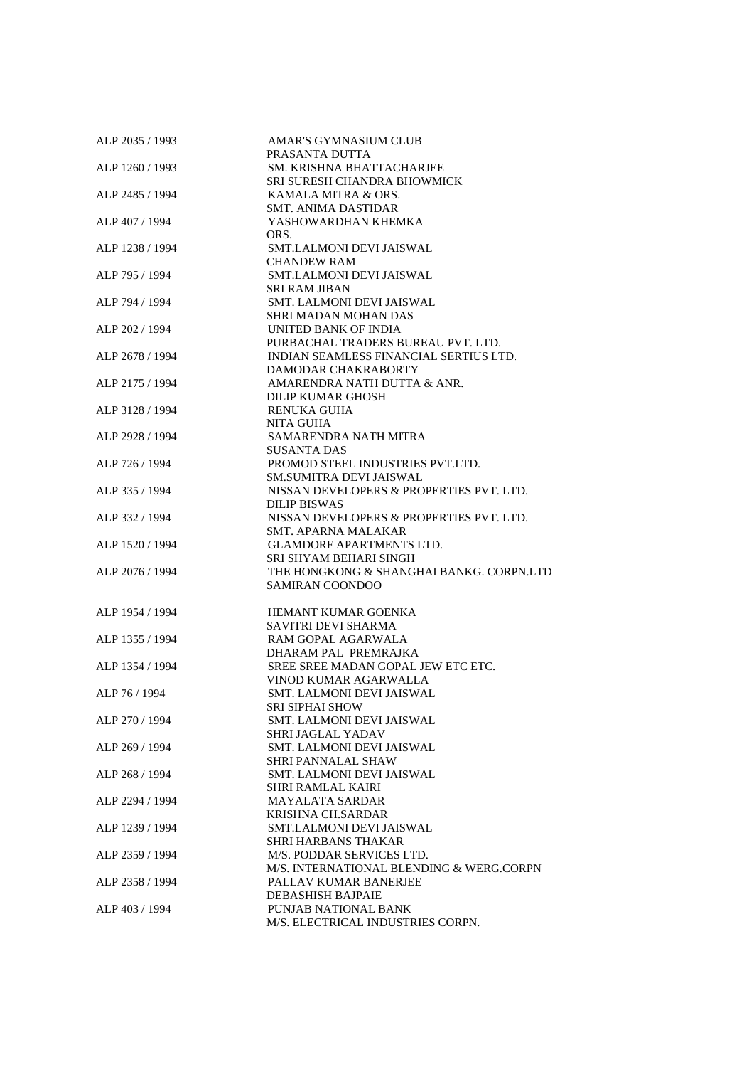| | |
|---|---|
| ALP 2035 / 1993 | AMAR'S GYMNASIUM CLUB |
| | PRASANTA DUTTA |
| ALP 1260 / 1993 | SM. KRISHNA BHATTACHARJEE |
| | SRI SURESH CHANDRA BHOWMICK |
| ALP 2485 / 1994 | KAMALA MITRA & ORS. |
| | SMT. ANIMA DASTIDAR |
| ALP 407 / 1994 | YASHOWARDHAN KHEMKA |
| | ORS. |
| ALP 1238 / 1994 | SMT.LALMONI DEVI JAISWAL |
| | CHANDEW RAM |
| ALP 795 / 1994 | SMT.LALMONI DEVI JAISWAL |
| | SRI RAM JIBAN |
| ALP 794 / 1994 | SMT. LALMONI DEVI JAISWAL |
| | SHRI MADAN MOHAN DAS |
| ALP 202 / 1994 | UNITED BANK OF INDIA |
| | PURBACHAL TRADERS BUREAU PVT. LTD. |
| ALP 2678 / 1994 | INDIAN SEAMLESS FINANCIAL SERTIUS LTD. |
| | DAMODAR CHAKRABORTY |
| ALP 2175 / 1994 | AMARENDRA NATH DUTTA & ANR. |
| | DILIP KUMAR GHOSH |
| ALP 3128 / 1994 | RENUKA GUHA |
| | NITA GUHA |
| ALP 2928 / 1994 | SAMARENDRA NATH MITRA |
| | SUSANTA DAS |
| ALP 726 / 1994 | PROMOD STEEL INDUSTRIES PVT.LTD. |
| | SM.SUMITRA DEVI JAISWAL |
| ALP 335 / 1994 | NISSAN DEVELOPERS & PROPERTIES PVT. LTD. |
| | DILIP BISWAS |
| ALP 332 / 1994 | NISSAN DEVELOPERS & PROPERTIES PVT. LTD. |
| | SMT. APARNA MALAKAR |
| ALP 1520 / 1994 | GLAMDORF APARTMENTS LTD. |
| | SRI SHYAM BEHARI SINGH |
| ALP 2076 / 1994 | THE HONGKONG & SHANGHAI BANKG. CORPN.LTD |
| | SAMIRAN COONDOO |
| ALP 1954 / 1994 | HEMANT KUMAR GOENKA |
| | SAVITRI DEVI SHARMA |
| ALP 1355 / 1994 | RAM GOPAL AGARWALA |
| | DHARAM PAL PREMRAJKA |
| ALP 1354 / 1994 | SREE SREE MADAN GOPAL JEW ETC ETC. |
| | VINOD KUMAR AGARWALLA |
| ALP 76 / 1994 | SMT. LALMONI DEVI JAISWAL |
| | SRI SIPHAI SHOW |
| ALP 270 / 1994 | SMT. LALMONI DEVI JAISWAL |
| | SHRI JAGLAL YADAV |
| ALP 269 / 1994 | SMT. LALMONI DEVI JAISWAL |
| | SHRI PANNALAL SHAW |
| ALP 268 / 1994 | SMT. LALMONI DEVI JAISWAL |
| | SHRI RAMLAL KAIRI |
| ALP 2294 / 1994 | MAYALATA SARDAR |
| | KRISHNA CH.SARDAR |
| ALP 1239 / 1994 | SMT.LALMONI DEVI JAISWAL |
| | SHRI HARBANS THAKAR |
| ALP 2359 / 1994 | M/S. PODDAR SERVICES LTD. |
| | M/S. INTERNATIONAL BLENDING & WERG.CORPN |
| ALP 2358 / 1994 | PALLAV KUMAR BANERJEE |
| | DEBASHISH BAJPAIE |
| ALP 403 / 1994 | PUNJAB NATIONAL BANK |
| | M/S. ELECTRICAL INDUSTRIES CORPN. |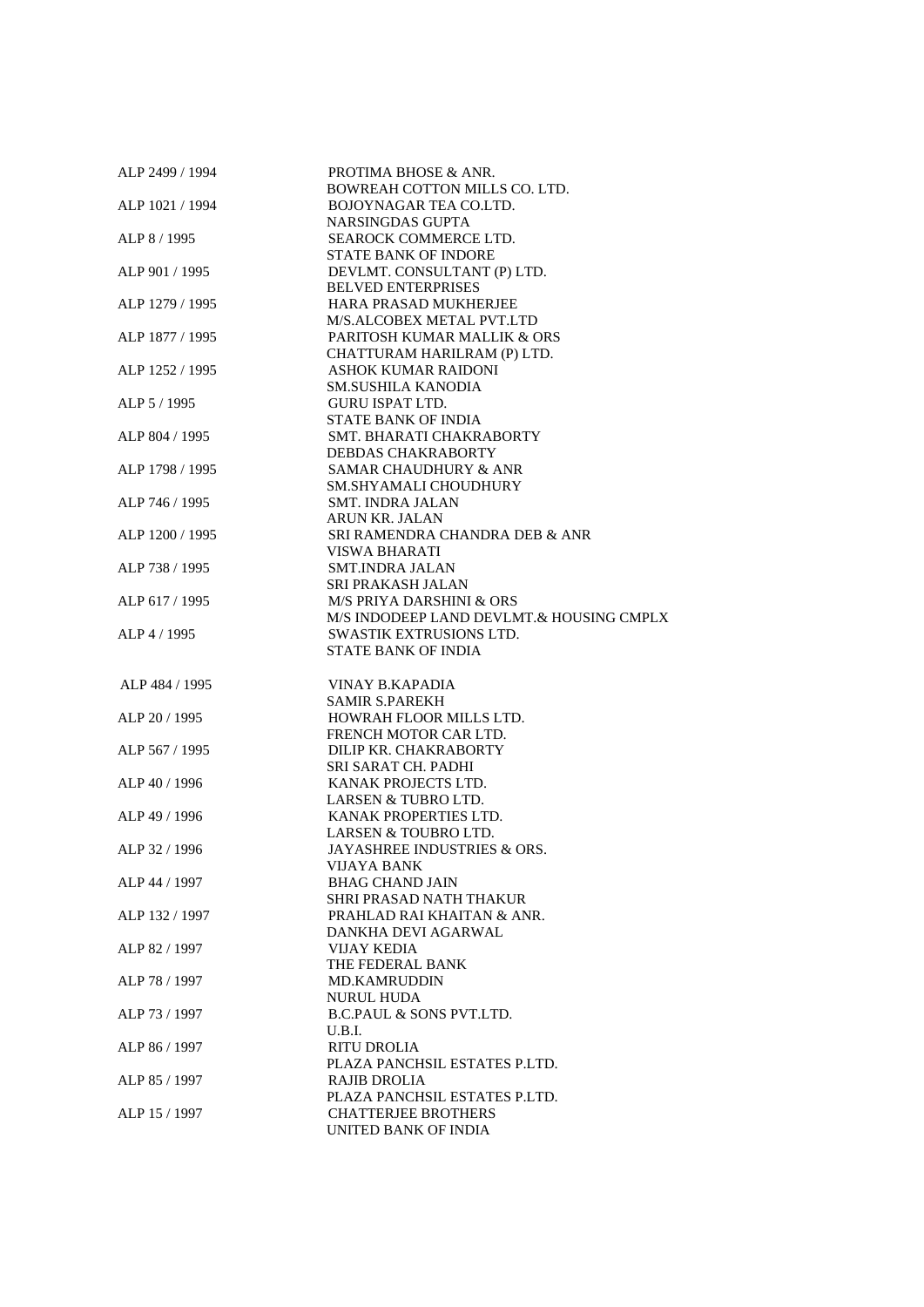| | |
|---|---|
| ALP 2499 / 1994 | PROTIMA BHOSE & ANR. |
| | BOWREAH COTTON MILLS CO. LTD. |
| ALP 1021 / 1994 | BOJOYNAGAR TEA CO.LTD. |
| | NARSINGDAS GUPTA |
| ALP 8 / 1995 | SEAROCK COMMERCE LTD. |
| | STATE BANK OF INDORE |
| ALP 901 / 1995 | DEVLMT. CONSULTANT (P) LTD. |
| | BELVED ENTERPRISES |
| ALP 1279 / 1995 | HARA PRASAD MUKHERJEE |
| | M/S.ALCOBEX METAL PVT.LTD |
| ALP 1877 / 1995 | PARITOSH KUMAR MALLIK & ORS |
| | CHATTURAM HARILRAM (P) LTD. |
| ALP 1252 / 1995 | ASHOK KUMAR RAIDONI |
| | SM.SUSHILA KANODIA |
| ALP 5 / 1995 | GURU ISPAT LTD. |
| | STATE BANK OF INDIA |
| ALP 804 / 1995 | SMT. BHARATI CHAKRABORTY |
| | DEBDAS CHAKRABORTY |
| ALP 1798 / 1995 | SAMAR CHAUDHURY & ANR |
| | SM.SHYAMALI CHOUDHURY |
| ALP 746 / 1995 | SMT. INDRA JALAN |
| | ARUN KR. JALAN |
| ALP 1200 / 1995 | SRI RAMENDRA CHANDRA DEB & ANR |
| | VISWA BHARATI |
| ALP 738 / 1995 | SMT.INDRA JALAN |
| | SRI PRAKASH JALAN |
| ALP 617 / 1995 | M/S PRIYA DARSHINI & ORS |
| | M/S INDODEEP LAND DEVLMT.& HOUSING CMPLX |
| ALP 4 / 1995 | SWASTIK EXTRUSIONS LTD. |
| | STATE BANK OF INDIA |
| ALP 484 / 1995 | VINAY B.KAPADIA |
| | SAMIR S.PAREKH |
| ALP 20 / 1995 | HOWRAH FLOOR MILLS LTD. |
| | FRENCH MOTOR CAR LTD. |
| ALP 567 / 1995 | DILIP KR. CHAKRABORTY |
| | SRI SARAT CH. PADHI |
| ALP 40 / 1996 | KANAK PROJECTS LTD. |
| | LARSEN & TUBRO LTD. |
| ALP 49 / 1996 | KANAK PROPERTIES LTD. |
| | LARSEN & TOUBRO LTD. |
| ALP 32 / 1996 | JAYASHREE INDUSTRIES & ORS. |
| | VIJAYA BANK |
| ALP 44 / 1997 | BHAG CHAND JAIN |
| | SHRI PRASAD NATH THAKUR |
| ALP 132 / 1997 | PRAHLAD RAI KHAITAN & ANR. |
| | DANKHA DEVI AGARWAL |
| ALP 82 / 1997 | VIJAY KEDIA |
| | THE FEDERAL BANK |
| ALP 78 / 1997 | MD.KAMRUDDIN |
| | NURUL HUDA |
| ALP 73 / 1997 | B.C.PAUL & SONS PVT.LTD. |
| | U.B.I. |
| ALP 86 / 1997 | RITU DROLIA |
| | PLAZA PANCHSIL ESTATES P.LTD. |
| ALP 85 / 1997 | RAJIB DROLIA |
| | PLAZA PANCHSIL ESTATES P.LTD. |
| ALP 15 / 1997 | CHATTERJEE BROTHERS |
| | UNITED BANK OF INDIA |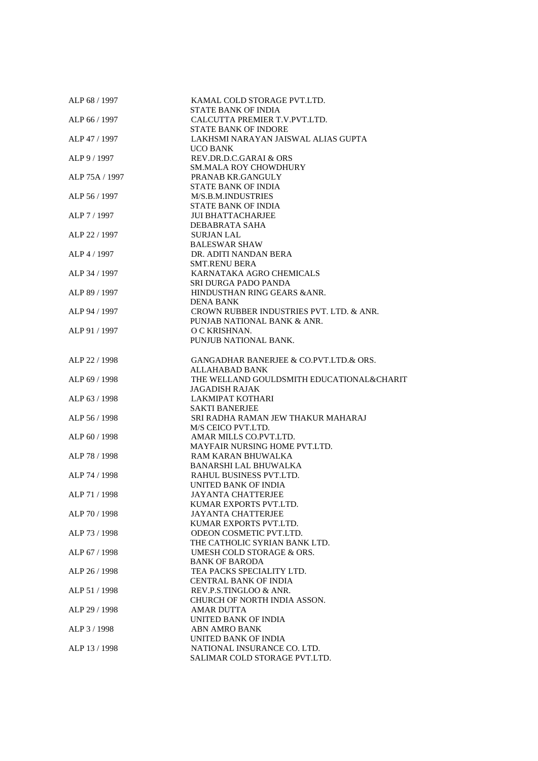| | |
|---|---|
| ALP 68 / 1997 | KAMAL COLD STORAGE PVT.LTD.<br>STATE BANK OF INDIA |
| ALP 66 / 1997 | CALCUTTA PREMIER T.V.PVT.LTD.<br>STATE BANK OF INDORE |
| ALP 47 / 1997 | LAKHSMI NARAYAN JAISWAL ALIAS GUPTA<br>UCO BANK |
| ALP 9 / 1997 | REV.DR.D.C.GARAI & ORS<br>SM.MALA ROY CHOWDHURY |
| ALP 75A / 1997 | PRANAB KR.GANGULY<br>STATE BANK OF INDIA |
| ALP 56 / 1997 | M/S.B.M.INDUSTRIES<br>STATE BANK OF INDIA |
| ALP 7 / 1997 | JUI BHATTACHARJEE<br>DEBABRATA SAHA |
| ALP 22 / 1997 | SURJAN LAL<br>BALESWAR SHAW |
| ALP 4 / 1997 | DR. ADITI NANDAN BERA<br>SMT.RENU BERA |
| ALP 34 / 1997 | KARNATAKA AGRO CHEMICALS<br>SRI DURGA PADO PANDA |
| ALP 89 / 1997 | HINDUSTHAN RING GEARS &ANR.<br>DENA BANK |
| ALP 94 / 1997 | CROWN RUBBER INDUSTRIES PVT. LTD. & ANR.<br>PUNJAB NATIONAL BANK & ANR. |
| ALP 91 / 1997 | O C KRISHNAN.<br>PUNJUB NATIONAL BANK. |
| ALP 22 / 1998 | GANGADHAR BANERJEE & CO.PVT.LTD.& ORS.<br>ALLAHABAD BANK |
| ALP 69 / 1998 | THE WELLAND GOULDSMITH EDUCATIONAL&CHARIT<br>JAGADISH RAJAK |
| ALP 63 / 1998 | LAKMIPAT KOTHARI<br>SAKTI BANERJEE |
| ALP 56 / 1998 | SRI RADHA RAMAN JEW THAKUR MAHARAJ<br>M/S CEICO PVT.LTD. |
| ALP 60 / 1998 | AMAR MILLS CO.PVT.LTD.<br>MAYFAIR NURSING HOME PVT.LTD. |
| ALP 78 / 1998 | RAM KARAN BHUWALKA<br>BANARSHI LAL BHUWALKA |
| ALP 74 / 1998 | RAHUL BUSINESS PVT.LTD.<br>UNITED BANK OF INDIA |
| ALP 71 / 1998 | JAYANTA CHATTERJEE<br>KUMAR EXPORTS PVT.LTD. |
| ALP 70 / 1998 | JAYANTA CHATTERJEE<br>KUMAR EXPORTS PVT.LTD. |
| ALP 73 / 1998 | ODEON COSMETIC PVT.LTD.<br>THE CATHOLIC SYRIAN BANK LTD. |
| ALP 67 / 1998 | UMESH COLD STORAGE & ORS.<br>BANK OF BARODA |
| ALP 26 / 1998 | TEA PACKS SPECIALITY LTD.<br>CENTRAL BANK OF INDIA |
| ALP 51 / 1998 | REV.P.S.TINGLOO & ANR.<br>CHURCH OF NORTH INDIA ASSON. |
| ALP 29 / 1998 | AMAR DUTTA<br>UNITED BANK OF INDIA |
| ALP 3 / 1998 | ABN AMRO BANK<br>UNITED BANK OF INDIA |
| ALP 13 / 1998 | NATIONAL INSURANCE CO. LTD.<br>SALIMAR COLD STORAGE PVT.LTD. |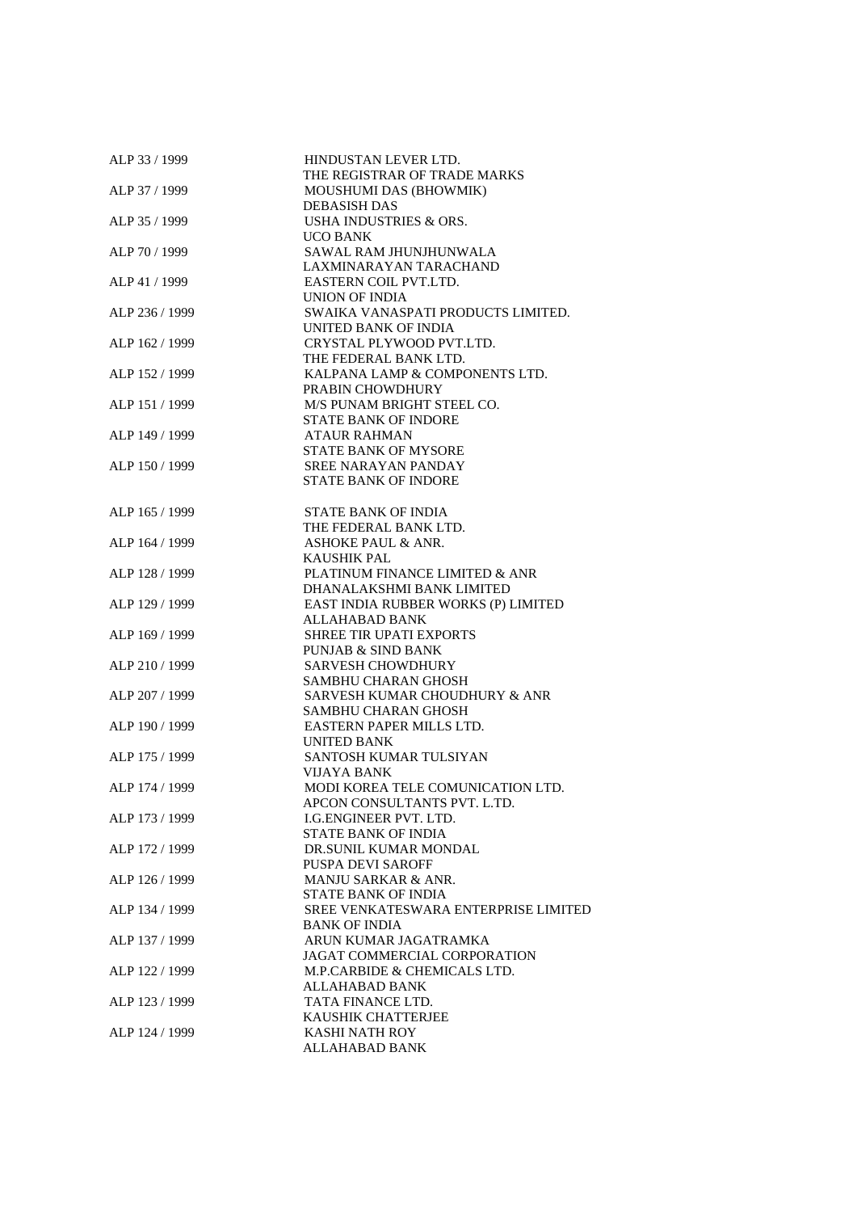| | |
|---|---|
| ALP 33 / 1999 | HINDUSTAN LEVER LTD. |
| | THE REGISTRAR OF TRADE MARKS |
| ALP 37 / 1999 | MOUSHUMI DAS (BHOWMIK) |
| | DEBASISH DAS |
| ALP 35 / 1999 | USHA INDUSTRIES & ORS. |
| | UCO BANK |
| ALP 70 / 1999 | SAWAL RAM JHUNJHUNWALA |
| | LAXMINARAYAN TARACHAND |
| ALP 41 / 1999 | EASTERN COIL PVT.LTD. |
| | UNION OF INDIA |
| ALP 236 / 1999 | SWAIKA VANASPATI PRODUCTS LIMITED. |
| | UNITED BANK OF INDIA |
| ALP 162 / 1999 | CRYSTAL PLYWOOD PVT.LTD. |
| | THE FEDERAL BANK LTD. |
| ALP 152 / 1999 | KALPANA LAMP & COMPONENTS LTD. |
| | PRABIN CHOWDHURY |
| ALP 151 / 1999 | M/S PUNAM BRIGHT STEEL CO. |
| | STATE BANK OF INDORE |
| ALP 149 / 1999 | ATAUR RAHMAN |
| | STATE BANK OF MYSORE |
| ALP 150 / 1999 | SREE NARAYAN PANDAY |
| | STATE BANK OF INDORE |
| ALP 165 / 1999 | STATE BANK OF INDIA |
| | THE FEDERAL BANK LTD. |
| ALP 164 / 1999 | ASHOKE PAUL & ANR. |
| | KAUSHIK PAL |
| ALP 128 / 1999 | PLATINUM FINANCE LIMITED & ANR |
| | DHANALAKSHMI BANK LIMITED |
| ALP 129 / 1999 | EAST INDIA RUBBER WORKS (P) LIMITED |
| | ALLAHABAD BANK |
| ALP 169 / 1999 | SHREE TIR UPATI EXPORTS |
| | PUNJAB & SIND BANK |
| ALP 210 / 1999 | SARVESH CHOWDHURY |
| | SAMBHU CHARAN GHOSH |
| ALP 207 / 1999 | SARVESH KUMAR CHOUDHURY & ANR |
| | SAMBHU CHARAN GHOSH |
| ALP 190 / 1999 | EASTERN PAPER MILLS LTD. |
| | UNITED BANK |
| ALP 175 / 1999 | SANTOSH KUMAR TULSIYAN |
| | VIJAYA BANK |
| ALP 174 / 1999 | MODI KOREA TELE COMUNICATION LTD. |
| | APCON CONSULTANTS PVT. L.TD. |
| ALP 173 / 1999 | I.G.ENGINEER PVT. LTD. |
| | STATE BANK OF INDIA |
| ALP 172 / 1999 | DR.SUNIL KUMAR MONDAL |
| | PUSPA DEVI SAROFF |
| ALP 126 / 1999 | MANJU SARKAR & ANR. |
| | STATE BANK OF INDIA |
| ALP 134 / 1999 | SREE VENKATESWARA ENTERPRISE LIMITED |
| | BANK OF INDIA |
| ALP 137 / 1999 | ARUN KUMAR JAGATRAMKA |
| | JAGAT COMMERCIAL CORPORATION |
| ALP 122 / 1999 | M.P.CARBIDE & CHEMICALS LTD. |
| | ALLAHABAD BANK |
| ALP 123 / 1999 | TATA FINANCE LTD. |
| | KAUSHIK CHATTERJEE |
| ALP 124 / 1999 | KASHI NATH ROY |
| | ALLAHABAD BANK |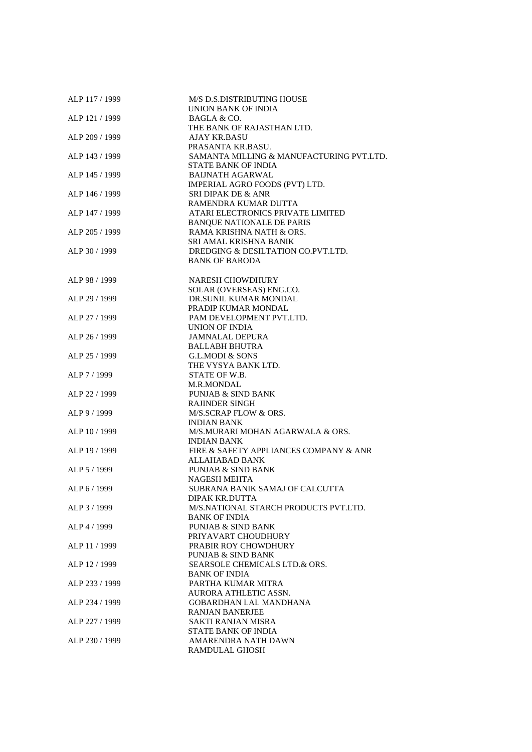| | |
|---|---|
| ALP 117 / 1999 | M/S D.S.DISTRIBUTING HOUSE<br>UNION BANK OF INDIA |
| ALP 121 / 1999 | BAGLA & CO.<br>THE BANK OF RAJASTHAN LTD. |
| ALP 209 / 1999 | AJAY KR.BASU<br>PRASANTA KR.BASU. |
| ALP 143 / 1999 | SAMANTA MILLING & MANUFACTURING PVT.LTD.<br>STATE BANK OF INDIA |
| ALP 145 / 1999 | BAIJNATH AGARWAL<br>IMPERIAL AGRO FOODS (PVT) LTD. |
| ALP 146 / 1999 | SRI DIPAK DE & ANR<br>RAMENDRA KUMAR DUTTA |
| ALP 147 / 1999 | ATARI ELECTRONICS PRIVATE LIMITED<br>BANQUE NATIONALE DE PARIS |
| ALP 205 / 1999 | RAMA KRISHNA NATH & ORS.<br>SRI AMAL KRISHNA BANIK |
| ALP 30 / 1999 | DREDGING & DESILTATION CO.PVT.LTD.<br>BANK OF BARODA |
| ALP 98 / 1999 | NARESH CHOWDHURY<br>SOLAR (OVERSEAS) ENG.CO. |
| ALP 29 / 1999 | DR.SUNIL KUMAR MONDAL<br>PRADIP KUMAR MONDAL |
| ALP 27 / 1999 | PAM DEVELOPMENT PVT.LTD.<br>UNION OF INDIA |
| ALP 26 / 1999 | JAMNALAL DEPURA<br>BALLABH BHUTRA |
| ALP 25 / 1999 | G.L.MODI & SONS<br>THE VYSYA BANK LTD. |
| ALP 7 / 1999 | STATE OF W.B.<br>M.R.MONDAL |
| ALP 22 / 1999 | PUNJAB & SIND BANK<br>RAJINDER SINGH |
| ALP 9 / 1999 | M/S.SCRAP FLOW & ORS.<br>INDIAN BANK |
| ALP 10 / 1999 | M/S.MURARI MOHAN AGARWALA & ORS.<br>INDIAN BANK |
| ALP 19 / 1999 | FIRE & SAFETY APPLIANCES COMPANY & ANR<br>ALLAHABAD BANK |
| ALP 5 / 1999 | PUNJAB & SIND BANK<br>NAGESH MEHTA |
| ALP 6 / 1999 | SUBRANA BANIK SAMAJ OF CALCUTTA<br>DIPAK KR.DUTTA |
| ALP 3 / 1999 | M/S.NATIONAL STARCH PRODUCTS PVT.LTD.<br>BANK OF INDIA |
| ALP 4 / 1999 | PUNJAB & SIND BANK<br>PRIYAVART CHOUDHURY |
| ALP 11 / 1999 | PRABIR ROY CHOWDHURY<br>PUNJAB & SIND BANK |
| ALP 12 / 1999 | SEARSOLE CHEMICALS LTD.& ORS.<br>BANK OF INDIA |
| ALP 233 / 1999 | PARTHA KUMAR MITRA<br>AURORA ATHLETIC ASSN. |
| ALP 234 / 1999 | GOBARDHAN LAL MANDHANA<br>RANJAN BANERJEE |
| ALP 227 / 1999 | SAKTI RANJAN MISRA<br>STATE BANK OF INDIA |
| ALP 230 / 1999 | AMARENDRA NATH DAWN<br>RAMDULAL GHOSH |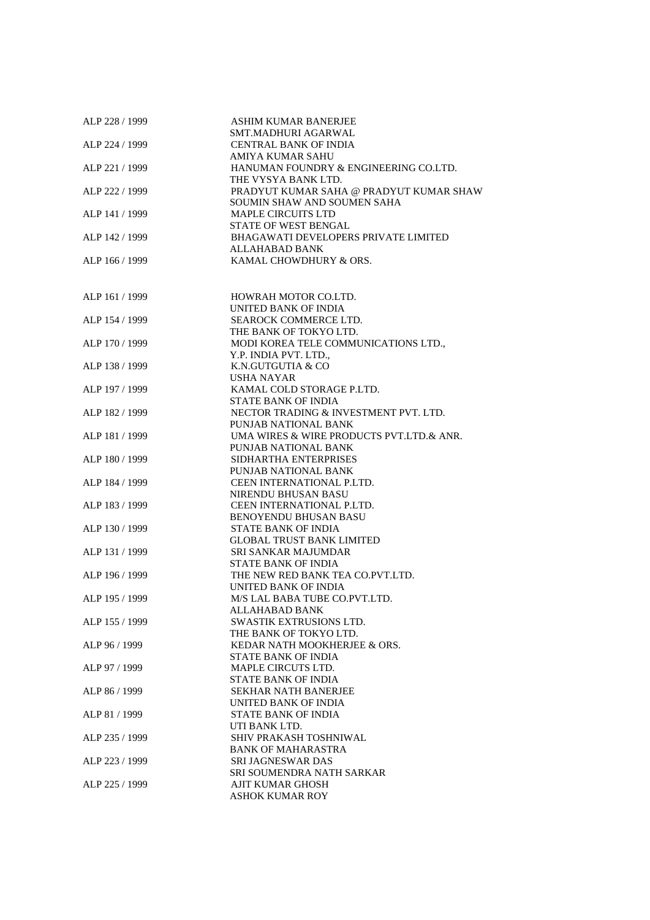| | |
|---|---|
| ALP 228 / 1999 | ASHIM KUMAR BANERJEE |
| | SMT.MADHURI AGARWAL |
| ALP 224 / 1999 | CENTRAL BANK OF INDIA |
| | AMIYA KUMAR SAHU |
| ALP 221 / 1999 | HANUMAN FOUNDRY & ENGINEERING CO.LTD. |
| | THE VYSYA BANK LTD. |
| ALP 222 / 1999 | PRADYUT KUMAR SAHA @ PRADYUT KUMAR SHAW |
| | SOUMIN SHAW AND SOUMEN SAHA |
| ALP 141 / 1999 | MAPLE CIRCUITS LTD |
| | STATE OF WEST BENGAL |
| ALP 142 / 1999 | BHAGAWATI DEVELOPERS PRIVATE LIMITED |
| | ALLAHABAD BANK |
| ALP 166 / 1999 | KAMAL CHOWDHURY & ORS. |
| | |
| ALP 161 / 1999 | HOWRAH MOTOR CO.LTD. |
| | UNITED BANK OF INDIA |
| ALP 154 / 1999 | SEAROCK COMMERCE LTD. |
| | THE BANK OF TOKYO LTD. |
| ALP 170 / 1999 | MODI KOREA TELE COMMUNICATIONS LTD., |
| | Y.P. INDIA PVT. LTD., |
| ALP 138 / 1999 | K.N.GUTGUTIA & CO |
| | USHA NAYAR |
| ALP 197 / 1999 | KAMAL COLD STORAGE P.LTD. |
| | STATE BANK OF INDIA |
| ALP 182 / 1999 | NECTOR TRADING & INVESTMENT PVT. LTD. |
| | PUNJAB NATIONAL BANK |
| ALP 181 / 1999 | UMA WIRES & WIRE PRODUCTS PVT.LTD.& ANR. |
| | PUNJAB NATIONAL BANK |
| ALP 180 / 1999 | SIDHARTHA ENTERPRISES |
| | PUNJAB NATIONAL BANK |
| ALP 184 / 1999 | CEEN INTERNATIONAL P.LTD. |
| | NIRENDU BHUSAN BASU |
| ALP 183 / 1999 | CEEN INTERNATIONAL P.LTD. |
| | BENOYENDU BHUSAN BASU |
| ALP 130 / 1999 | STATE BANK OF INDIA |
| | GLOBAL TRUST BANK LIMITED |
| ALP 131 / 1999 | SRI SANKAR MAJUMDAR |
| | STATE BANK OF INDIA |
| ALP 196 / 1999 | THE NEW RED BANK TEA CO.PVT.LTD. |
| | UNITED BANK OF INDIA |
| ALP 195 / 1999 | M/S LAL BABA TUBE CO.PVT.LTD. |
| | ALLAHABAD BANK |
| ALP 155 / 1999 | SWASTIK EXTRUSIONS LTD. |
| | THE BANK OF TOKYO LTD. |
| ALP 96 / 1999 | KEDAR NATH MOOKHERJEE & ORS. |
| | STATE BANK OF INDIA |
| ALP 97 / 1999 | MAPLE CIRCUTS LTD. |
| | STATE BANK OF INDIA |
| ALP 86 / 1999 | SEKHAR NATH BANERJEE |
| | UNITED BANK OF INDIA |
| ALP 81 / 1999 | STATE BANK OF INDIA |
| | UTI BANK LTD. |
| ALP 235 / 1999 | SHIV PRAKASH TOSHNIWAL |
| | BANK OF MAHARASTRA |
| ALP 223 / 1999 | SRI JAGNESWAR DAS |
| | SRI SOUMENDRA NATH SARKAR |
| ALP 225 / 1999 | AJIT KUMAR GHOSH |
| | ASHOK KUMAR ROY |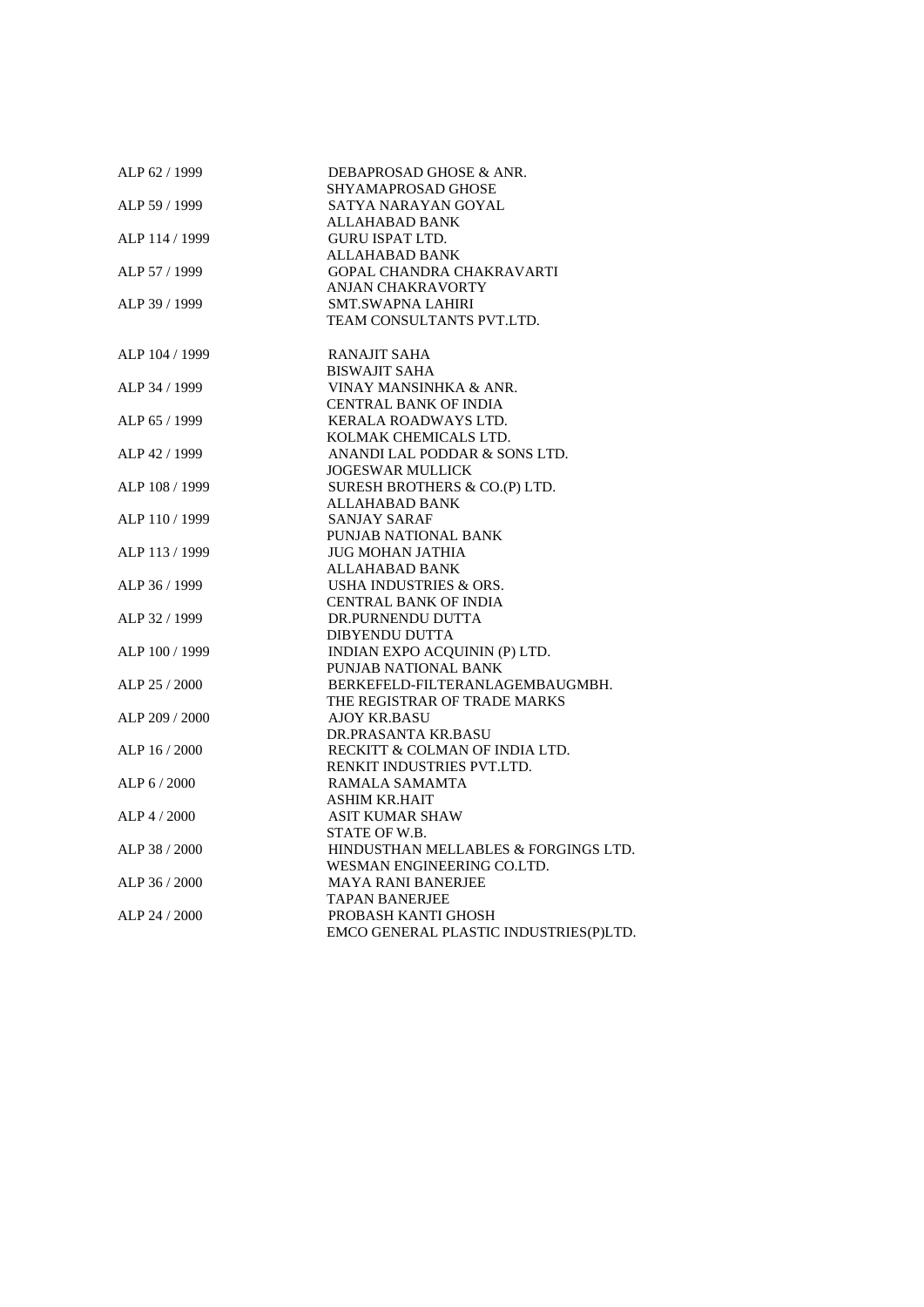| | |
|---|---|
| ALP 62 / 1999 | DEBAPROSAD GHOSE & ANR.<br>SHYAMAPROSAD GHOSE |
| ALP 59 / 1999 | SATYA NARAYAN GOYAL<br>ALLAHABAD BANK |
| ALP 114 / 1999 | GURU ISPAT LTD.<br>ALLAHABAD BANK |
| ALP 57 / 1999 | GOPAL CHANDRA CHAKRAVARTI<br>ANJAN CHAKRAVORTY |
| ALP 39 / 1999 | SMT.SWAPNA LAHIRI<br>TEAM CONSULTANTS PVT.LTD. |
| ALP 104 / 1999 | RANAJIT SAHA<br>BISWAJIT SAHA |
| ALP 34 / 1999 | VINAY MANSINHKA & ANR.<br>CENTRAL BANK OF INDIA |
| ALP 65 / 1999 | KERALA ROADWAYS LTD.<br>KOLMAK CHEMICALS LTD. |
| ALP 42 / 1999 | ANANDI LAL PODDAR & SONS LTD.<br>JOGESWAR MULLICK |
| ALP 108 / 1999 | SURESH BROTHERS & CO.(P) LTD.<br>ALLAHABAD BANK |
| ALP 110 / 1999 | SANJAY SARAF<br>PUNJAB NATIONAL BANK |
| ALP 113 / 1999 | JUG MOHAN JATHIA<br>ALLAHABAD BANK |
| ALP 36 / 1999 | USHA INDUSTRIES & ORS.<br>CENTRAL BANK OF INDIA |
| ALP 32 / 1999 | DR.PURNENDU DUTTA<br>DIBYENDU DUTTA |
| ALP 100 / 1999 | INDIAN EXPO ACQUININ (P) LTD.<br>PUNJAB NATIONAL BANK |
| ALP 25 / 2000 | BERKEFELD-FILTERANLAGEMBAUGMBH.<br>THE REGISTRAR OF TRADE MARKS |
| ALP 209 / 2000 | AJOY KR.BASU<br>DR.PRASANTA KR.BASU |
| ALP 16 / 2000 | RECKITT & COLMAN OF INDIA LTD.<br>RENKIT INDUSTRIES PVT.LTD. |
| ALP 6 / 2000 | RAMALA SAMAMTA<br>ASHIM KR.HAIT |
| ALP 4 / 2000 | ASIT KUMAR SHAW<br>STATE OF W.B. |
| ALP 38 / 2000 | HINDUSTHAN MELLABLES & FORGINGS LTD.<br>WESMAN ENGINEERING CO.LTD. |
| ALP 36 / 2000 | MAYA RANI BANERJEE<br>TAPAN BANERJEE |
| ALP 24 / 2000 | PROBASH KANTI GHOSH<br>EMCO GENERAL PLASTIC INDUSTRIES(P)LTD. |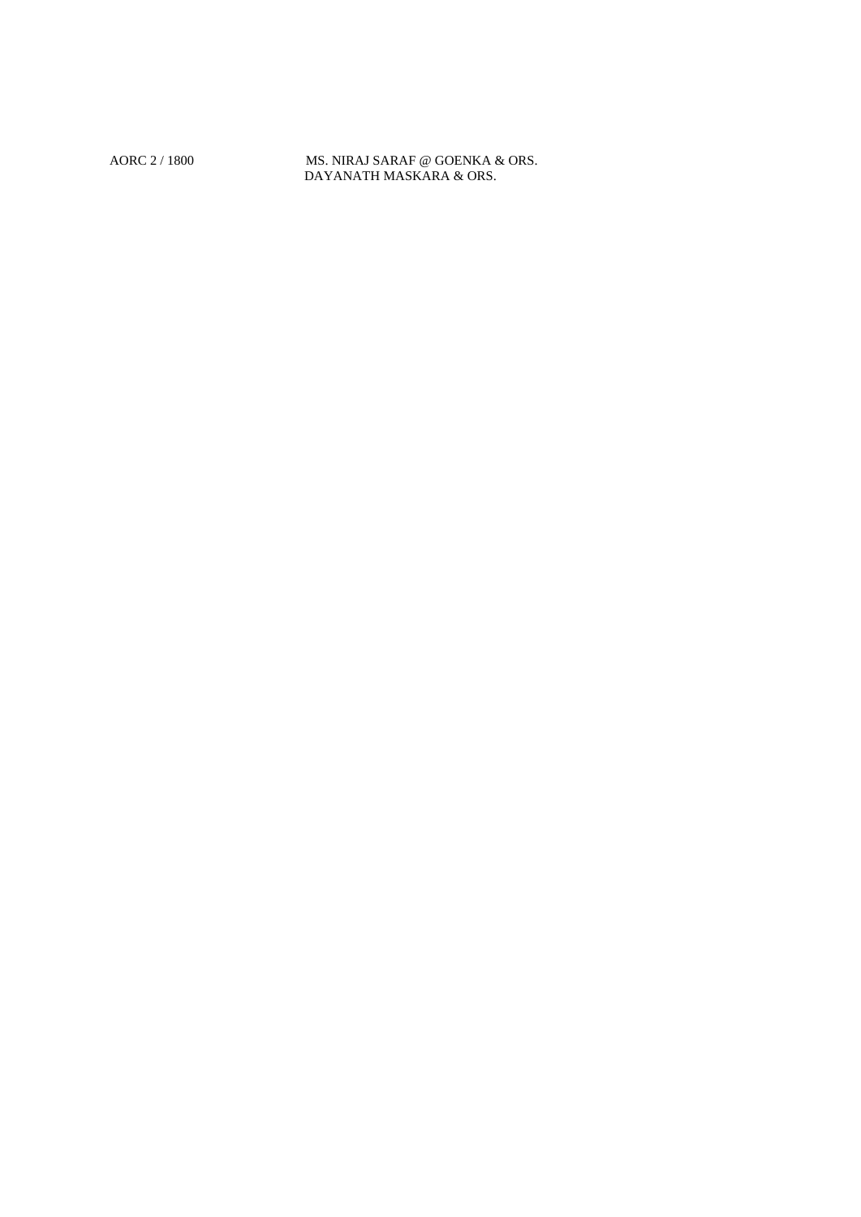AORC 2 / 1800 MS. NIRAJ SARAF @ GOENKA & ORS.
DAYANATH MASKARA & ORS.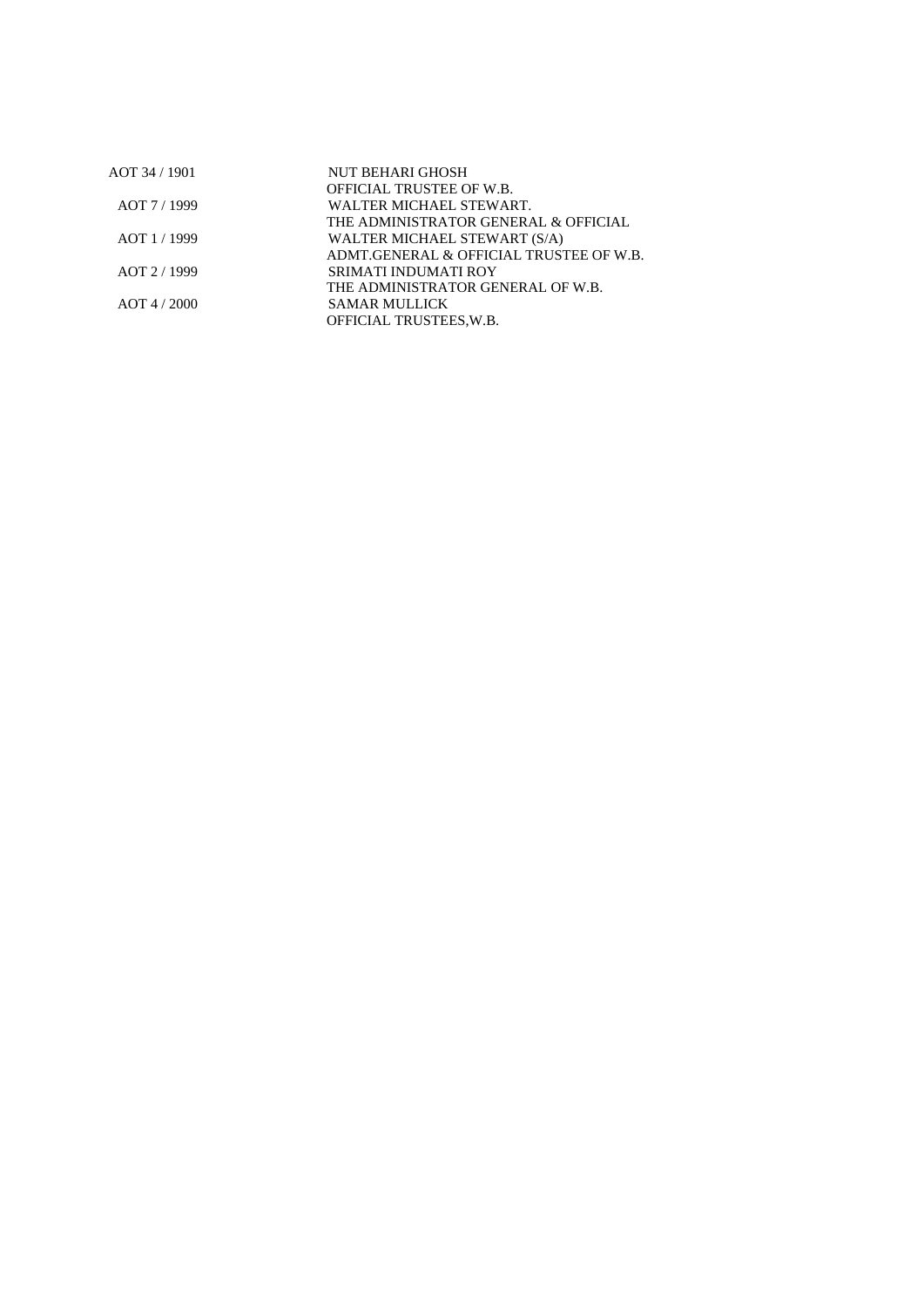| | |
|---|---|
| AOT 34 / 1901 | NUT BEHARI GHOSH |
| | OFFICIAL TRUSTEE OF W.B. |
| AOT 7 / 1999 | WALTER MICHAEL STEWART. |
| | THE ADMINISTRATOR GENERAL & OFFICIAL |
| AOT 1 / 1999 | WALTER MICHAEL STEWART (S/A) |
| | ADMT.GENERAL & OFFICIAL TRUSTEE OF W.B. |
| AOT 2 / 1999 | SRIMATI INDUMATI ROY |
| | THE ADMINISTRATOR GENERAL OF W.B. |
| AOT 4 / 2000 | SAMAR MULLICK |
| | OFFICIAL TRUSTEES,W.B. |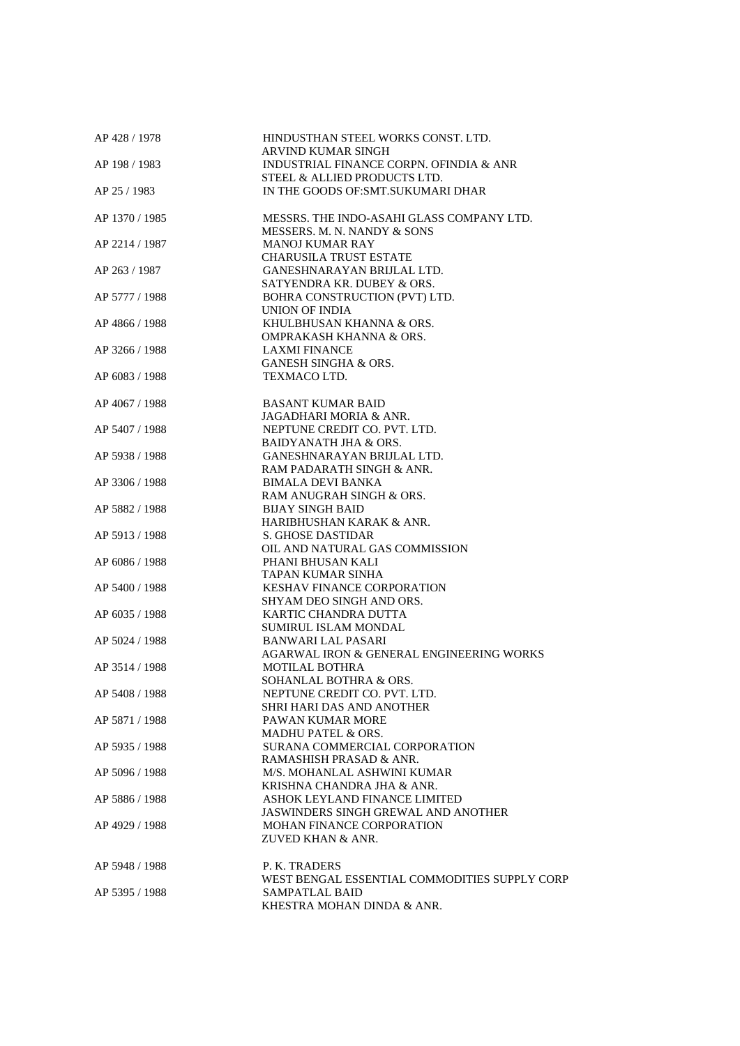| | |
|---|---|
| AP 428 / 1978 | HINDUSTHAN STEEL WORKS CONST. LTD.<br>ARVIND KUMAR SINGH |
| AP 198 / 1983 | INDUSTRIAL FINANCE CORPN. OFINDIA & ANR<br>STEEL & ALLIED PRODUCTS LTD. |
| AP 25 / 1983 | IN THE GOODS OF:SMT.SUKUMARI DHAR |
| AP 1370 / 1985 | MESSRS. THE INDO-ASAHI GLASS COMPANY LTD.<br>MESSERS. M. N. NANDY & SONS |
| AP 2214 / 1987 | MANOJ KUMAR RAY<br>CHARUSILA TRUST ESTATE |
| AP 263 / 1987 | GANESHNARAYAN BRIJLAL LTD.<br>SATYENDRA KR. DUBEY & ORS. |
| AP 5777 / 1988 | BOHRA CONSTRUCTION (PVT) LTD.<br>UNION OF INDIA |
| AP 4866 / 1988 | KHULBHUSAN KHANNA & ORS.<br>OMPRAKASH KHANNA & ORS. |
| AP 3266 / 1988 | LAXMI FINANCE<br>GANESH SINGHA & ORS. |
| AP 6083 / 1988 | TEXMACO LTD. |
| AP 4067 / 1988 | BASANT KUMAR BAID<br>JAGADHARI MORIA & ANR. |
| AP 5407 / 1988 | NEPTUNE CREDIT CO. PVT. LTD.<br>BAIDYANATH JHA & ORS. |
| AP 5938 / 1988 | GANESHNARAYAN BRIJLAL LTD.<br>RAM PADARATH SINGH & ANR. |
| AP 3306 / 1988 | BIMALA DEVI BANKA<br>RAM ANUGRAH SINGH & ORS. |
| AP 5882 / 1988 | BIJAY SINGH BAID<br>HARIBHUSHAN KARAK & ANR. |
| AP 5913 / 1988 | S. GHOSE DASTIDAR<br>OIL AND NATURAL GAS COMMISSION |
| AP 6086 / 1988 | PHANI BHUSAN KALI<br>TAPAN KUMAR SINHA |
| AP 5400 / 1988 | KESHAV FINANCE CORPORATION<br>SHYAM DEO SINGH AND ORS. |
| AP 6035 / 1988 | KARTIC CHANDRA DUTTA<br>SUMIRUL ISLAM MONDAL |
| AP 5024 / 1988 | BANWARI LAL PASARI<br>AGARWAL IRON & GENERAL ENGINEERING WORKS |
| AP 3514 / 1988 | MOTILAL BOTHRA<br>SOHANLAL BOTHRA & ORS. |
| AP 5408 / 1988 | NEPTUNE CREDIT CO. PVT. LTD.<br>SHRI HARI DAS AND ANOTHER |
| AP 5871 / 1988 | PAWAN KUMAR MORE<br>MADHU PATEL & ORS. |
| AP 5935 / 1988 | SURANA COMMERCIAL CORPORATION<br>RAMASHISH PRASAD & ANR. |
| AP 5096 / 1988 | M/S. MOHANLAL ASHWINI KUMAR<br>KRISHNA CHANDRA JHA & ANR. |
| AP 5886 / 1988 | ASHOK LEYLAND FINANCE LIMITED<br>JASWINDERS SINGH GREWAL AND ANOTHER |
| AP 4929 / 1988 | MOHAN FINANCE CORPORATION<br>ZUVED KHAN & ANR. |
| AP 5948 / 1988 | P. K. TRADERS<br>WEST BENGAL ESSENTIAL COMMODITIES SUPPLY CORP |
| AP 5395 / 1988 | SAMPATLAL BAID<br>KHESTRA MOHAN DINDA & ANR. |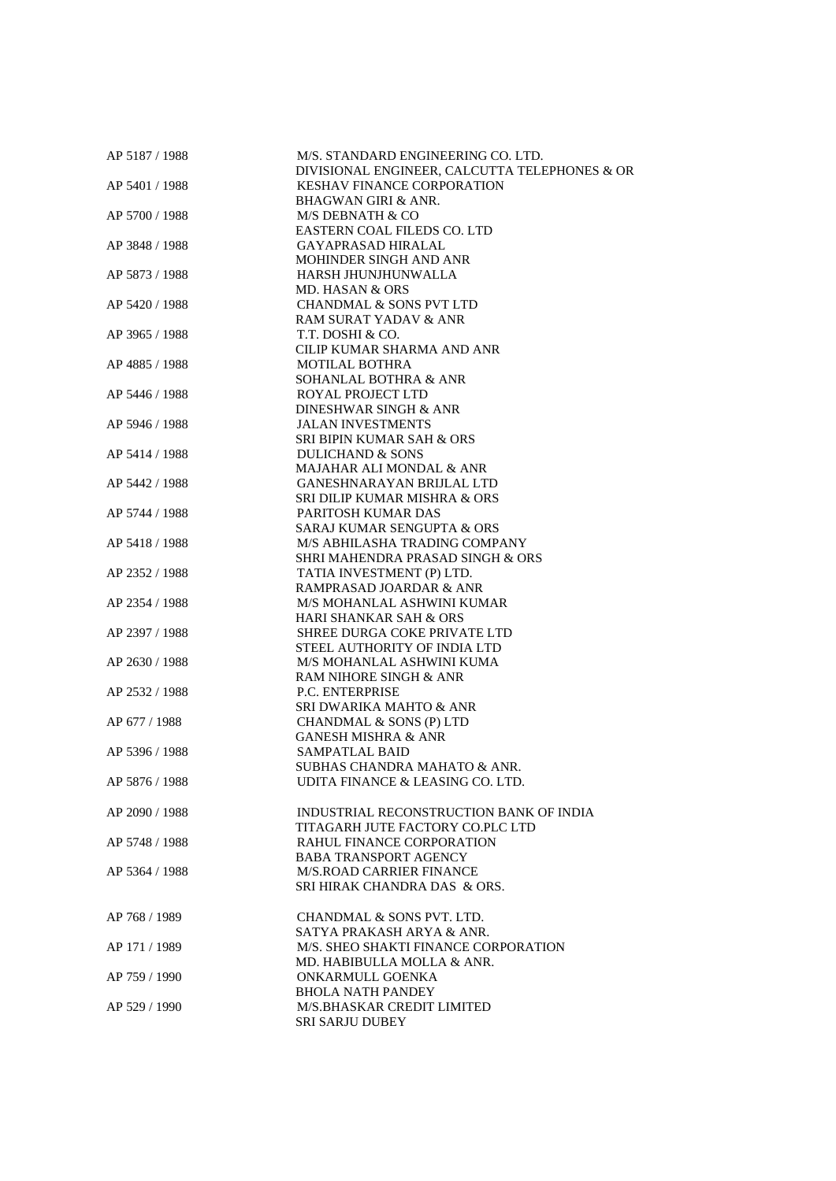| | |
|---|---|
| AP 5187 / 1988 | M/S. STANDARD ENGINEERING CO. LTD.<br>DIVISIONAL ENGINEER, CALCUTTA TELEPHONES & OR |
| AP 5401 / 1988 | KESHAV FINANCE CORPORATION<br>BHAGWAN GIRI & ANR. |
| AP 5700 / 1988 | M/S DEBNATH & CO<br>EASTERN COAL FILEDS CO. LTD |
| AP 3848 / 1988 | GAYAPRASAD HIRALAL<br>MOHINDER SINGH AND ANR |
| AP 5873 / 1988 | HARSH JHUNJHUNWALLA<br>MD. HASAN & ORS |
| AP 5420 / 1988 | CHANDMAL & SONS PVT LTD<br>RAM SURAT YADAV & ANR |
| AP 3965 / 1988 | T.T. DOSHI & CO.<br>CILIP KUMAR SHARMA AND ANR |
| AP 4885 / 1988 | MOTILAL BOTHRA<br>SOHANLAL BOTHRA & ANR |
| AP 5446 / 1988 | ROYAL PROJECT LTD<br>DINESHWAR SINGH & ANR |
| AP 5946 / 1988 | JALAN INVESTMENTS<br>SRI BIPIN KUMAR SAH & ORS |
| AP 5414 / 1988 | DULICHAND & SONS<br>MAJAHAR ALI MONDAL & ANR |
| AP 5442 / 1988 | GANESHNARAYAN BRIJLAL LTD<br>SRI DILIP KUMAR MISHRA & ORS |
| AP 5744 / 1988 | PARITOSH KUMAR DAS<br>SARAJ KUMAR SENGUPTA & ORS |
| AP 5418 / 1988 | M/S ABHILASHA TRADING COMPANY<br>SHRI MAHENDRA PRASAD SINGH & ORS |
| AP 2352 / 1988 | TATIA INVESTMENT (P) LTD.<br>RAMPRASAD JOARDAR & ANR |
| AP 2354 / 1988 | M/S MOHANLAL ASHWINI KUMAR<br>HARI SHANKAR SAH & ORS |
| AP 2397 / 1988 | SHREE DURGA COKE PRIVATE LTD<br>STEEL AUTHORITY OF INDIA LTD |
| AP 2630 / 1988 | M/S MOHANLAL ASHWINI KUMA<br>RAM NIHORE SINGH & ANR |
| AP 2532 / 1988 | P.C. ENTERPRISE<br>SRI DWARIKA MAHTO & ANR |
| AP 677 / 1988 | CHANDMAL & SONS (P) LTD<br>GANESH MISHRA & ANR |
| AP 5396 / 1988 | SAMPATLAL BAID<br>SUBHAS CHANDRA MAHATO & ANR. |
| AP 5876 / 1988 | UDITA FINANCE & LEASING CO. LTD. |
| AP 2090 / 1988 | INDUSTRIAL RECONSTRUCTION BANK OF INDIA<br>TITAGARH JUTE FACTORY CO.PLC LTD |
| AP 5748 / 1988 | RAHUL FINANCE CORPORATION<br>BABA TRANSPORT AGENCY |
| AP 5364 / 1988 | M/S.ROAD CARRIER FINANCE<br>SRI HIRAK CHANDRA DAS & ORS. |
| AP 768 / 1989 | CHANDMAL & SONS PVT. LTD.<br>SATYA PRAKASH ARYA & ANR. |
| AP 171 / 1989 | M/S. SHEO SHAKTI FINANCE CORPORATION<br>MD. HABIBULLA MOLLA & ANR. |
| AP 759 / 1990 | ONKARMULL GOENKA<br>BHOLA NATH PANDEY |
| AP 529 / 1990 | M/S.BHASKAR CREDIT LIMITED<br>SRI SARJU DUBEY |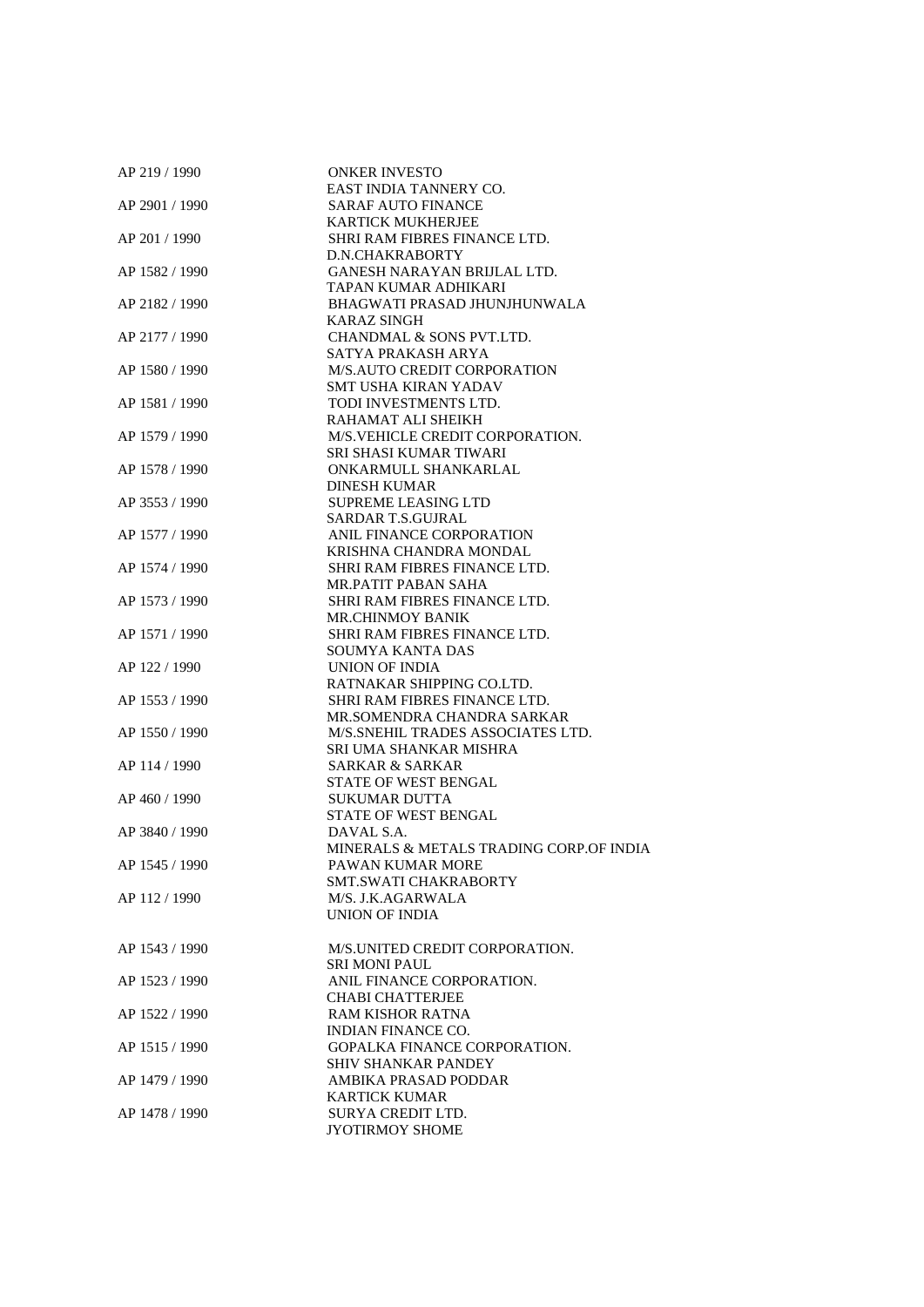AP 219 / 1990 ONKER INVESTO
EAST INDIA TANNERY CO.

AP 2901 / 1990 SARAF AUTO FINANCE
KARTICK MUKHERJEE

AP 201 / 1990 SHRI RAM FIBRES FINANCE LTD.
D.N.CHAKRABORTY

AP 1582 / 1990 GANESH NARAYAN BRIJLAL LTD.
TAPAN KUMAR ADHIKARI

AP 2182 / 1990 BHAGWATI PRASAD JHUNJHUNWALA
KARAZ SINGH

AP 2177 / 1990 CHANDMAL & SONS PVT.LTD.
SATYA PRAKASH ARYA

AP 1580 / 1990 M/S.AUTO CREDIT CORPORATION
SMT USHA KIRAN YADAV

AP 1581 / 1990 TODI INVESTMENTS LTD.
RAHAMAT ALI SHEIKH

AP 1579 / 1990 M/S.VEHICLE CREDIT CORPORATION.
SRI SHASI KUMAR TIWARI

AP 1578 / 1990 ONKARMULL SHANKARLAL
DINESH KUMAR

AP 3553 / 1990 SUPREME LEASING LTD
SARDAR T.S.GUJRAL

AP 1577 / 1990 ANIL FINANCE CORPORATION
KRISHNA CHANDRA MONDAL

AP 1574 / 1990 SHRI RAM FIBRES FINANCE LTD.
MR.PATIT PABAN SAHA

AP 1573 / 1990 SHRI RAM FIBRES FINANCE LTD.
MR.CHINMOY BANIK

AP 1571 / 1990 SHRI RAM FIBRES FINANCE LTD.
SOUMYA KANTA DAS

AP 122 / 1990 UNION OF INDIA
RATNAKAR SHIPPING CO.LTD.

AP 1553 / 1990 SHRI RAM FIBRES FINANCE LTD.
MR.SOMENDRA CHANDRA SARKAR

AP 1550 / 1990 M/S.SNEHIL TRADES ASSOCIATES LTD.
SRI UMA SHANKAR MISHRA

AP 114 / 1990 SARKAR & SARKAR
STATE OF WEST BENGAL

AP 460 / 1990 SUKUMAR DUTTA
STATE OF WEST BENGAL

AP 3840 / 1990 DAVAL S.A.
MINERALS & METALS TRADING CORP.OF INDIA

AP 1545 / 1990 PAWAN KUMAR MORE
SMT.SWATI CHAKRABORTY

AP 112 / 1990 M/S. J.K.AGARWALA
UNION OF INDIA

AP 1543 / 1990 M/S.UNITED CREDIT CORPORATION.
SRI MONI PAUL

AP 1523 / 1990 ANIL FINANCE CORPORATION.
CHABI CHATTERJEE

AP 1522 / 1990 RAM KISHOR RATNA
INDIAN FINANCE CO.

AP 1515 / 1990 GOPALKA FINANCE CORPORATION.
SHIV SHANKAR PANDEY

AP 1479 / 1990 AMBIKA PRASAD PODDAR
KARTICK KUMAR

AP 1478 / 1990 SURYA CREDIT LTD.
JYOTIRMOY SHOME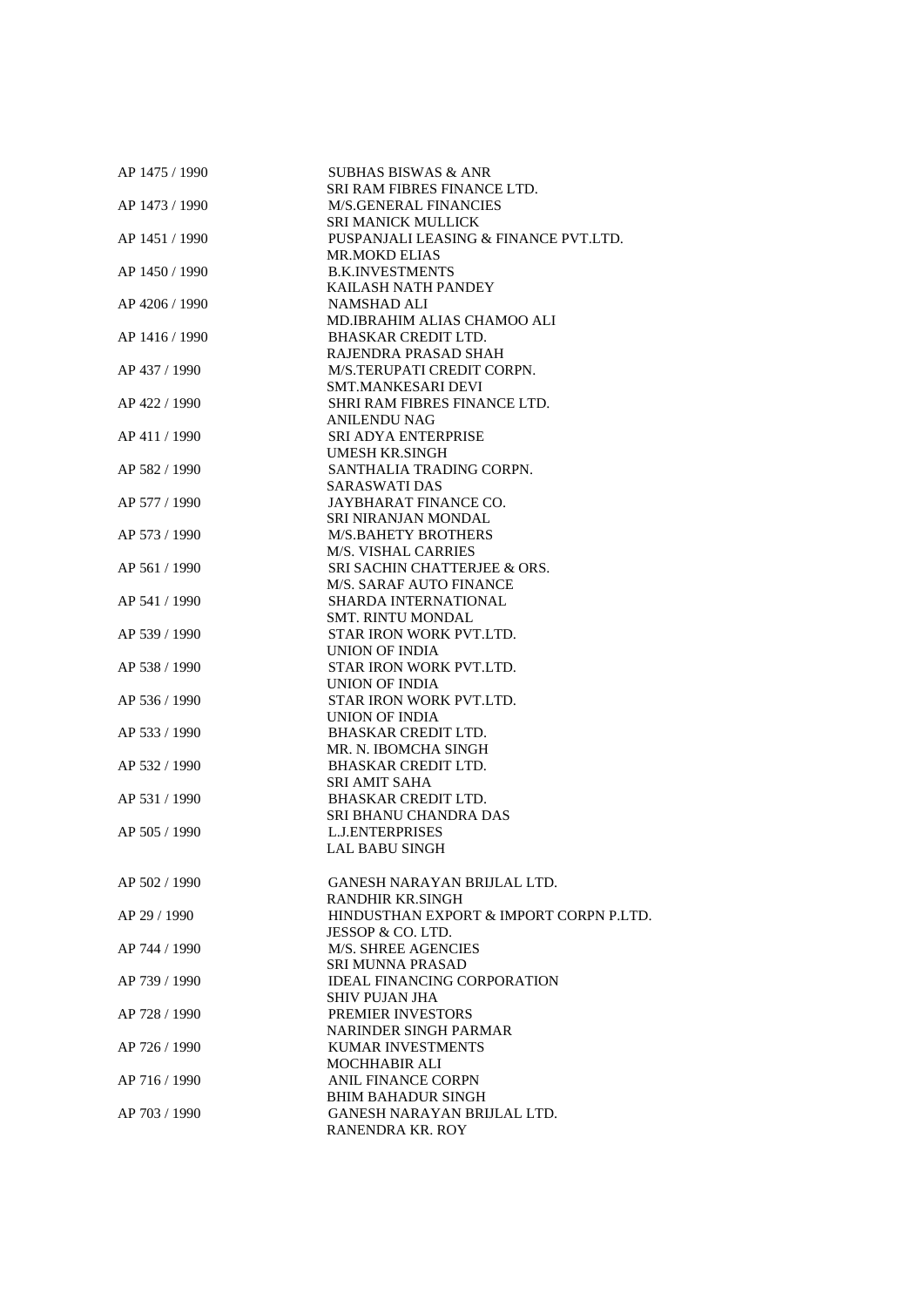| | |
|---|---|
| AP 1475 / 1990 | SUBHAS BISWAS & ANR<br>SRI RAM FIBRES FINANCE LTD. |
| AP 1473 / 1990 | M/S.GENERAL FINANCIES<br>SRI MANICK MULLICK |
| AP 1451 / 1990 | PUSPANJALI LEASING & FINANCE PVT.LTD.<br>MR.MOKD ELIAS |
| AP 1450 / 1990 | B.K.INVESTMENTS<br>KAILASH NATH PANDEY |
| AP 4206 / 1990 | NAMSHAD ALI<br>MD.IBRAHIM ALIAS CHAMOO ALI |
| AP 1416 / 1990 | BHASKAR CREDIT LTD.<br>RAJENDRA PRASAD SHAH |
| AP 437 / 1990 | M/S.TERUPATI CREDIT CORPN.<br>SMT.MANKESARI DEVI |
| AP 422 / 1990 | SHRI RAM FIBRES FINANCE LTD.<br>ANILENDU NAG |
| AP 411 / 1990 | SRI ADYA ENTERPRISE<br>UMESH KR.SINGH |
| AP 582 / 1990 | SANTHALIA TRADING CORPN.<br>SARASWATI DAS |
| AP 577 / 1990 | JAYBHARAT FINANCE CO.<br>SRI NIRANJAN MONDAL |
| AP 573 / 1990 | M/S.BAHETY BROTHERS<br>M/S. VISHAL CARRIES |
| AP 561 / 1990 | SRI SACHIN CHATTERJEE & ORS.<br>M/S. SARAF AUTO FINANCE |
| AP 541 / 1990 | SHARDA INTERNATIONAL<br>SMT. RINTU MONDAL |
| AP 539 / 1990 | STAR IRON WORK PVT.LTD.<br>UNION OF INDIA |
| AP 538 / 1990 | STAR IRON WORK PVT.LTD.<br>UNION OF INDIA |
| AP 536 / 1990 | STAR IRON WORK PVT.LTD.<br>UNION OF INDIA |
| AP 533 / 1990 | BHASKAR CREDIT LTD.<br>MR. N. IBOMCHA SINGH |
| AP 532 / 1990 | BHASKAR CREDIT LTD.<br>SRI AMIT SAHA |
| AP 531 / 1990 | BHASKAR CREDIT LTD.<br>SRI BHANU CHANDRA DAS |
| AP 505 / 1990 | L.J.ENTERPRISES<br>LAL BABU SINGH |
| AP 502 / 1990 | GANESH NARAYAN BRIJLAL LTD.<br>RANDHIR KR.SINGH |
| AP 29 / 1990 | HINDUSTHAN EXPORT & IMPORT CORPN P.LTD.<br>JESSOP & CO. LTD. |
| AP 744 / 1990 | M/S. SHREE AGENCIES<br>SRI MUNNA PRASAD |
| AP 739 / 1990 | IDEAL FINANCING CORPORATION<br>SHIV PUJAN JHA |
| AP 728 / 1990 | PREMIER INVESTORS<br>NARINDER SINGH PARMAR |
| AP 726 / 1990 | KUMAR INVESTMENTS<br>MOCHHABIR ALI |
| AP 716 / 1990 | ANIL FINANCE CORPN<br>BHIM BAHADUR SINGH |
| AP 703 / 1990 | GANESH NARAYAN BRIJLAL LTD.<br>RANENDRA KR. ROY |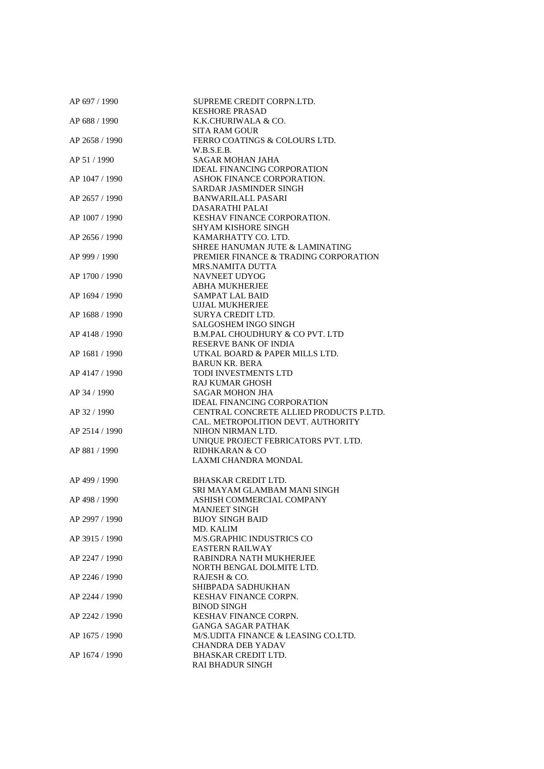| | |
|---|---|
| AP 697 / 1990 | SUPREME CREDIT CORPN.LTD.<br>KESHORE PRASAD |
| AP 688 / 1990 | K.K.CHURIWALA & CO.<br>SITA RAM GOUR |
| AP 2658 / 1990 | FERRO COATINGS & COLOURS LTD.<br>W.B.S.E.B. |
| AP 51 / 1990 | SAGAR MOHAN JAHA<br>IDEAL FINANCING CORPORATION |
| AP 1047 / 1990 | ASHOK FINANCE CORPORATION.<br>SARDAR JASMINDER SINGH |
| AP 2657 / 1990 | BANWARILALL PASARI<br>DASARATHI PALAI |
| AP 1007 / 1990 | KESHAV FINANCE CORPORATION.<br>SHYAM KISHORE SINGH |
| AP 2656 / 1990 | KAMARHATTY CO. LTD.<br>SHREE HANUMAN JUTE & LAMINATING |
| AP 999 / 1990 | PREMIER FINANCE & TRADING CORPORATION<br>MRS.NAMITA DUTTA |
| AP 1700 / 1990 | NAVNEET UDYOG<br>ABHA MUKHERJEE |
| AP 1694 / 1990 | SAMPAT LAL BAID<br>UJJAL MUKHERJEE |
| AP 1688 / 1990 | SURYA CREDIT LTD.<br>SALGOSHEM INGO SINGH |
| AP 4148 / 1990 | B.M.PAL CHOUDHURY & CO PVT. LTD<br>RESERVE BANK OF INDIA |
| AP 1681 / 1990 | UTKAL BOARD & PAPER MILLS LTD.<br>BARUN KR. BERA |
| AP 4147 / 1990 | TODI INVESTMENTS LTD<br>RAJ KUMAR GHOSH |
| AP 34 / 1990 | SAGAR MOHON JHA<br>IDEAL FINANCING CORPORATION |
| AP 32 / 1990 | CENTRAL CONCRETE ALLIED PRODUCTS P.LTD.<br>CAL. METROPOLITION DEVT. AUTHORITY |
| AP 2514 / 1990 | NIHON NIRMAN LTD.<br>UNIQUE PROJECT FEBRICATORS PVT. LTD. |
| AP 881 / 1990 | RIDHKARAN & CO<br>LAXMI CHANDRA MONDAL |
| AP 499 / 1990 | BHASKAR CREDIT LTD.<br>SRI MAYAM GLAMBAM MANI SINGH |
| AP 498 / 1990 | ASHISH COMMERCIAL COMPANY<br>MANJEET SINGH |
| AP 2997 / 1990 | BIJOY SINGH BAID<br>MD. KALIM |
| AP 3915 / 1990 | M/S.GRAPHIC INDUSTRICS CO<br>EASTERN RAILWAY |
| AP 2247 / 1990 | RABINDRA NATH MUKHERJEE<br>NORTH BENGAL DOLMITE LTD. |
| AP 2246 / 1990 | RAJESH & CO.<br>SHIBPADA SADHUKHAN |
| AP 2244 / 1990 | KESHAV FINANCE CORPN.<br>BINOD SINGH |
| AP 2242 / 1990 | KESHAV FINANCE CORPN.<br>GANGA SAGAR PATHAK |
| AP 1675 / 1990 | M/S.UDITA FINANCE & LEASING CO.LTD.<br>CHANDRA DEB YADAV |
| AP 1674 / 1990 | BHASKAR CREDIT LTD.<br>RAI BHADUR SINGH |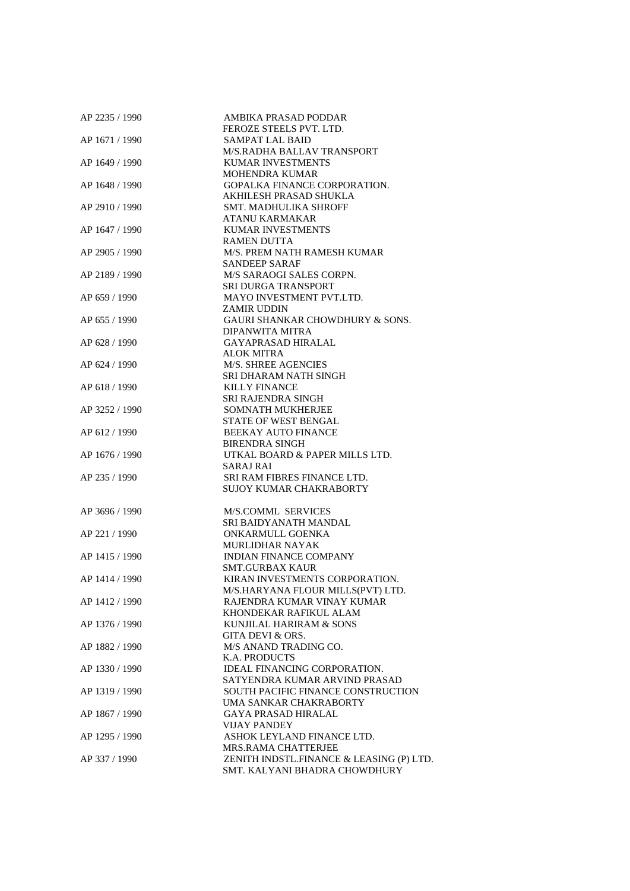| | |
|---|---|
| AP 2235 / 1990 | AMBIKA PRASAD PODDAR<br>FEROZE STEELS PVT. LTD. |
| AP 1671 / 1990 | SAMPAT LAL BAID<br>M/S.RADHA BALLAV TRANSPORT |
| AP 1649 / 1990 | KUMAR INVESTMENTS<br>MOHENDRA KUMAR |
| AP 1648 / 1990 | GOPALKA FINANCE CORPORATION.<br>AKHILESH PRASAD SHUKLA |
| AP 2910 / 1990 | SMT. MADHULIKA SHROFF<br>ATANU KARMAKAR |
| AP 1647 / 1990 | KUMAR INVESTMENTS<br>RAMEN DUTTA |
| AP 2905 / 1990 | M/S. PREM NATH RAMESH KUMAR<br>SANDEEP SARAF |
| AP 2189 / 1990 | M/S SARAOGI SALES CORPN.<br>SRI DURGA TRANSPORT |
| AP 659 / 1990 | MAYO INVESTMENT PVT.LTD.<br>ZAMIR UDDIN |
| AP 655 / 1990 | GAURI SHANKAR CHOWDHURY & SONS.<br>DIPANWITA MITRA |
| AP 628 / 1990 | GAYAPRASAD HIRALAL<br>ALOK MITRA |
| AP 624 / 1990 | M/S. SHREE AGENCIES<br>SRI DHARAM NATH SINGH |
| AP 618 / 1990 | KILLY FINANCE<br>SRI RAJENDRA SINGH |
| AP 3252 / 1990 | SOMNATH MUKHERJEE<br>STATE OF WEST BENGAL |
| AP 612 / 1990 | BEEKAY AUTO FINANCE<br>BIRENDRA SINGH |
| AP 1676 / 1990 | UTKAL BOARD & PAPER MILLS LTD.<br>SARAJ RAI |
| AP 235 / 1990 | SRI RAM FIBRES FINANCE LTD.<br>SUJOY KUMAR CHAKRABORTY |
| AP 3696 / 1990 | M/S.COMML SERVICES<br>SRI BAIDYANATH MANDAL |
| AP 221 / 1990 | ONKARMULL GOENKA<br>MURLIDHAR NAYAK |
| AP 1415 / 1990 | INDIAN FINANCE COMPANY<br>SMT.GURBAX KAUR |
| AP 1414 / 1990 | KIRAN INVESTMENTS CORPORATION.<br>M/S.HARYANA FLOUR MILLS(PVT) LTD. |
| AP 1412 / 1990 | RAJENDRA KUMAR VINAY KUMAR<br>KHONDEKAR RAFIKUL ALAM |
| AP 1376 / 1990 | KUNJILAL HARIRAM & SONS<br>GITA DEVI & ORS. |
| AP 1882 / 1990 | M/S ANAND TRADING CO.<br>K.A. PRODUCTS |
| AP 1330 / 1990 | IDEAL FINANCING CORPORATION.<br>SATYENDRA KUMAR ARVIND PRASAD |
| AP 1319 / 1990 | SOUTH PACIFIC FINANCE CONSTRUCTION<br>UMA SANKAR CHAKRABORTY |
| AP 1867 / 1990 | GAYA PRASAD HIRALAL<br>VIJAY PANDEY |
| AP 1295 / 1990 | ASHOK LEYLAND FINANCE LTD.<br>MRS.RAMA CHATTERJEE |
| AP 337 / 1990 | ZENITH INDSTL.FINANCE & LEASING (P) LTD.<br>SMT. KALYANI BHADRA CHOWDHURY |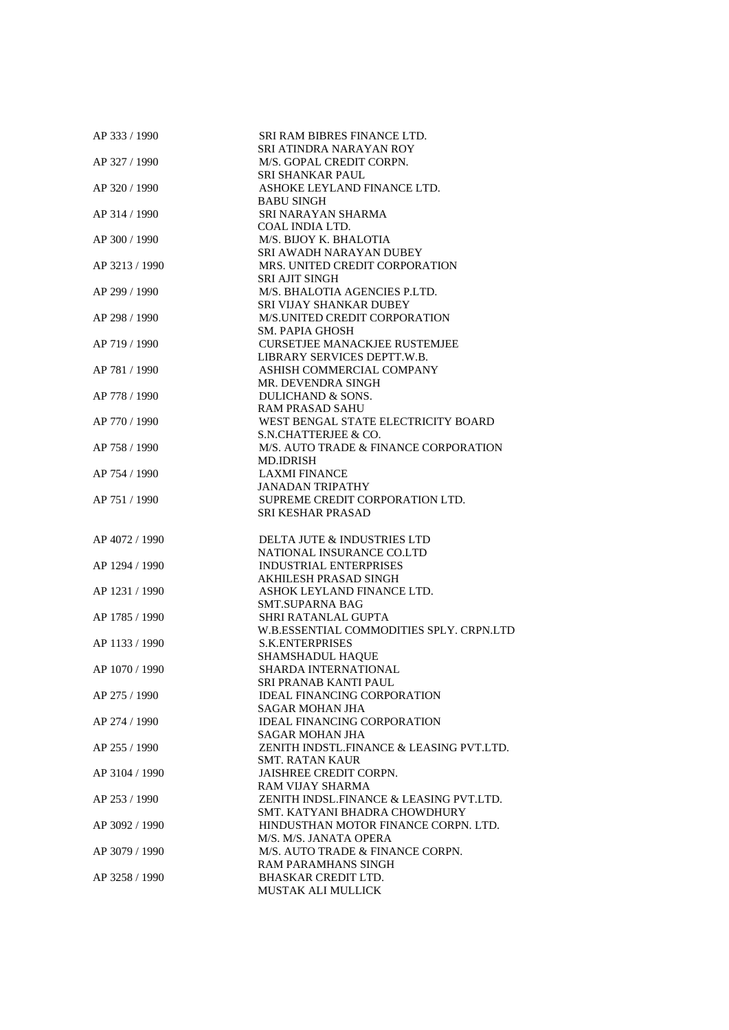AP 333 / 1990 SRI RAM BIBRES FINANCE LTD.
SRI ATINDRA NARAYAN ROY

AP 327 / 1990 M/S. GOPAL CREDIT CORPN.
SRI SHANKAR PAUL

AP 320 / 1990 ASHOKE LEYLAND FINANCE LTD.
BABU SINGH

AP 314 / 1990 SRI NARAYAN SHARMA
COAL INDIA LTD.

AP 300 / 1990 M/S. BIJOY K. BHALOTIA
SRI AWADH NARAYAN DUBEY

AP 3213 / 1990 MRS. UNITED CREDIT CORPORATION
SRI AJIT SINGH

AP 299 / 1990 M/S. BHALOTIA AGENCIES P.LTD.
SRI VIJAY SHANKAR DUBEY

AP 298 / 1990 M/S.UNITED CREDIT CORPORATION
SM. PAPIA GHOSH

AP 719 / 1990 CURSETJEE MANACKJEE RUSTEMJEE
LIBRARY SERVICES DEPTT.W.B.

AP 781 / 1990 ASHISH COMMERCIAL COMPANY
MR. DEVENDRA SINGH

AP 778 / 1990 DULICHAND & SONS.
RAM PRASAD SAHU

AP 770 / 1990 WEST BENGAL STATE ELECTRICITY BOARD
S.N.CHATTERJEE & CO.

AP 758 / 1990 M/S. AUTO TRADE & FINANCE CORPORATION
MD.IDRISH

AP 754 / 1990 LAXMI FINANCE
JANADAN TRIPATHY

AP 751 / 1990 SUPREME CREDIT CORPORATION LTD.
SRI KESHAR PRASAD

AP 4072 / 1990 DELTA JUTE & INDUSTRIES LTD
NATIONAL INSURANCE CO.LTD

AP 1294 / 1990 INDUSTRIAL ENTERPRISES
AKHILESH PRASAD SINGH

AP 1231 / 1990 ASHOK LEYLAND FINANCE LTD.
SMT.SUPARNA BAG

AP 1785 / 1990 SHRI RATANLAL GUPTA
W.B.ESSENTIAL COMMODITIES SPLY. CRPN.LTD

AP 1133 / 1990 S.K.ENTERPRISES
SHAMSHADUL HAQUE

AP 1070 / 1990 SHARDA INTERNATIONAL
SRI PRANAB KANTI PAUL

AP 275 / 1990 IDEAL FINANCING CORPORATION
SAGAR MOHAN JHA

AP 274 / 1990 IDEAL FINANCING CORPORATION
SAGAR MOHAN JHA

AP 255 / 1990 ZENITH INDSTL.FINANCE & LEASING PVT.LTD.
SMT. RATAN KAUR

AP 3104 / 1990 JAISHREE CREDIT CORPN.
RAM VIJAY SHARMA

AP 253 / 1990 ZENITH INDSL.FINANCE & LEASING PVT.LTD.
SMT. KATYANI BHADRA CHOWDHURY

AP 3092 / 1990 HINDUSTHAN MOTOR FINANCE CORPN. LTD.
M/S. M/S. JANATA OPERA

AP 3079 / 1990 M/S. AUTO TRADE & FINANCE CORPN.
RAM PARAMHANS SINGH

AP 3258 / 1990 BHASKAR CREDIT LTD.
MUSTAK ALI MULLICK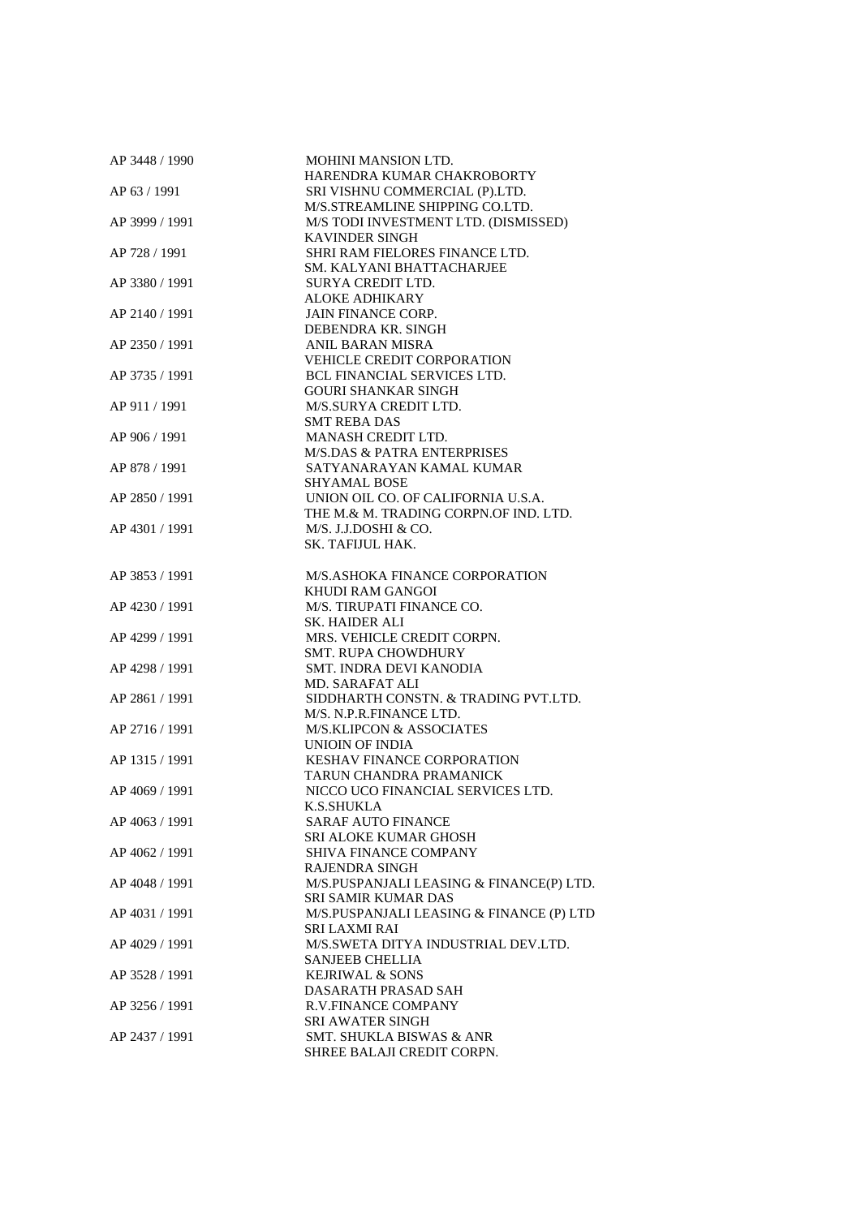| | |
|---|---|
| AP 3448 / 1990 | MOHINI MANSION LTD.<br>HARENDRA KUMAR CHAKROBORTY |
| AP 63 / 1991 | SRI VISHNU COMMERCIAL (P).LTD.<br>M/S.STREAMLINE SHIPPING CO.LTD. |
| AP 3999 / 1991 | M/S TODI INVESTMENT LTD. (DISMISSED)<br>KAVINDER SINGH |
| AP 728 / 1991 | SHRI RAM FIELORES FINANCE LTD.<br>SM. KALYANI BHATTACHARJEE |
| AP 3380 / 1991 | SURYA CREDIT LTD.<br>ALOKE ADHIKARY |
| AP 2140 / 1991 | JAIN FINANCE CORP.<br>DEBENDRA KR. SINGH |
| AP 2350 / 1991 | ANIL BARAN MISRA<br>VEHICLE CREDIT CORPORATION |
| AP 3735 / 1991 | BCL FINANCIAL SERVICES LTD.<br>GOURI SHANKAR SINGH |
| AP 911 / 1991 | M/S.SURYA CREDIT LTD.<br>SMT REBA DAS |
| AP 906 / 1991 | MANASH CREDIT LTD.<br>M/S.DAS & PATRA ENTERPRISES |
| AP 878 / 1991 | SATYANARAYAN KAMAL KUMAR<br>SHYAMAL BOSE |
| AP 2850 / 1991 | UNION OIL CO. OF CALIFORNIA U.S.A.<br>THE M.& M. TRADING CORPN.OF IND. LTD. |
| AP 4301 / 1991 | M/S. J.J.DOSHI & CO.<br>SK. TAFIJUL HAK. |
| AP 3853 / 1991 | M/S.ASHOKA FINANCE CORPORATION<br>KHUDI RAM GANGOI |
| AP 4230 / 1991 | M/S. TIRUPATI FINANCE CO.<br>SK. HAIDER ALI |
| AP 4299 / 1991 | MRS. VEHICLE CREDIT CORPN.<br>SMT. RUPA CHOWDHURY |
| AP 4298 / 1991 | SMT. INDRA DEVI KANODIA<br>MD. SARAFAT ALI |
| AP 2861 / 1991 | SIDDHARTH CONSTN. & TRADING PVT.LTD.<br>M/S. N.P.R.FINANCE LTD. |
| AP 2716 / 1991 | M/S.KLIPCON & ASSOCIATES<br>UNIOIN OF INDIA |
| AP 1315 / 1991 | KESHAV FINANCE CORPORATION<br>TARUN CHANDRA PRAMANICK |
| AP 4069 / 1991 | NICCO UCO FINANCIAL SERVICES LTD.<br>K.S.SHUKLA |
| AP 4063 / 1991 | SARAF AUTO FINANCE<br>SRI ALOKE KUMAR GHOSH |
| AP 4062 / 1991 | SHIVA FINANCE COMPANY<br>RAJENDRA SINGH |
| AP 4048 / 1991 | M/S.PUSPANJALI LEASING & FINANCE(P) LTD.<br>SRI SAMIR KUMAR DAS |
| AP 4031 / 1991 | M/S.PUSPANJALI LEASING & FINANCE (P) LTD<br>SRI LAXMI RAI |
| AP 4029 / 1991 | M/S.SWETA DITYA INDUSTRIAL DEV.LTD.<br>SANJEEB CHELLIA |
| AP 3528 / 1991 | KEJRIWAL & SONS<br>DASARATH PRASAD SAH |
| AP 3256 / 1991 | R.V.FINANCE COMPANY<br>SRI AWATER SINGH |
| AP 2437 / 1991 | SMT. SHUKLA BISWAS & ANR<br>SHREE BALAJI CREDIT CORPN. |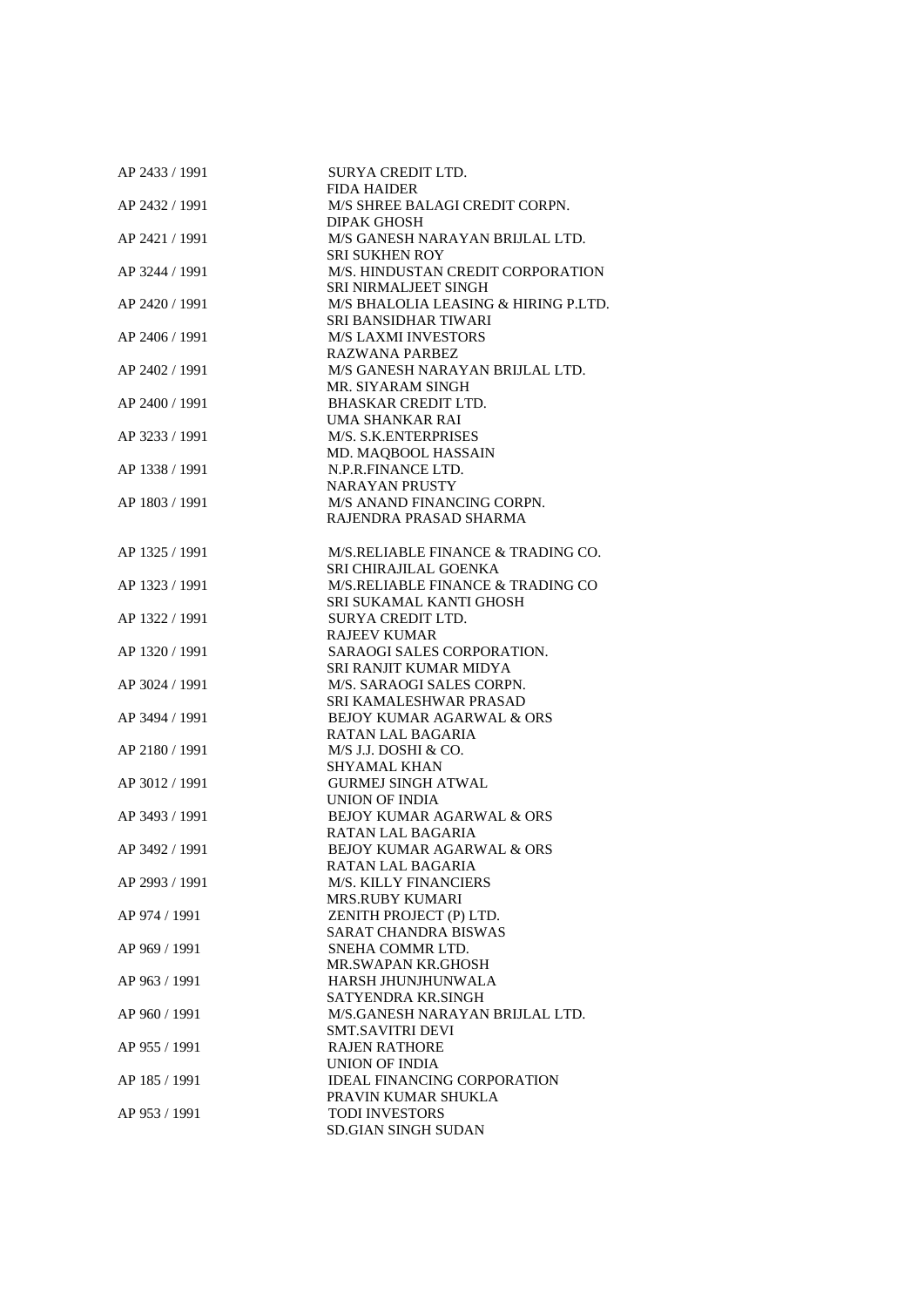| | |
|---|---|
| AP 2433 / 1991 | SURYA CREDIT LTD.<br>FIDA HAIDER |
| AP 2432 / 1991 | M/S SHREE BALAGI CREDIT CORPN.<br>DIPAK GHOSH |
| AP 2421 / 1991 | M/S GANESH NARAYAN BRIJLAL LTD.<br>SRI SUKHEN ROY |
| AP 3244 / 1991 | M/S. HINDUSTAN CREDIT CORPORATION<br>SRI NIRMALJEET SINGH |
| AP 2420 / 1991 | M/S BHALOLIA LEASING & HIRING P.LTD.<br>SRI BANSIDHAR TIWARI |
| AP 2406 / 1991 | M/S LAXMI INVESTORS<br>RAZWANA PARBEZ |
| AP 2402 / 1991 | M/S GANESH NARAYAN BRIJLAL LTD.<br>MR. SIYARAM SINGH |
| AP 2400 / 1991 | BHASKAR CREDIT LTD.<br>UMA SHANKAR RAI |
| AP 3233 / 1991 | M/S. S.K.ENTERPRISES<br>MD. MAQBOOL HASSAIN |
| AP 1338 / 1991 | N.P.R.FINANCE LTD.<br>NARAYAN PRUSTY |
| AP 1803 / 1991 | M/S ANAND FINANCING CORPN.<br>RAJENDRA PRASAD SHARMA |
| AP 1325 / 1991 | M/S.RELIABLE FINANCE & TRADING CO.<br>SRI CHIRAJILAL GOENKA |
| AP 1323 / 1991 | M/S.RELIABLE FINANCE & TRADING CO<br>SRI SUKAMAL KANTI GHOSH |
| AP 1322 / 1991 | SURYA CREDIT LTD.<br>RAJEEV KUMAR |
| AP 1320 / 1991 | SARAOGI SALES CORPORATION.<br>SRI RANJIT KUMAR MIDYA |
| AP 3024 / 1991 | M/S. SARAOGI SALES CORPN.<br>SRI KAMALESHWAR PRASAD |
| AP 3494 / 1991 | BEJOY KUMAR AGARWAL & ORS<br>RATAN LAL BAGARIA |
| AP 2180 / 1991 | M/S J.J. DOSHI & CO.<br>SHYAMAL KHAN |
| AP 3012 / 1991 | GURMEJ SINGH ATWAL<br>UNION OF INDIA |
| AP 3493 / 1991 | BEJOY KUMAR AGARWAL & ORS<br>RATAN LAL BAGARIA |
| AP 3492 / 1991 | BEJOY KUMAR AGARWAL & ORS<br>RATAN LAL BAGARIA |
| AP 2993 / 1991 | M/S. KILLY FINANCIERS<br>MRS.RUBY KUMARI |
| AP 974 / 1991 | ZENITH PROJECT (P) LTD.<br>SARAT CHANDRA BISWAS |
| AP 969 / 1991 | SNEHA COMMR LTD.<br>MR.SWAPAN KR.GHOSH |
| AP 963 / 1991 | HARSH JHUNJHUNWALA<br>SATYENDRA KR.SINGH |
| AP 960 / 1991 | M/S.GANESH NARAYAN BRIJLAL LTD.<br>SMT.SAVITRI DEVI |
| AP 955 / 1991 | RAJEN RATHORE<br>UNION OF INDIA |
| AP 185 / 1991 | IDEAL FINANCING CORPORATION<br>PRAVIN KUMAR SHUKLA |
| AP 953 / 1991 | TODI INVESTORS<br>SD.GIAN SINGH SUDAN |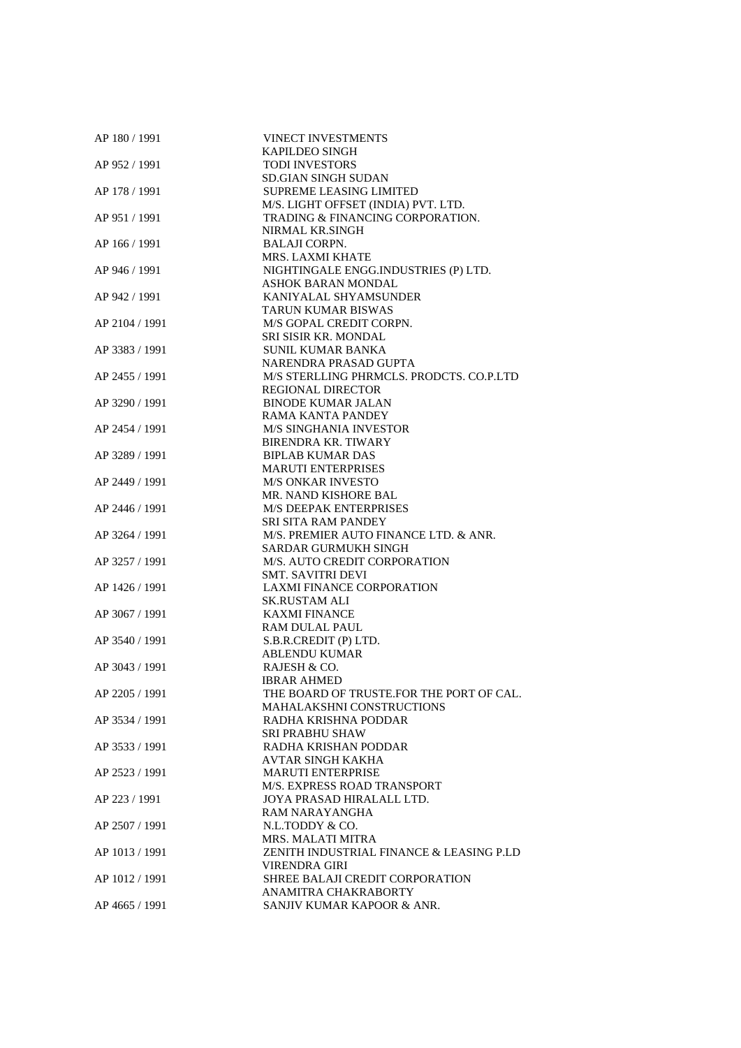| | |
|---|---|
| AP 180 / 1991 | VINECT INVESTMENTS |
| | KAPILDEO SINGH |
| AP 952 / 1991 | TODI INVESTORS |
| | SD.GIAN SINGH SUDAN |
| AP 178 / 1991 | SUPREME LEASING LIMITED |
| | M/S. LIGHT OFFSET (INDIA) PVT. LTD. |
| AP 951 / 1991 | TRADING & FINANCING CORPORATION. |
| | NIRMAL KR.SINGH |
| AP 166 / 1991 | BALAJI CORPN. |
| | MRS. LAXMI KHATE |
| AP 946 / 1991 | NIGHTINGALE ENGG.INDUSTRIES (P) LTD. |
| | ASHOK BARAN MONDAL |
| AP 942 / 1991 | KANIYALAL SHYAMSUNDER |
| | TARUN KUMAR BISWAS |
| AP 2104 / 1991 | M/S GOPAL CREDIT CORPN. |
| | SRI SISIR KR. MONDAL |
| AP 3383 / 1991 | SUNIL KUMAR BANKA |
| | NARENDRA PRASAD GUPTA |
| AP 2455 / 1991 | M/S STERLLING PHRMCLS. PRODCTS. CO.P.LTD |
| | REGIONAL DIRECTOR |
| AP 3290 / 1991 | BINODE KUMAR JALAN |
| | RAMA KANTA PANDEY |
| AP 2454 / 1991 | M/S SINGHANIA INVESTOR |
| | BIRENDRA KR. TIWARY |
| AP 3289 / 1991 | BIPLAB KUMAR DAS |
| | MARUTI ENTERPRISES |
| AP 2449 / 1991 | M/S ONKAR INVESTO |
| | MR. NAND KISHORE BAL |
| AP 2446 / 1991 | M/S DEEPAK ENTERPRISES |
| | SRI SITA RAM PANDEY |
| AP 3264 / 1991 | M/S. PREMIER AUTO FINANCE LTD. & ANR. |
| | SARDAR GURMUKH SINGH |
| AP 3257 / 1991 | M/S. AUTO CREDIT CORPORATION |
| | SMT. SAVITRI DEVI |
| AP 1426 / 1991 | LAXMI FINANCE CORPORATION |
| | SK.RUSTAM ALI |
| AP 3067 / 1991 | KAXMI FINANCE |
| | RAM DULAL PAUL |
| AP 3540 / 1991 | S.B.R.CREDIT (P) LTD. |
| | ABLENDU KUMAR |
| AP 3043 / 1991 | RAJESH & CO. |
| | IBRAR AHMED |
| AP 2205 / 1991 | THE BOARD OF TRUSTE.FOR THE PORT OF CAL. |
| | MAHALAKSHNI CONSTRUCTIONS |
| AP 3534 / 1991 | RADHA KRISHNA PODDAR |
| | SRI PRABHU SHAW |
| AP 3533 / 1991 | RADHA KRISHAN PODDAR |
| | AVTAR SINGH KAKHA |
| AP 2523 / 1991 | MARUTI ENTERPRISE |
| | M/S. EXPRESS ROAD TRANSPORT |
| AP 223 / 1991 | JOYA PRASAD HIRALALL LTD. |
| | RAM NARAYANGHA |
| AP 2507 / 1991 | N.L.TODDY & CO. |
| | MRS. MALATI MITRA |
| AP 1013 / 1991 | ZENITH INDUSTRIAL FINANCE & LEASING P.LD |
| | VIRENDRA GIRI |
| AP 1012 / 1991 | SHREE BALAJI CREDIT CORPORATION |
| | ANAMITRA CHAKRABORTY |
| AP 4665 / 1991 | SANJIV KUMAR KAPOOR & ANR. |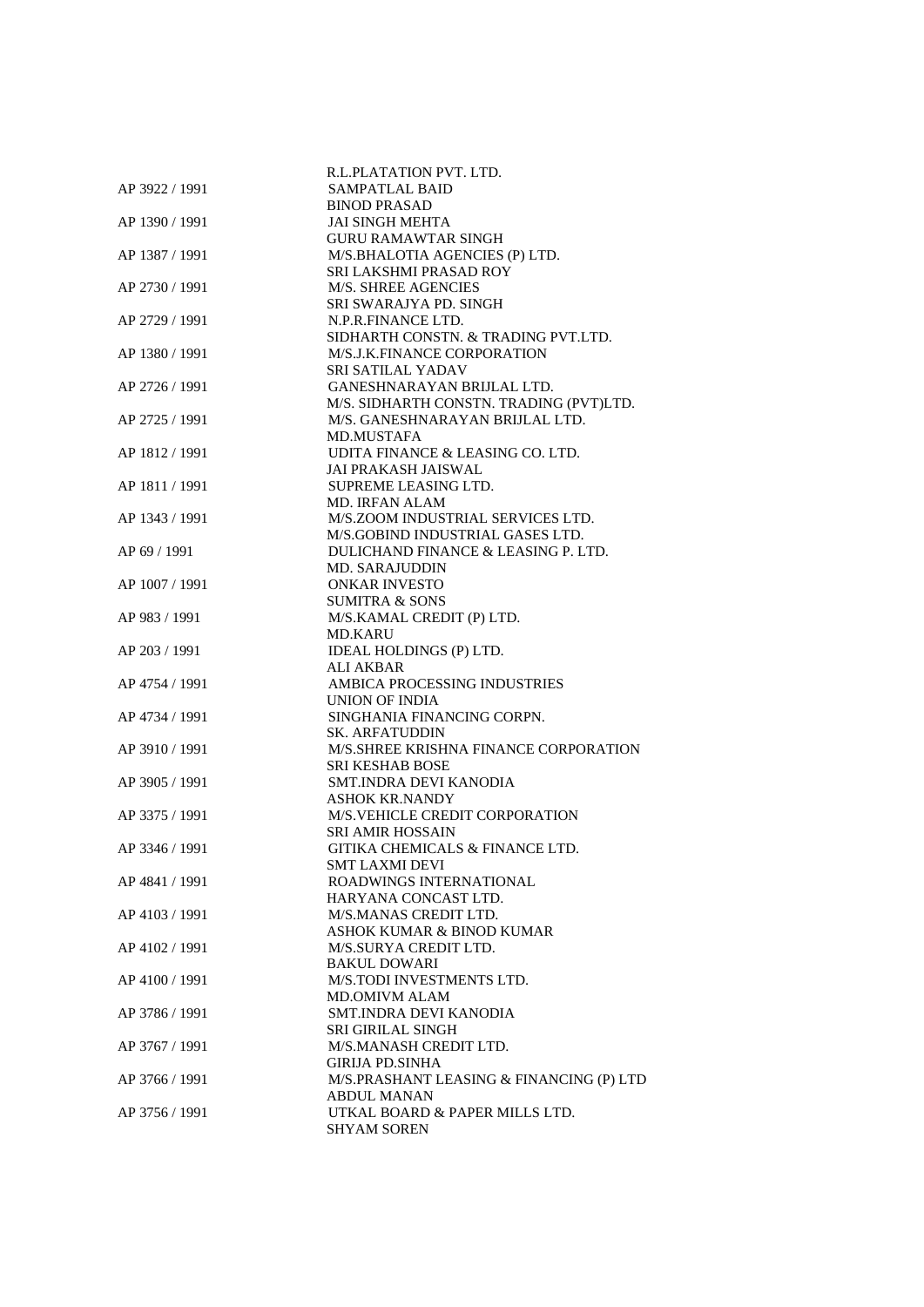R.L.PLATATION PVT. LTD.

AP 3922 / 1991 SAMPATLAL BAID
BINOD PRASAD

AP 1390 / 1991 JAI SINGH MEHTA
GURU RAMAWTAR SINGH

AP 1387 / 1991 M/S.BHALOTIA AGENCIES (P) LTD.
SRI LAKSHMI PRASAD ROY

AP 2730 / 1991 M/S. SHREE AGENCIES
SRI SWARAJYA PD. SINGH

AP 2729 / 1991 N.P.R.FINANCE LTD.
SIDHARTH CONSTN. & TRADING PVT.LTD.

AP 1380 / 1991 M/S.J.K.FINANCE CORPORATION
SRI SATILAL YADAV

AP 2726 / 1991 GANESHNARAYAN BRIJLAL LTD.
M/S. SIDHARTH CONSTN. TRADING (PVT)LTD.

AP 2725 / 1991 M/S. GANESHNARAYAN BRIJLAL LTD.
MD.MUSTAFA

AP 1812 / 1991 UDITA FINANCE & LEASING CO. LTD.
JAI PRAKASH JAISWAL

AP 1811 / 1991 SUPREME LEASING LTD.
MD. IRFAN ALAM

AP 1343 / 1991 M/S.ZOOM INDUSTRIAL SERVICES LTD.
M/S.GOBIND INDUSTRIAL GASES LTD.

AP 69 / 1991 DULICHAND FINANCE & LEASING P. LTD.
MD. SARAJUDDIN

AP 1007 / 1991 ONKAR INVESTO
SUMITRA & SONS

AP 983 / 1991 M/S.KAMAL CREDIT (P) LTD.
MD.KARU

AP 203 / 1991 IDEAL HOLDINGS (P) LTD.
ALI AKBAR

AP 4754 / 1991 AMBICA PROCESSING INDUSTRIES
UNION OF INDIA

AP 4734 / 1991 SINGHANIA FINANCING CORPN.
SK. ARFATUDDIN

AP 3910 / 1991 M/S.SHREE KRISHNA FINANCE CORPORATION
SRI KESHAB BOSE

AP 3905 / 1991 SMT.INDRA DEVI KANODIA
ASHOK KR.NANDY

AP 3375 / 1991 M/S.VEHICLE CREDIT CORPORATION
SRI AMIR HOSSAIN

AP 3346 / 1991 GITIKA CHEMICALS & FINANCE LTD.
SMT LAXMI DEVI

AP 4841 / 1991 ROADWINGS INTERNATIONAL
HARYANA CONCAST LTD.

AP 4103 / 1991 M/S.MANAS CREDIT LTD.
ASHOK KUMAR & BINOD KUMAR

AP 4102 / 1991 M/S.SURYA CREDIT LTD.
BAKUL DOWARI

AP 4100 / 1991 M/S.TODI INVESTMENTS LTD.
MD.OMIVM ALAM

AP 3786 / 1991 SMT.INDRA DEVI KANODIA
SRI GIRILAL SINGH

AP 3767 / 1991 M/S.MANASH CREDIT LTD.
GIRIJA PD.SINHA

AP 3766 / 1991 M/S.PRASHANT LEASING & FINANCING (P) LTD
ABDUL MANAN

AP 3756 / 1991 UTKAL BOARD & PAPER MILLS LTD.
SHYAM SOREN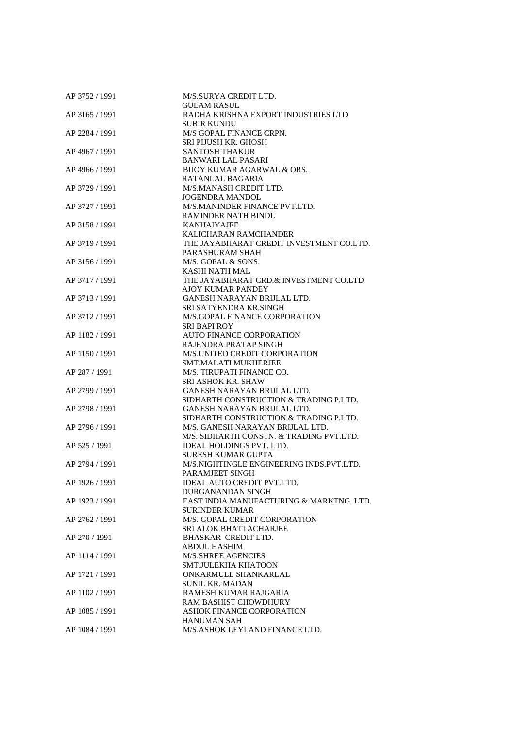AP 3752 / 1991 M/S.SURYA CREDIT LTD.
GULAM RASUL
AP 3165 / 1991 RADHA KRISHNA EXPORT INDUSTRIES LTD.
SUBIR KUNDU
AP 2284 / 1991 M/S GOPAL FINANCE CRPN.
SRI PIJUSH KR. GHOSH
AP 4967 / 1991 SANTOSH THAKUR
BANWARI LAL PASARI
AP 4966 / 1991 BIJOY KUMAR AGARWAL & ORS.
RATANLAL BAGARIA
AP 3729 / 1991 M/S.MANASH CREDIT LTD.
JOGENDRA MANDOL
AP 3727 / 1991 M/S.MANINDER FINANCE PVT.LTD.
RAMINDER NATH BINDU
AP 3158 / 1991 KANHAIYAJEE
KALICHARAN RAMCHANDER
AP 3719 / 1991 THE JAYABHARAT CREDIT INVESTMENT CO.LTD.
PARASHURAM SHAH
AP 3156 / 1991 M/S. GOPAL & SONS.
KASHI NATH MAL
AP 3717 / 1991 THE JAYABHARAT CRD.& INVESTMENT CO.LTD
AJOY KUMAR PANDEY
AP 3713 / 1991 GANESH NARAYAN BRIJLAL LTD.
SRI SATYENDRA KR.SINGH
AP 3712 / 1991 M/S.GOPAL FINANCE CORPORATION
SRI BAPI ROY
AP 1182 / 1991 AUTO FINANCE CORPORATION
RAJENDRA PRATAP SINGH
AP 1150 / 1991 M/S.UNITED CREDIT CORPORATION
SMT.MALATI MUKHERJEE
AP 287 / 1991 M/S. TIRUPATI FINANCE CO.
SRI ASHOK KR. SHAW
AP 2799 / 1991 GANESH NARAYAN BRIJLAL LTD.
SIDHARTH CONSTRUCTION & TRADING P.LTD.
AP 2798 / 1991 GANESH NARAYAN BRIJLAL LTD.
SIDHARTH CONSTRUCTION & TRADING P.LTD.
AP 2796 / 1991 M/S. GANESH NARAYAN BRIJLAL LTD.
M/S. SIDHARTH CONSTN. & TRADING PVT.LTD.
AP 525 / 1991 IDEAL HOLDINGS PVT. LTD.
SURESH KUMAR GUPTA
AP 2794 / 1991 M/S.NIGHTINGLE ENGINEERING INDS.PVT.LTD.
PARAMJEET SINGH
AP 1926 / 1991 IDEAL AUTO CREDIT PVT.LTD.
DURGANANDAN SINGH
AP 1923 / 1991 EAST INDIA MANUFACTURING & MARKTNG. LTD.
SURINDER KUMAR
AP 2762 / 1991 M/S. GOPAL CREDIT CORPORATION
SRI ALOK BHATTACHARJEE
AP 270 / 1991 BHASKAR CREDIT LTD.
ABDUL HASHIM
AP 1114 / 1991 M/S.SHREE AGENCIES
SMT.JULEKHA KHATOON
AP 1721 / 1991 ONKARMULL SHANKARLAL
SUNIL KR. MADAN
AP 1102 / 1991 RAMESH KUMAR RAJGARIA
RAM BASHIST CHOWDHURY
AP 1085 / 1991 ASHOK FINANCE CORPORATION
HANUMAN SAH
AP 1084 / 1991 M/S.ASHOK LEYLAND FINANCE LTD.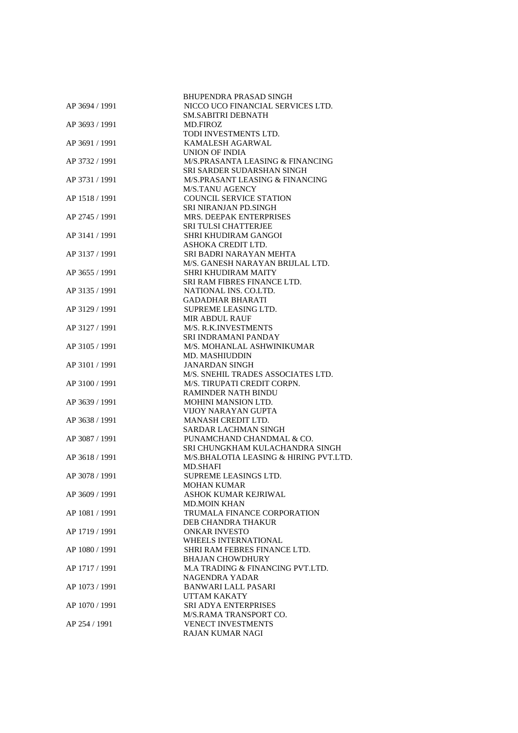BHUPENDRA PRASAD SINGH

AP 3694 / 1991 NICCO UCO FINANCIAL SERVICES LTD.
SM.SABITRI DEBNATH

AP 3693 / 1991 MD.FIROZ
TODI INVESTMENTS LTD.

AP 3691 / 1991 KAMALESH AGARWAL
UNION OF INDIA

AP 3732 / 1991 M/S.PRASANTA LEASING & FINANCING
SRI SARDER SUDARSHAN SINGH

AP 3731 / 1991 M/S.PRASANT LEASING & FINANCING
M/S.TANU AGENCY

AP 1518 / 1991 COUNCIL SERVICE STATION
SRI NIRANJAN PD.SINGH

AP 2745 / 1991 MRS. DEEPAK ENTERPRISES
SRI TULSI CHATTERJEE

AP 3141 / 1991 SHRI KHUDIRAM GANGOI
ASHOKA CREDIT LTD.

AP 3137 / 1991 SRI BADRI NARAYAN MEHTA
M/S. GANESH NARAYAN BRIJLAL LTD.

AP 3655 / 1991 SHRI KHUDIRAM MAITY
SRI RAM FIBRES FINANCE LTD.

AP 3135 / 1991 NATIONAL INS. CO.LTD.
GADADHAR BHARATI

AP 3129 / 1991 SUPREME LEASING LTD.
MIR ABDUL RAUF

AP 3127 / 1991 M/S. R.K.INVESTMENTS
SRI INDRAMANI PANDAY

AP 3105 / 1991 M/S. MOHANLAL ASHWINIKUMAR
MD. MASHIUDDIN

AP 3101 / 1991 JANARDAN SINGH
M/S. SNEHIL TRADES ASSOCIATES LTD.

AP 3100 / 1991 M/S. TIRUPATI CREDIT CORPN.
RAMINDER NATH BINDU

AP 3639 / 1991 MOHINI MANSION LTD.
VIJOY NARAYAN GUPTA

AP 3638 / 1991 MANASH CREDIT LTD.
SARDAR LACHMAN SINGH

AP 3087 / 1991 PUNAMCHAND CHANDMAL & CO.
SRI CHUNGKHAM KULACHANDRA SINGH

AP 3618 / 1991 M/S.BHALOTIA LEASING & HIRING PVT.LTD.
MD.SHAFI

AP 3078 / 1991 SUPREME LEASINGS LTD.
MOHAN KUMAR

AP 3609 / 1991 ASHOK KUMAR KEJRIWAL
MD.MOIN KHAN

AP 1081 / 1991 TRUMALA FINANCE CORPORATION
DEB CHANDRA THAKUR

AP 1719 / 1991 ONKAR INVESTO
WHEELS INTERNATIONAL

AP 1080 / 1991 SHRI RAM FEBRES FINANCE LTD.
BHAJAN CHOWDHURY

AP 1717 / 1991 M.A TRADING & FINANCING PVT.LTD.
NAGENDRA YADAR

AP 1073 / 1991 BANWARI LALL PASARI
UTTAM KAKATY

AP 1070 / 1991 SRI ADYA ENTERPRISES
M/S.RAMA TRANSPORT CO.

AP 254 / 1991 VENECT INVESTMENTS
RAJAN KUMAR NAGI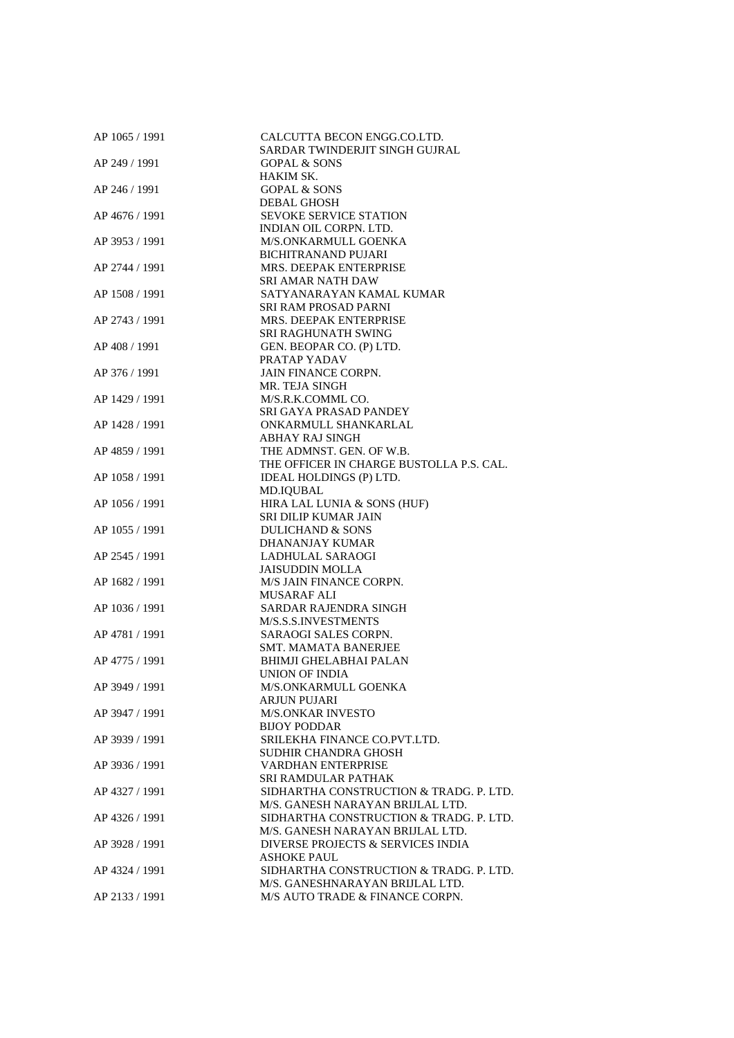| | |
|---|---|
| AP 1065 / 1991 | CALCUTTA BECON ENGG.CO.LTD.<br>SARDAR TWINDERJIT SINGH GUJRAL |
| AP 249 / 1991 | GOPAL & SONS<br>HAKIM SK. |
| AP 246 / 1991 | GOPAL & SONS<br>DEBAL GHOSH |
| AP 4676 / 1991 | SEVOKE SERVICE STATION<br>INDIAN OIL CORPN. LTD. |
| AP 3953 / 1991 | M/S.ONKARMULL GOENKA<br>BICHITRANAND PUJARI |
| AP 2744 / 1991 | MRS. DEEPAK ENTERPRISE<br>SRI AMAR NATH DAW |
| AP 1508 / 1991 | SATYANARAYAN KAMAL KUMAR<br>SRI RAM PROSAD PARNI |
| AP 2743 / 1991 | MRS. DEEPAK ENTERPRISE<br>SRI RAGHUNATH SWING |
| AP 408 / 1991 | GEN. BEOPAR CO. (P) LTD.<br>PRATAP YADAV |
| AP 376 / 1991 | JAIN FINANCE CORPN.<br>MR. TEJA SINGH |
| AP 1429 / 1991 | M/S.R.K.COMML CO.<br>SRI GAYA PRASAD PANDEY |
| AP 1428 / 1991 | ONKARMULL SHANKARLAL<br>ABHAY RAJ SINGH |
| AP 4859 / 1991 | THE ADMNST. GEN. OF W.B.<br>THE OFFICER IN CHARGE BUSTOLLA P.S. CAL. |
| AP 1058 / 1991 | IDEAL HOLDINGS (P) LTD.<br>MD.IQUBAL |
| AP 1056 / 1991 | HIRA LAL LUNIA & SONS (HUF)<br>SRI DILIP KUMAR JAIN |
| AP 1055 / 1991 | DULICHAND & SONS<br>DHANANJAY KUMAR |
| AP 2545 / 1991 | LADHULAL SARAOGI<br>JAISUDDIN MOLLA |
| AP 1682 / 1991 | M/S JAIN FINANCE CORPN.<br>MUSARAF ALI |
| AP 1036 / 1991 | SARDAR RAJENDRA SINGH<br>M/S.S.S.INVESTMENTS |
| AP 4781 / 1991 | SARAOGI SALES CORPN.<br>SMT. MAMATA BANERJEE |
| AP 4775 / 1991 | BHIMJI GHELABHAI PALAN<br>UNION OF INDIA |
| AP 3949 / 1991 | M/S.ONKARMULL GOENKA<br>ARJUN PUJARI |
| AP 3947 / 1991 | M/S.ONKAR INVESTO<br>BIJOY PODDAR |
| AP 3939 / 1991 | SRILEKHA FINANCE CO.PVT.LTD.<br>SUDHIR CHANDRA GHOSH |
| AP 3936 / 1991 | VARDHAN ENTERPRISE<br>SRI RAMDULAR PATHAK |
| AP 4327 / 1991 | SIDHARTHA CONSTRUCTION & TRADG. P. LTD.<br>M/S. GANESH NARAYAN BRIJLAL LTD. |
| AP 4326 / 1991 | SIDHARTHA CONSTRUCTION & TRADG. P. LTD.<br>M/S. GANESH NARAYAN BRIJLAL LTD. |
| AP 3928 / 1991 | DIVERSE PROJECTS & SERVICES INDIA<br>ASHOKE PAUL |
| AP 4324 / 1991 | SIDHARTHA CONSTRUCTION & TRADG. P. LTD.<br>M/S. GANESHNARAYAN BRIJLAL LTD. |
| AP 2133 / 1991 | M/S AUTO TRADE & FINANCE CORPN. |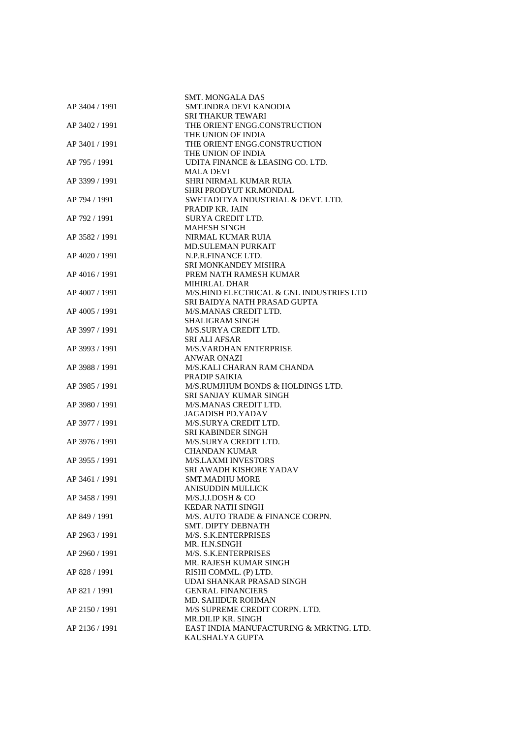| | |
|---|---|
| | SMT. MONGALA DAS |
| AP 3404 / 1991 | SMT.INDRA DEVI KANODIA |
| | SRI THAKUR TEWARI |
| AP 3402 / 1991 | THE ORIENT ENGG.CONSTRUCTION |
| | THE UNION OF INDIA |
| AP 3401 / 1991 | THE ORIENT ENGG.CONSTRUCTION |
| | THE UNION OF INDIA |
| AP 795 / 1991 | UDITA FINANCE & LEASING CO. LTD. |
| | MALA DEVI |
| AP 3399 / 1991 | SHRI NIRMAL KUMAR RUIA |
| | SHRI PRODYUT KR.MONDAL |
| AP 794 / 1991 | SWETADITYA INDUSTRIAL & DEVT. LTD. |
| | PRADIP KR. JAIN |
| AP 792 / 1991 | SURYA CREDIT LTD. |
| | MAHESH SINGH |
| AP 3582 / 1991 | NIRMAL KUMAR RUIA |
| | MD.SULEMAN PURKAIT |
| AP 4020 / 1991 | N.P.R.FINANCE LTD. |
| | SRI MONKANDEY MISHRA |
| AP 4016 / 1991 | PREM NATH RAMESH KUMAR |
| | MIHIRLAL DHAR |
| AP 4007 / 1991 | M/S.HIND ELECTRICAL & GNL INDUSTRIES LTD |
| | SRI BAIDYA NATH PRASAD GUPTA |
| AP 4005 / 1991 | M/S.MANAS CREDIT LTD. |
| | SHALIGRAM SINGH |
| AP 3997 / 1991 | M/S.SURYA CREDIT LTD. |
| | SRI ALI AFSAR |
| AP 3993 / 1991 | M/S.VARDHAN ENTERPRISE |
| | ANWAR ONAZI |
| AP 3988 / 1991 | M/S.KALI CHARAN RAM CHANDA |
| | PRADIP SAIKIA |
| AP 3985 / 1991 | M/S.RUMJHUM BONDS & HOLDINGS LTD. |
| | SRI SANJAY KUMAR SINGH |
| AP 3980 / 1991 | M/S.MANAS CREDIT LTD. |
| | JAGADISH PD.YADAV |
| AP 3977 / 1991 | M/S.SURYA CREDIT LTD. |
| | SRI KABINDER SINGH |
| AP 3976 / 1991 | M/S.SURYA CREDIT LTD. |
| | CHANDAN KUMAR |
| AP 3955 / 1991 | M/S.LAXMI INVESTORS |
| | SRI AWADH KISHORE YADAV |
| AP 3461 / 1991 | SMT.MADHU MORE |
| | ANISUDDIN MULLICK |
| AP 3458 / 1991 | M/S.J.J.DOSH & CO |
| | KEDAR NATH SINGH |
| AP 849 / 1991 | M/S. AUTO TRADE & FINANCE CORPN. |
| | SMT. DIPTY DEBNATH |
| AP 2963 / 1991 | M/S. S.K.ENTERPRISES |
| | MR. H.N.SINGH |
| AP 2960 / 1991 | M/S. S.K.ENTERPRISES |
| | MR. RAJESH KUMAR SINGH |
| AP 828 / 1991 | RISHI COMML. (P) LTD. |
| | UDAI SHANKAR PRASAD SINGH |
| AP 821 / 1991 | GENRAL FINANCIERS |
| | MD. SAHIDUR ROHMAN |
| AP 2150 / 1991 | M/S SUPREME CREDIT CORPN. LTD. |
| | MR.DILIP KR. SINGH |
| AP 2136 / 1991 | EAST INDIA MANUFACTURING & MRKTNG. LTD. |
| | KAUSHALYA GUPTA |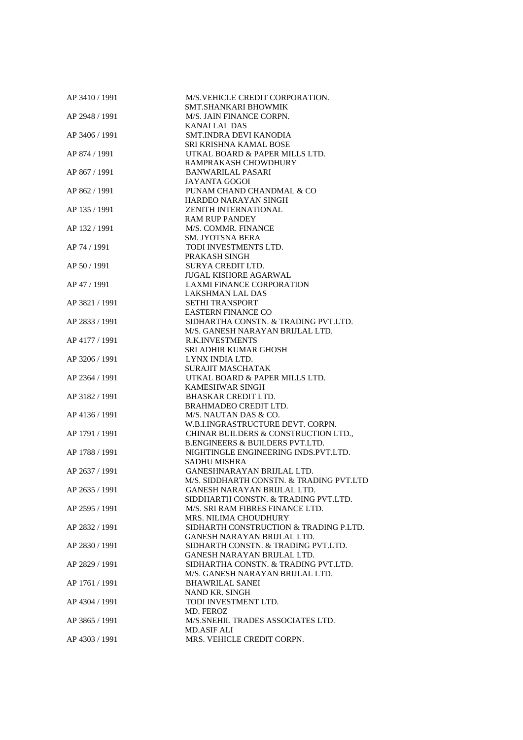| | |
|---|---|
| AP 3410 / 1991 | M/S.VEHICLE CREDIT CORPORATION. |
| | SMT.SHANKARI BHOWMIK |
| AP 2948 / 1991 | M/S. JAIN FINANCE CORPN. |
| | KANAI LAL DAS |
| AP 3406 / 1991 | SMT.INDRA DEVI KANODIA |
| | SRI KRISHNA KAMAL BOSE |
| AP 874 / 1991 | UTKAL BOARD & PAPER MILLS LTD. |
| | RAMPRAKASH CHOWDHURY |
| AP 867 / 1991 | BANWARILAL PASARI |
| | JAYANTA GOGOI |
| AP 862 / 1991 | PUNAM CHAND CHANDMAL & CO |
| | HARDEO NARAYAN SINGH |
| AP 135 / 1991 | ZENITH INTERNATIONAL |
| | RAM RUP PANDEY |
| AP 132 / 1991 | M/S. COMMR. FINANCE |
| | SM. JYOTSNA BERA |
| AP 74 / 1991 | TODI INVESTMENTS LTD. |
| | PRAKASH SINGH |
| AP 50 / 1991 | SURYA CREDIT LTD. |
| | JUGAL KISHORE AGARWAL |
| AP 47 / 1991 | LAXMI FINANCE CORPORATION |
| | LAKSHMAN LAL DAS |
| AP 3821 / 1991 | SETHI TRANSPORT |
| | EASTERN FINANCE CO |
| AP 2833 / 1991 | SIDHARTHA CONSTN. & TRADING PVT.LTD. |
| | M/S. GANESH NARAYAN BRIJLAL LTD. |
| AP 4177 / 1991 | R.K.INVESTMENTS |
| | SRI ADHIR KUMAR GHOSH |
| AP 3206 / 1991 | LYNX INDIA LTD. |
| | SURAJIT MASCHATAK |
| AP 2364 / 1991 | UTKAL BOARD & PAPER MILLS LTD. |
| | KAMESHWAR SINGH |
| AP 3182 / 1991 | BHASKAR CREDIT LTD. |
| | BRAHMADEO CREDIT LTD. |
| AP 4136 / 1991 | M/S. NAUTAN DAS & CO. |
| | W.B.I.INGRASTRUCTURE DEVT. CORPN. |
| AP 1791 / 1991 | CHINAR BUILDERS & CONSTRUCTION LTD., |
| | B.ENGINEERS & BUILDERS PVT.LTD. |
| AP 1788 / 1991 | NIGHTINGLE ENGINEERING INDS.PVT.LTD. |
| | SADHU MISHRA |
| AP 2637 / 1991 | GANESHNARAYAN BRIJLAL LTD. |
| | M/S. SIDDHARTH CONSTN. & TRADING PVT.LTD |
| AP 2635 / 1991 | GANESH NARAYAN BRIJLAL LTD. |
| | SIDDHARTH CONSTN. & TRADING PVT.LTD. |
| AP 2595 / 1991 | M/S. SRI RAM FIBRES FINANCE LTD. |
| | MRS. NILIMA CHOUDHURY |
| AP 2832 / 1991 | SIDHARTH CONSTRUCTION & TRADING P.LTD. |
| | GANESH NARAYAN BRIJLAL LTD. |
| AP 2830 / 1991 | SIDHARTH CONSTN. & TRADING PVT.LTD. |
| | GANESH NARAYAN BRIJLAL LTD. |
| AP 2829 / 1991 | SIDHARTHA CONSTN. & TRADING PVT.LTD. |
| | M/S. GANESH NARAYAN BRIJLAL LTD. |
| AP 1761 / 1991 | BHAWRILAL SANEI |
| | NAND KR. SINGH |
| AP 4304 / 1991 | TODI INVESTMENT LTD. |
| | MD. FEROZ |
| AP 3865 / 1991 | M/S.SNEHIL TRADES ASSOCIATES LTD. |
| | MD.ASIF ALI |
| AP 4303 / 1991 | MRS. VEHICLE CREDIT CORPN. |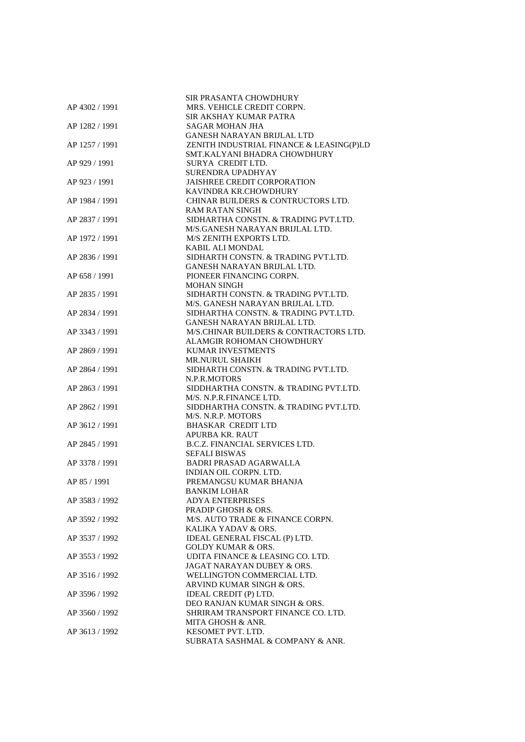SIR PRASANTA CHOWDHURY

AP 4302 / 1991 MRS. VEHICLE CREDIT CORPN.
SIR AKSHAY KUMAR PATRA

AP 1282 / 1991 SAGAR MOHAN JHA
GANESH NARAYAN BRIJLAL LTD

AP 1257 / 1991 ZENITH INDUSTRIAL FINANCE & LEASING(P)LD
SMT.KALYANI BHADRA CHOWDHURY

AP 929 / 1991 SURYA CREDIT LTD.
SURENDRA UPADHYAY

AP 923 / 1991 JAISHREE CREDIT CORPORATION
KAVINDRA KR.CHOWDHURY

AP 1984 / 1991 CHINAR BUILDERS & CONTRUCTORS LTD.
RAM RATAN SINGH

AP 2837 / 1991 SIDHARTHA CONSTN. & TRADING PVT.LTD.
M/S.GANESH NARAYAN BRIJLAL LTD.

AP 1972 / 1991 M/S ZENITH EXPORTS LTD.
KABIL ALI MONDAL

AP 2836 / 1991 SIDHARTH CONSTN. & TRADING PVT.LTD.
GANESH NARAYAN BRIJLAL LTD.

AP 658 / 1991 PIONEER FINANCING CORPN.
MOHAN SINGH

AP 2835 / 1991 SIDHARTH CONSTN. & TRADING PVT.LTD.
M/S. GANESH NARAYAN BRIJLAL LTD.

AP 2834 / 1991 SIDHARTHA CONSTN. & TRADING PVT.LTD.
GANESH NARAYAN BRIJLAL LTD.

AP 3343 / 1991 M/S.CHINAR BUILDERS & CONTRACTORS LTD.
ALAMGIR ROHOMAN CHOWDHURY

AP 2869 / 1991 KUMAR INVESTMENTS
MR.NURUL SHAIKH

AP 2864 / 1991 SIDHARTH CONSTN. & TRADING PVT.LTD.
N.P.R.MOTORS

AP 2863 / 1991 SIDDHARTHA CONSTN. & TRADING PVT.LTD.
M/S. N.P.R.FINANCE LTD.

AP 2862 / 1991 SIDDHARTHA CONSTN. & TRADING PVT.LTD.
M/S. N.R.P. MOTORS

AP 3612 / 1991 BHASKAR CREDIT LTD
APURBA KR. RAUT

AP 2845 / 1991 B.C.Z. FINANCIAL SERVICES LTD.
SEFALI BISWAS

AP 3378 / 1991 BADRI PRASAD AGARWALLA
INDIAN OIL CORPN. LTD.

AP 85 / 1991 PREMANGSU KUMAR BHANJA
BANKIM LOHAR

AP 3583 / 1992 ADYA ENTERPRISES
PRADIP GHOSH & ORS.

AP 3592 / 1992 M/S. AUTO TRADE & FINANCE CORPN.
KALIKA YADAV & ORS.

AP 3537 / 1992 IDEAL GENERAL FISCAL (P) LTD.
GOLDY KUMAR & ORS.

AP 3553 / 1992 UDITA FINANCE & LEASING CO. LTD.
JAGAT NARAYAN DUBEY & ORS.

AP 3516 / 1992 WELLINGTON COMMERCIAL LTD.
ARVIND KUMAR SINGH & ORS.

AP 3596 / 1992 IDEAL CREDIT (P) LTD.
DEO RANJAN KUMAR SINGH & ORS.

AP 3560 / 1992 SHRIRAM TRANSPORT FINANCE CO. LTD.
MITA GHOSH & ANR.

AP 3613 / 1992 KESOMET PVT. LTD.
SUBRATA SASHMAL & COMPANY & ANR.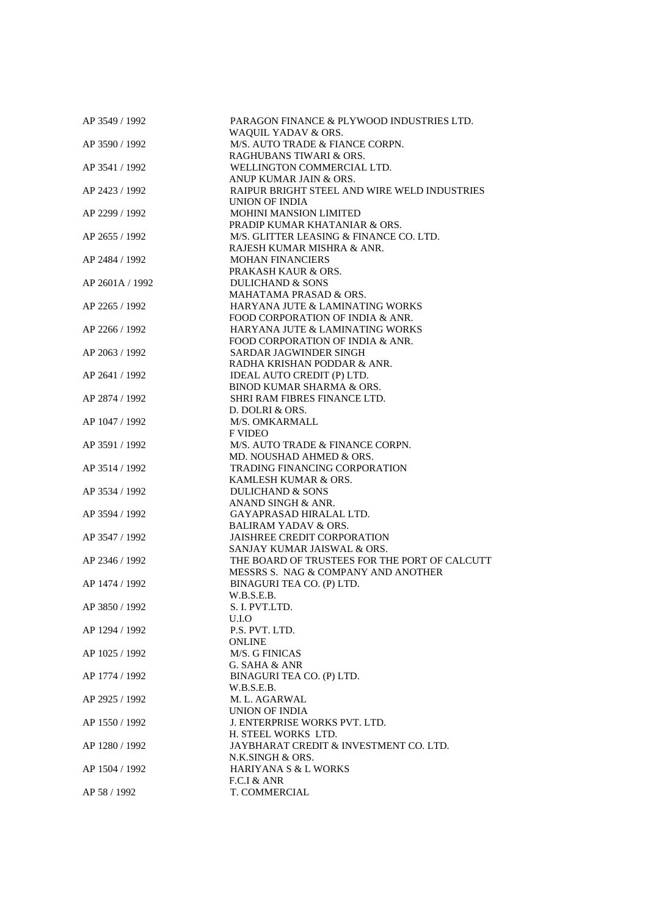| | |
|---|---|
| AP 3549 / 1992 | PARAGON FINANCE & PLYWOOD INDUSTRIES LTD. |
| | WAQUIL YADAV & ORS. |
| AP 3590 / 1992 | M/S. AUTO TRADE & FIANCE CORPN. |
| | RAGHUBANS TIWARI & ORS. |
| AP 3541 / 1992 | WELLINGTON COMMERCIAL LTD. |
| | ANUP KUMAR JAIN & ORS. |
| AP 2423 / 1992 | RAIPUR BRIGHT STEEL AND WIRE WELD INDUSTRIES |
| | UNION OF INDIA |
| AP 2299 / 1992 | MOHINI MANSION LIMITED |
| | PRADIP KUMAR KHATANIAR & ORS. |
| AP 2655 / 1992 | M/S. GLITTER LEASING & FINANCE CO. LTD. |
| | RAJESH KUMAR MISHRA & ANR. |
| AP 2484 / 1992 | MOHAN FINANCIERS |
| | PRAKASH KAUR & ORS. |
| AP 2601A / 1992 | DULICHAND & SONS |
| | MAHATAMA PRASAD & ORS. |
| AP 2265 / 1992 | HARYANA JUTE & LAMINATING WORKS |
| | FOOD CORPORATION OF INDIA & ANR. |
| AP 2266 / 1992 | HARYANA JUTE & LAMINATING WORKS |
| | FOOD CORPORATION OF INDIA & ANR. |
| AP 2063 / 1992 | SARDAR JAGWINDER SINGH |
| | RADHA KRISHAN PODDAR & ANR. |
| AP 2641 / 1992 | IDEAL AUTO CREDIT (P) LTD. |
| | BINOD KUMAR SHARMA & ORS. |
| AP 2874 / 1992 | SHRI RAM FIBRES FINANCE LTD. |
| | D. DOLRI & ORS. |
| AP 1047 / 1992 | M/S. OMKARMALL |
| | F VIDEO |
| AP 3591 / 1992 | M/S. AUTO TRADE & FINANCE CORPN. |
| | MD. NOUSHAD AHMED & ORS. |
| AP 3514 / 1992 | TRADING FINANCING CORPORATION |
| | KAMLESH KUMAR & ORS. |
| AP 3534 / 1992 | DULICHAND & SONS |
| | ANAND SINGH & ANR. |
| AP 3594 / 1992 | GAYAPRASAD HIRALAL LTD. |
| | BALIRAM YADAV & ORS. |
| AP 3547 / 1992 | JAISHREE CREDIT CORPORATION |
| | SANJAY KUMAR JAISWAL & ORS. |
| AP 2346 / 1992 | THE BOARD OF TRUSTEES FOR THE PORT OF CALCUTT |
| | MESSRS S. NAG & COMPANY AND ANOTHER |
| AP 1474 / 1992 | BINAGURI TEA CO. (P) LTD. |
| | W.B.S.E.B. |
| AP 3850 / 1992 | S. I. PVT.LTD. |
| | U.I.O |
| AP 1294 / 1992 | P.S. PVT. LTD. |
| | ONLINE |
| AP 1025 / 1992 | M/S. G FINICAS |
| | G. SAHA & ANR |
| AP 1774 / 1992 | BINAGURI TEA CO. (P) LTD. |
| | W.B.S.E.B. |
| AP 2925 / 1992 | M. L. AGARWAL |
| | UNION OF INDIA |
| AP 1550 / 1992 | J. ENTERPRISE WORKS PVT. LTD. |
| | H. STEEL WORKS LTD. |
| AP 1280 / 1992 | JAYBHARAT CREDIT & INVESTMENT CO. LTD. |
| | N.K.SINGH & ORS. |
| AP 1504 / 1992 | HARIYANA S & L WORKS |
| | F.C.I & ANR |
| AP 58 / 1992 | T. COMMERCIAL |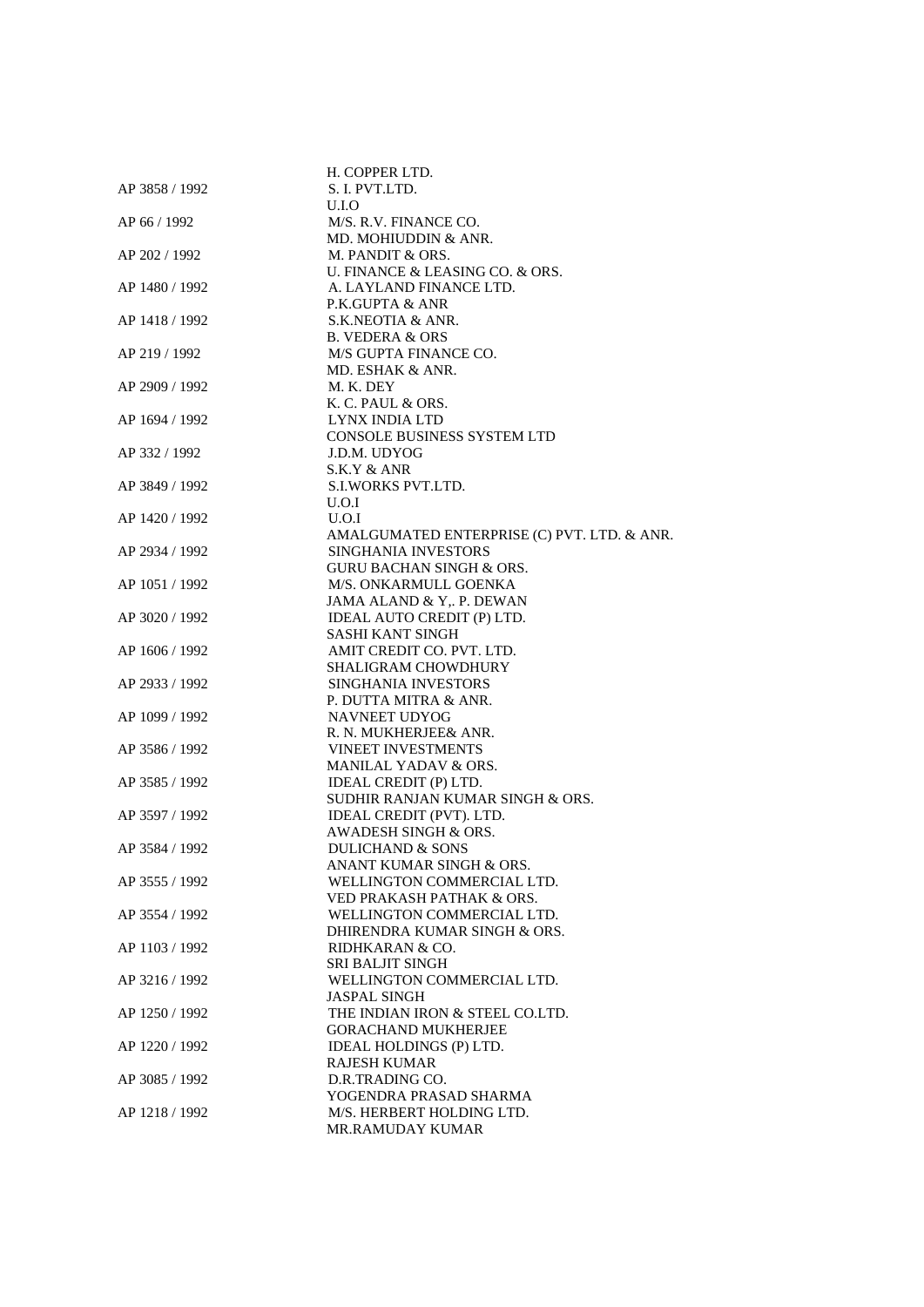H. COPPER LTD.

AP 3858 / 1992 S. I. PVT.LTD.
U.I.O

AP 66 / 1992 M/S. R.V. FINANCE CO.
MD. MOHIUDDIN & ANR.

AP 202 / 1992 M. PANDIT & ORS.
U. FINANCE & LEASING CO. & ORS.

AP 1480 / 1992 A. LAYLAND FINANCE LTD.
P.K.GUPTA & ANR

AP 1418 / 1992 S.K.NEOTIA & ANR.
B. VEDERA & ORS

AP 219 / 1992 M/S GUPTA FINANCE CO.
MD. ESHAK & ANR.

AP 2909 / 1992 M. K. DEY
K. C. PAUL & ORS.

AP 1694 / 1992 LYNX INDIA LTD
CONSOLE BUSINESS SYSTEM LTD

AP 332 / 1992 J.D.M. UDYOG
S.K.Y & ANR

AP 3849 / 1992 S.I.WORKS PVT.LTD.
U.O.I

AP 1420 / 1992 U.O.I
AMALGUMATED ENTERPRISE (C) PVT. LTD. & ANR.

AP 2934 / 1992 SINGHANIA INVESTORS
GURU BACHAN SINGH & ORS.

AP 1051 / 1992 M/S. ONKARMULL GOENKA
JAMA ALAND & Y,. P. DEWAN

AP 3020 / 1992 IDEAL AUTO CREDIT (P) LTD.
SASHI KANT SINGH

AP 1606 / 1992 AMIT CREDIT CO. PVT. LTD.
SHALIGRAM CHOWDHURY

AP 2933 / 1992 SINGHANIA INVESTORS
P. DUTTA MITRA & ANR.

AP 1099 / 1992 NAVNEET UDYOG
R. N. MUKHERJEE& ANR.

AP 3586 / 1992 VINEET INVESTMENTS
MANILAL YADAV & ORS.

AP 3585 / 1992 IDEAL CREDIT (P) LTD.
SUDHIR RANJAN KUMAR SINGH & ORS.

AP 3597 / 1992 IDEAL CREDIT (PVT). LTD.
AWADESH SINGH & ORS.

AP 3584 / 1992 DULICHAND & SONS
ANANT KUMAR SINGH & ORS.

AP 3555 / 1992 WELLINGTON COMMERCIAL LTD.
VED PRAKASH PATHAK & ORS.

AP 3554 / 1992 WELLINGTON COMMERCIAL LTD.
DHIRENDRA KUMAR SINGH & ORS.

AP 1103 / 1992 RIDHKARAN & CO.
SRI BALJIT SINGH

AP 3216 / 1992 WELLINGTON COMMERCIAL LTD.
JASPAL SINGH

AP 1250 / 1992 THE INDIAN IRON & STEEL CO.LTD.
GORACHAND MUKHERJEE

AP 1220 / 1992 IDEAL HOLDINGS (P) LTD.
RAJESH KUMAR

AP 3085 / 1992 D.R.TRADING CO.
YOGENDRA PRASAD SHARMA

AP 1218 / 1992 M/S. HERBERT HOLDING LTD.
MR.RAMUDAY KUMAR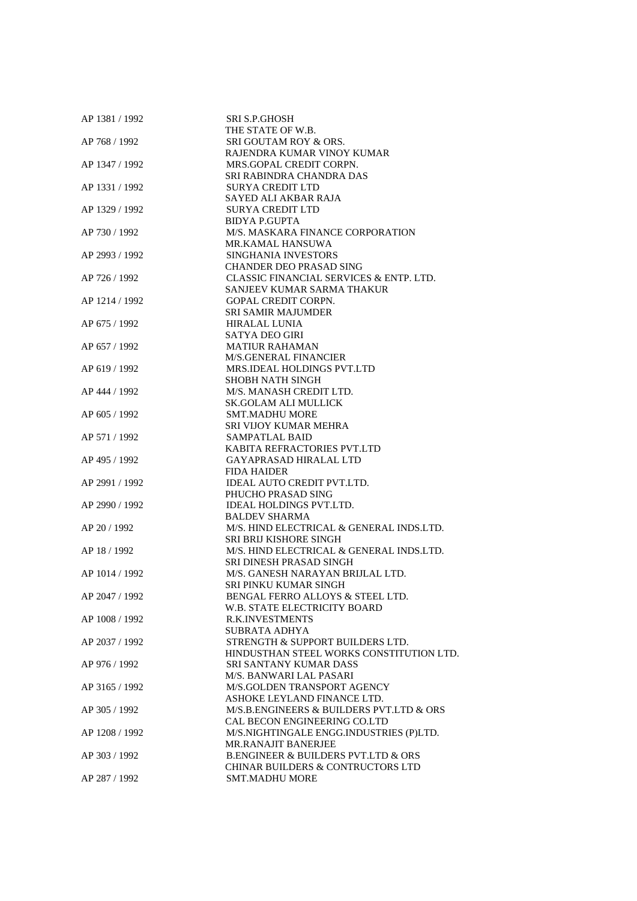| | |
|---|---|
| AP 1381 / 1992 | SRI S.P.GHOSH |
| | THE STATE OF W.B. |
| AP 768 / 1992 | SRI GOUTAM ROY & ORS. |
| | RAJENDRA KUMAR VINOY KUMAR |
| AP 1347 / 1992 | MRS.GOPAL CREDIT CORPN. |
| | SRI RABINDRA CHANDRA DAS |
| AP 1331 / 1992 | SURYA CREDIT LTD |
| | SAYED ALI AKBAR RAJA |
| AP 1329 / 1992 | SURYA CREDIT LTD |
| | BIDYA P.GUPTA |
| AP 730 / 1992 | M/S. MASKARA FINANCE CORPORATION |
| | MR.KAMAL HANSUWA |
| AP 2993 / 1992 | SINGHANIA INVESTORS |
| | CHANDER DEO PRASAD SING |
| AP 726 / 1992 | CLASSIC FINANCIAL SERVICES & ENTP. LTD. |
| | SANJEEV KUMAR SARMA THAKUR |
| AP 1214 / 1992 | GOPAL CREDIT CORPN. |
| | SRI SAMIR MAJUMDER |
| AP 675 / 1992 | HIRALAL LUNIA |
| | SATYA DEO GIRI |
| AP 657 / 1992 | MATIUR RAHAMAN |
| | M/S.GENERAL FINANCIER |
| AP 619 / 1992 | MRS.IDEAL HOLDINGS PVT.LTD |
| | SHOBH NATH SINGH |
| AP 444 / 1992 | M/S. MANASH CREDIT LTD. |
| | SK.GOLAM ALI MULLICK |
| AP 605 / 1992 | SMT.MADHU MORE |
| | SRI VIJOY KUMAR MEHRA |
| AP 571 / 1992 | SAMPATLAL BAID |
| | KABITA REFRACTORIES PVT.LTD |
| AP 495 / 1992 | GAYAPRASAD HIRALAL LTD |
| | FIDA HAIDER |
| AP 2991 / 1992 | IDEAL AUTO CREDIT PVT.LTD. |
| | PHUCHO PRASAD SING |
| AP 2990 / 1992 | IDEAL HOLDINGS PVT.LTD. |
| | BALDEV SHARMA |
| AP 20 / 1992 | M/S. HIND ELECTRICAL & GENERAL INDS.LTD. |
| | SRI BRIJ KISHORE SINGH |
| AP 18 / 1992 | M/S. HIND ELECTRICAL & GENERAL INDS.LTD. |
| | SRI DINESH PRASAD SINGH |
| AP 1014 / 1992 | M/S. GANESH NARAYAN BRIJLAL LTD. |
| | SRI PINKU KUMAR SINGH |
| AP 2047 / 1992 | BENGAL FERRO ALLOYS & STEEL LTD. |
| | W.B. STATE ELECTRICITY BOARD |
| AP 1008 / 1992 | R.K.INVESTMENTS |
| | SUBRATA ADHYA |
| AP 2037 / 1992 | STRENGTH & SUPPORT BUILDERS LTD. |
| | HINDUSTHAN STEEL WORKS CONSTITUTION LTD. |
| AP 976 / 1992 | SRI SANTANY KUMAR DASS |
| | M/S. BANWARI LAL PASARI |
| AP 3165 / 1992 | M/S.GOLDEN TRANSPORT AGENCY |
| | ASHOKE LEYLAND FINANCE LTD. |
| AP 305 / 1992 | M/S.B.ENGINEERS & BUILDERS PVT.LTD & ORS |
| | CAL BECON ENGINEERING CO.LTD |
| AP 1208 / 1992 | M/S.NIGHTINGALE ENGG.INDUSTRIES (P)LTD. |
| | MR.RANAJIT BANERJEE |
| AP 303 / 1992 | B.ENGINEER & BUILDERS PVT.LTD & ORS |
| | CHINAR BUILDERS & CONTRACTORS LTD |
| AP 287 / 1992 | SMT.MADHU MORE |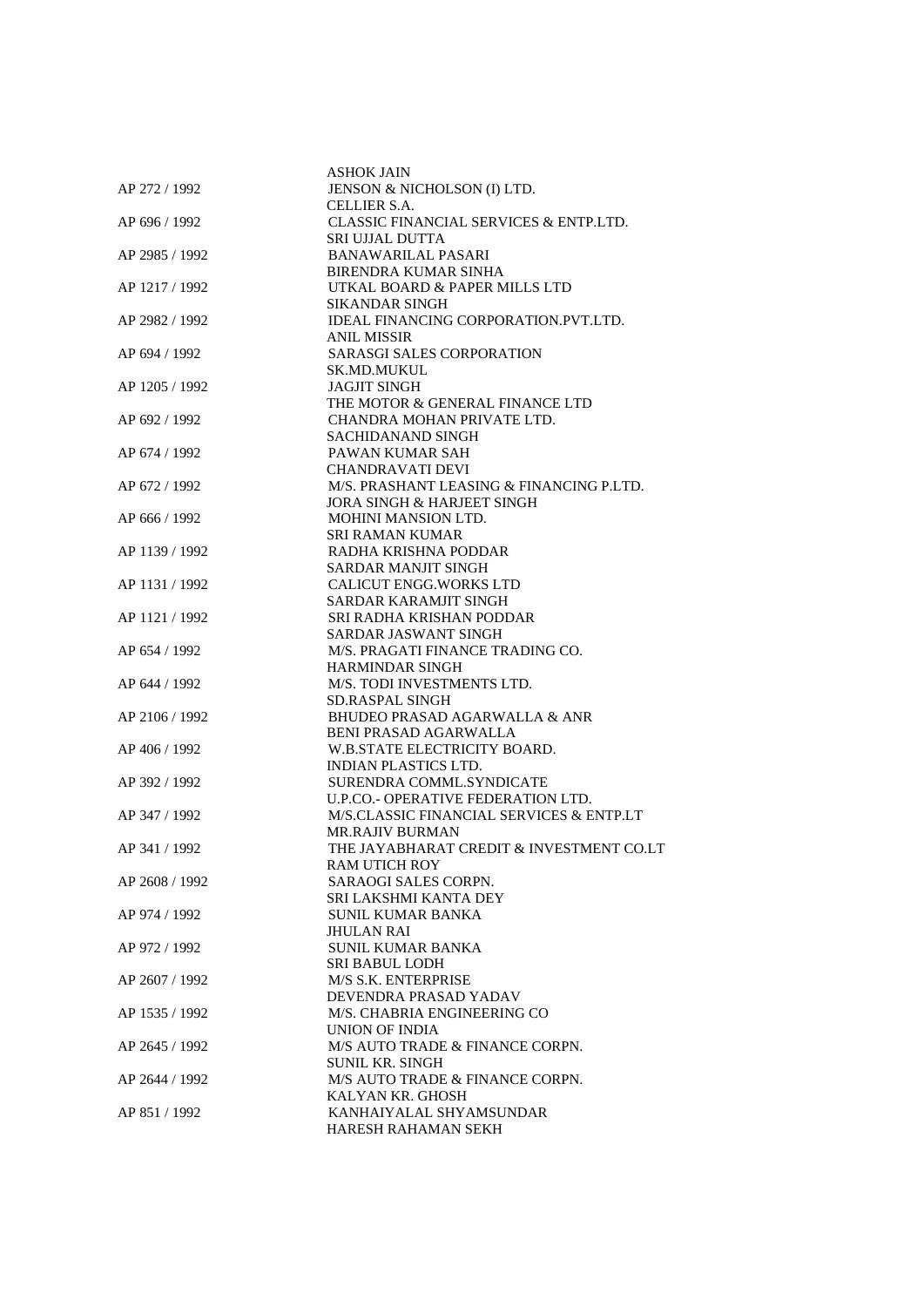ASHOK JAIN

AP 272 / 1992 JENSON & NICHOLSON (I) LTD.
CELLIER S.A.

AP 696 / 1992 CLASSIC FINANCIAL SERVICES & ENTP.LTD.
SRI UJJAL DUTTA

AP 2985 / 1992 BANAWARILAL PASARI
BIRENDRA KUMAR SINHA

AP 1217 / 1992 UTKAL BOARD & PAPER MILLS LTD
SIKANDAR SINGH

AP 2982 / 1992 IDEAL FINANCING CORPORATION.PVT.LTD.
ANIL MISSIR

AP 694 / 1992 SARASGI SALES CORPORATION
SK.MD.MUKUL

AP 1205 / 1992 JAGJIT SINGH
THE MOTOR & GENERAL FINANCE LTD

AP 692 / 1992 CHANDRA MOHAN PRIVATE LTD.
SACHIDANAND SINGH

AP 674 / 1992 PAWAN KUMAR SAH
CHANDRAVATI DEVI

AP 672 / 1992 M/S. PRASHANT LEASING & FINANCING P.LTD.
JORA SINGH & HARJEET SINGH

AP 666 / 1992 MOHINI MANSION LTD.
SRI RAMAN KUMAR

AP 1139 / 1992 RADHA KRISHNA PODDAR
SARDAR MANJIT SINGH

AP 1131 / 1992 CALICUT ENGG.WORKS LTD
SARDAR KARAMJIT SINGH

AP 1121 / 1992 SRI RADHA KRISHAN PODDAR
SARDAR JASWANT SINGH

AP 654 / 1992 M/S. PRAGATI FINANCE TRADING CO.
HARMINDAR SINGH

AP 644 / 1992 M/S. TODI INVESTMENTS LTD.
SD.RASPAL SINGH

AP 2106 / 1992 BHUDEO PRASAD AGARWALLA & ANR
BENI PRASAD AGARWALLA

AP 406 / 1992 W.B.STATE ELECTRICITY BOARD.
INDIAN PLASTICS LTD.

AP 392 / 1992 SURENDRA COMML.SYNDICATE
U.P.CO.- OPERATIVE FEDERATION LTD.

AP 347 / 1992 M/S.CLASSIC FINANCIAL SERVICES & ENTP.LT
MR.RAJIV BURMAN

AP 341 / 1992 THE JAYABHARAT CREDIT & INVESTMENT CO.LT
RAM UTICH ROY

AP 2608 / 1992 SARAOGI SALES CORPN.
SRI LAKSHMI KANTA DEY

AP 974 / 1992 SUNIL KUMAR BANKA
JHULAN RAI

AP 972 / 1992 SUNIL KUMAR BANKA
SRI BABUL LODH

AP 2607 / 1992 M/S S.K. ENTERPRISE
DEVENDRA PRASAD YADAV

AP 1535 / 1992 M/S. CHABRIA ENGINEERING CO
UNION OF INDIA

AP 2645 / 1992 M/S AUTO TRADE & FINANCE CORPN.
SUNIL KR. SINGH

AP 2644 / 1992 M/S AUTO TRADE & FINANCE CORPN.
KALYAN KR. GHOSH

AP 851 / 1992 KANHAIYALAL SHYAMSUNDAR
HARESH RAHAMAN SEKH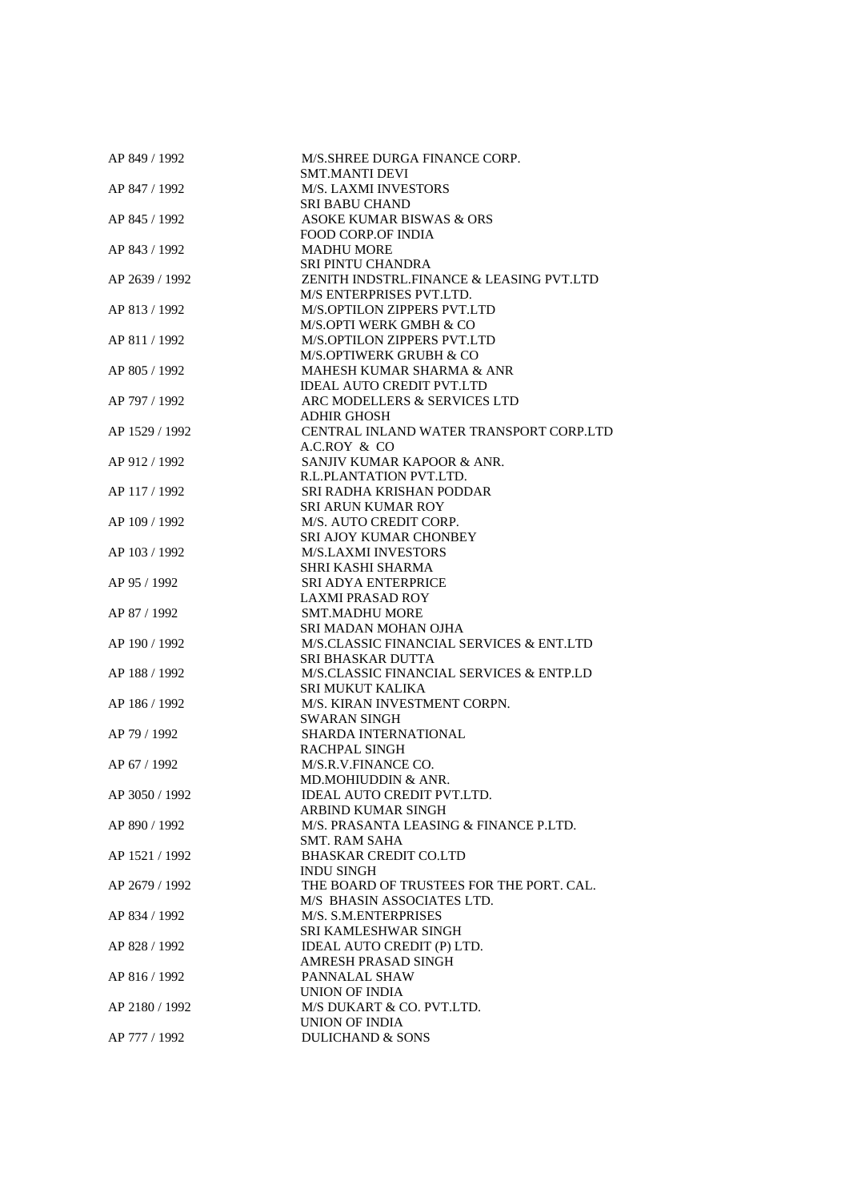| | |
|---|---|
| AP 849 / 1992 | M/S.SHREE DURGA FINANCE CORP. |
| | SMT.MANTI DEVI |
| AP 847 / 1992 | M/S. LAXMI INVESTORS |
| | SRI BABU CHAND |
| AP 845 / 1992 | ASOKE KUMAR BISWAS & ORS |
| | FOOD CORP.OF INDIA |
| AP 843 / 1992 | MADHU MORE |
| | SRI PINTU CHANDRA |
| AP 2639 / 1992 | ZENITH INDSTRL.FINANCE & LEASING PVT.LTD |
| | M/S ENTERPRISES PVT.LTD. |
| AP 813 / 1992 | M/S.OPTILON ZIPPERS PVT.LTD |
| | M/S.OPTI WERK GMBH & CO |
| AP 811 / 1992 | M/S.OPTILON ZIPPERS PVT.LTD |
| | M/S.OPTIWERK GRUBH & CO |
| AP 805 / 1992 | MAHESH KUMAR SHARMA & ANR |
| | IDEAL AUTO CREDIT PVT.LTD |
| AP 797 / 1992 | ARC MODELLERS & SERVICES LTD |
| | ADHIR GHOSH |
| AP 1529 / 1992 | CENTRAL INLAND WATER TRANSPORT CORP.LTD |
| | A.C.ROY & CO |
| AP 912 / 1992 | SANJIV KUMAR KAPOOR & ANR. |
| | R.L.PLANTATION PVT.LTD. |
| AP 117 / 1992 | SRI RADHA KRISHAN PODDAR |
| | SRI ARUN KUMAR ROY |
| AP 109 / 1992 | M/S. AUTO CREDIT CORP. |
| | SRI AJOY KUMAR CHONBEY |
| AP 103 / 1992 | M/S.LAXMI INVESTORS |
| | SHRI KASHI SHARMA |
| AP 95 / 1992 | SRI ADYA ENTERPRICE |
| | LAXMI PRASAD ROY |
| AP 87 / 1992 | SMT.MADHU MORE |
| | SRI MADAN MOHAN OJHA |
| AP 190 / 1992 | M/S.CLASSIC FINANCIAL SERVICES & ENT.LTD |
| | SRI BHASKAR DUTTA |
| AP 188 / 1992 | M/S.CLASSIC FINANCIAL SERVICES & ENTP.LD |
| | SRI MUKUT KALIKA |
| AP 186 / 1992 | M/S. KIRAN INVESTMENT CORPN. |
| | SWARAN SINGH |
| AP 79 / 1992 | SHARDA INTERNATIONAL |
| | RACHPAL SINGH |
| AP 67 / 1992 | M/S.R.V.FINANCE CO. |
| | MD.MOHIUDDIN & ANR. |
| AP 3050 / 1992 | IDEAL AUTO CREDIT PVT.LTD. |
| | ARBIND KUMAR SINGH |
| AP 890 / 1992 | M/S. PRASANTA LEASING & FINANCE P.LTD. |
| | SMT. RAM SAHA |
| AP 1521 / 1992 | BHASKAR CREDIT CO.LTD |
| | INDU SINGH |
| AP 2679 / 1992 | THE BOARD OF TRUSTEES FOR THE PORT. CAL. |
| | M/S BHASIN ASSOCIATES LTD. |
| AP 834 / 1992 | M/S. S.M.ENTERPRISES |
| | SRI KAMLESHWAR SINGH |
| AP 828 / 1992 | IDEAL AUTO CREDIT (P) LTD. |
| | AMRESH PRASAD SINGH |
| AP 816 / 1992 | PANNALAL SHAW |
| | UNION OF INDIA |
| AP 2180 / 1992 | M/S DUKART & CO. PVT.LTD. |
| | UNION OF INDIA |
| AP 777 / 1992 | DULICHAND & SONS |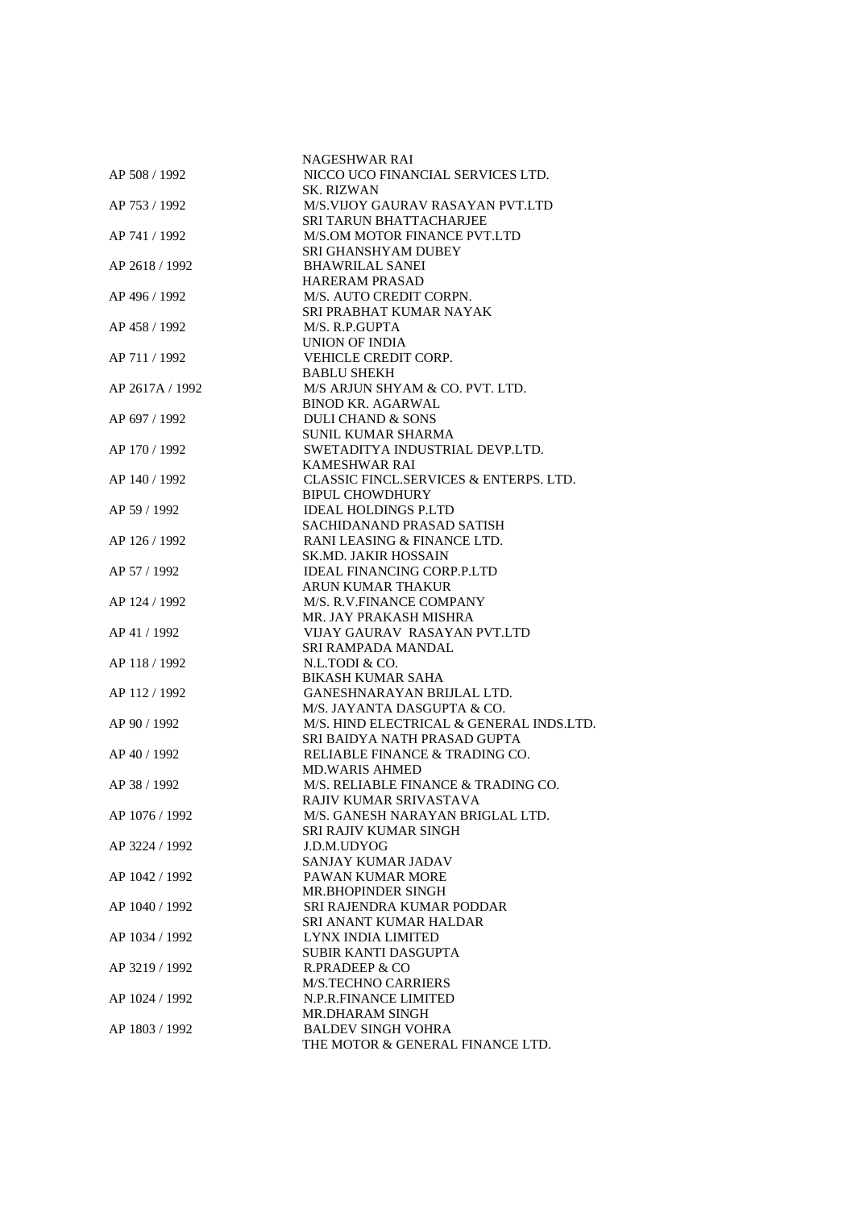| | |
|---|---|
| | NAGESHWAR RAI |
| AP 508 / 1992 | NICCO UCO FINANCIAL SERVICES LTD. |
| | SK. RIZWAN |
| AP 753 / 1992 | M/S.VIJOY GAURAV RASAYAN PVT.LTD |
| | SRI TARUN BHATTACHARJEE |
| AP 741 / 1992 | M/S.OM MOTOR FINANCE PVT.LTD |
| | SRI GHANSHYAM DUBEY |
| AP 2618 / 1992 | BHAWRILAL SANEI |
| | HARERAM PRASAD |
| AP 496 / 1992 | M/S. AUTO CREDIT CORPN. |
| | SRI PRABHAT KUMAR NAYAK |
| AP 458 / 1992 | M/S. R.P.GUPTA |
| | UNION OF INDIA |
| AP 711 / 1992 | VEHICLE CREDIT CORP. |
| | BABLU SHEKH |
| AP 2617A / 1992 | M/S ARJUN SHYAM & CO. PVT. LTD. |
| | BINOD KR. AGARWAL |
| AP 697 / 1992 | DULI CHAND & SONS |
| | SUNIL KUMAR SHARMA |
| AP 170 / 1992 | SWETADITYA INDUSTRIAL DEVP.LTD. |
| | KAMESHWAR RAI |
| AP 140 / 1992 | CLASSIC FINCL.SERVICES & ENTERPS. LTD. |
| | BIPUL CHOWDHURY |
| AP 59 / 1992 | IDEAL HOLDINGS P.LTD |
| | SACHIDANAND PRASAD SATISH |
| AP 126 / 1992 | RANI LEASING & FINANCE LTD. |
| | SK.MD. JAKIR HOSSAIN |
| AP 57 / 1992 | IDEAL FINANCING CORP.P.LTD |
| | ARUN KUMAR THAKUR |
| AP 124 / 1992 | M/S. R.V.FINANCE COMPANY |
| | MR. JAY PRAKASH MISHRA |
| AP 41 / 1992 | VIJAY GAURAV RASAYAN PVT.LTD |
| | SRI RAMPADA MANDAL |
| AP 118 / 1992 | N.L.TODI & CO. |
| | BIKASH KUMAR SAHA |
| AP 112 / 1992 | GANESHNARAYAN BRIJLAL LTD. |
| | M/S. JAYANTA DASGUPTA & CO. |
| AP 90 / 1992 | M/S. HIND ELECTRICAL & GENERAL INDS.LTD. |
| | SRI BAIDYA NATH PRASAD GUPTA |
| AP 40 / 1992 | RELIABLE FINANCE & TRADING CO. |
| | MD.WARIS AHMED |
| AP 38 / 1992 | M/S. RELIABLE FINANCE & TRADING CO. |
| | RAJIV KUMAR SRIVASTAVA |
| AP 1076 / 1992 | M/S. GANESH NARAYAN BRIGLAL LTD. |
| | SRI RAJIV KUMAR SINGH |
| AP 3224 / 1992 | J.D.M.UDYOG |
| | SANJAY KUMAR JADAV |
| AP 1042 / 1992 | PAWAN KUMAR MORE |
| | MR.BHOPINDER SINGH |
| AP 1040 / 1992 | SRI RAJENDRA KUMAR PODDAR |
| | SRI ANANT KUMAR HALDAR |
| AP 1034 / 1992 | LYNX INDIA LIMITED |
| | SUBIR KANTI DASGUPTA |
| AP 3219 / 1992 | R.PRADEEP & CO |
| | M/S.TECHNO CARRIERS |
| AP 1024 / 1992 | N.P.R.FINANCE LIMITED |
| | MR.DHARAM SINGH |
| AP 1803 / 1992 | BALDEV SINGH VOHRA |
| | THE MOTOR & GENERAL FINANCE LTD. |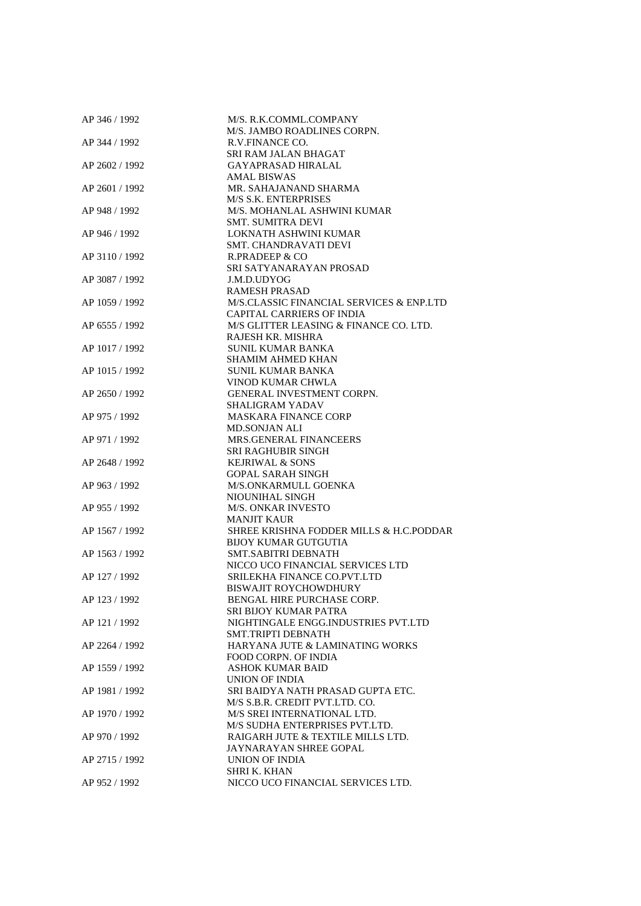| | |
|---|---|
| AP 346 / 1992 | M/S. R.K.COMML.COMPANY |
| | M/S. JAMBO ROADLINES CORPN. |
| AP 344 / 1992 | R.V.FINANCE CO. |
| | SRI RAM JALAN BHAGAT |
| AP 2602 / 1992 | GAYAPRASAD HIRALAL |
| | AMAL BISWAS |
| AP 2601 / 1992 | MR. SAHAJANAND SHARMA |
| | M/S S.K. ENTERPRISES |
| AP 948 / 1992 | M/S. MOHANLAL ASHWINI KUMAR |
| | SMT. SUMITRA DEVI |
| AP 946 / 1992 | LOKNATH ASHWINI KUMAR |
| | SMT. CHANDRAVATI DEVI |
| AP 3110 / 1992 | R.PRADEEP & CO |
| | SRI SATYANARAYAN PROSAD |
| AP 3087 / 1992 | J.M.D.UDYOG |
| | RAMESH PRASAD |
| AP 1059 / 1992 | M/S.CLASSIC FINANCIAL SERVICES & ENP.LTD |
| | CAPITAL CARRIERS OF INDIA |
| AP 6555 / 1992 | M/S GLITTER LEASING & FINANCE CO. LTD. |
| | RAJESH KR. MISHRA |
| AP 1017 / 1992 | SUNIL KUMAR BANKA |
| | SHAMIM AHMED KHAN |
| AP 1015 / 1992 | SUNIL KUMAR BANKA |
| | VINOD KUMAR CHWLA |
| AP 2650 / 1992 | GENERAL INVESTMENT CORPN. |
| | SHALIGRAM YADAV |
| AP 975 / 1992 | MASKARA FINANCE CORP |
| | MD.SONJAN ALI |
| AP 971 / 1992 | MRS.GENERAL FINANCEERS |
| | SRI RAGHUBIR SINGH |
| AP 2648 / 1992 | KEJRIWAL & SONS |
| | GOPAL SARAH SINGH |
| AP 963 / 1992 | M/S.ONKARMULL GOENKA |
| | NIOUNIHAL SINGH |
| AP 955 / 1992 | M/S. ONKAR INVESTO |
| | MANJIT KAUR |
| AP 1567 / 1992 | SHREE KRISHNA FODDER MILLS & H.C.PODDAR |
| | BIJOY KUMAR GUTGUTIA |
| AP 1563 / 1992 | SMT.SABITRI DEBNATH |
| | NICCO UCO FINANCIAL SERVICES LTD |
| AP 127 / 1992 | SRILEKHA FINANCE CO.PVT.LTD |
| | BISWAJIT ROYCHOWDHURY |
| AP 123 / 1992 | BENGAL HIRE PURCHASE CORP. |
| | SRI BIJOY KUMAR PATRA |
| AP 121 / 1992 | NIGHTINGALE ENGG.INDUSTRIES PVT.LTD |
| | SMT.TRIPTI DEBNATH |
| AP 2264 / 1992 | HARYANA JUTE & LAMINATING WORKS |
| | FOOD CORPN. OF INDIA |
| AP 1559 / 1992 | ASHOK KUMAR BAID |
| | UNION OF INDIA |
| AP 1981 / 1992 | SRI BAIDYA NATH PRASAD GUPTA ETC. |
| | M/S S.B.R. CREDIT PVT.LTD. CO. |
| AP 1970 / 1992 | M/S SREI INTERNATIONAL LTD. |
| | M/S SUDHA ENTERPRISES PVT.LTD. |
| AP 970 / 1992 | RAIGARH JUTE & TEXTILE MILLS LTD. |
| | JAYNARAYAN SHREE GOPAL |
| AP 2715 / 1992 | UNION OF INDIA |
| | SHRI K. KHAN |
| AP 952 / 1992 | NICCO UCO FINANCIAL SERVICES LTD. |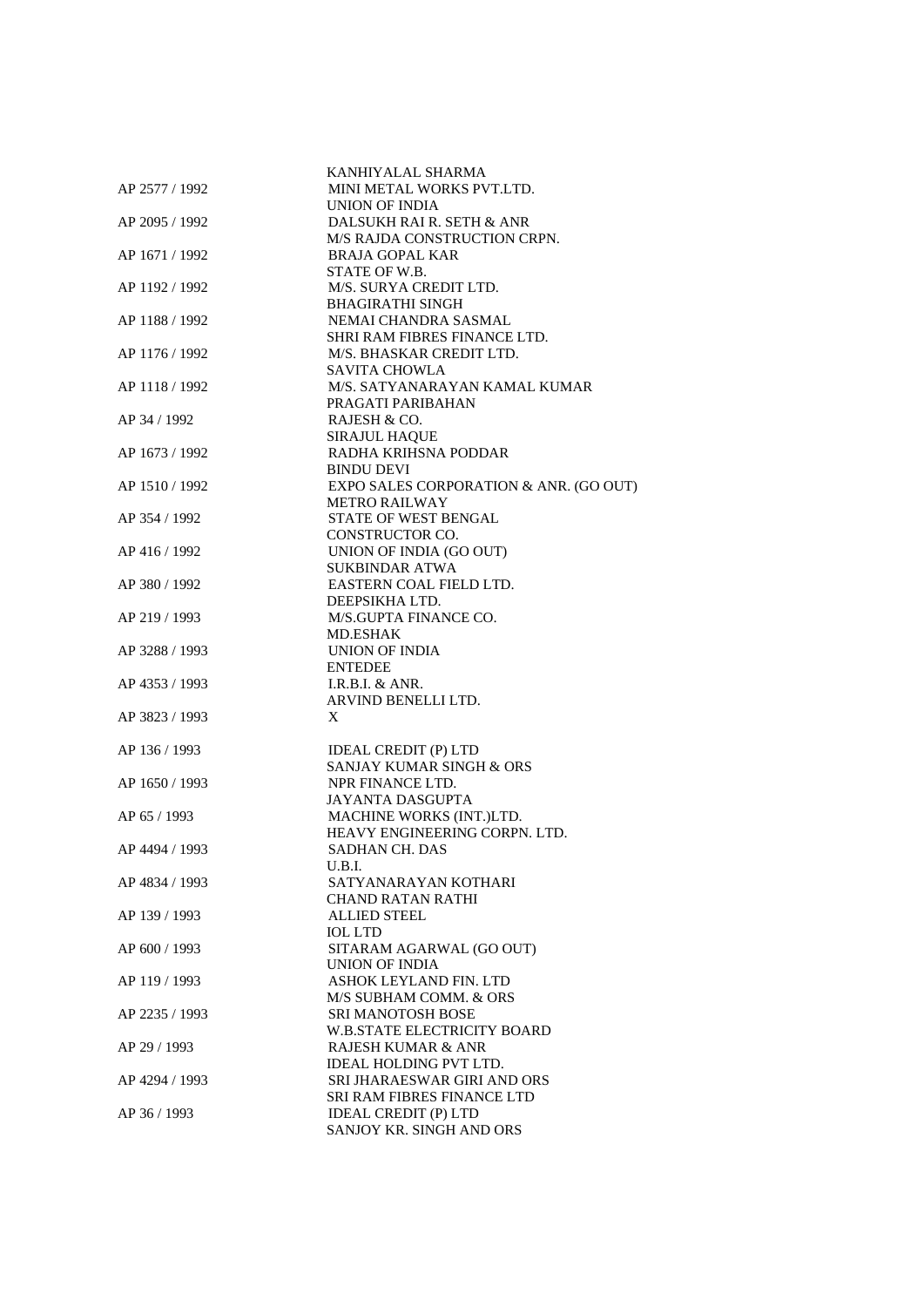| | |
|---|---|
| | KANHIYALAL SHARMA |
| AP 2577 / 1992 | MINI METAL WORKS PVT.LTD. |
| | UNION OF INDIA |
| AP 2095 / 1992 | DALSUKH RAI R. SETH & ANR |
| | M/S RAJDA CONSTRUCTION CRPN. |
| AP 1671 / 1992 | BRAJA GOPAL KAR |
| | STATE OF W.B. |
| AP 1192 / 1992 | M/S. SURYA CREDIT LTD. |
| | BHAGIRATHI SINGH |
| AP 1188 / 1992 | NEMAI CHANDRA SASMAL |
| | SHRI RAM FIBRES FINANCE LTD. |
| AP 1176 / 1992 | M/S. BHASKAR CREDIT LTD. |
| | SAVITA CHOWLA |
| AP 1118 / 1992 | M/S. SATYANARAYAN KAMAL KUMAR |
| | PRAGATI PARIBAHAN |
| AP 34 / 1992 | RAJESH & CO. |
| | SIRAJUL HAQUE |
| AP 1673 / 1992 | RADHA KRIHSNA PODDAR |
| | BINDU DEVI |
| AP 1510 / 1992 | EXPO SALES CORPORATION & ANR. (GO OUT) |
| | METRO RAILWAY |
| AP 354 / 1992 | STATE OF WEST BENGAL |
| | CONSTRUCTOR CO. |
| AP 416 / 1992 | UNION OF INDIA (GO OUT) |
| | SUKBINDAR ATWA |
| AP 380 / 1992 | EASTERN COAL FIELD LTD. |
| | DEEPSIKHA LTD. |
| AP 219 / 1993 | M/S.GUPTA FINANCE CO. |
| | MD.ESHAK |
| AP 3288 / 1993 | UNION OF INDIA |
| | ENTEDEE |
| AP 4353 / 1993 | I.R.B.I. & ANR. |
| | ARVIND BENELLI LTD. |
| AP 3823 / 1993 | X |
| | |
| AP 136 / 1993 | IDEAL CREDIT (P) LTD |
| | SANJAY KUMAR SINGH & ORS |
| AP 1650 / 1993 | NPR FINANCE LTD. |
| | JAYANTA DASGUPTA |
| AP 65 / 1993 | MACHINE WORKS (INT.)LTD. |
| | HEAVY ENGINEERING CORPN. LTD. |
| AP 4494 / 1993 | SADHAN CH. DAS |
| | U.B.I. |
| AP 4834 / 1993 | SATYANARAYAN KOTHARI |
| | CHAND RATAN RATHI |
| AP 139 / 1993 | ALLIED STEEL |
| | IOL LTD |
| AP 600 / 1993 | SITARAM AGARWAL (GO OUT) |
| | UNION OF INDIA |
| AP 119 / 1993 | ASHOK LEYLAND FIN. LTD |
| | M/S SUBHAM COMM. & ORS |
| AP 2235 / 1993 | SRI MANOTOSH BOSE |
| | W.B.STATE ELECTRICITY BOARD |
| AP 29 / 1993 | RAJESH KUMAR & ANR |
| | IDEAL HOLDING PVT LTD. |
| AP 4294 / 1993 | SRI JHARAESWAR GIRI AND ORS |
| | SRI RAM FIBRES FINANCE LTD |
| AP 36 / 1993 | IDEAL CREDIT (P) LTD |
| | SANJOY KR. SINGH AND ORS |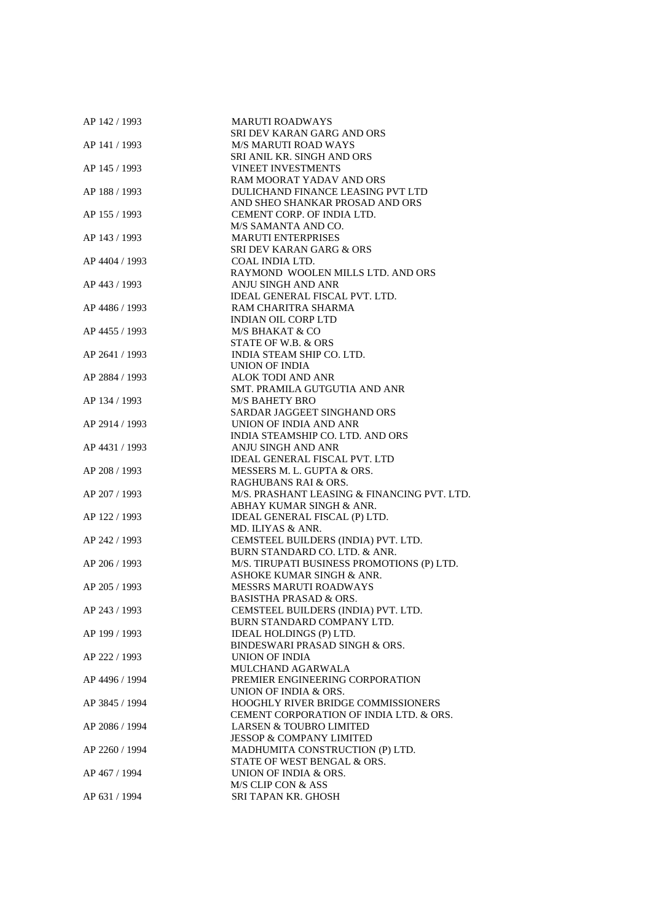| | |
|---|---|
| AP 142 / 1993 | MARUTI ROADWAYS<br>SRI DEV KARAN GARG AND ORS |
| AP 141 / 1993 | M/S MARUTI ROAD WAYS<br>SRI ANIL KR. SINGH AND ORS |
| AP 145 / 1993 | VINEET INVESTMENTS<br>RAM MOORAT YADAV AND ORS |
| AP 188 / 1993 | DULICHAND FINANCE LEASING PVT LTD<br>AND SHEO SHANKAR PROSAD AND ORS |
| AP 155 / 1993 | CEMENT CORP. OF INDIA LTD.<br>M/S SAMANTA AND CO. |
| AP 143 / 1993 | MARUTI ENTERPRISES<br>SRI DEV KARAN GARG & ORS |
| AP 4404 / 1993 | COAL INDIA LTD.<br>RAYMOND WOOLEN MILLS LTD. AND ORS |
| AP 443 / 1993 | ANJU SINGH AND ANR<br>IDEAL GENERAL FISCAL PVT. LTD. |
| AP 4486 / 1993 | RAM CHARITRA SHARMA<br>INDIAN OIL CORP LTD |
| AP 4455 / 1993 | M/S BHAKAT & CO<br>STATE OF W.B. & ORS |
| AP 2641 / 1993 | INDIA STEAM SHIP CO. LTD.<br>UNION OF INDIA |
| AP 2884 / 1993 | ALOK TODI AND ANR<br>SMT. PRAMILA GUTGUTIA AND ANR |
| AP 134 / 1993 | M/S BAHETY BRO<br>SARDAR JAGGEET SINGHAND ORS |
| AP 2914 / 1993 | UNION OF INDIA AND ANR<br>INDIA STEAMSHIP CO. LTD. AND ORS |
| AP 4431 / 1993 | ANJU SINGH AND ANR<br>IDEAL GENERAL FISCAL PVT. LTD |
| AP 208 / 1993 | MESSERS M. L. GUPTA & ORS.<br>RAGHUBANS RAI & ORS. |
| AP 207 / 1993 | M/S. PRASHANT LEASING & FINANCING PVT. LTD.<br>ABHAY KUMAR SINGH & ANR. |
| AP 122 / 1993 | IDEAL GENERAL FISCAL (P) LTD.<br>MD. ILIYAS & ANR. |
| AP 242 / 1993 | CEMSTEEL BUILDERS (INDIA) PVT. LTD.<br>BURN STANDARD CO. LTD. & ANR. |
| AP 206 / 1993 | M/S. TIRUPATI BUSINESS PROMOTIONS (P) LTD.<br>ASHOKE KUMAR SINGH & ANR. |
| AP 205 / 1993 | MESSRS MARUTI ROADWAYS<br>BASISTHA PRASAD & ORS. |
| AP 243 / 1993 | CEMSTEEL BUILDERS (INDIA) PVT. LTD.<br>BURN STANDARD COMPANY LTD. |
| AP 199 / 1993 | IDEAL HOLDINGS (P) LTD.<br>BINDESWARI PRASAD SINGH & ORS. |
| AP 222 / 1993 | UNION OF INDIA<br>MULCHAND AGARWALA |
| AP 4496 / 1994 | PREMIER ENGINEERING CORPORATION<br>UNION OF INDIA & ORS. |
| AP 3845 / 1994 | HOOGHLY RIVER BRIDGE COMMISSIONERS<br>CEMENT CORPORATION OF INDIA LTD. & ORS. |
| AP 2086 / 1994 | LARSEN & TOUBRO LIMITED<br>JESSOP & COMPANY LIMITED |
| AP 2260 / 1994 | MADHUMITA CONSTRUCTION (P) LTD.<br>STATE OF WEST BENGAL & ORS. |
| AP 467 / 1994 | UNION OF INDIA & ORS.<br>M/S CLIP CON & ASS |
| AP 631 / 1994 | SRI TAPAN KR. GHOSH |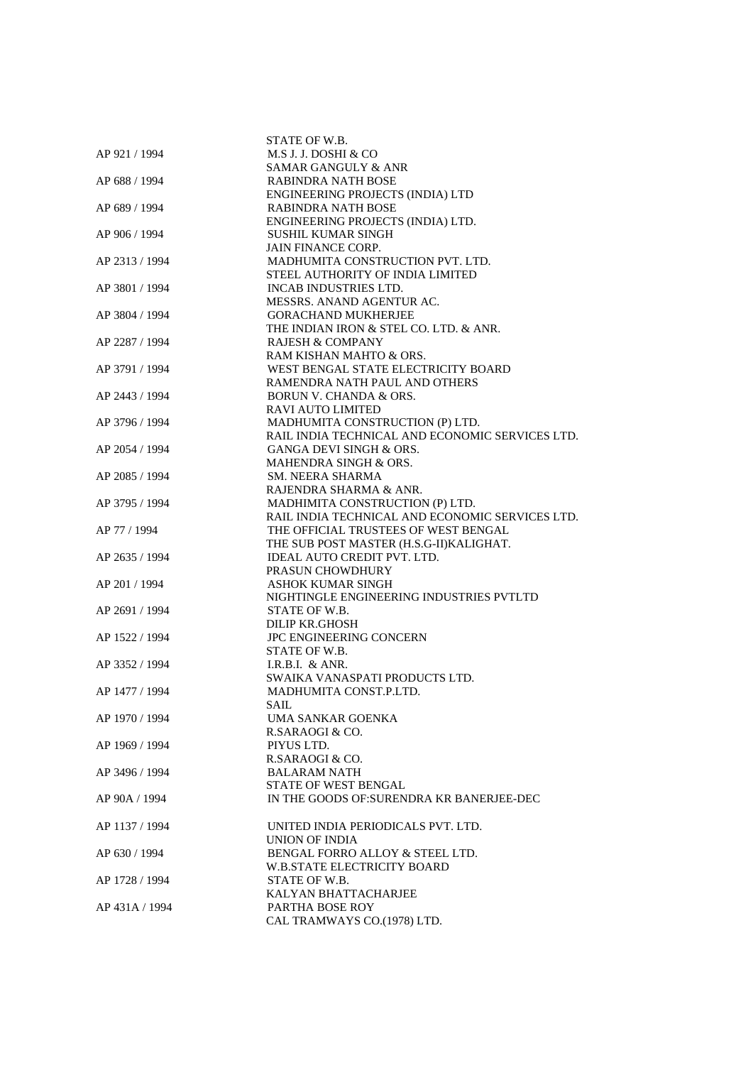STATE OF W.B.

| | |
|---|---|
| AP 921 / 1994 | M.S J. J. DOSHI & CO |
| | SAMAR GANGULY & ANR |
| AP 688 / 1994 | RABINDRA NATH BOSE |
| | ENGINEERING PROJECTS (INDIA) LTD |
| AP 689 / 1994 | RABINDRA NATH BOSE |
| | ENGINEERING PROJECTS (INDIA) LTD. |
| AP 906 / 1994 | SUSHIL KUMAR SINGH |
| | JAIN FINANCE CORP. |
| AP 2313 / 1994 | MADHUMITA CONSTRUCTION PVT. LTD. |
| | STEEL AUTHORITY OF INDIA LIMITED |
| AP 3801 / 1994 | INCAB INDUSTRIES LTD. |
| | MESSRS. ANAND AGENTUR AC. |
| AP 3804 / 1994 | GORACHAND MUKHERJEE |
| | THE INDIAN IRON & STEL CO. LTD. & ANR. |
| AP 2287 / 1994 | RAJESH & COMPANY |
| | RAM KISHAN MAHTO & ORS. |
| AP 3791 / 1994 | WEST BENGAL STATE ELECTRICITY BOARD |
| | RAMENDRA NATH PAUL AND OTHERS |
| AP 2443 / 1994 | BORUN V. CHANDA & ORS. |
| | RAVI AUTO LIMITED |
| AP 3796 / 1994 | MADHUMITA CONSTRUCTION (P) LTD. |
| | RAIL INDIA TECHNICAL AND ECONOMIC SERVICES LTD. |
| AP 2054 / 1994 | GANGA DEVI SINGH & ORS. |
| | MAHENDRA SINGH & ORS. |
| AP 2085 / 1994 | SM. NEERA SHARMA |
| | RAJENDRA SHARMA & ANR. |
| AP 3795 / 1994 | MADHIMITA CONSTRUCTION (P) LTD. |
| | RAIL INDIA TECHNICAL AND ECONOMIC SERVICES LTD. |
| AP 77 / 1994 | THE OFFICIAL TRUSTEES OF WEST BENGAL |
| | THE SUB POST MASTER (H.S.G-II)KALIGHAT. |
| AP 2635 / 1994 | IDEAL AUTO CREDIT PVT. LTD. |
| | PRASUN CHOWDHURY |
| AP 201 / 1994 | ASHOK KUMAR SINGH |
| | NIGHTINGLE ENGINEERING INDUSTRIES PVTLTD |
| AP 2691 / 1994 | STATE OF W.B. |
| | DILIP KR.GHOSH |
| AP 1522 / 1994 | JPC ENGINEERING CONCERN |
| | STATE OF W.B. |
| AP 3352 / 1994 | I.R.B.I. & ANR. |
| | SWAIKA VANASPATI PRODUCTS LTD. |
| AP 1477 / 1994 | MADHUMITA CONST.P.LTD. |
| | SAIL |
| AP 1970 / 1994 | UMA SANKAR GOENKA |
| | R.SARAOGI & CO. |
| AP 1969 / 1994 | PIYUS LTD. |
| | R.SARAOGI & CO. |
| AP 3496 / 1994 | BALARAM NATH |
| | STATE OF WEST BENGAL |
| AP 90A / 1994 | IN THE GOODS OF:SURENDRA KR BANERJEE-DEC |
| AP 1137 / 1994 | UNITED INDIA PERIODICALS PVT. LTD. |
| | UNION OF INDIA |
| AP 630 / 1994 | BENGAL FORRO ALLOY & STEEL LTD. |
| | W.B.STATE ELECTRICITY BOARD |
| AP 1728 / 1994 | STATE OF W.B. |
| | KALYAN BHATTACHARJEE |
| AP 431A / 1994 | PARTHA BOSE ROY |
| | CAL TRAMWAYS CO.(1978) LTD. |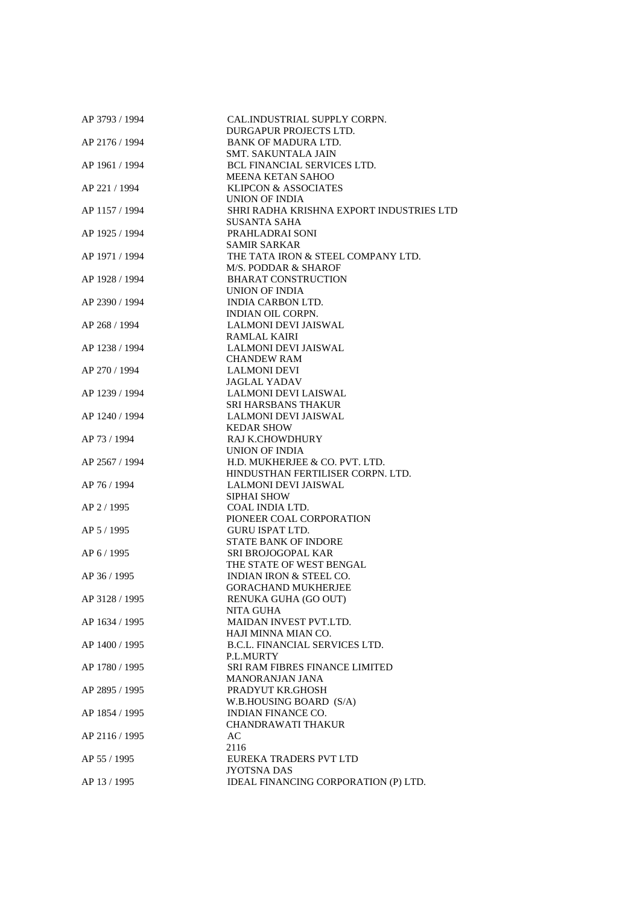| | |
|---|---|
| AP 3793 / 1994 | CAL.INDUSTRIAL SUPPLY CORPN. |
| | DURGAPUR PROJECTS LTD. |
| AP 2176 / 1994 | BANK OF MADURA LTD. |
| | SMT. SAKUNTALA JAIN |
| AP 1961 / 1994 | BCL FINANCIAL SERVICES LTD. |
| | MEENA KETAN SAHOO |
| AP 221 / 1994 | KLIPCON & ASSOCIATES |
| | UNION OF INDIA |
| AP 1157 / 1994 | SHRI RADHA KRISHNA EXPORT INDUSTRIES LTD |
| | SUSANTA SAHA |
| AP 1925 / 1994 | PRAHLADRAI SONI |
| | SAMIR SARKAR |
| AP 1971 / 1994 | THE TATA IRON & STEEL COMPANY LTD. |
| | M/S. PODDAR & SHAROF |
| AP 1928 / 1994 | BHARAT CONSTRUCTION |
| | UNION OF INDIA |
| AP 2390 / 1994 | INDIA CARBON LTD. |
| | INDIAN OIL CORPN. |
| AP 268 / 1994 | LALMONI DEVI JAISWAL |
| | RAMLAL KAIRI |
| AP 1238 / 1994 | LALMONI DEVI JAISWAL |
| | CHANDEW RAM |
| AP 270 / 1994 | LALMONI DEVI |
| | JAGLAL YADAV |
| AP 1239 / 1994 | LALMONI DEVI LAISWAL |
| | SRI HARSBANS THAKUR |
| AP 1240 / 1994 | LALMONI DEVI JAISWAL |
| | KEDAR SHOW |
| AP 73 / 1994 | RAJ K.CHOWDHURY |
| | UNION OF INDIA |
| AP 2567 / 1994 | H.D. MUKHERJEE & CO. PVT. LTD. |
| | HINDUSTHAN FERTILISER CORPN. LTD. |
| AP 76 / 1994 | LALMONI DEVI JAISWAL |
| | SIPHAI SHOW |
| AP 2 / 1995 | COAL INDIA LTD. |
| | PIONEER COAL CORPORATION |
| AP 5 / 1995 | GURU ISPAT LTD. |
| | STATE BANK OF INDORE |
| AP 6 / 1995 | SRI BROJOGOPAL KAR |
| | THE STATE OF WEST BENGAL |
| AP 36 / 1995 | INDIAN IRON & STEEL CO. |
| | GORACHAND MUKHERJEE |
| AP 3128 / 1995 | RENUKA GUHA (GO OUT) |
| | NITA GUHA |
| AP 1634 / 1995 | MAIDAN INVEST PVT.LTD. |
| | HAJI MINNA MIAN CO. |
| AP 1400 / 1995 | B.C.L. FINANCIAL SERVICES LTD. |
| | P.L.MURTY |
| AP 1780 / 1995 | SRI RAM FIBRES FINANCE LIMITED |
| | MANORANJAN JANA |
| AP 2895 / 1995 | PRADYUT KR.GHOSH |
| | W.B.HOUSING BOARD (S/A) |
| AP 1854 / 1995 | INDIAN FINANCE CO. |
| | CHANDRAWATI THAKUR |
| AP 2116 / 1995 | AC |
| | 2116 |
| AP 55 / 1995 | EUREKA TRADERS PVT LTD |
| | JYOTSNA DAS |
| AP 13 / 1995 | IDEAL FINANCING CORPORATION (P) LTD. |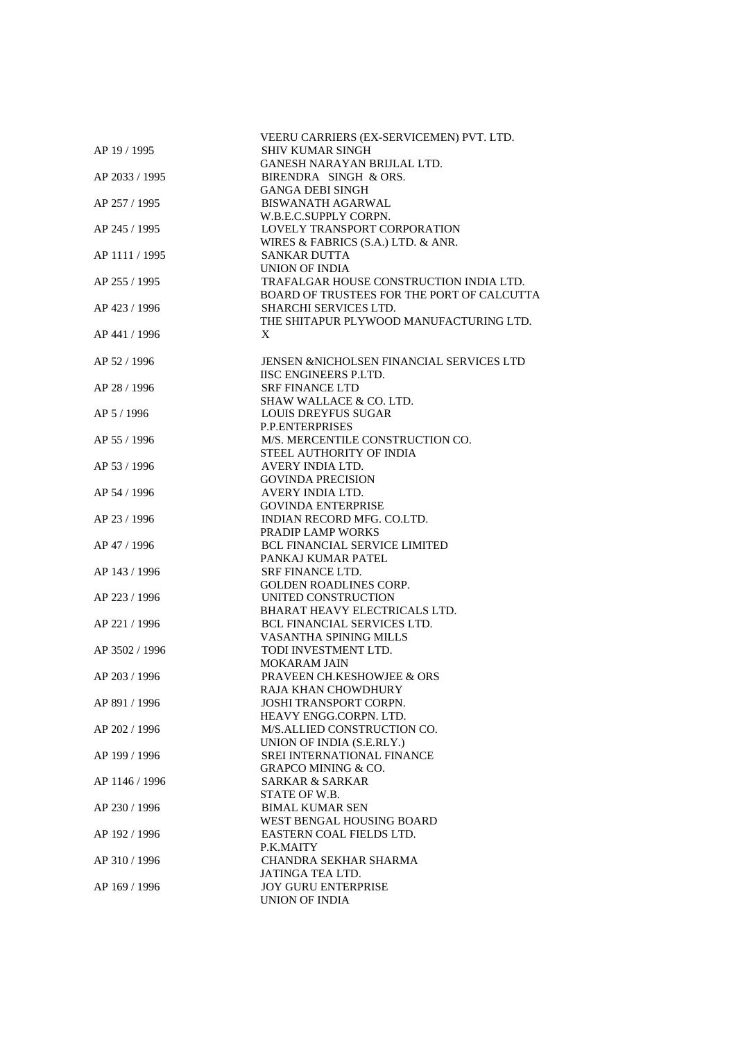VEERU CARRIERS (EX-SERVICEMEN) PVT. LTD.

AP 19 / 1995 SHIV KUMAR SINGH
GANESH NARAYAN BRIJLAL LTD.

AP 2033 / 1995 BIRENDRA SINGH & ORS.
GANGA DEBI SINGH

AP 257 / 1995 BISWANATH AGARWAL
W.B.E.C.SUPPLY CORPN.

AP 245 / 1995 LOVELY TRANSPORT CORPORATION
WIRES & FABRICS (S.A.) LTD. & ANR.

AP 1111 / 1995 SANKAR DUTTA
UNION OF INDIA

AP 255 / 1995 TRAFALGAR HOUSE CONSTRUCTION INDIA LTD.
BOARD OF TRUSTEES FOR THE PORT OF CALCUTTA

AP 423 / 1996 SHARCHI SERVICES LTD.
THE SHITAPUR PLYWOOD MANUFACTURING LTD.

AP 441 / 1996 X

AP 52 / 1996 JENSEN &NICHOLSEN FINANCIAL SERVICES LTD
IISC ENGINEERS P.LTD.

AP 28 / 1996 SRF FINANCE LTD
SHAW WALLACE & CO. LTD.

AP 5 / 1996 LOUIS DREYFUS SUGAR
P.P.ENTERPRISES

AP 55 / 1996 M/S. MERCENTILE CONSTRUCTION CO.
STEEL AUTHORITY OF INDIA

AP 53 / 1996 AVERY INDIA LTD.
GOVINDA PRECISION

AP 54 / 1996 AVERY INDIA LTD.
GOVINDA ENTERPRISE

AP 23 / 1996 INDIAN RECORD MFG. CO.LTD.
PRADIP LAMP WORKS

AP 47 / 1996 BCL FINANCIAL SERVICE LIMITED
PANKAJ KUMAR PATEL

AP 143 / 1996 SRF FINANCE LTD.
GOLDEN ROADLINES CORP.

AP 223 / 1996 UNITED CONSTRUCTION
BHARAT HEAVY ELECTRICALS LTD.

AP 221 / 1996 BCL FINANCIAL SERVICES LTD.
VASANTHA SPINING MILLS

AP 3502 / 1996 TODI INVESTMENT LTD.
MOKARAM JAIN

AP 203 / 1996 PRAVEEN CH.KESHOWJEE & ORS
RAJA KHAN CHOWDHURY

AP 891 / 1996 JOSHI TRANSPORT CORPN.
HEAVY ENGG.CORPN. LTD.

AP 202 / 1996 M/S.ALLIED CONSTRUCTION CO.
UNION OF INDIA (S.E.RLY.)

AP 199 / 1996 SREI INTERNATIONAL FINANCE
GRAPCO MINING & CO.

AP 1146 / 1996 SARKAR & SARKAR
STATE OF W.B.

AP 230 / 1996 BIMAL KUMAR SEN
WEST BENGAL HOUSING BOARD

AP 192 / 1996 EASTERN COAL FIELDS LTD.
P.K.MAITY

AP 310 / 1996 CHANDRA SEKHAR SHARMA
JATINGA TEA LTD.

AP 169 / 1996 JOY GURU ENTERPRISE
UNION OF INDIA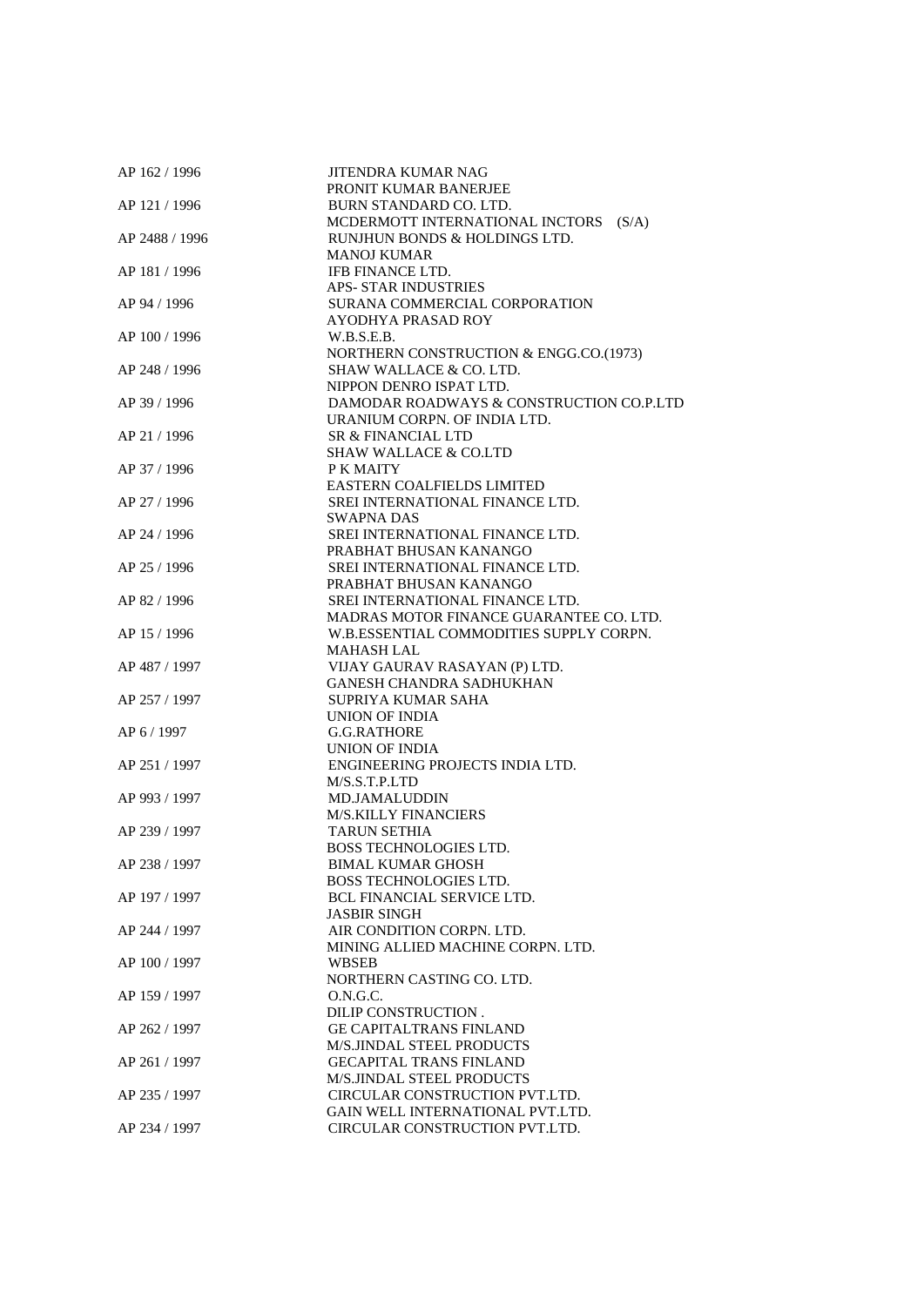| | |
|---|---|
| AP 162 / 1996 | JITENDRA KUMAR NAG |
| | PRONIT KUMAR BANERJEE |
| AP 121 / 1996 | BURN STANDARD CO. LTD. |
| | MCDERMOTT INTERNATIONAL INCTORS (S/A) |
| AP 2488 / 1996 | RUNJHUN BONDS & HOLDINGS LTD. |
| | MANOJ KUMAR |
| AP 181 / 1996 | IFB FINANCE LTD. |
| | APS- STAR INDUSTRIES |
| AP 94 / 1996 | SURANA COMMERCIAL CORPORATION |
| | AYODHYA PRASAD ROY |
| AP 100 / 1996 | W.B.S.E.B. |
| | NORTHERN CONSTRUCTION & ENGG.CO.(1973) |
| AP 248 / 1996 | SHAW WALLACE & CO. LTD. |
| | NIPPON DENRO ISPAT LTD. |
| AP 39 / 1996 | DAMODAR ROADWAYS & CONSTRUCTION CO.P.LTD |
| | URANIUM CORPN. OF INDIA LTD. |
| AP 21 / 1996 | SR & FINANCIAL LTD |
| | SHAW WALLACE & CO.LTD |
| AP 37 / 1996 | P K MAITY |
| | EASTERN COALFIELDS LIMITED |
| AP 27 / 1996 | SREI INTERNATIONAL FINANCE LTD. |
| | SWAPNA DAS |
| AP 24 / 1996 | SREI INTERNATIONAL FINANCE LTD. |
| | PRABHAT BHUSAN KANANGO |
| AP 25 / 1996 | SREI INTERNATIONAL FINANCE LTD. |
| | PRABHAT BHUSAN KANANGO |
| AP 82 / 1996 | SREI INTERNATIONAL FINANCE LTD. |
| | MADRAS MOTOR FINANCE GUARANTEE CO. LTD. |
| AP 15 / 1996 | W.B.ESSENTIAL COMMODITIES SUPPLY CORPN. |
| | MAHASH LAL |
| AP 487 / 1997 | VIJAY GAURAV RASAYAN (P) LTD. |
| | GANESH CHANDRA SADHUKHAN |
| AP 257 / 1997 | SUPRIYA KUMAR SAHA |
| | UNION OF INDIA |
| AP 6 / 1997 | G.G.RATHORE |
| | UNION OF INDIA |
| AP 251 / 1997 | ENGINEERING PROJECTS INDIA LTD. |
| | M/S.S.T.P.LTD |
| AP 993 / 1997 | MD.JAMALUDDIN |
| | M/S.KILLY FINANCIERS |
| AP 239 / 1997 | TARUN SETHIA |
| | BOSS TECHNOLOGIES LTD. |
| AP 238 / 1997 | BIMAL KUMAR GHOSH |
| | BOSS TECHNOLOGIES LTD. |
| AP 197 / 1997 | BCL FINANCIAL SERVICE LTD. |
| | JASBIR SINGH |
| AP 244 / 1997 | AIR CONDITION CORPN. LTD. |
| | MINING ALLIED MACHINE CORPN. LTD. |
| AP 100 / 1997 | WBSEB |
| | NORTHERN CASTING CO. LTD. |
| AP 159 / 1997 | O.N.G.C. |
| | DILIP CONSTRUCTION . |
| AP 262 / 1997 | GE CAPITALTRANS FINLAND |
| | M/S.JINDAL STEEL PRODUCTS |
| AP 261 / 1997 | GECAPITAL TRANS FINLAND |
| | M/S.JINDAL STEEL PRODUCTS |
| AP 235 / 1997 | CIRCULAR CONSTRUCTION PVT.LTD. |
| | GAIN WELL INTERNATIONAL PVT.LTD. |
| AP 234 / 1997 | CIRCULAR CONSTRUCTION PVT.LTD. |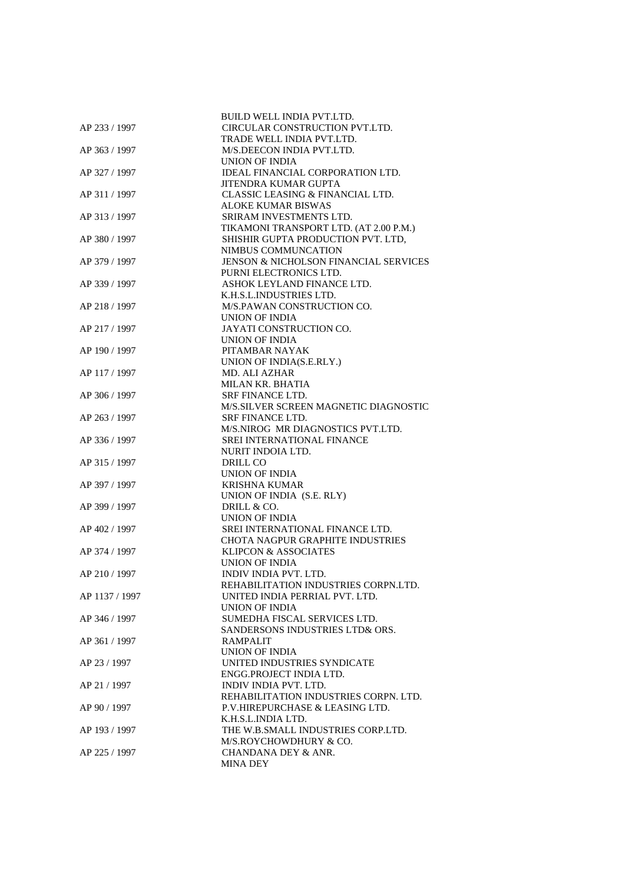BUILD WELL INDIA PVT.LTD.

AP 233 / 1997 CIRCULAR CONSTRUCTION PVT.LTD.
TRADE WELL INDIA PVT.LTD.

AP 363 / 1997 M/S.DEECON INDIA PVT.LTD.
UNION OF INDIA

AP 327 / 1997 IDEAL FINANCIAL CORPORATION LTD.
JITENDRA KUMAR GUPTA

AP 311 / 1997 CLASSIC LEASING & FINANCIAL LTD.
ALOKE KUMAR BISWAS

AP 313 / 1997 SRIRAM INVESTMENTS LTD.
TIKAMONI TRANSPORT LTD. (AT 2.00 P.M.)

AP 380 / 1997 SHISHIR GUPTA PRODUCTION PVT. LTD,
NIMBUS COMMUNCATION

AP 379 / 1997 JENSON & NICHOLSON FINANCIAL SERVICES
PURNI ELECTRONICS LTD.

AP 339 / 1997 ASHOK LEYLAND FINANCE LTD.
K.H.S.L.INDUSTRIES LTD.

AP 218 / 1997 M/S.PAWAN CONSTRUCTION CO.
UNION OF INDIA

AP 217 / 1997 JAYATI CONSTRUCTION CO.
UNION OF INDIA

AP 190 / 1997 PITAMBAR NAYAK
UNION OF INDIA(S.E.RLY.)

AP 117 / 1997 MD. ALI AZHAR
MILAN KR. BHATIA

AP 306 / 1997 SRF FINANCE LTD.
M/S.SILVER SCREEN MAGNETIC DIAGNOSTIC

AP 263 / 1997 SRF FINANCE LTD.
M/S.NIROG MR DIAGNOSTICS PVT.LTD.

AP 336 / 1997 SREI INTERNATIONAL FINANCE
NURIT INDOIA LTD.

AP 315 / 1997 DRILL CO
UNION OF INDIA

AP 397 / 1997 KRISHNA KUMAR
UNION OF INDIA (S.E. RLY)

AP 399 / 1997 DRILL & CO.
UNION OF INDIA

AP 402 / 1997 SREI INTERNATIONAL FINANCE LTD.
CHOTA NAGPUR GRAPHITE INDUSTRIES

AP 374 / 1997 KLIPCON & ASSOCIATES
UNION OF INDIA

AP 210 / 1997 INDIV INDIA PVT. LTD.
REHABILITATION INDUSTRIES CORPN.LTD.

AP 1137 / 1997 UNITED INDIA PERRIAL PVT. LTD.
UNION OF INDIA

AP 346 / 1997 SUMEDHA FISCAL SERVICES LTD.
SANDERSONS INDUSTRIES LTD& ORS.

AP 361 / 1997 RAMPALIT
UNION OF INDIA

AP 23 / 1997 UNITED INDUSTRIES SYNDICATE
ENGG.PROJECT INDIA LTD.

AP 21 / 1997 INDIV INDIA PVT. LTD.
REHABILITATION INDUSTRIES CORPN. LTD.

AP 90 / 1997 P.V.HIREPURCHASE & LEASING LTD.
K.H.S.L.INDIA LTD.

AP 193 / 1997 THE W.B.SMALL INDUSTRIES CORP.LTD.
M/S.ROYCHOWDHURY & CO.

AP 225 / 1997 CHANDANA DEY & ANR.
MINA DEY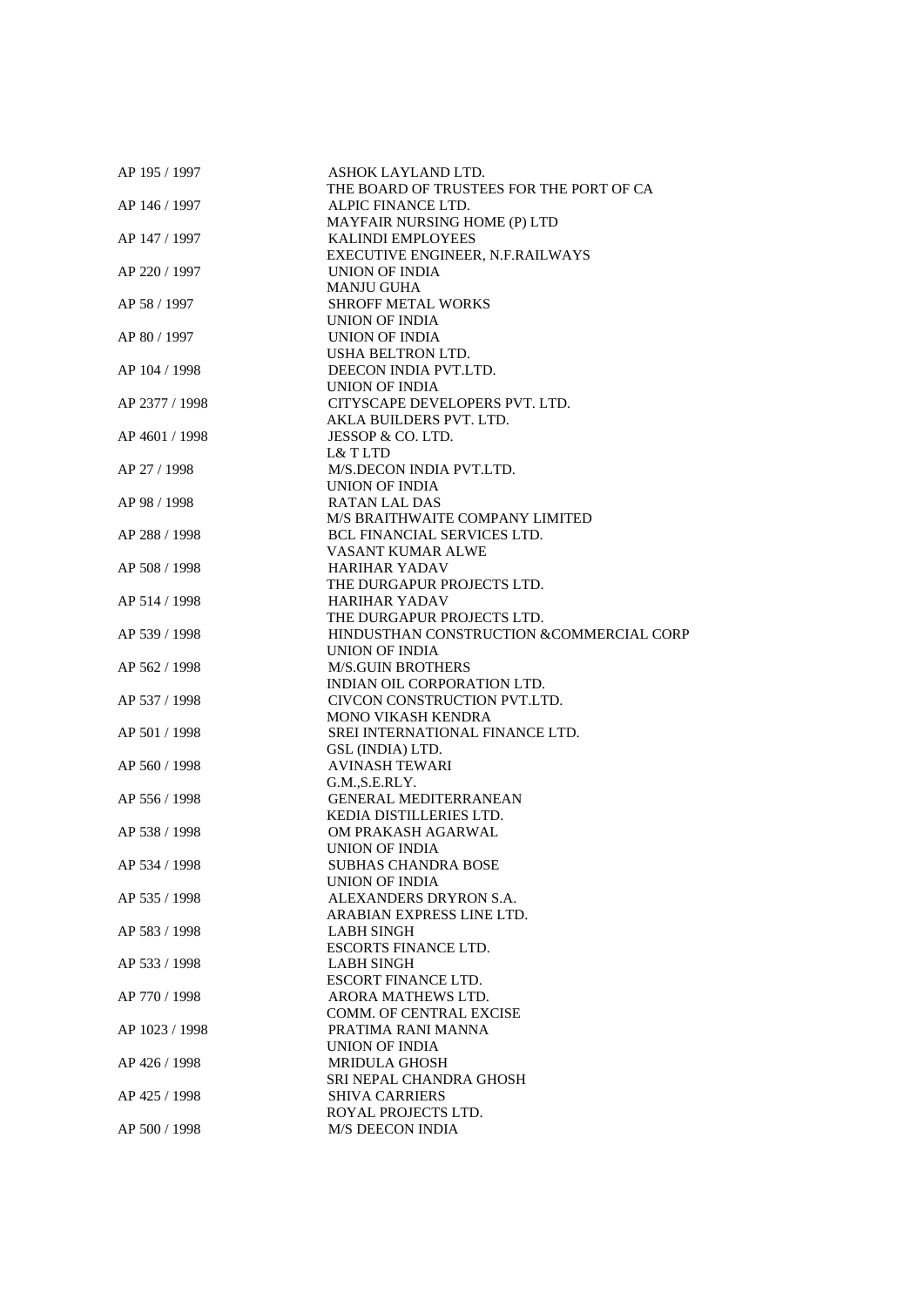| | |
|---|---|
| AP 195 / 1997 | ASHOK LAYLAND LTD. |
| | THE BOARD OF TRUSTEES FOR THE PORT OF CA |
| AP 146 / 1997 | ALPIC FINANCE LTD. |
| | MAYFAIR NURSING HOME (P) LTD |
| AP 147 / 1997 | KALINDI EMPLOYEES |
| | EXECUTIVE ENGINEER, N.F.RAILWAYS |
| AP 220 / 1997 | UNION OF INDIA |
| | MANJU GUHA |
| AP 58 / 1997 | SHROFF METAL WORKS |
| | UNION OF INDIA |
| AP 80 / 1997 | UNION OF INDIA |
| | USHA BELTRON LTD. |
| AP 104 / 1998 | DEECON INDIA PVT.LTD. |
| | UNION OF INDIA |
| AP 2377 / 1998 | CITYSCAPE DEVELOPERS PVT. LTD. |
| | AKLA BUILDERS PVT. LTD. |
| AP 4601 / 1998 | JESSOP & CO. LTD. |
| | L& T LTD |
| AP 27 / 1998 | M/S.DECON INDIA PVT.LTD. |
| | UNION OF INDIA |
| AP 98 / 1998 | RATAN LAL DAS |
| | M/S BRAITHWAITE COMPANY LIMITED |
| AP 288 / 1998 | BCL FINANCIAL SERVICES LTD. |
| | VASANT KUMAR ALWE |
| AP 508 / 1998 | HARIHAR YADAV |
| | THE DURGAPUR PROJECTS LTD. |
| AP 514 / 1998 | HARIHAR YADAV |
| | THE DURGAPUR PROJECTS LTD. |
| AP 539 / 1998 | HINDUSTHAN CONSTRUCTION &COMMERCIAL CORP |
| | UNION OF INDIA |
| AP 562 / 1998 | M/S.GUIN BROTHERS |
| | INDIAN OIL CORPORATION LTD. |
| AP 537 / 1998 | CIVCON CONSTRUCTION PVT.LTD. |
| | MONO VIKASH KENDRA |
| AP 501 / 1998 | SREI INTERNATIONAL FINANCE LTD. |
| | GSL (INDIA) LTD. |
| AP 560 / 1998 | AVINASH TEWARI |
| | G.M.,S.E.RLY. |
| AP 556 / 1998 | GENERAL MEDITERRANEAN |
| | KEDIA DISTILLERIES LTD. |
| AP 538 / 1998 | OM PRAKASH AGARWAL |
| | UNION OF INDIA |
| AP 534 / 1998 | SUBHAS CHANDRA BOSE |
| | UNION OF INDIA |
| AP 535 / 1998 | ALEXANDERS DRYRON S.A. |
| | ARABIAN EXPRESS LINE LTD. |
| AP 583 / 1998 | LABH SINGH |
| | ESCORTS FINANCE LTD. |
| AP 533 / 1998 | LABH SINGH |
| | ESCORT FINANCE LTD. |
| AP 770 / 1998 | ARORA MATHEWS LTD. |
| | COMM. OF CENTRAL EXCISE |
| AP 1023 / 1998 | PRATIMA RANI MANNA |
| | UNION OF INDIA |
| AP 426 / 1998 | MRIDULA GHOSH |
| | SRI NEPAL CHANDRA GHOSH |
| AP 425 / 1998 | SHIVA CARRIERS |
| | ROYAL PROJECTS LTD. |
| AP 500 / 1998 | M/S DEECON INDIA |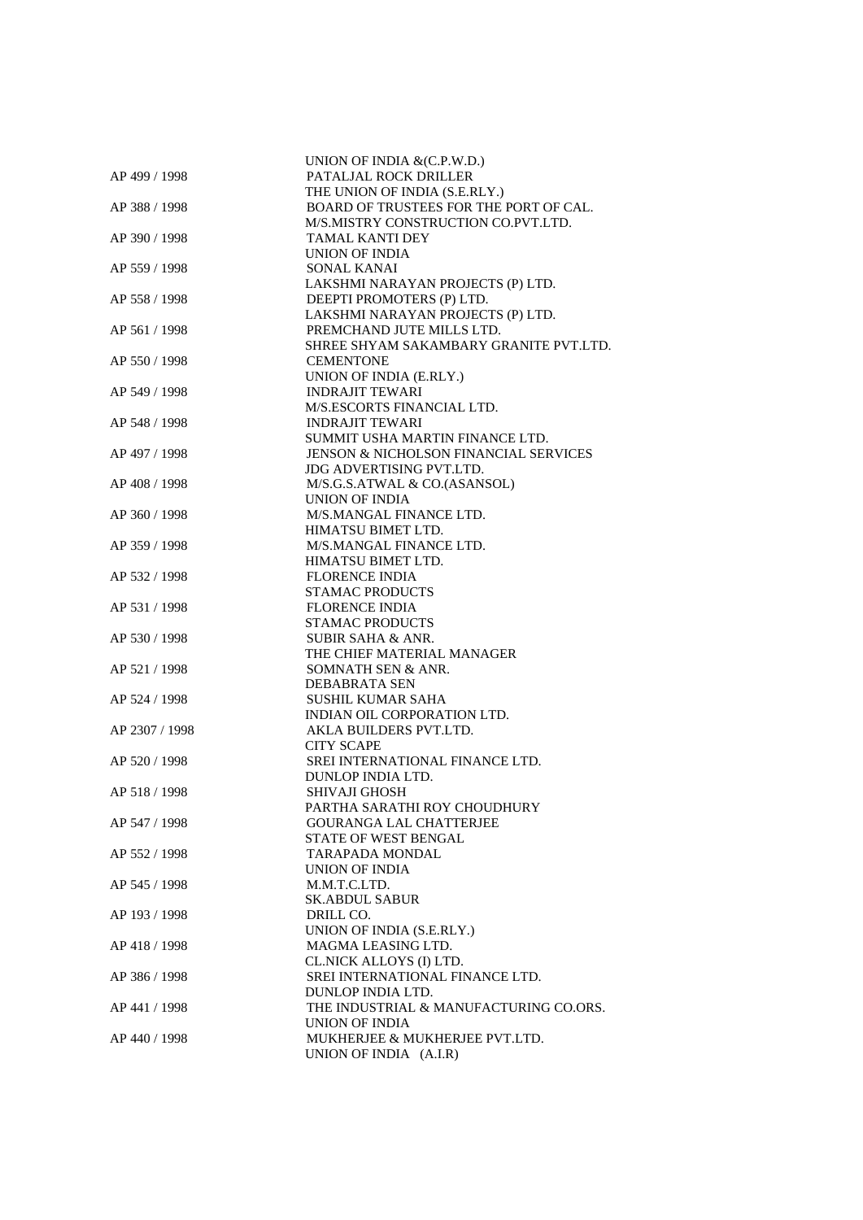UNION OF INDIA &(C.P.W.D.)

AP 499 / 1998 PATALJAL ROCK DRILLER
THE UNION OF INDIA (S.E.RLY.)

AP 388 / 1998 BOARD OF TRUSTEES FOR THE PORT OF CAL.
M/S.MISTRY CONSTRUCTION CO.PVT.LTD.

AP 390 / 1998 TAMAL KANTI DEY
UNION OF INDIA

AP 559 / 1998 SONAL KANAI
LAKSHMI NARAYAN PROJECTS (P) LTD.

AP 558 / 1998 DEEPTI PROMOTERS (P) LTD.
LAKSHMI NARAYAN PROJECTS (P) LTD.

AP 561 / 1998 PREMCHAND JUTE MILLS LTD.
SHREE SHYAM SAKAMBARY GRANITE PVT.LTD.

AP 550 / 1998 CEMENTONE
UNION OF INDIA (E.RLY.)

AP 549 / 1998 INDRAJIT TEWARI
M/S.ESCORTS FINANCIAL LTD.

AP 548 / 1998 INDRAJIT TEWARI
SUMMIT USHA MARTIN FINANCE LTD.

AP 497 / 1998 JENSON & NICHOLSON FINANCIAL SERVICES
JDG ADVERTISING PVT.LTD.

AP 408 / 1998 M/S.G.S.ATWAL & CO.(ASANSOL)
UNION OF INDIA

AP 360 / 1998 M/S.MANGAL FINANCE LTD.
HIMATSU BIMET LTD.

AP 359 / 1998 M/S.MANGAL FINANCE LTD.
HIMATSU BIMET LTD.

AP 532 / 1998 FLORENCE INDIA
STAMAC PRODUCTS

AP 531 / 1998 FLORENCE INDIA
STAMAC PRODUCTS

AP 530 / 1998 SUBIR SAHA & ANR.
THE CHIEF MATERIAL MANAGER

AP 521 / 1998 SOMNATH SEN & ANR.
DEBABRATA SEN

AP 524 / 1998 SUSHIL KUMAR SAHA
INDIAN OIL CORPORATION LTD.

AP 2307 / 1998 AKLA BUILDERS PVT.LTD.
CITY SCAPE

AP 520 / 1998 SREI INTERNATIONAL FINANCE LTD.
DUNLOP INDIA LTD.

AP 518 / 1998 SHIVAJI GHOSH
PARTHA SARATHI ROY CHOUDHURY

AP 547 / 1998 GOURANGA LAL CHATTERJEE
STATE OF WEST BENGAL

AP 552 / 1998 TARAPADA MONDAL
UNION OF INDIA

AP 545 / 1998 M.M.T.C.LTD.
SK.ABDUL SABUR

AP 193 / 1998 DRILL CO.
UNION OF INDIA (S.E.RLY.)

AP 418 / 1998 MAGMA LEASING LTD.
CL.NICK ALLOYS (I) LTD.

AP 386 / 1998 SREI INTERNATIONAL FINANCE LTD.
DUNLOP INDIA LTD.

AP 441 / 1998 THE INDUSTRIAL & MANUFACTURING CO.ORS.
UNION OF INDIA

AP 440 / 1998 MUKHERJEE & MUKHERJEE PVT.LTD.
UNION OF INDIA (A.I.R)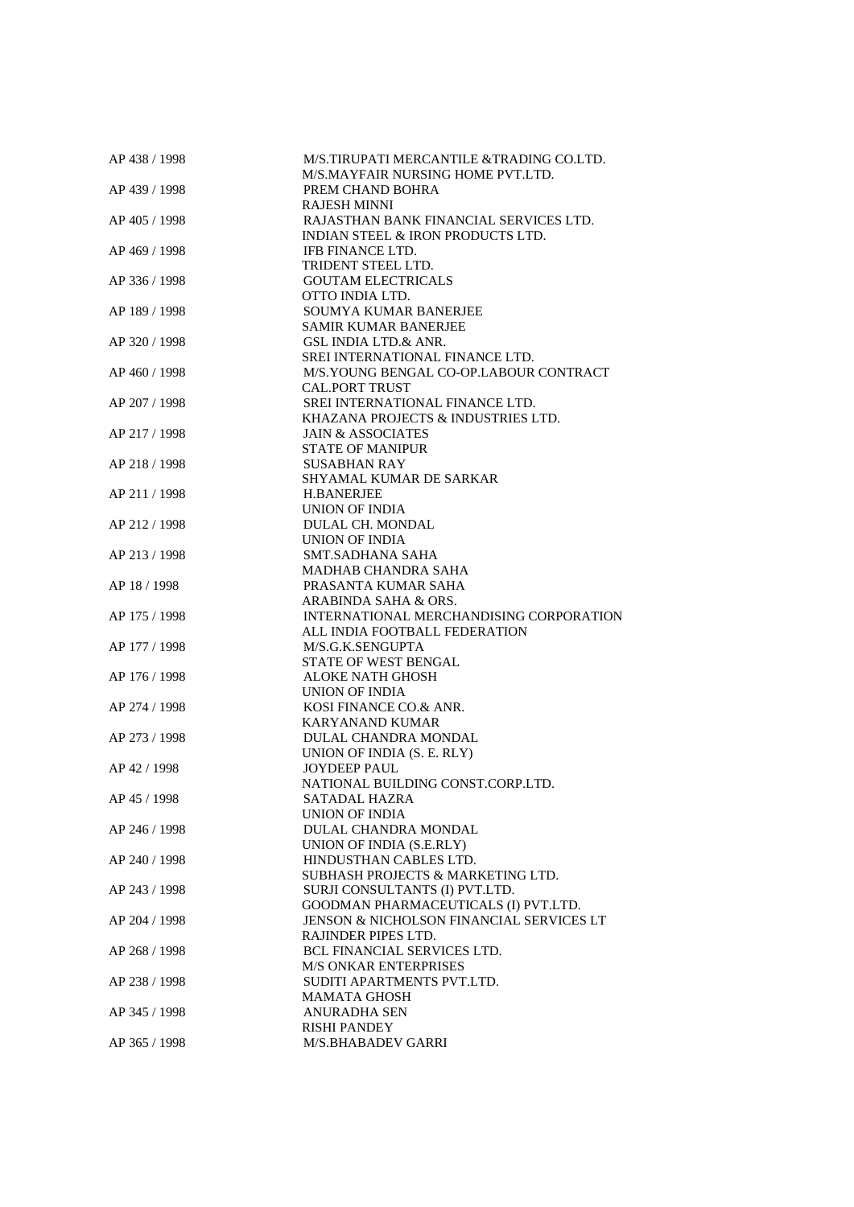| | |
|---|---|
| AP 438 / 1998 | M/S.TIRUPATI MERCANTILE &TRADING CO.LTD. |
| | M/S.MAYFAIR NURSING HOME PVT.LTD. |
| AP 439 / 1998 | PREM CHAND BOHRA |
| | RAJESH MINNI |
| AP 405 / 1998 | RAJASTHAN BANK FINANCIAL SERVICES LTD. |
| | INDIAN STEEL & IRON PRODUCTS LTD. |
| AP 469 / 1998 | IFB FINANCE LTD. |
| | TRIDENT STEEL LTD. |
| AP 336 / 1998 | GOUTAM ELECTRICALS |
| | OTTO INDIA LTD. |
| AP 189 / 1998 | SOUMYA KUMAR BANERJEE |
| | SAMIR KUMAR BANERJEE |
| AP 320 / 1998 | GSL INDIA LTD.& ANR. |
| | SREI INTERNATIONAL FINANCE LTD. |
| AP 460 / 1998 | M/S.YOUNG BENGAL CO-OP.LABOUR CONTRACT |
| | CAL.PORT TRUST |
| AP 207 / 1998 | SREI INTERNATIONAL FINANCE LTD. |
| | KHAZANA PROJECTS & INDUSTRIES LTD. |
| AP 217 / 1998 | JAIN & ASSOCIATES |
| | STATE OF MANIPUR |
| AP 218 / 1998 | SUSABHAN RAY |
| | SHYAMAL KUMAR DE SARKAR |
| AP 211 / 1998 | H.BANERJEE |
| | UNION OF INDIA |
| AP 212 / 1998 | DULAL CH. MONDAL |
| | UNION OF INDIA |
| AP 213 / 1998 | SMT.SADHANA SAHA |
| | MADHAB CHANDRA SAHA |
| AP 18 / 1998 | PRASANTA KUMAR SAHA |
| | ARABINDA SAHA & ORS. |
| AP 175 / 1998 | INTERNATIONAL MERCHANDISING CORPORATION |
| | ALL INDIA FOOTBALL FEDERATION |
| AP 177 / 1998 | M/S.G.K.SENGUPTA |
| | STATE OF WEST BENGAL |
| AP 176 / 1998 | ALOKE NATH GHOSH |
| | UNION OF INDIA |
| AP 274 / 1998 | KOSI FINANCE CO.& ANR. |
| | KARYANAND KUMAR |
| AP 273 / 1998 | DULAL CHANDRA MONDAL |
| | UNION OF INDIA (S. E. RLY) |
| AP 42 / 1998 | JOYDEEP PAUL |
| | NATIONAL BUILDING CONST.CORP.LTD. |
| AP 45 / 1998 | SATADAL HAZRA |
| | UNION OF INDIA |
| AP 246 / 1998 | DULAL CHANDRA MONDAL |
| | UNION OF INDIA (S.E.RLY) |
| AP 240 / 1998 | HINDUSTHAN CABLES LTD. |
| | SUBHASH PROJECTS & MARKETING LTD. |
| AP 243 / 1998 | SURJI CONSULTANTS (I) PVT.LTD. |
| | GOODMAN PHARMACEUTICALS (I) PVT.LTD. |
| AP 204 / 1998 | JENSON & NICHOLSON FINANCIAL SERVICES LT |
| | RAJINDER PIPES LTD. |
| AP 268 / 1998 | BCL FINANCIAL SERVICES LTD. |
| | M/S ONKAR ENTERPRISES |
| AP 238 / 1998 | SUDITI APARTMENTS PVT.LTD. |
| | MAMATA GHOSH |
| AP 345 / 1998 | ANURADHA SEN |
| | RISHI PANDEY |
| AP 365 / 1998 | M/S.BHABADEV GARRI |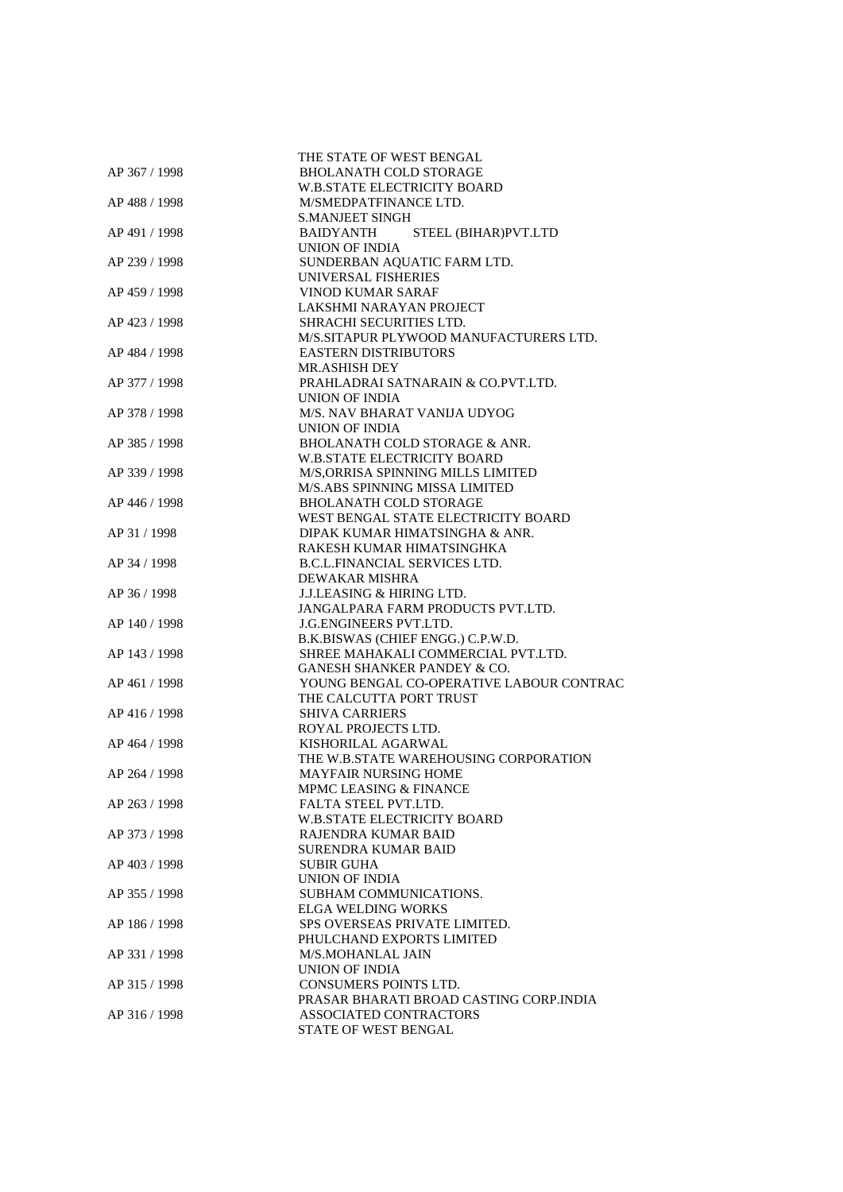| | |
|---|---|
| | THE STATE OF WEST BENGAL |
| AP 367 / 1998 | BHOLANATH COLD STORAGE |
| | W.B.STATE ELECTRICITY BOARD |
| AP 488 / 1998 | M/SMEDPATFINANCE LTD. |
| | S.MANJEET SINGH |
| AP 491 / 1998 | BAIDYANTH STEEL (BIHAR)PVT.LTD |
| | UNION OF INDIA |
| AP 239 / 1998 | SUNDERBAN AQUATIC FARM LTD. |
| | UNIVERSAL FISHERIES |
| AP 459 / 1998 | VINOD KUMAR SARAF |
| | LAKSHMI NARAYAN PROJECT |
| AP 423 / 1998 | SHRACHI SECURITIES LTD. |
| | M/S.SITAPUR PLYWOOD MANUFACTURERS LTD. |
| AP 484 / 1998 | EASTERN DISTRIBUTORS |
| | MR.ASHISH DEY |
| AP 377 / 1998 | PRAHLADRAI SATNARAIN & CO.PVT.LTD. |
| | UNION OF INDIA |
| AP 378 / 1998 | M/S. NAV BHARAT VANIJA UDYOG |
| | UNION OF INDIA |
| AP 385 / 1998 | BHOLANATH COLD STORAGE & ANR. |
| | W.B.STATE ELECTRICITY BOARD |
| AP 339 / 1998 | M/S,ORRISA SPINNING MILLS LIMITED |
| | M/S.ABS SPINNING MISSA LIMITED |
| AP 446 / 1998 | BHOLANATH COLD STORAGE |
| | WEST BENGAL STATE ELECTRICITY BOARD |
| AP 31 / 1998 | DIPAK KUMAR HIMATSINGHA & ANR. |
| | RAKESH KUMAR HIMATSINGHKA |
| AP 34 / 1998 | B.C.L.FINANCIAL SERVICES LTD. |
| | DEWAKAR MISHRA |
| AP 36 / 1998 | J.J.LEASING & HIRING LTD. |
| | JANGALPARA FARM PRODUCTS PVT.LTD. |
| AP 140 / 1998 | J.G.ENGINEERS PVT.LTD. |
| | B.K.BISWAS (CHIEF ENGG.) C.P.W.D. |
| AP 143 / 1998 | SHREE MAHAKALI COMMERCIAL PVT.LTD. |
| | GANESH SHANKER PANDEY & CO. |
| AP 461 / 1998 | YOUNG BENGAL CO-OPERATIVE LABOUR CONTRAC |
| | THE CALCUTTA PORT TRUST |
| AP 416 / 1998 | SHIVA CARRIERS |
| | ROYAL PROJECTS LTD. |
| AP 464 / 1998 | KISHORILAL AGARWAL |
| | THE W.B.STATE WAREHOUSING CORPORATION |
| AP 264 / 1998 | MAYFAIR NURSING HOME |
| | MPMC LEASING & FINANCE |
| AP 263 / 1998 | FALTA STEEL PVT.LTD. |
| | W.B.STATE ELECTRICITY BOARD |
| AP 373 / 1998 | RAJENDRA KUMAR BAID |
| | SURENDRA KUMAR BAID |
| AP 403 / 1998 | SUBIR GUHA |
| | UNION OF INDIA |
| AP 355 / 1998 | SUBHAM COMMUNICATIONS. |
| | ELGA WELDING WORKS |
| AP 186 / 1998 | SPS OVERSEAS PRIVATE LIMITED. |
| | PHULCHAND EXPORTS LIMITED |
| AP 331 / 1998 | M/S.MOHANLAL JAIN |
| | UNION OF INDIA |
| AP 315 / 1998 | CONSUMERS POINTS LTD. |
| | PRASAR BHARATI BROAD CASTING CORP.INDIA |
| AP 316 / 1998 | ASSOCIATED CONTRACTORS |
| | STATE OF WEST BENGAL |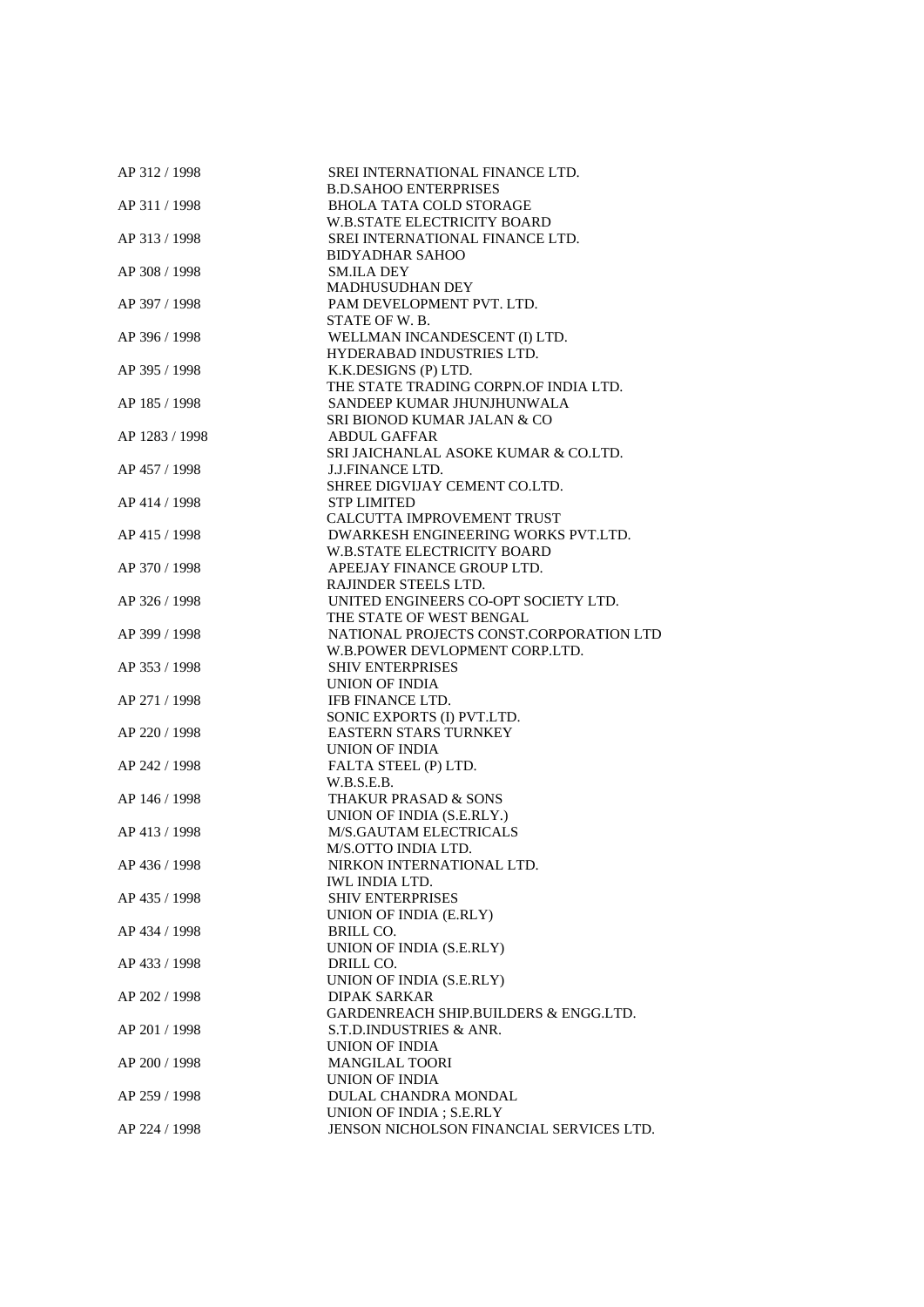| | |
|---|---|
| AP 312 / 1998 | SREI INTERNATIONAL FINANCE LTD. |
| | B.D.SAHOO ENTERPRISES |
| AP 311 / 1998 | BHOLA TATA COLD STORAGE |
| | W.B.STATE ELECTRICITY BOARD |
| AP 313 / 1998 | SREI INTERNATIONAL FINANCE LTD. |
| | BIDYADHAR SAHOO |
| AP 308 / 1998 | SM.ILA DEY |
| | MADHUSUDHAN DEY |
| AP 397 / 1998 | PAM DEVELOPMENT PVT. LTD. |
| | STATE OF W. B. |
| AP 396 / 1998 | WELLMAN INCANDESCENT (I) LTD. |
| | HYDERABAD INDUSTRIES LTD. |
| AP 395 / 1998 | K.K.DESIGNS (P) LTD. |
| | THE STATE TRADING CORPN.OF INDIA LTD. |
| AP 185 / 1998 | SANDEEP KUMAR JHUNJHUNWALA |
| | SRI BIONOD KUMAR JALAN & CO |
| AP 1283 / 1998 | ABDUL GAFFAR |
| | SRI JAICHANLAL ASOKE KUMAR & CO.LTD. |
| AP 457 / 1998 | J.J.FINANCE LTD. |
| | SHREE DIGVIJAY CEMENT CO.LTD. |
| AP 414 / 1998 | STP LIMITED |
| | CALCUTTA IMPROVEMENT TRUST |
| AP 415 / 1998 | DWARKESH ENGINEERING WORKS PVT.LTD. |
| | W.B.STATE ELECTRICITY BOARD |
| AP 370 / 1998 | APEEJAY FINANCE GROUP LTD. |
| | RAJINDER STEELS LTD. |
| AP 326 / 1998 | UNITED ENGINEERS CO-OPT SOCIETY LTD. |
| | THE STATE OF WEST BENGAL |
| AP 399 / 1998 | NATIONAL PROJECTS CONST.CORPORATION LTD |
| | W.B.POWER DEVLOPMENT CORP.LTD. |
| AP 353 / 1998 | SHIV ENTERPRISES |
| | UNION OF INDIA |
| AP 271 / 1998 | IFB FINANCE LTD. |
| | SONIC EXPORTS (I) PVT.LTD. |
| AP 220 / 1998 | EASTERN STARS TURNKEY |
| | UNION OF INDIA |
| AP 242 / 1998 | FALTA STEEL (P) LTD. |
| | W.B.S.E.B. |
| AP 146 / 1998 | THAKUR PRASAD & SONS |
| | UNION OF INDIA (S.E.RLY.) |
| AP 413 / 1998 | M/S.GAUTAM ELECTRICALS |
| | M/S.OTTO INDIA LTD. |
| AP 436 / 1998 | NIRKON INTERNATIONAL LTD. |
| | IWL INDIA LTD. |
| AP 435 / 1998 | SHIV ENTERPRISES |
| | UNION OF INDIA (E.RLY) |
| AP 434 / 1998 | BRILL CO. |
| | UNION OF INDIA (S.E.RLY) |
| AP 433 / 1998 | DRILL CO. |
| | UNION OF INDIA (S.E.RLY) |
| AP 202 / 1998 | DIPAK SARKAR |
| | GARDENREACH SHIP.BUILDERS & ENGG.LTD. |
| AP 201 / 1998 | S.T.D.INDUSTRIES & ANR. |
| | UNION OF INDIA |
| AP 200 / 1998 | MANGILAL TOORI |
| | UNION OF INDIA |
| AP 259 / 1998 | DULAL CHANDRA MONDAL |
| | UNION OF INDIA ; S.E.RLY |
| AP 224 / 1998 | JENSON NICHOLSON FINANCIAL SERVICES LTD. |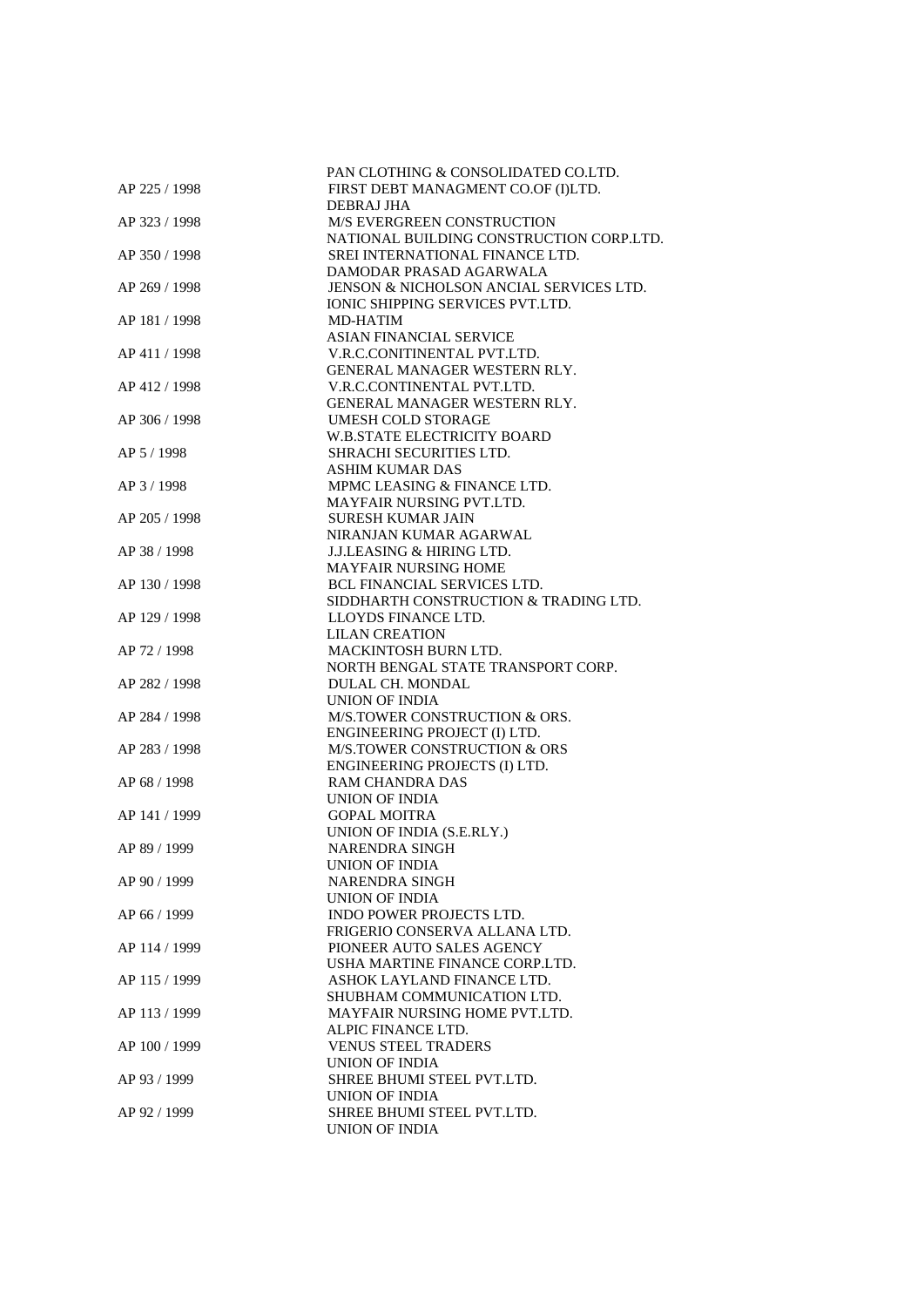PAN CLOTHING & CONSOLIDATED CO.LTD.

AP 225 / 1998 FIRST DEBT MANAGMENT CO.OF (I)LTD.
DEBRAJ JHA

AP 323 / 1998 M/S EVERGREEN CONSTRUCTION
NATIONAL BUILDING CONSTRUCTION CORP.LTD.

AP 350 / 1998 SREI INTERNATIONAL FINANCE LTD.
DAMODAR PRASAD AGARWALA

AP 269 / 1998 JENSON & NICHOLSON ANCIAL SERVICES LTD.
IONIC SHIPPING SERVICES PVT.LTD.

AP 181 / 1998 MD-HATIM
ASIAN FINANCIAL SERVICE

AP 411 / 1998 V.R.C.CONITINENTAL PVT.LTD.
GENERAL MANAGER WESTERN RLY.

AP 412 / 1998 V.R.C.CONTINENTAL PVT.LTD.
GENERAL MANAGER WESTERN RLY.

AP 306 / 1998 UMESH COLD STORAGE
W.B.STATE ELECTRICITY BOARD

AP 5 / 1998 SHRACHI SECURITIES LTD.
ASHIM KUMAR DAS

AP 3 / 1998 MPMC LEASING & FINANCE LTD.
MAYFAIR NURSING PVT.LTD.

AP 205 / 1998 SURESH KUMAR JAIN
NIRANJAN KUMAR AGARWAL

AP 38 / 1998 J.J.LEASING & HIRING LTD.
MAYFAIR NURSING HOME

AP 130 / 1998 BCL FINANCIAL SERVICES LTD.
SIDDHARTH CONSTRUCTION & TRADING LTD.

AP 129 / 1998 LLOYDS FINANCE LTD.
LILAN CREATION

AP 72 / 1998 MACKINTOSH BURN LTD.
NORTH BENGAL STATE TRANSPORT CORP.

AP 282 / 1998 DULAL CH. MONDAL
UNION OF INDIA

AP 284 / 1998 M/S.TOWER CONSTRUCTION & ORS.
ENGINEERING PROJECT (I) LTD.

AP 283 / 1998 M/S.TOWER CONSTRUCTION & ORS
ENGINEERING PROJECTS (I) LTD.

AP 68 / 1998 RAM CHANDRA DAS
UNION OF INDIA

AP 141 / 1999 GOPAL MOITRA
UNION OF INDIA (S.E.RLY.)

AP 89 / 1999 NARENDRA SINGH
UNION OF INDIA

AP 90 / 1999 NARENDRA SINGH
UNION OF INDIA

AP 66 / 1999 INDO POWER PROJECTS LTD.
FRIGERIO CONSERVA ALLANA LTD.

AP 114 / 1999 PIONEER AUTO SALES AGENCY
USHA MARTINE FINANCE CORP.LTD.

AP 115 / 1999 ASHOK LAYLAND FINANCE LTD.
SHUBHAM COMMUNICATION LTD.

AP 113 / 1999 MAYFAIR NURSING HOME PVT.LTD.
ALPIC FINANCE LTD.

AP 100 / 1999 VENUS STEEL TRADERS
UNION OF INDIA

AP 93 / 1999 SHREE BHUMI STEEL PVT.LTD.
UNION OF INDIA

AP 92 / 1999 SHREE BHUMI STEEL PVT.LTD.
UNION OF INDIA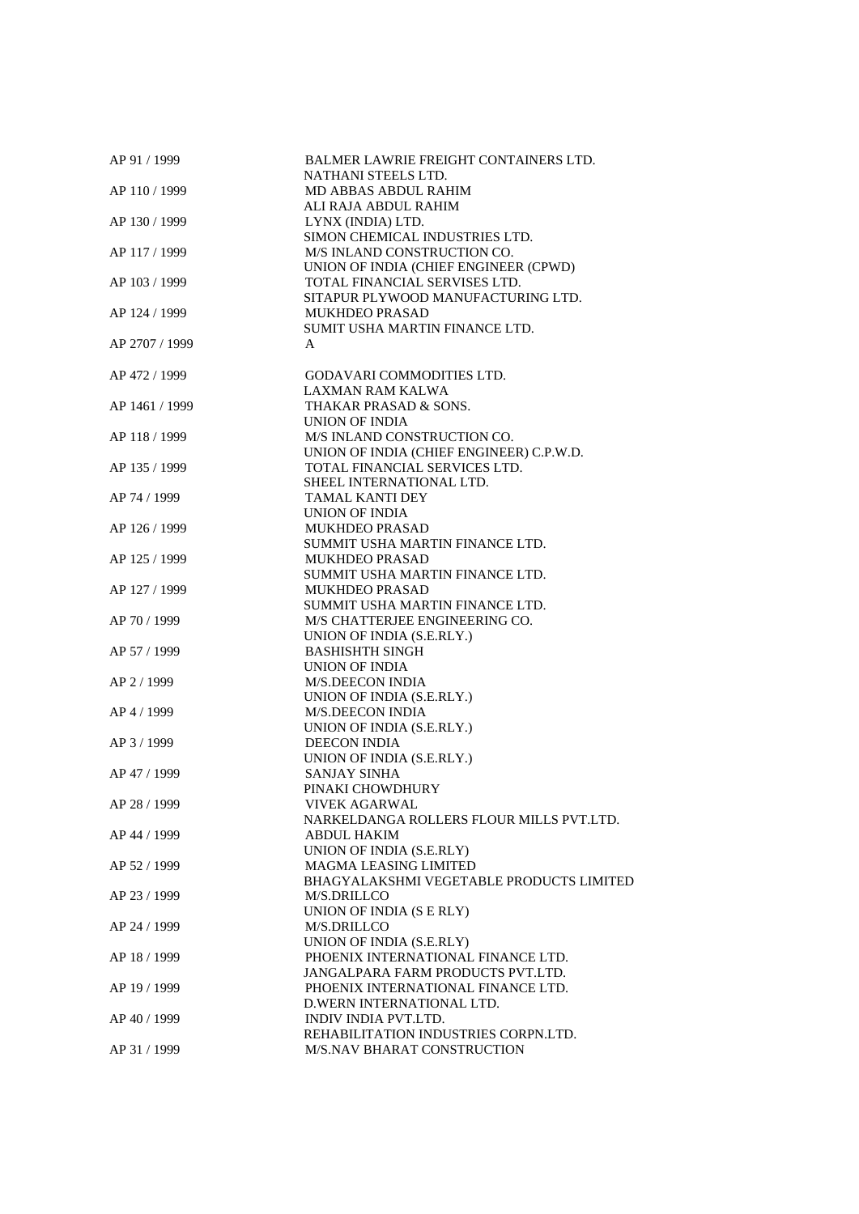| | |
|---|---|
| AP 91 / 1999 | BALMER LAWRIE FREIGHT CONTAINERS LTD.<br>NATHANI STEELS LTD. |
| AP 110 / 1999 | MD ABBAS ABDUL RAHIM<br>ALI RAJA ABDUL RAHIM |
| AP 130 / 1999 | LYNX (INDIA) LTD.<br>SIMON CHEMICAL INDUSTRIES LTD. |
| AP 117 / 1999 | M/S INLAND CONSTRUCTION CO.<br>UNION OF INDIA (CHIEF ENGINEER (CPWD) |
| AP 103 / 1999 | TOTAL FINANCIAL SERVISES LTD.<br>SITAPUR PLYWOOD MANUFACTURING LTD. |
| AP 124 / 1999 | MUKHDEO PRASAD<br>SUMIT USHA MARTIN FINANCE LTD. |
| AP 2707 / 1999 | A |
| AP 472 / 1999 | GODAVARI COMMODITIES LTD.<br>LAXMAN RAM KALWA |
| AP 1461 / 1999 | THAKAR PRASAD & SONS.<br>UNION OF INDIA |
| AP 118 / 1999 | M/S INLAND CONSTRUCTION CO.<br>UNION OF INDIA (CHIEF ENGINEER) C.P.W.D. |
| AP 135 / 1999 | TOTAL FINANCIAL SERVICES LTD.<br>SHEEL INTERNATIONAL LTD. |
| AP 74 / 1999 | TAMAL KANTI DEY<br>UNION OF INDIA |
| AP 126 / 1999 | MUKHDEO PRASAD<br>SUMMIT USHA MARTIN FINANCE LTD. |
| AP 125 / 1999 | MUKHDEO PRASAD<br>SUMMIT USHA MARTIN FINANCE LTD. |
| AP 127 / 1999 | MUKHDEO PRASAD<br>SUMMIT USHA MARTIN FINANCE LTD. |
| AP 70 / 1999 | M/S CHATTERJEE ENGINEERING CO.<br>UNION OF INDIA (S.E.RLY.) |
| AP 57 / 1999 | BASHISHTH SINGH<br>UNION OF INDIA |
| AP 2 / 1999 | M/S.DEECON INDIA<br>UNION OF INDIA (S.E.RLY.) |
| AP 4 / 1999 | M/S.DEECON INDIA<br>UNION OF INDIA (S.E.RLY.) |
| AP 3 / 1999 | DEECON INDIA<br>UNION OF INDIA (S.E.RLY.) |
| AP 47 / 1999 | SANJAY SINHA<br>PINAKI CHOWDHURY |
| AP 28 / 1999 | VIVEK AGARWAL<br>NARKELDANGA ROLLERS FLOUR MILLS PVT.LTD. |
| AP 44 / 1999 | ABDUL HAKIM<br>UNION OF INDIA (S.E.RLY) |
| AP 52 / 1999 | MAGMA LEASING LIMITED<br>BHAGYALAKSHMI VEGETABLE PRODUCTS LIMITED |
| AP 23 / 1999 | M/S.DRILLCO<br>UNION OF INDIA (S E RLY) |
| AP 24 / 1999 | M/S.DRILLCO<br>UNION OF INDIA (S.E.RLY) |
| AP 18 / 1999 | PHOENIX INTERNATIONAL FINANCE LTD.<br>JANGALPARA FARM PRODUCTS PVT.LTD. |
| AP 19 / 1999 | PHOENIX INTERNATIONAL FINANCE LTD.<br>D.WERN INTERNATIONAL LTD. |
| AP 40 / 1999 | INDIV INDIA PVT.LTD.<br>REHABILITATION INDUSTRIES CORPN.LTD. |
| AP 31 / 1999 | M/S.NAV BHARAT CONSTRUCTION |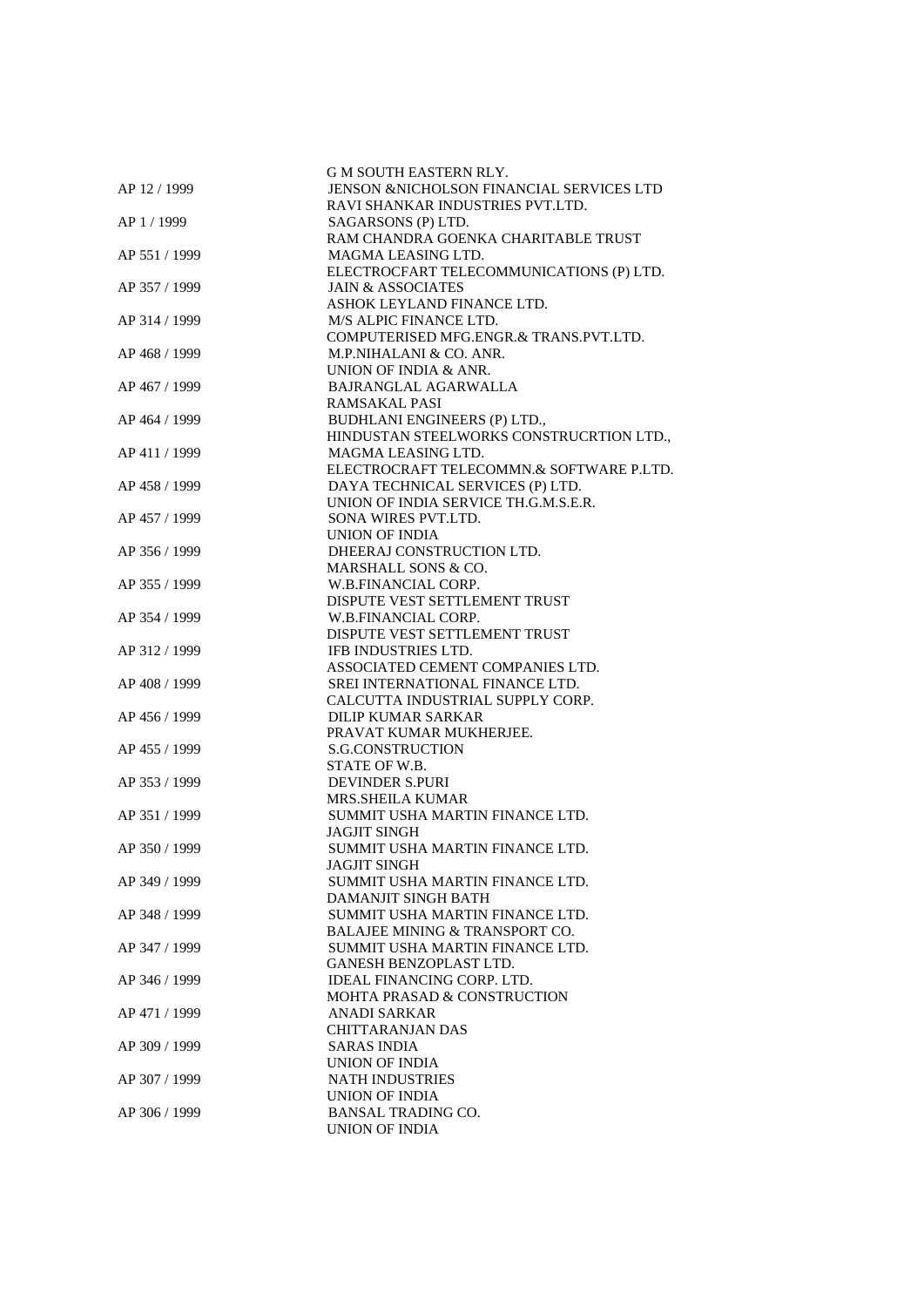G M SOUTH EASTERN RLY.

AP 12 / 1999 JENSON &NICHOLSON FINANCIAL SERVICES LTD
RAVI SHANKAR INDUSTRIES PVT.LTD.

AP 1 / 1999 SAGARSONS (P) LTD.
RAM CHANDRA GOENKA CHARITABLE TRUST

AP 551 / 1999 MAGMA LEASING LTD.
ELECTROCFART TELECOMMUNICATIONS (P) LTD.

AP 357 / 1999 JAIN & ASSOCIATES
ASHOK LEYLAND FINANCE LTD.

AP 314 / 1999 M/S ALPIC FINANCE LTD.
COMPUTERISED MFG.ENGR.& TRANS.PVT.LTD.

AP 468 / 1999 M.P.NIHALANI & CO. ANR.
UNION OF INDIA & ANR.

AP 467 / 1999 BAJRANGLAL AGARWALLA
RAMSAKAL PASI

AP 464 / 1999 BUDHLANI ENGINEERS (P) LTD.,
HINDUSTAN STEELWORKS CONSTRUCRTION LTD.,

AP 411 / 1999 MAGMA LEASING LTD.
ELECTROCRAFT TELECOMMN.& SOFTWARE P.LTD.

AP 458 / 1999 DAYA TECHNICAL SERVICES (P) LTD.
UNION OF INDIA SERVICE TH.G.M.S.E.R.

AP 457 / 1999 SONA WIRES PVT.LTD.
UNION OF INDIA

AP 356 / 1999 DHEERAJ CONSTRUCTION LTD.
MARSHALL SONS & CO.

AP 355 / 1999 W.B.FINANCIAL CORP.
DISPUTE VEST SETTLEMENT TRUST

AP 354 / 1999 W.B.FINANCIAL CORP.
DISPUTE VEST SETTLEMENT TRUST

AP 312 / 1999 IFB INDUSTRIES LTD.
ASSOCIATED CEMENT COMPANIES LTD.

AP 408 / 1999 SREI INTERNATIONAL FINANCE LTD.
CALCUTTA INDUSTRIAL SUPPLY CORP.

AP 456 / 1999 DILIP KUMAR SARKAR
PRAVAT KUMAR MUKHERJEE.

AP 455 / 1999 S.G.CONSTRUCTION
STATE OF W.B.

AP 353 / 1999 DEVINDER S.PURI
MRS.SHEILA KUMAR

AP 351 / 1999 SUMMIT USHA MARTIN FINANCE LTD.
JAGJIT SINGH

AP 350 / 1999 SUMMIT USHA MARTIN FINANCE LTD.
JAGJIT SINGH

AP 349 / 1999 SUMMIT USHA MARTIN FINANCE LTD.
DAMANJIT SINGH BATH

AP 348 / 1999 SUMMIT USHA MARTIN FINANCE LTD.
BALAJEE MINING & TRANSPORT CO.

AP 347 / 1999 SUMMIT USHA MARTIN FINANCE LTD.
GANESH BENZOPLAST LTD.

AP 346 / 1999 IDEAL FINANCING CORP. LTD.
MOHTA PRASAD & CONSTRUCTION

AP 471 / 1999 ANADI SARKAR
CHITTARANJAN DAS

AP 309 / 1999 SARAS INDIA
UNION OF INDIA

AP 307 / 1999 NATH INDUSTRIES
UNION OF INDIA

AP 306 / 1999 BANSAL TRADING CO.
UNION OF INDIA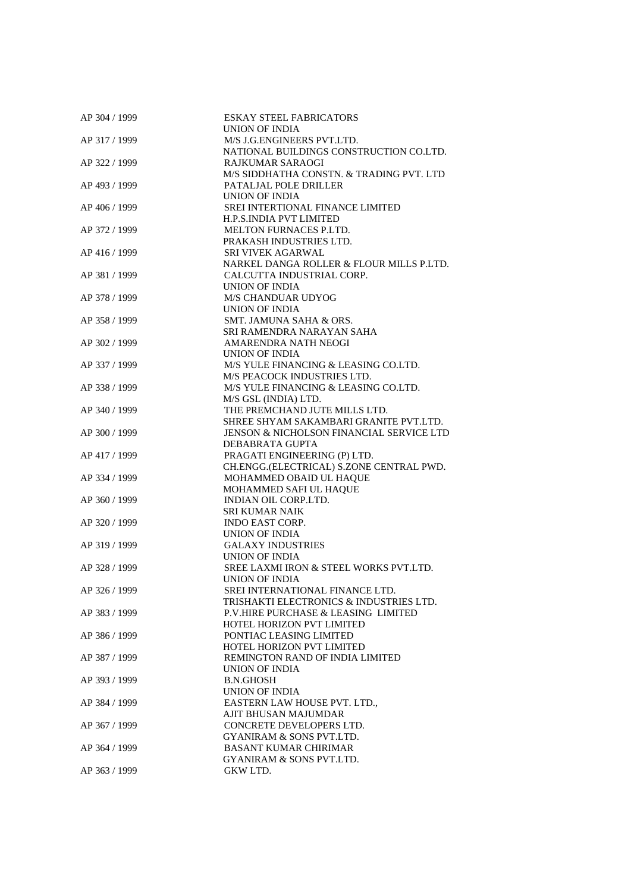AP 304 / 1999 ESKAY STEEL FABRICATORS
UNION OF INDIA
AP 317 / 1999 M/S J.G.ENGINEERS PVT.LTD.
NATIONAL BUILDINGS CONSTRUCTION CO.LTD.
AP 322 / 1999 RAJKUMAR SARAOGI
M/S SIDDHATHA CONSTN. & TRADING PVT. LTD
AP 493 / 1999 PATALJAL POLE DRILLER
UNION OF INDIA
AP 406 / 1999 SREI INTERTIONAL FINANCE LIMITED
H.P.S.INDIA PVT LIMITED
AP 372 / 1999 MELTON FURNACES P.LTD.
PRAKASH INDUSTRIES LTD.
AP 416 / 1999 SRI VIVEK AGARWAL
NARKEL DANGA ROLLER & FLOUR MILLS P.LTD.
AP 381 / 1999 CALCUTTA INDUSTRIAL CORP.
UNION OF INDIA
AP 378 / 1999 M/S CHANDUAR UDYOG
UNION OF INDIA
AP 358 / 1999 SMT. JAMUNA SAHA & ORS.
SRI RAMENDRA NARAYAN SAHA
AP 302 / 1999 AMARENDRA NATH NEOGI
UNION OF INDIA
AP 337 / 1999 M/S YULE FINANCING & LEASING CO.LTD.
M/S PEACOCK INDUSTRIES LTD.
AP 338 / 1999 M/S YULE FINANCING & LEASING CO.LTD.
M/S GSL (INDIA) LTD.
AP 340 / 1999 THE PREMCHAND JUTE MILLS LTD.
SHREE SHYAM SAKAMBARI GRANITE PVT.LTD.
AP 300 / 1999 JENSON & NICHOLSON FINANCIAL SERVICE LTD
DEBABRATA GUPTA
AP 417 / 1999 PRAGATI ENGINEERING (P) LTD.
CH.ENGG.(ELECTRICAL) S.ZONE CENTRAL PWD.
AP 334 / 1999 MOHAMMED OBAID UL HAQUE
MOHAMMED SAFI UL HAQUE
AP 360 / 1999 INDIAN OIL CORP.LTD.
SRI KUMAR NAIK
AP 320 / 1999 INDO EAST CORP.
UNION OF INDIA
AP 319 / 1999 GALAXY INDUSTRIES
UNION OF INDIA
AP 328 / 1999 SREE LAXMI IRON & STEEL WORKS PVT.LTD.
UNION OF INDIA
AP 326 / 1999 SREI INTERNATIONAL FINANCE LTD.
TRISHAKTI ELECTRONICS & INDUSTRIES LTD.
AP 383 / 1999 P.V.HIRE PURCHASE & LEASING LIMITED
HOTEL HORIZON PVT LIMITED
AP 386 / 1999 PONTIAC LEASING LIMITED
HOTEL HORIZON PVT LIMITED
AP 387 / 1999 REMINGTON RAND OF INDIA LIMITED
UNION OF INDIA
AP 393 / 1999 B.N.GHOSH
UNION OF INDIA
AP 384 / 1999 EASTERN LAW HOUSE PVT. LTD.,
AJIT BHUSAN MAJUMDAR
AP 367 / 1999 CONCRETE DEVELOPERS LTD.
GYANIRAM & SONS PVT.LTD.
AP 364 / 1999 BASANT KUMAR CHIRIMAR
GYANIRAM & SONS PVT.LTD.
AP 363 / 1999 GKW LTD.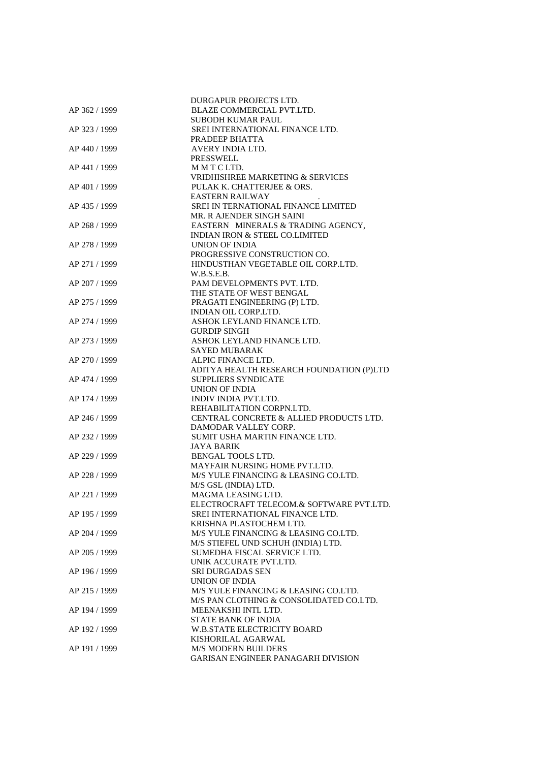| | |
|---|---|
| | DURGAPUR PROJECTS LTD. |
| AP 362 / 1999 | BLAZE COMMERCIAL PVT.LTD. |
| | SUBODH KUMAR PAUL |
| AP 323 / 1999 | SREI INTERNATIONAL FINANCE LTD. |
| | PRADEEP BHATTA |
| AP 440 / 1999 | AVERY INDIA LTD. |
| | PRESSWELL |
| AP 441 / 1999 | M M T C LTD. |
| | VRIDHISHREE MARKETING & SERVICES |
| AP 401 / 1999 | PULAK K. CHATTERJEE & ORS. |
| | EASTERN RAILWAY . |
| AP 435 / 1999 | SREI IN TERNATIONAL FINANCE LIMITED |
| | MR. R AJENDER SINGH SAINI |
| AP 268 / 1999 | EASTERN MINERALS & TRADING AGENCY, |
| | INDIAN IRON & STEEL CO.LIMITED |
| AP 278 / 1999 | UNION OF INDIA |
| | PROGRESSIVE CONSTRUCTION CO. |
| AP 271 / 1999 | HINDUSTHAN VEGETABLE OIL CORP.LTD. |
| | W.B.S.E.B. |
| AP 207 / 1999 | PAM DEVELOPMENTS PVT. LTD. |
| | THE STATE OF WEST BENGAL |
| AP 275 / 1999 | PRAGATI ENGINEERING (P) LTD. |
| | INDIAN OIL CORP.LTD. |
| AP 274 / 1999 | ASHOK LEYLAND FINANCE LTD. |
| | GURDIP SINGH |
| AP 273 / 1999 | ASHOK LEYLAND FINANCE LTD. |
| | SAYED MUBARAK |
| AP 270 / 1999 | ALPIC FINANCE LTD. |
| | ADITYA HEALTH RESEARCH FOUNDATION (P)LTD |
| AP 474 / 1999 | SUPPLIERS SYNDICATE |
| | UNION OF INDIA |
| AP 174 / 1999 | INDIV INDIA PVT.LTD. |
| | REHABILITATION CORPN.LTD. |
| AP 246 / 1999 | CENTRAL CONCRETE & ALLIED PRODUCTS LTD. |
| | DAMODAR VALLEY CORP. |
| AP 232 / 1999 | SUMIT USHA MARTIN FINANCE LTD. |
| | JAYA BARIK |
| AP 229 / 1999 | BENGAL TOOLS LTD. |
| | MAYFAIR NURSING HOME PVT.LTD. |
| AP 228 / 1999 | M/S YULE FINANCING & LEASING CO.LTD. |
| | M/S GSL (INDIA) LTD. |
| AP 221 / 1999 | MAGMA LEASING LTD. |
| | ELECTROCRAFT TELECOM.& SOFTWARE PVT.LTD. |
| AP 195 / 1999 | SREI INTERNATIONAL FINANCE LTD. |
| | KRISHNA PLASTOCHEM LTD. |
| AP 204 / 1999 | M/S YULE FINANCING & LEASING CO.LTD. |
| | M/S STIEFEL UND SCHUH (INDIA) LTD. |
| AP 205 / 1999 | SUMEDHA FISCAL SERVICE LTD. |
| | UNIK ACCURATE PVT.LTD. |
| AP 196 / 1999 | SRI DURGADAS SEN |
| | UNION OF INDIA |
| AP 215 / 1999 | M/S YULE FINANCING & LEASING CO.LTD. |
| | M/S PAN CLOTHING & CONSOLIDATED CO.LTD. |
| AP 194 / 1999 | MEENAKSHI INTL LTD. |
| | STATE BANK OF INDIA |
| AP 192 / 1999 | W.B.STATE ELECTRICITY BOARD |
| | KISHORILAL AGARWAL |
| AP 191 / 1999 | M/S MODERN BUILDERS |
| | GARISAN ENGINEER PANAGARH DIVISION |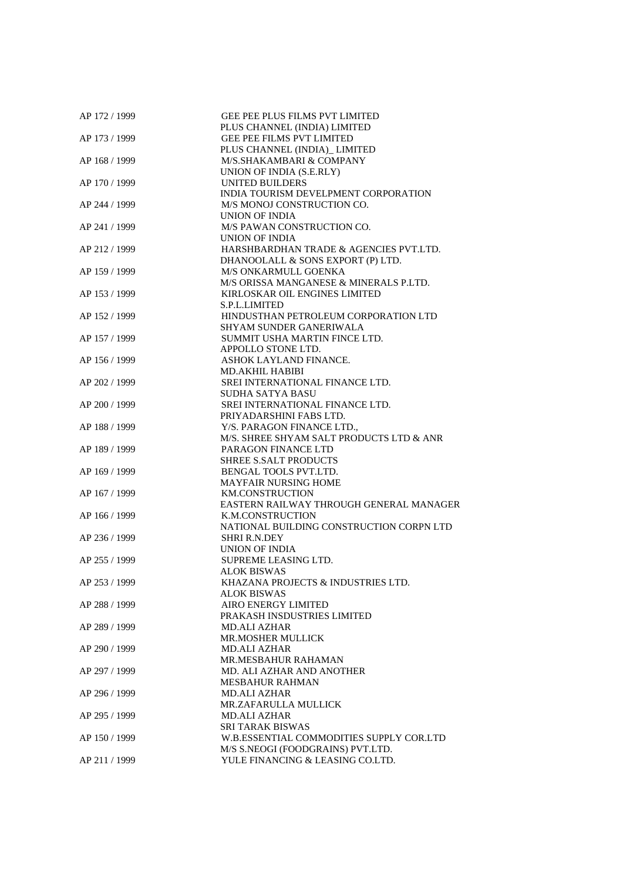| | |
|---|---|
| AP 172 / 1999 | GEE PEE PLUS FILMS PVT LIMITED |
| | PLUS CHANNEL (INDIA) LIMITED |
| AP 173 / 1999 | GEE PEE FILMS PVT LIMITED |
| | PLUS CHANNEL (INDIA)_ LIMITED |
| AP 168 / 1999 | M/S.SHAKAMBARI & COMPANY |
| | UNION OF INDIA (S.E.RLY) |
| AP 170 / 1999 | UNITED BUILDERS |
| | INDIA TOURISM DEVELPMENT CORPORATION |
| AP 244 / 1999 | M/S MONOJ CONSTRUCTION CO. |
| | UNION OF INDIA |
| AP 241 / 1999 | M/S PAWAN CONSTRUCTION CO. |
| | UNION OF INDIA |
| AP 212 / 1999 | HARSHBARDHAN TRADE & AGENCIES PVT.LTD. |
| | DHANOOLALL & SONS EXPORT (P) LTD. |
| AP 159 / 1999 | M/S ONKARMULL GOENKA |
| | M/S ORISSA MANGANESE & MINERALS P.LTD. |
| AP 153 / 1999 | KIRLOSKAR OIL ENGINES LIMITED |
| | S.P.L.LIMITED |
| AP 152 / 1999 | HINDUSTHAN PETROLEUM CORPORATION LTD |
| | SHYAM SUNDER GANERIWALA |
| AP 157 / 1999 | SUMMIT USHA MARTIN FINCE LTD. |
| | APPOLLO STONE LTD. |
| AP 156 / 1999 | ASHOK LAYLAND FINANCE. |
| | MD.AKHIL HABIBI |
| AP 202 / 1999 | SREI INTERNATIONAL FINANCE LTD. |
| | SUDHA SATYA BASU |
| AP 200 / 1999 | SREI INTERNATIONAL FINANCE LTD. |
| | PRIYADARSHINI FABS LTD. |
| AP 188 / 1999 | Y/S. PARAGON FINANCE LTD., |
| | M/S. SHREE SHYAM SALT PRODUCTS LTD & ANR |
| AP 189 / 1999 | PARAGON FINANCE LTD |
| | SHREE S.SALT PRODUCTS |
| AP 169 / 1999 | BENGAL TOOLS PVT.LTD. |
| | MAYFAIR NURSING HOME |
| AP 167 / 1999 | KM.CONSTRUCTION |
| | EASTERN RAILWAY THROUGH GENERAL MANAGER |
| AP 166 / 1999 | K.M.CONSTRUCTION |
| | NATIONAL BUILDING CONSTRUCTION CORPN LTD |
| AP 236 / 1999 | SHRI R.N.DEY |
| | UNION OF INDIA |
| AP 255 / 1999 | SUPREME LEASING LTD. |
| | ALOK BISWAS |
| AP 253 / 1999 | KHAZANA PROJECTS & INDUSTRIES LTD. |
| | ALOK BISWAS |
| AP 288 / 1999 | AIRO ENERGY LIMITED |
| | PRAKASH INSDUSTRIES LIMITED |
| AP 289 / 1999 | MD.ALI AZHAR |
| | MR.MOSHER MULLICK |
| AP 290 / 1999 | MD.ALI AZHAR |
| | MR.MESBAHUR RAHAMAN |
| AP 297 / 1999 | MD. ALI AZHAR AND ANOTHER |
| | MESBAHUR RAHMAN |
| AP 296 / 1999 | MD.ALI AZHAR |
| | MR.ZAFARULLA MULLICK |
| AP 295 / 1999 | MD.ALI AZHAR |
| | SRI TARAK BISWAS |
| AP 150 / 1999 | W.B.ESSENTIAL COMMODITIES SUPPLY COR.LTD |
| | M/S S.NEOGI (FOODGRAINS) PVT.LTD. |
| AP 211 / 1999 | YULE FINANCING & LEASING CO.LTD. |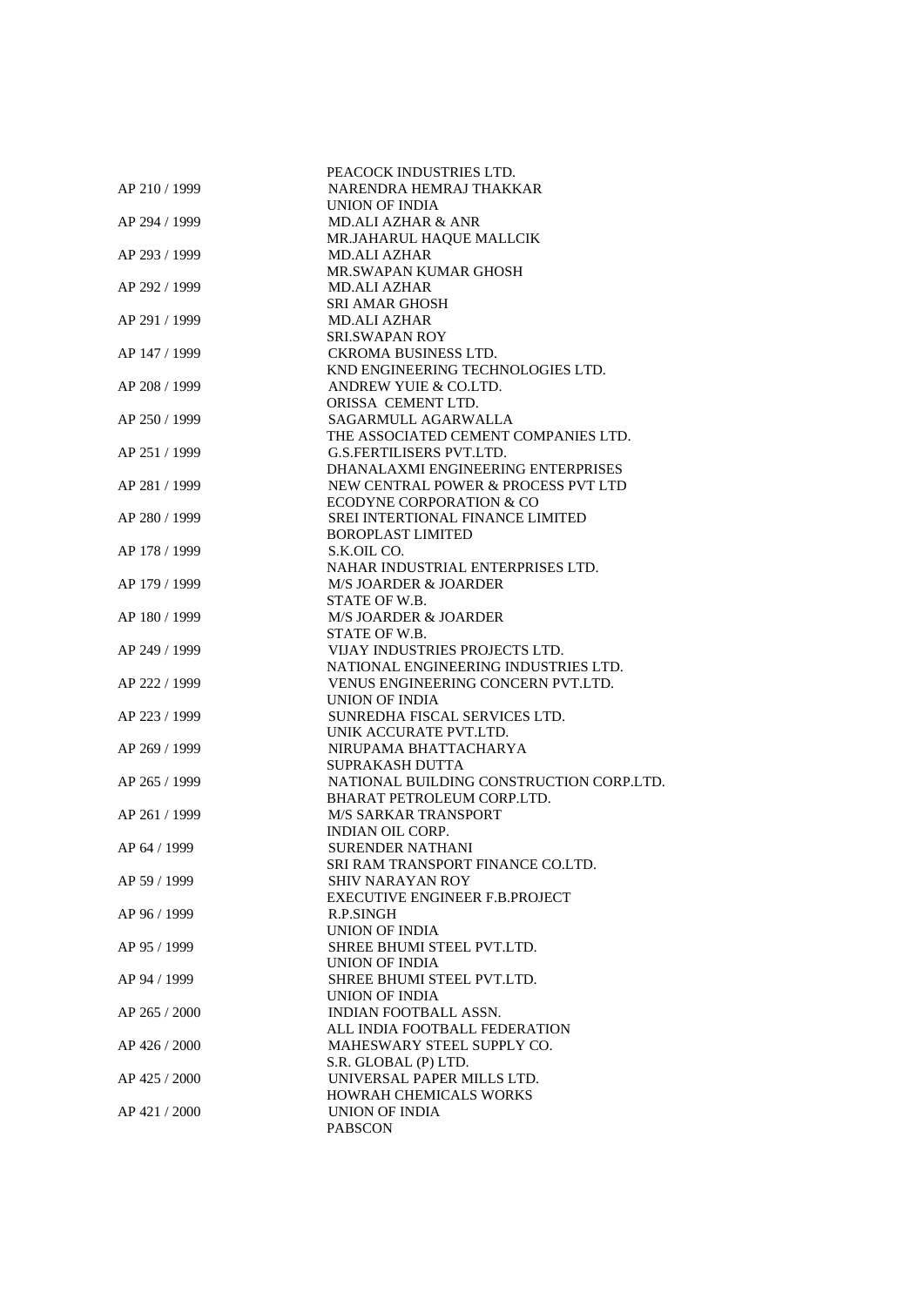PEACOCK INDUSTRIES LTD.

AP 210 / 1999 NARENDRA HEMRAJ THAKKAR
UNION OF INDIA

AP 294 / 1999 MD.ALI AZHAR & ANR
MR.JAHARUL HAQUE MALLCIK

AP 293 / 1999 MD.ALI AZHAR
MR.SWAPAN KUMAR GHOSH

AP 292 / 1999 MD.ALI AZHAR
SRI AMAR GHOSH

AP 291 / 1999 MD.ALI AZHAR
SRI.SWAPAN ROY

AP 147 / 1999 CKROMA BUSINESS LTD.
KND ENGINEERING TECHNOLOGIES LTD.

AP 208 / 1999 ANDREW YUIE & CO.LTD.
ORISSA CEMENT LTD.

AP 250 / 1999 SAGARMULL AGARWALLA
THE ASSOCIATED CEMENT COMPANIES LTD.

AP 251 / 1999 G.S.FERTILISERS PVT.LTD.
DHANALAXMI ENGINEERING ENTERPRISES

AP 281 / 1999 NEW CENTRAL POWER & PROCESS PVT LTD
ECODYNE CORPORATION & CO

AP 280 / 1999 SREI INTERTIONAL FINANCE LIMITED
BOROPLAST LIMITED

AP 178 / 1999 S.K.OIL CO.
NAHAR INDUSTRIAL ENTERPRISES LTD.

AP 179 / 1999 M/S JOARDER & JOARDER
STATE OF W.B.

AP 180 / 1999 M/S JOARDER & JOARDER
STATE OF W.B.

AP 249 / 1999 VIJAY INDUSTRIES PROJECTS LTD.
NATIONAL ENGINEERING INDUSTRIES LTD.

AP 222 / 1999 VENUS ENGINEERING CONCERN PVT.LTD.
UNION OF INDIA

AP 223 / 1999 SUNREDHA FISCAL SERVICES LTD.
UNIK ACCURATE PVT.LTD.

AP 269 / 1999 NIRUPAMA BHATTACHARYA
SUPRAKASH DUTTA

AP 265 / 1999 NATIONAL BUILDING CONSTRUCTION CORP.LTD.
BHARAT PETROLEUM CORP.LTD.

AP 261 / 1999 M/S SARKAR TRANSPORT
INDIAN OIL CORP.

AP 64 / 1999 SURENDER NATHANI
SRI RAM TRANSPORT FINANCE CO.LTD.

AP 59 / 1999 SHIV NARAYAN ROY
EXECUTIVE ENGINEER F.B.PROJECT

AP 96 / 1999 R.P.SINGH
UNION OF INDIA

AP 95 / 1999 SHREE BHUMI STEEL PVT.LTD.
UNION OF INDIA

AP 94 / 1999 SHREE BHUMI STEEL PVT.LTD.
UNION OF INDIA

AP 265 / 2000 INDIAN FOOTBALL ASSN.
ALL INDIA FOOTBALL FEDERATION

AP 426 / 2000 MAHESWARY STEEL SUPPLY CO.
S.R. GLOBAL (P) LTD.

AP 425 / 2000 UNIVERSAL PAPER MILLS LTD.
HOWRAH CHEMICALS WORKS

AP 421 / 2000 UNION OF INDIA
PABSCON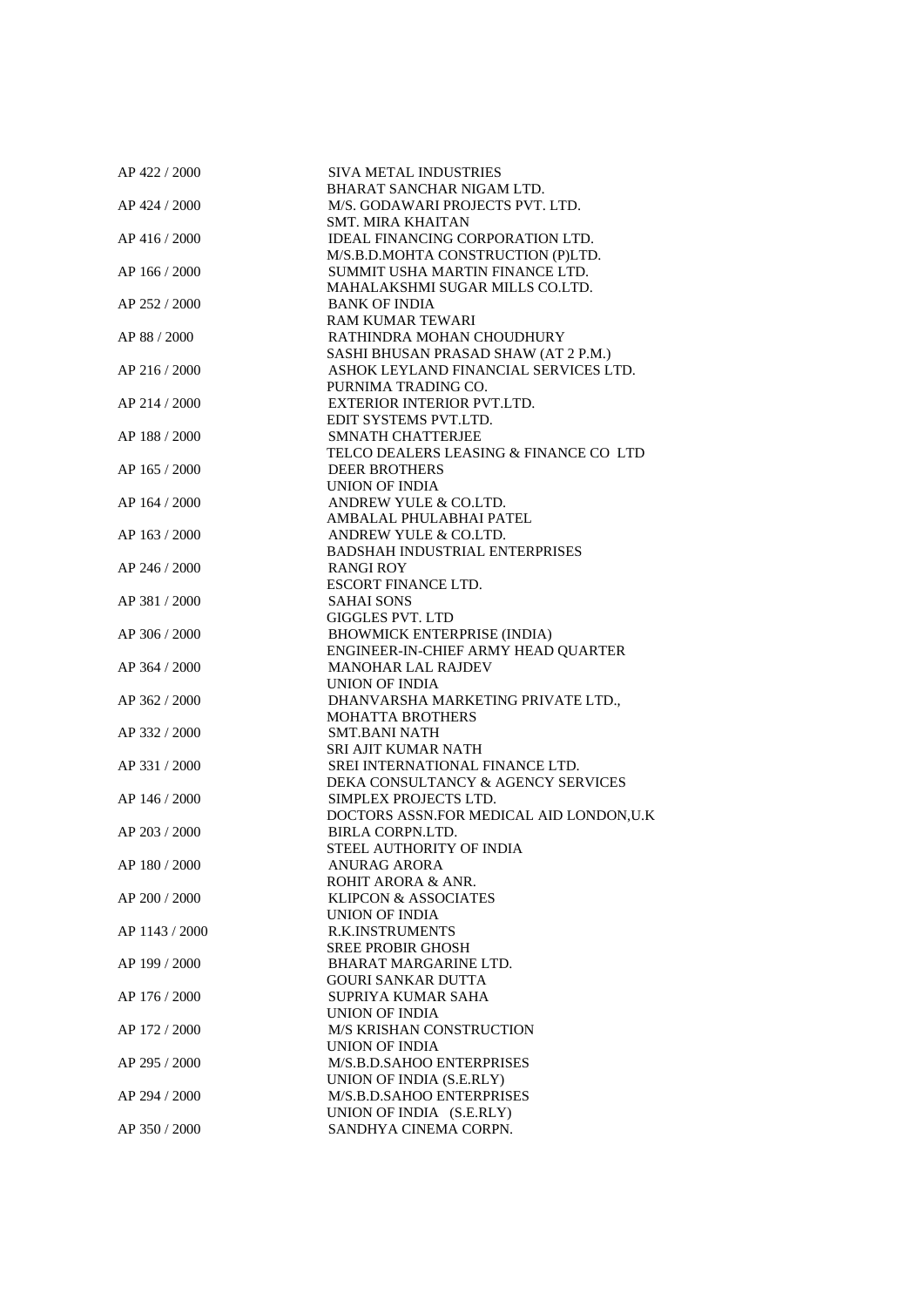| | |
|---|---|
| AP 422 / 2000 | SIVA METAL INDUSTRIES |
| | BHARAT SANCHAR NIGAM LTD. |
| AP 424 / 2000 | M/S. GODAWARI PROJECTS PVT. LTD. |
| | SMT. MIRA KHAITAN |
| AP 416 / 2000 | IDEAL FINANCING CORPORATION LTD. |
| | M/S.B.D.MOHTA CONSTRUCTION (P)LTD. |
| AP 166 / 2000 | SUMMIT USHA MARTIN FINANCE LTD. |
| | MAHALAKSHMI SUGAR MILLS CO.LTD. |
| AP 252 / 2000 | BANK OF INDIA |
| | RAM KUMAR TEWARI |
| AP 88 / 2000 | RATHINDRA MOHAN CHOUDHURY |
| | SASHI BHUSAN PRASAD SHAW (AT 2 P.M.) |
| AP 216 / 2000 | ASHOK LEYLAND FINANCIAL SERVICES LTD. |
| | PURNIMA TRADING CO. |
| AP 214 / 2000 | EXTERIOR INTERIOR PVT.LTD. |
| | EDIT SYSTEMS PVT.LTD. |
| AP 188 / 2000 | SMNATH CHATTERJEE |
| | TELCO DEALERS LEASING & FINANCE CO LTD |
| AP 165 / 2000 | DEER BROTHERS |
| | UNION OF INDIA |
| AP 164 / 2000 | ANDREW YULE & CO.LTD. |
| | AMBALAL PHULABHAI PATEL |
| AP 163 / 2000 | ANDREW YULE & CO.LTD. |
| | BADSHAH INDUSTRIAL ENTERPRISES |
| AP 246 / 2000 | RANGI ROY |
| | ESCORT FINANCE LTD. |
| AP 381 / 2000 | SAHAI SONS |
| | GIGGLES PVT. LTD |
| AP 306 / 2000 | BHOWMICK ENTERPRISE (INDIA) |
| | ENGINEER-IN-CHIEF ARMY HEAD QUARTER |
| AP 364 / 2000 | MANOHAR LAL RAJDEV |
| | UNION OF INDIA |
| AP 362 / 2000 | DHANVARSHA MARKETING PRIVATE LTD., |
| | MOHATTA BROTHERS |
| AP 332 / 2000 | SMT.BANI NATH |
| | SRI AJIT KUMAR NATH |
| AP 331 / 2000 | SREI INTERNATIONAL FINANCE LTD. |
| | DEKA CONSULTANCY & AGENCY SERVICES |
| AP 146 / 2000 | SIMPLEX PROJECTS LTD. |
| | DOCTORS ASSN.FOR MEDICAL AID LONDON,U.K |
| AP 203 / 2000 | BIRLA CORPN.LTD. |
| | STEEL AUTHORITY OF INDIA |
| AP 180 / 2000 | ANURAG ARORA |
| | ROHIT ARORA & ANR. |
| AP 200 / 2000 | KLIPCON & ASSOCIATES |
| | UNION OF INDIA |
| AP 1143 / 2000 | R.K.INSTRUMENTS |
| | SREE PROBIR GHOSH |
| AP 199 / 2000 | BHARAT MARGARINE LTD. |
| | GOURI SANKAR DUTTA |
| AP 176 / 2000 | SUPRIYA KUMAR SAHA |
| | UNION OF INDIA |
| AP 172 / 2000 | M/S KRISHAN CONSTRUCTION |
| | UNION OF INDIA |
| AP 295 / 2000 | M/S.B.D.SAHOO ENTERPRISES |
| | UNION OF INDIA (S.E.RLY) |
| AP 294 / 2000 | M/S.B.D.SAHOO ENTERPRISES |
| | UNION OF INDIA (S.E.RLY) |
| AP 350 / 2000 | SANDHYA CINEMA CORPN. |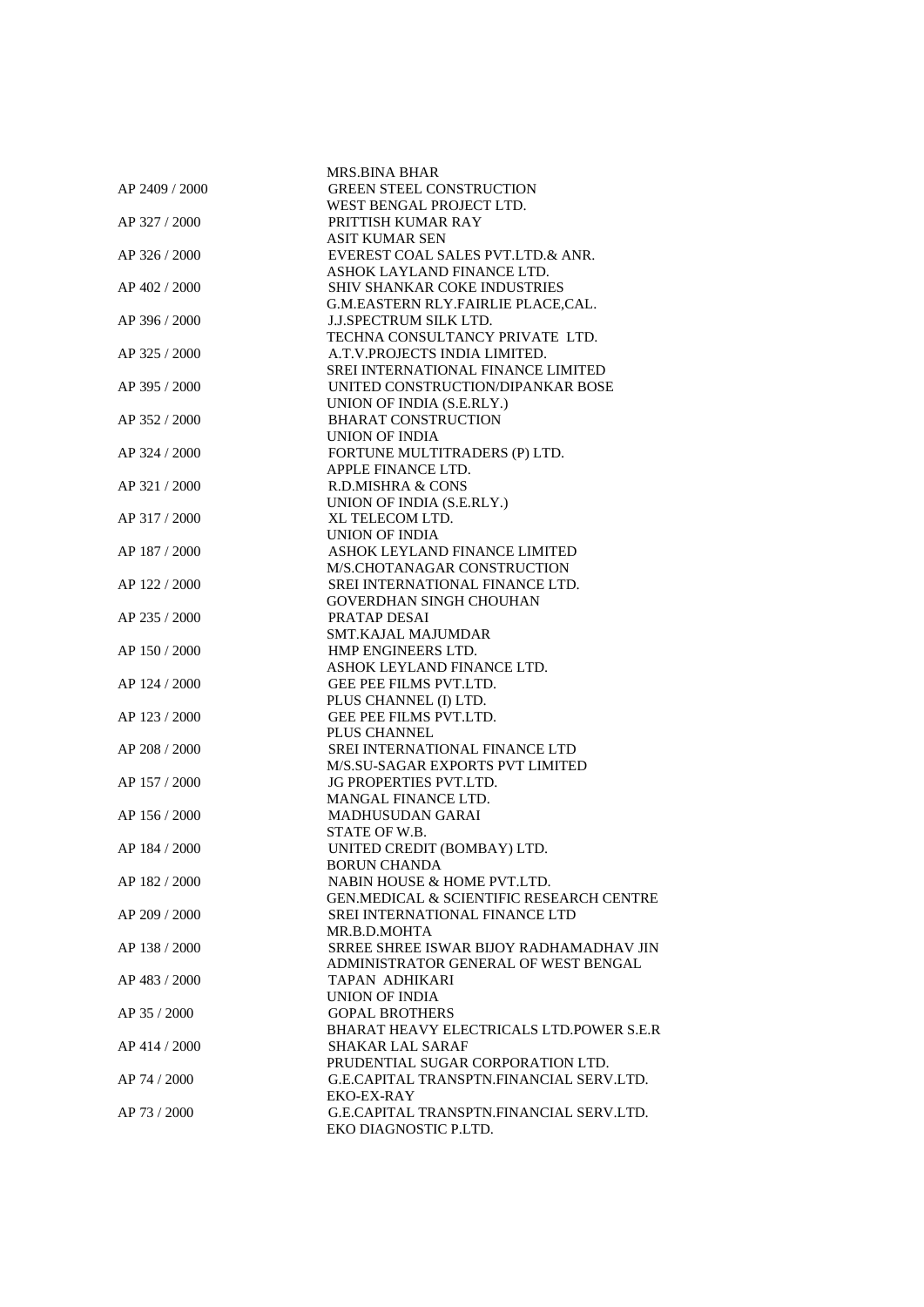MRS.BINA BHAR

AP 2409 / 2000 GREEN STEEL CONSTRUCTION
WEST BENGAL PROJECT LTD.

AP 327 / 2000 PRITTISH KUMAR RAY
ASIT KUMAR SEN

AP 326 / 2000 EVEREST COAL SALES PVT.LTD.& ANR.
ASHOK LAYLAND FINANCE LTD.

AP 402 / 2000 SHIV SHANKAR COKE INDUSTRIES
G.M.EASTERN RLY.FAIRLIE PLACE,CAL.

AP 396 / 2000 J.J.SPECTRUM SILK LTD.
TECHNA CONSULTANCY PRIVATE LTD.

AP 325 / 2000 A.T.V.PROJECTS INDIA LIMITED.
SREI INTERNATIONAL FINANCE LIMITED

AP 395 / 2000 UNITED CONSTRUCTION/DIPANKAR BOSE
UNION OF INDIA (S.E.RLY.)

AP 352 / 2000 BHARAT CONSTRUCTION
UNION OF INDIA

AP 324 / 2000 FORTUNE MULTITRADERS (P) LTD.
APPLE FINANCE LTD.

AP 321 / 2000 R.D.MISHRA & CONS
UNION OF INDIA (S.E.RLY.)

AP 317 / 2000 XL TELECOM LTD.
UNION OF INDIA

AP 187 / 2000 ASHOK LEYLAND FINANCE LIMITED
M/S.CHOTANAGAR CONSTRUCTION

AP 122 / 2000 SREI INTERNATIONAL FINANCE LTD.
GOVERDHAN SINGH CHOUHAN

AP 235 / 2000 PRATAP DESAI
SMT.KAJAL MAJUMDAR

AP 150 / 2000 HMP ENGINEERS LTD.
ASHOK LEYLAND FINANCE LTD.

AP 124 / 2000 GEE PEE FILMS PVT.LTD.
PLUS CHANNEL (I) LTD.

AP 123 / 2000 GEE PEE FILMS PVT.LTD.
PLUS CHANNEL

AP 208 / 2000 SREI INTERNATIONAL FINANCE LTD
M/S.SU-SAGAR EXPORTS PVT LIMITED

AP 157 / 2000 JG PROPERTIES PVT.LTD.
MANGAL FINANCE LTD.

AP 156 / 2000 MADHUSUDAN GARAI
STATE OF W.B.

AP 184 / 2000 UNITED CREDIT (BOMBAY) LTD.
BORUN CHANDA

AP 182 / 2000 NABIN HOUSE & HOME PVT.LTD.
GEN.MEDICAL & SCIENTIFIC RESEARCH CENTRE

AP 209 / 2000 SREI INTERNATIONAL FINANCE LTD
MR.B.D.MOHTA

AP 138 / 2000 SRREE SHREE ISWAR BIJOY RADHAMADHAV JIN
ADMINISTRATOR GENERAL OF WEST BENGAL

AP 483 / 2000 TAPAN ADHIKARI
UNION OF INDIA

AP 35 / 2000 GOPAL BROTHERS
BHARAT HEAVY ELECTRICALS LTD.POWER S.E.R

AP 414 / 2000 SHAKAR LAL SARAF
PRUDENTIAL SUGAR CORPORATION LTD.

AP 74 / 2000 G.E.CAPITAL TRANSPTN.FINANCIAL SERV.LTD.
EKO-EX-RAY

AP 73 / 2000 G.E.CAPITAL TRANSPTN.FINANCIAL SERV.LTD.
EKO DIAGNOSTIC P.LTD.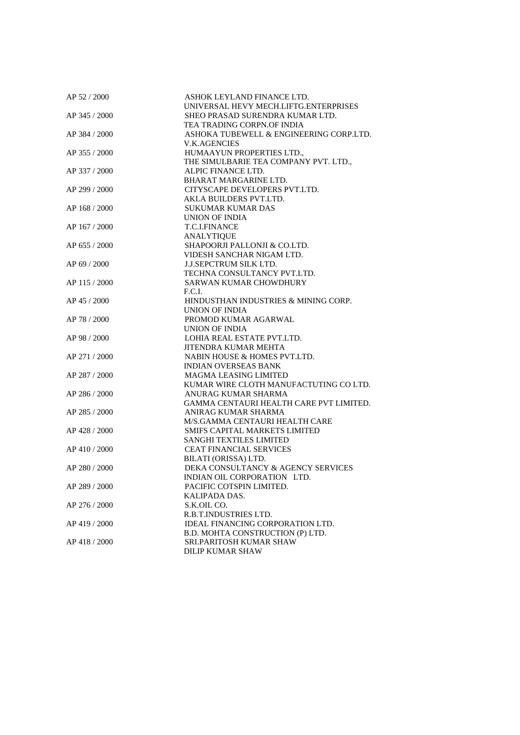| | |
|---|---|
| AP 52 / 2000 | ASHOK LEYLAND FINANCE LTD. |
| | UNIVERSAL HEVY MECH.LIFTG.ENTERPRISES |
| AP 345 / 2000 | SHEO PRASAD SURENDRA KUMAR LTD. |
| | TEA TRADING CORPN.OF INDIA |
| AP 384 / 2000 | ASHOKA TUBEWELL & ENGINEERING CORP.LTD. |
| | V.K.AGENCIES |
| AP 355 / 2000 | HUMAAYUN PROPERTIES LTD., |
| | THE SIMULBARIE TEA COMPANY PVT. LTD., |
| AP 337 / 2000 | ALPIC FINANCE LTD. |
| | BHARAT MARGARINE LTD. |
| AP 299 / 2000 | CITYSCAPE DEVELOPERS PVT.LTD. |
| | AKLA BUILDERS PVT.LTD. |
| AP 168 / 2000 | SUKUMAR KUMAR DAS |
| | UNION OF INDIA |
| AP 167 / 2000 | T.C.I.FINANCE |
| | ANALYTIQUE |
| AP 655 / 2000 | SHAPOORJI PALLONJI & CO.LTD. |
| | VIDESH SANCHAR NIGAM LTD. |
| AP 69 / 2000 | J.J.SEPCTRUM SILK LTD. |
| | TECHNA CONSULTANCY PVT.LTD. |
| AP 115 / 2000 | SARWAN KUMAR CHOWDHURY |
| | F.C.I. |
| AP 45 / 2000 | HINDUSTHAN INDUSTRIES & MINING CORP. |
| | UNION OF INDIA |
| AP 78 / 2000 | PROMOD KUMAR AGARWAL |
| | UNION OF INDIA |
| AP 98 / 2000 | LOHIA REAL ESTATE PVT.LTD. |
| | JITENDRA KUMAR MEHTA |
| AP 271 / 2000 | NABIN HOUSE & HOMES PVT.LTD. |
| | INDIAN OVERSEAS BANK |
| AP 287 / 2000 | MAGMA LEASING LIMITED |
| | KUMAR WIRE CLOTH MANUFACTUTING CO LTD. |
| AP 286 / 2000 | ANURAG KUMAR SHARMA |
| | GAMMA CENTAURI HEALTH CARE PVT LIMITED. |
| AP 285 / 2000 | ANIRAG KUMAR SHARMA |
| | M/S.GAMMA CENTAURI HEALTH CARE |
| AP 428 / 2000 | SMIFS CAPITAL MARKETS LIMITED |
| | SANGHI TEXTILES LIMITED |
| AP 410 / 2000 | CEAT FINANCIAL SERVICES |
| | BILATI (ORISSA) LTD. |
| AP 280 / 2000 | DEKA CONSULTANCY & AGENCY SERVICES |
| | INDIAN OIL CORPORATION LTD. |
| AP 289 / 2000 | PACIFIC COTSPIN LIMITED. |
| | KALIPADA DAS. |
| AP 276 / 2000 | S.K.OIL CO. |
| | R.B.T.INDUSTRIES LTD. |
| AP 419 / 2000 | IDEAL FINANCING CORPORATION LTD. |
| | B.D. MOHTA CONSTRUCTION (P) LTD. |
| AP 418 / 2000 | SRI.PARITOSH KUMAR SHAW |
| | DILIP KUMAR SHAW |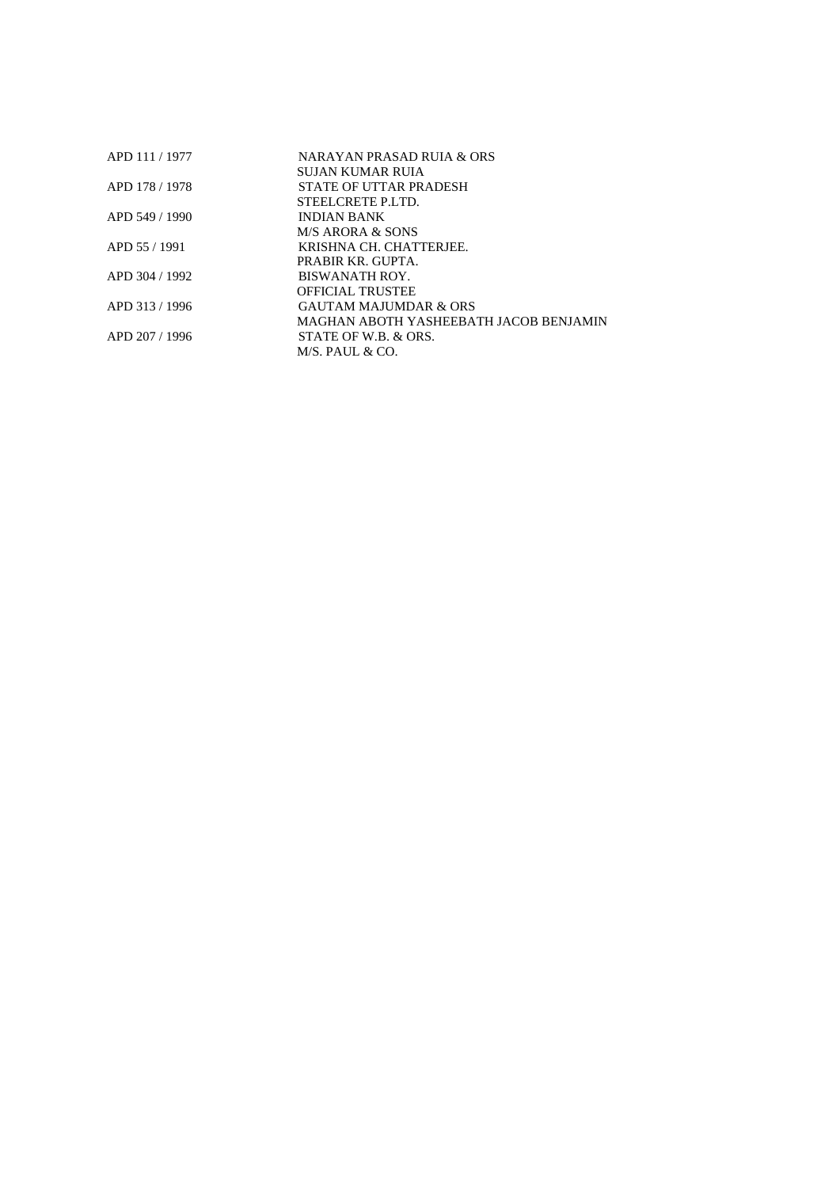| | |
|---|---|
| APD 111 / 1977 | NARAYAN PRASAD RUIA & ORS |
| | SUJAN KUMAR RUIA |
| APD 178 / 1978 | STATE OF UTTAR PRADESH |
| | STEELCRETE P.LTD. |
| APD 549 / 1990 | INDIAN BANK |
| | M/S ARORA & SONS |
| APD 55 / 1991 | KRISHNA CH. CHATTERJEE. |
| | PRABIR KR. GUPTA. |
| APD 304 / 1992 | BISWANATH ROY. |
| | OFFICIAL TRUSTEE |
| APD 313 / 1996 | GAUTAM MAJUMDAR & ORS |
| | MAGHAN ABOTH YASHEEBATH JACOB BENJAMIN |
| APD 207 / 1996 | STATE OF W.B. & ORS. |
| | M/S. PAUL & CO. |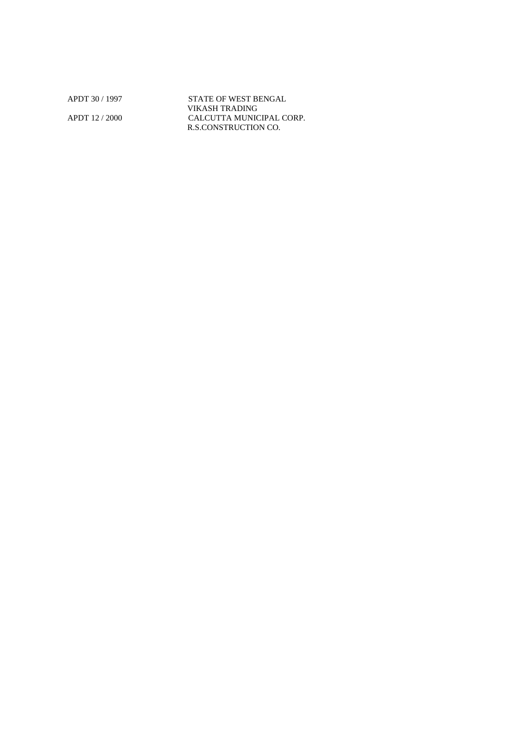| | |
|---|---|
| APDT 30 / 1997 | STATE OF WEST BENGAL |
| | VIKASH TRADING |
| APDT 12 / 2000 | CALCUTTA MUNICIPAL CORP. |
| | R.S.CONSTRUCTION CO. |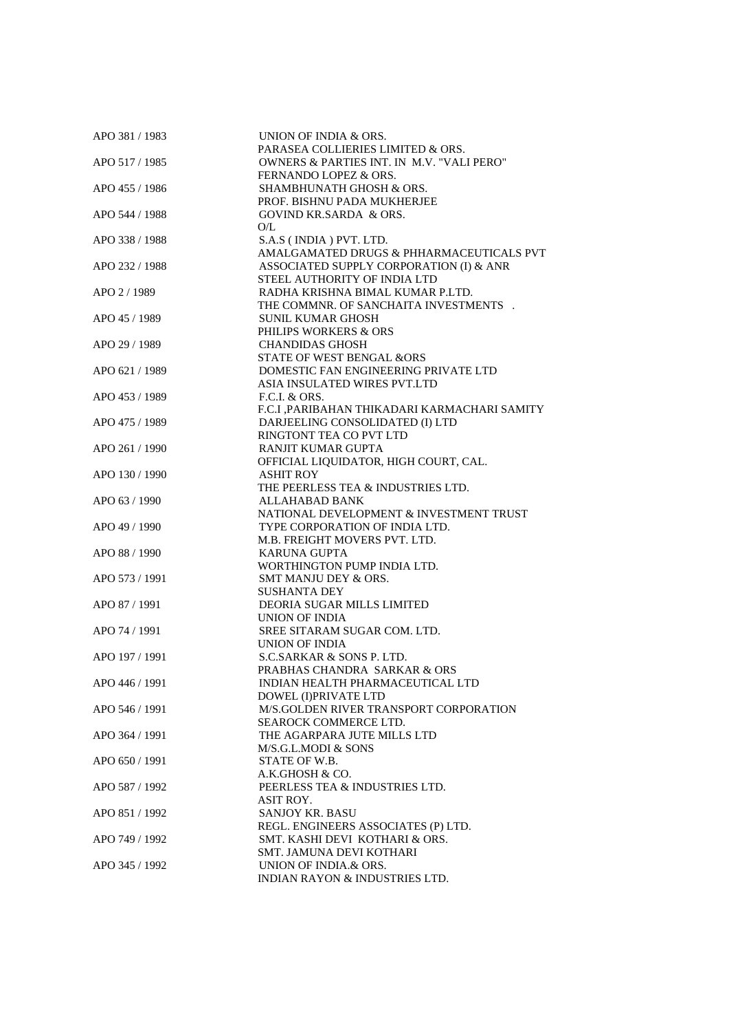| | |
|---|---|
| APO 381 / 1983 | UNION OF INDIA & ORS. |
| | PARASEA COLLIERIES LIMITED & ORS. |
| APO 517 / 1985 | OWNERS & PARTIES INT. IN M.V. "VALI PERO" |
| | FERNANDO LOPEZ & ORS. |
| APO 455 / 1986 | SHAMBHUNATH GHOSH & ORS. |
| | PROF. BISHNU PADA MUKHERJEE |
| APO 544 / 1988 | GOVIND KR.SARDA & ORS. |
| | O/L |
| APO 338 / 1988 | S.A.S ( INDIA ) PVT. LTD. |
| | AMALGAMATED DRUGS & PHHARMACEUTICALS PVT |
| APO 232 / 1988 | ASSOCIATED SUPPLY CORPORATION (I) & ANR |
| | STEEL AUTHORITY OF INDIA LTD |
| APO 2 / 1989 | RADHA KRISHNA BIMAL KUMAR P.LTD. |
| | THE COMMNR. OF SANCHAITA INVESTMENTS . |
| APO 45 / 1989 | SUNIL KUMAR GHOSH |
| | PHILIPS WORKERS & ORS |
| APO 29 / 1989 | CHANDIDAS GHOSH |
| | STATE OF WEST BENGAL &ORS |
| APO 621 / 1989 | DOMESTIC FAN ENGINEERING PRIVATE LTD |
| | ASIA INSULATED WIRES PVT.LTD |
| APO 453 / 1989 | F.C.I. & ORS. |
| | F.C.I ,PARIBAHAN THIKADARI KARMACHARI SAMITY |
| APO 475 / 1989 | DARJEELING CONSOLIDATED (I) LTD |
| | RINGTONT TEA CO PVT LTD |
| APO 261 / 1990 | RANJIT KUMAR GUPTA |
| | OFFICIAL LIQUIDATOR, HIGH COURT, CAL. |
| APO 130 / 1990 | ASHIT ROY |
| | THE PEERLESS TEA & INDUSTRIES LTD. |
| APO 63 / 1990 | ALLAHABAD BANK |
| | NATIONAL DEVELOPMENT & INVESTMENT TRUST |
| APO 49 / 1990 | TYPE CORPORATION OF INDIA LTD. |
| | M.B. FREIGHT MOVERS PVT. LTD. |
| APO 88 / 1990 | KARUNA GUPTA |
| | WORTHINGTON PUMP INDIA LTD. |
| APO 573 / 1991 | SMT MANJU DEY & ORS. |
| | SUSHANTA DEY |
| APO 87 / 1991 | DEORIA SUGAR MILLS LIMITED |
| | UNION OF INDIA |
| APO 74 / 1991 | SREE SITARAM SUGAR COM. LTD. |
| | UNION OF INDIA |
| APO 197 / 1991 | S.C.SARKAR & SONS P. LTD. |
| | PRABHAS CHANDRA SARKAR & ORS |
| APO 446 / 1991 | INDIAN HEALTH PHARMACEUTICAL LTD |
| | DOWEL (I)PRIVATE LTD |
| APO 546 / 1991 | M/S.GOLDEN RIVER TRANSPORT CORPORATION |
| | SEAROCK COMMERCE LTD. |
| APO 364 / 1991 | THE AGARPARA JUTE MILLS LTD |
| | M/S.G.L.MODI & SONS |
| APO 650 / 1991 | STATE OF W.B. |
| | A.K.GHOSH & CO. |
| APO 587 / 1992 | PEERLESS TEA & INDUSTRIES LTD. |
| | ASIT ROY. |
| APO 851 / 1992 | SANJOY KR. BASU |
| | REGL. ENGINEERS ASSOCIATES (P) LTD. |
| APO 749 / 1992 | SMT. KASHI DEVI KOTHARI & ORS. |
| | SMT. JAMUNA DEVI KOTHARI |
| APO 345 / 1992 | UNION OF INDIA.& ORS. |
| | INDIAN RAYON & INDUSTRIES LTD. |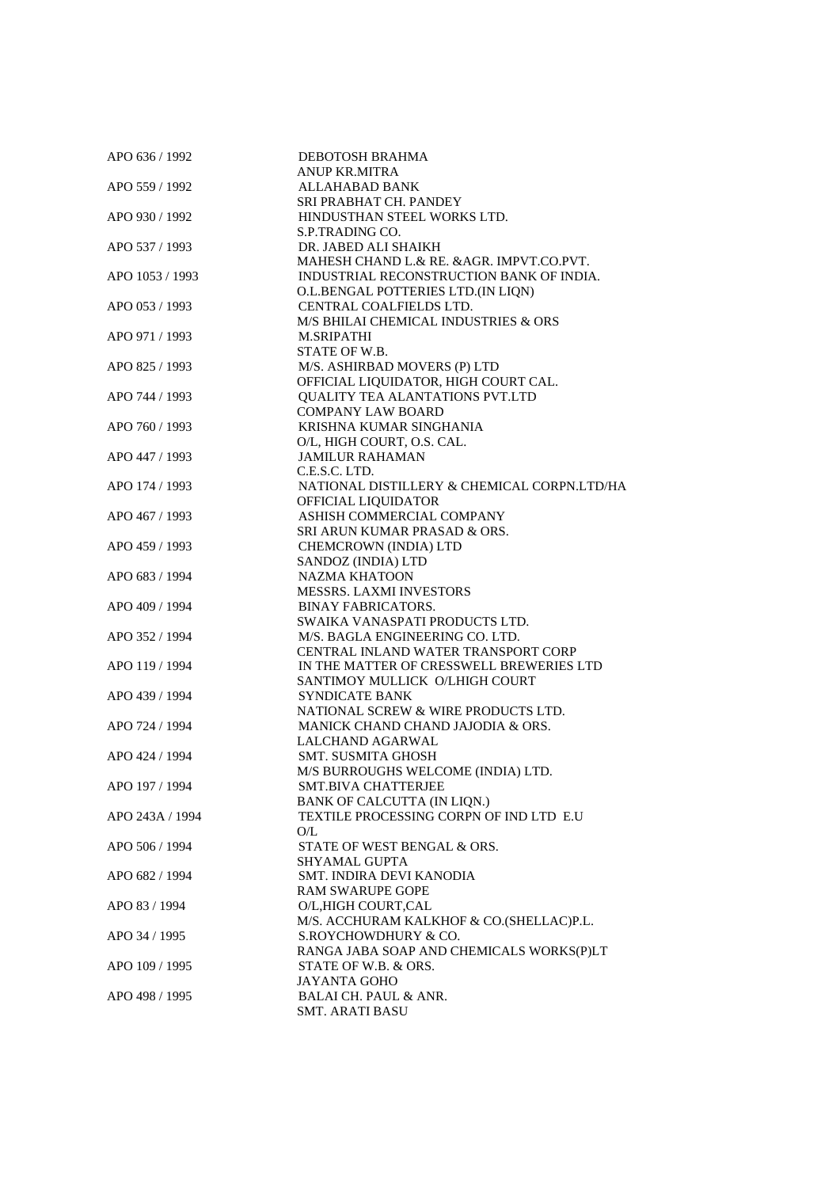| | |
|---|---|
| APO 636 / 1992 | DEBOTOSH BRAHMA<br>ANUP KR.MITRA |
| APO 559 / 1992 | ALLAHABAD BANK<br>SRI PRABHAT CH. PANDEY |
| APO 930 / 1992 | HINDUSTHAN STEEL WORKS LTD.<br>S.P.TRADING CO. |
| APO 537 / 1993 | DR. JABED ALI SHAIKH<br>MAHESH CHAND L.& RE. &AGR. IMPVT.CO.PVT. |
| APO 1053 / 1993 | INDUSTRIAL RECONSTRUCTION BANK OF INDIA.<br>O.L.BENGAL POTTERIES LTD.(IN LIQN) |
| APO 053 / 1993 | CENTRAL COALFIELDS LTD.<br>M/S BHILAI CHEMICAL INDUSTRIES & ORS |
| APO 971 / 1993 | M.SRIPATHI<br>STATE OF W.B. |
| APO 825 / 1993 | M/S. ASHIRBAD MOVERS (P) LTD<br>OFFICIAL LIQUIDATOR, HIGH COURT CAL. |
| APO 744 / 1993 | QUALITY TEA ALANTATIONS PVT.LTD<br>COMPANY LAW BOARD |
| APO 760 / 1993 | KRISHNA KUMAR SINGHANIA<br>O/L, HIGH COURT, O.S. CAL. |
| APO 447 / 1993 | JAMILUR RAHAMAN<br>C.E.S.C. LTD. |
| APO 174 / 1993 | NATIONAL DISTILLERY & CHEMICAL CORPN.LTD/HA<br>OFFICIAL LIQUIDATOR |
| APO 467 / 1993 | ASHISH COMMERCIAL COMPANY<br>SRI ARUN KUMAR PRASAD & ORS. |
| APO 459 / 1993 | CHEMCROWN (INDIA) LTD<br>SANDOZ (INDIA) LTD |
| APO 683 / 1994 | NAZMA KHATOON<br>MESSRS. LAXMI INVESTORS |
| APO 409 / 1994 | BINAY FABRICATORS.<br>SWAIKA VANASPATI PRODUCTS LTD. |
| APO 352 / 1994 | M/S. BAGLA ENGINEERING CO. LTD.<br>CENTRAL INLAND WATER TRANSPORT CORP |
| APO 119 / 1994 | IN THE MATTER OF CRESSWELL BREWERIES LTD<br>SANTIMOY MULLICK O/LHIGH COURT |
| APO 439 / 1994 | SYNDICATE BANK<br>NATIONAL SCREW & WIRE PRODUCTS LTD. |
| APO 724 / 1994 | MANICK CHAND CHAND JAJODIA & ORS.<br>LALCHAND AGARWAL |
| APO 424 / 1994 | SMT. SUSMITA GHOSH<br>M/S BURROUGHS WELCOME (INDIA) LTD. |
| APO 197 / 1994 | SMT.BIVA CHATTERJEE<br>BANK OF CALCUTTA (IN LIQN.) |
| APO 243A / 1994 | TEXTILE PROCESSING CORPN OF IND LTD E.U<br>O/L |
| APO 506 / 1994 | STATE OF WEST BENGAL & ORS.<br>SHYAMAL GUPTA |
| APO 682 / 1994 | SMT. INDIRA DEVI KANODIA<br>RAM SWARUPE GOPE |
| APO 83 / 1994 | O/L,HIGH COURT,CAL<br>M/S. ACCHURAM KALKHOF & CO.(SHELLAC)P.L. |
| APO 34 / 1995 | S.ROYCHOWDHURY & CO.<br>RANGA JABA SOAP AND CHEMICALS WORKS(P)LT |
| APO 109 / 1995 | STATE OF W.B. & ORS.<br>JAYANTA GOHO |
| APO 498 / 1995 | BALAI CH. PAUL & ANR.<br>SMT. ARATI BASU |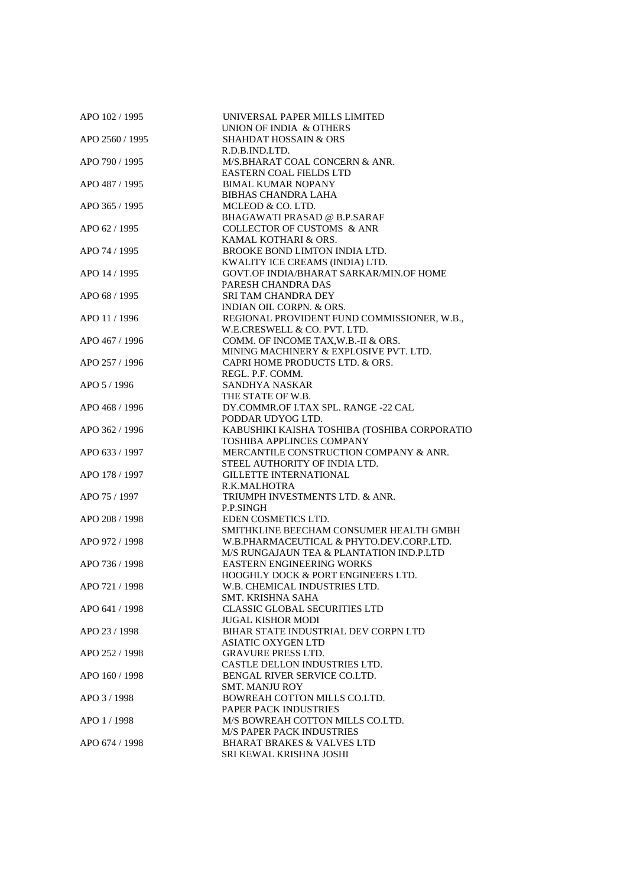| | |
|---|---|
| APO 102 / 1995 | UNIVERSAL PAPER MILLS LIMITED<br>UNION OF INDIA & OTHERS |
| APO 2560 / 1995 | SHAHDAT HOSSAIN & ORS<br>R.D.B.IND.LTD. |
| APO 790 / 1995 | M/S.BHARAT COAL CONCERN & ANR.<br>EASTERN COAL FIELDS LTD |
| APO 487 / 1995 | BIMAL KUMAR NOPANY<br>BIBHAS CHANDRA LAHA |
| APO 365 / 1995 | MCLEOD & CO. LTD.<br>BHAGAWATI PRASAD @ B.P.SARAF |
| APO 62 / 1995 | COLLECTOR OF CUSTOMS & ANR<br>KAMAL KOTHARI & ORS. |
| APO 74 / 1995 | BROOKE BOND LIMTON INDIA LTD.<br>KWALITY ICE CREAMS (INDIA) LTD. |
| APO 14 / 1995 | GOVT.OF INDIA/BHARAT SARKAR/MIN.OF HOME<br>PARESH CHANDRA DAS |
| APO 68 / 1995 | SRI TAM CHANDRA DEY<br>INDIAN OIL CORPN. & ORS. |
| APO 11 / 1996 | REGIONAL PROVIDENT FUND COMMISSIONER, W.B.,<br>W.E.CRESWELL & CO. PVT. LTD. |
| APO 467 / 1996 | COMM. OF INCOME TAX,W.B.-II & ORS.<br>MINING MACHINERY & EXPLOSIVE PVT. LTD. |
| APO 257 / 1996 | CAPRI HOME PRODUCTS LTD. & ORS.<br>REGL. P.F. COMM. |
| APO 5 / 1996 | SANDHYA NASKAR<br>THE STATE OF W.B. |
| APO 468 / 1996 | DY.COMMR.OF I.TAX SPL. RANGE -22 CAL<br>PODDAR UDYOG LTD. |
| APO 362 / 1996 | KABUSHIKI KAISHA TOSHIBA (TOSHIBA CORPORATIO<br>TOSHIBA APPLINCES COMPANY |
| APO 633 / 1997 | MERCANTILE CONSTRUCTION COMPANY & ANR.<br>STEEL AUTHORITY OF INDIA LTD. |
| APO 178 / 1997 | GILLETTE INTERNATIONAL<br>R.K.MALHOTRA |
| APO 75 / 1997 | TRIUMPH INVESTMENTS LTD. & ANR.<br>P.P.SINGH |
| APO 208 / 1998 | EDEN COSMETICS LTD.<br>SMITHKLINE BEECHAM CONSUMER HEALTH GMBH |
| APO 972 / 1998 | W.B.PHARMACEUTICAL & PHYTO.DEV.CORP.LTD.<br>M/S RUNGAJAUN TEA & PLANTATION IND.P.LTD |
| APO 736 / 1998 | EASTERN ENGINEERING WORKS<br>HOOGHLY DOCK & PORT ENGINEERS LTD. |
| APO 721 / 1998 | W.B. CHEMICAL INDUSTRIES LTD.<br>SMT. KRISHNA SAHA |
| APO 641 / 1998 | CLASSIC GLOBAL SECURITIES LTD<br>JUGAL KISHOR MODI |
| APO 23 / 1998 | BIHAR STATE INDUSTRIAL DEV CORPN LTD<br>ASIATIC OXYGEN LTD |
| APO 252 / 1998 | GRAVURE PRESS LTD.<br>CASTLE DELLON INDUSTRIES LTD. |
| APO 160 / 1998 | BENGAL RIVER SERVICE CO.LTD.<br>SMT. MANJU ROY |
| APO 3 / 1998 | BOWREAH COTTON MILLS CO.LTD.<br>PAPER PACK INDUSTRIES |
| APO 1 / 1998 | M/S BOWREAH COTTON MILLS CO.LTD.<br>M/S PAPER PACK INDUSTRIES |
| APO 674 / 1998 | BHARAT BRAKES & VALVES LTD<br>SRI KEWAL KRISHNA JOSHI |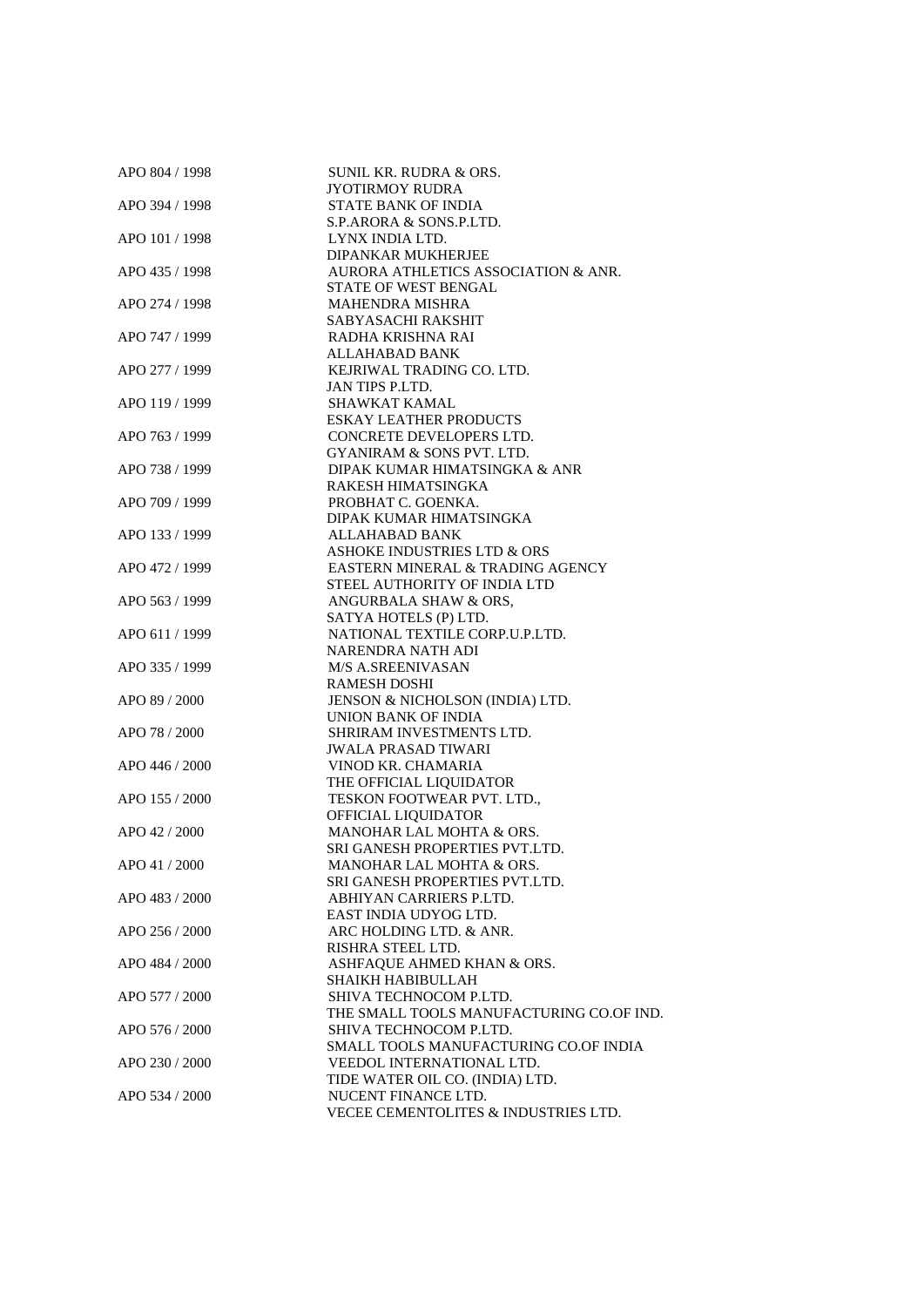| | |
|---|---|
| APO 804 / 1998 | SUNIL KR. RUDRA & ORS. |
| | JYOTIRMOY RUDRA |
| APO 394 / 1998 | STATE BANK OF INDIA |
| | S.P.ARORA & SONS.P.LTD. |
| APO 101 / 1998 | LYNX INDIA LTD. |
| | DIPANKAR MUKHERJEE |
| APO 435 / 1998 | AURORA ATHLETICS ASSOCIATION & ANR. |
| | STATE OF WEST BENGAL |
| APO 274 / 1998 | MAHENDRA MISHRA |
| | SABYASACHI RAKSHIT |
| APO 747 / 1999 | RADHA KRISHNA RAI |
| | ALLAHABAD BANK |
| APO 277 / 1999 | KEJRIWAL TRADING CO. LTD. |
| | JAN TIPS P.LTD. |
| APO 119 / 1999 | SHAWKAT KAMAL |
| | ESKAY LEATHER PRODUCTS |
| APO 763 / 1999 | CONCRETE DEVELOPERS LTD. |
| | GYANIRAM & SONS PVT. LTD. |
| APO 738 / 1999 | DIPAK KUMAR HIMATSINGKA & ANR |
| | RAKESH HIMATSINGKA |
| APO 709 / 1999 | PROBHAT C. GOENKA. |
| | DIPAK KUMAR HIMATSINGKA |
| APO 133 / 1999 | ALLAHABAD BANK |
| | ASHOKE INDUSTRIES LTD & ORS |
| APO 472 / 1999 | EASTERN MINERAL & TRADING AGENCY |
| | STEEL AUTHORITY OF INDIA LTD |
| APO 563 / 1999 | ANGURBALA SHAW & ORS, |
| | SATYA HOTELS (P) LTD. |
| APO 611 / 1999 | NATIONAL TEXTILE CORP.U.P.LTD. |
| | NARENDRA NATH ADI |
| APO 335 / 1999 | M/S A.SREENIVASAN |
| | RAMESH DOSHI |
| APO 89 / 2000 | JENSON & NICHOLSON (INDIA) LTD. |
| | UNION BANK OF INDIA |
| APO 78 / 2000 | SHRIRAM INVESTMENTS LTD. |
| | JWALA PRASAD TIWARI |
| APO 446 / 2000 | VINOD KR. CHAMARIA |
| | THE OFFICIAL LIQUIDATOR |
| APO 155 / 2000 | TESKON FOOTWEAR PVT. LTD., |
| | OFFICIAL LIQUIDATOR |
| APO 42 / 2000 | MANOHAR LAL MOHTA & ORS. |
| | SRI GANESH PROPERTIES PVT.LTD. |
| APO 41 / 2000 | MANOHAR LAL MOHTA & ORS. |
| | SRI GANESH PROPERTIES PVT.LTD. |
| APO 483 / 2000 | ABHIYAN CARRIERS P.LTD. |
| | EAST INDIA UDYOG LTD. |
| APO 256 / 2000 | ARC HOLDING LTD. & ANR. |
| | RISHRA STEEL LTD. |
| APO 484 / 2000 | ASHFAQUE AHMED KHAN & ORS. |
| | SHAIKH HABIBULLAH |
| APO 577 / 2000 | SHIVA TECHNOCOM P.LTD. |
| | THE SMALL TOOLS MANUFACTURING CO.OF IND. |
| APO 576 / 2000 | SHIVA TECHNOCOM P.LTD. |
| | SMALL TOOLS MANUFACTURING CO.OF INDIA |
| APO 230 / 2000 | VEEDOL INTERNATIONAL LTD. |
| | TIDE WATER OIL CO. (INDIA) LTD. |
| APO 534 / 2000 | NUCENT FINANCE LTD. |
| | VECEE CEMENTOLITES & INDUSTRIES LTD. |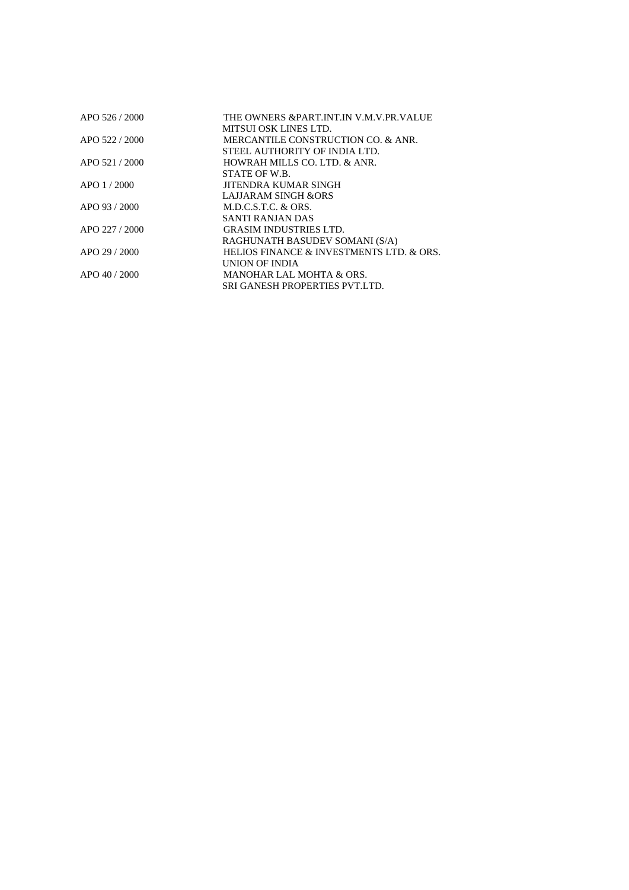| | |
|---|---|
| APO 526 / 2000 | THE OWNERS &PART.INT.IN V.M.V.PR.VALUE |
| | MITSUI OSK LINES LTD. |
| APO 522 / 2000 | MERCANTILE CONSTRUCTION CO. & ANR. |
| | STEEL AUTHORITY OF INDIA LTD. |
| APO 521 / 2000 | HOWRAH MILLS CO. LTD. & ANR. |
| | STATE OF W.B. |
| APO 1 / 2000 | JITENDRA KUMAR SINGH |
| | LAJJARAM SINGH &ORS |
| APO 93 / 2000 | M.D.C.S.T.C. & ORS. |
| | SANTI RANJAN DAS |
| APO 227 / 2000 | GRASIM INDUSTRIES LTD. |
| | RAGHUNATH BASUDEV SOMANI (S/A) |
| APO 29 / 2000 | HELIOS FINANCE & INVESTMENTS LTD. & ORS. |
| | UNION OF INDIA |
| APO 40 / 2000 | MANOHAR LAL MOHTA & ORS. |
| | SRI GANESH PROPERTIES PVT.LTD. |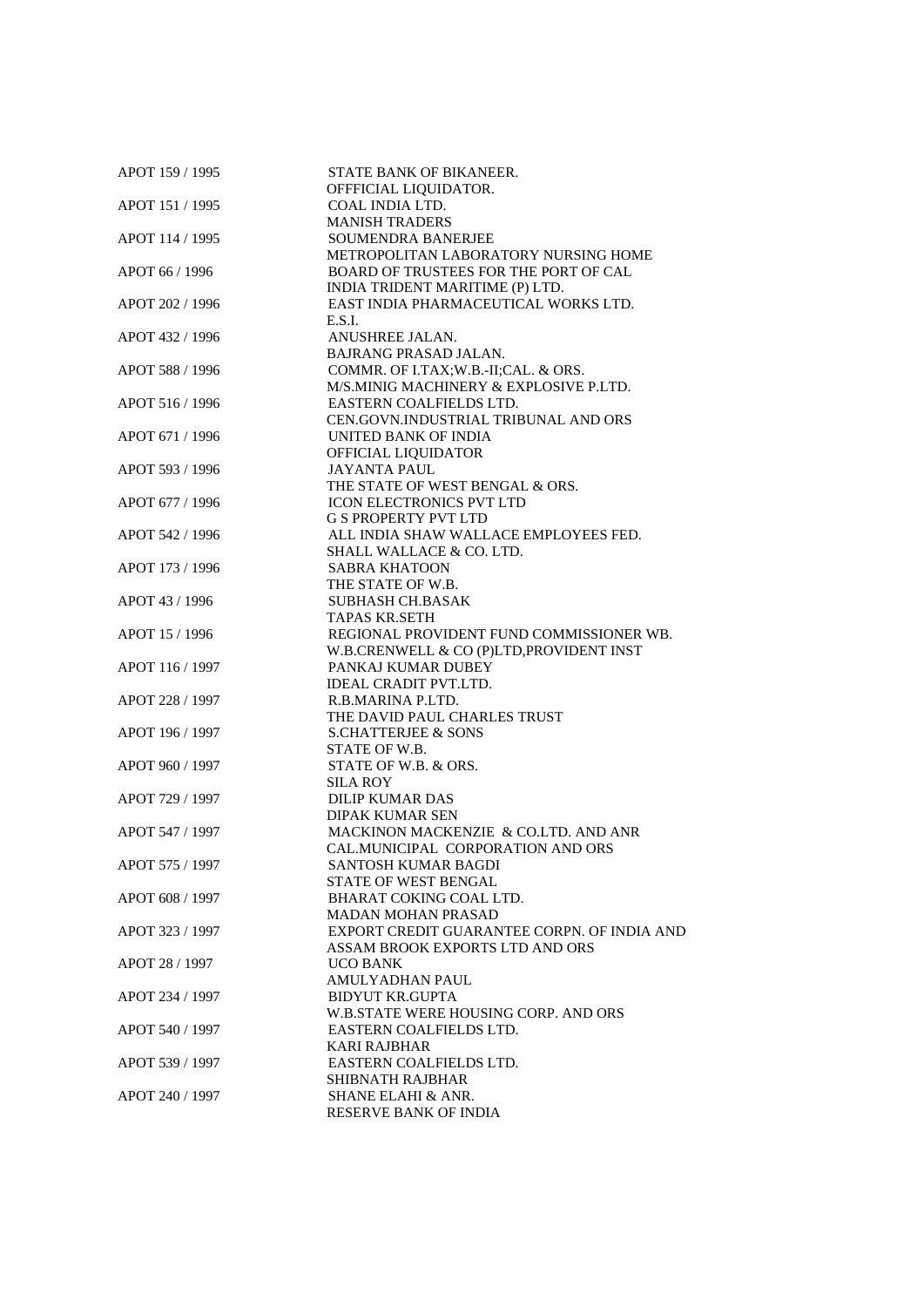APOT 159 / 1995 STATE BANK OF BIKANEER.
OFFFICIAL LIQUIDATOR.

APOT 151 / 1995 COAL INDIA LTD.
MANISH TRADERS

APOT 114 / 1995 SOUMENDRA BANERJEE
METROPOLITAN LABORATORY NURSING HOME

APOT 66 / 1996 BOARD OF TRUSTEES FOR THE PORT OF CAL
INDIA TRIDENT MARITIME (P) LTD.

APOT 202 / 1996 EAST INDIA PHARMACEUTICAL WORKS LTD.
E.S.I.

APOT 432 / 1996 ANUSHREE JALAN.
BAJRANG PRASAD JALAN.

APOT 588 / 1996 COMMR. OF I.TAX;W.B.-II;CAL. & ORS.
M/S.MINIG MACHINERY & EXPLOSIVE P.LTD.

APOT 516 / 1996 EASTERN COALFIELDS LTD.
CEN.GOVN.INDUSTRIAL TRIBUNAL AND ORS

APOT 671 / 1996 UNITED BANK OF INDIA
OFFICIAL LIQUIDATOR

APOT 593 / 1996 JAYANTA PAUL
THE STATE OF WEST BENGAL & ORS.

APOT 677 / 1996 ICON ELECTRONICS PVT LTD
G S PROPERTY PVT LTD

APOT 542 / 1996 ALL INDIA SHAW WALLACE EMPLOYEES FED.
SHALL WALLACE & CO. LTD.

APOT 173 / 1996 SABRA KHATOON
THE STATE OF W.B.

APOT 43 / 1996 SUBHASH CH.BASAK
TAPAS KR.SETH

APOT 15 / 1996 REGIONAL PROVIDENT FUND COMMISSIONER WB.
W.B.CRENWELL & CO (P)LTD,PROVIDENT INST

APOT 116 / 1997 PANKAJ KUMAR DUBEY
IDEAL CRADIT PVT.LTD.

APOT 228 / 1997 R.B.MARINA P.LTD.
THE DAVID PAUL CHARLES TRUST

APOT 196 / 1997 S.CHATTERJEE & SONS
STATE OF W.B.

APOT 960 / 1997 STATE OF W.B. & ORS.
SILA ROY

APOT 729 / 1997 DILIP KUMAR DAS
DIPAK KUMAR SEN

APOT 547 / 1997 MACKINON MACKENZIE & CO.LTD. AND ANR
CAL.MUNICIPAL CORPORATION AND ORS

APOT 575 / 1997 SANTOSH KUMAR BAGDI
STATE OF WEST BENGAL

APOT 608 / 1997 BHARAT COKING COAL LTD.
MADAN MOHAN PRASAD

APOT 323 / 1997 EXPORT CREDIT GUARANTEE CORPN. OF INDIA AND
ASSAM BROOK EXPORTS LTD AND ORS

APOT 28 / 1997 UCO BANK
AMULYADHAN PAUL

APOT 234 / 1997 BIDYUT KR.GUPTA
W.B.STATE WERE HOUSING CORP. AND ORS

APOT 540 / 1997 EASTERN COALFIELDS LTD.
KARI RAJBHAR

APOT 539 / 1997 EASTERN COALFIELDS LTD.
SHIBNATH RAJBHAR

APOT 240 / 1997 SHANE ELAHI & ANR.
RESERVE BANK OF INDIA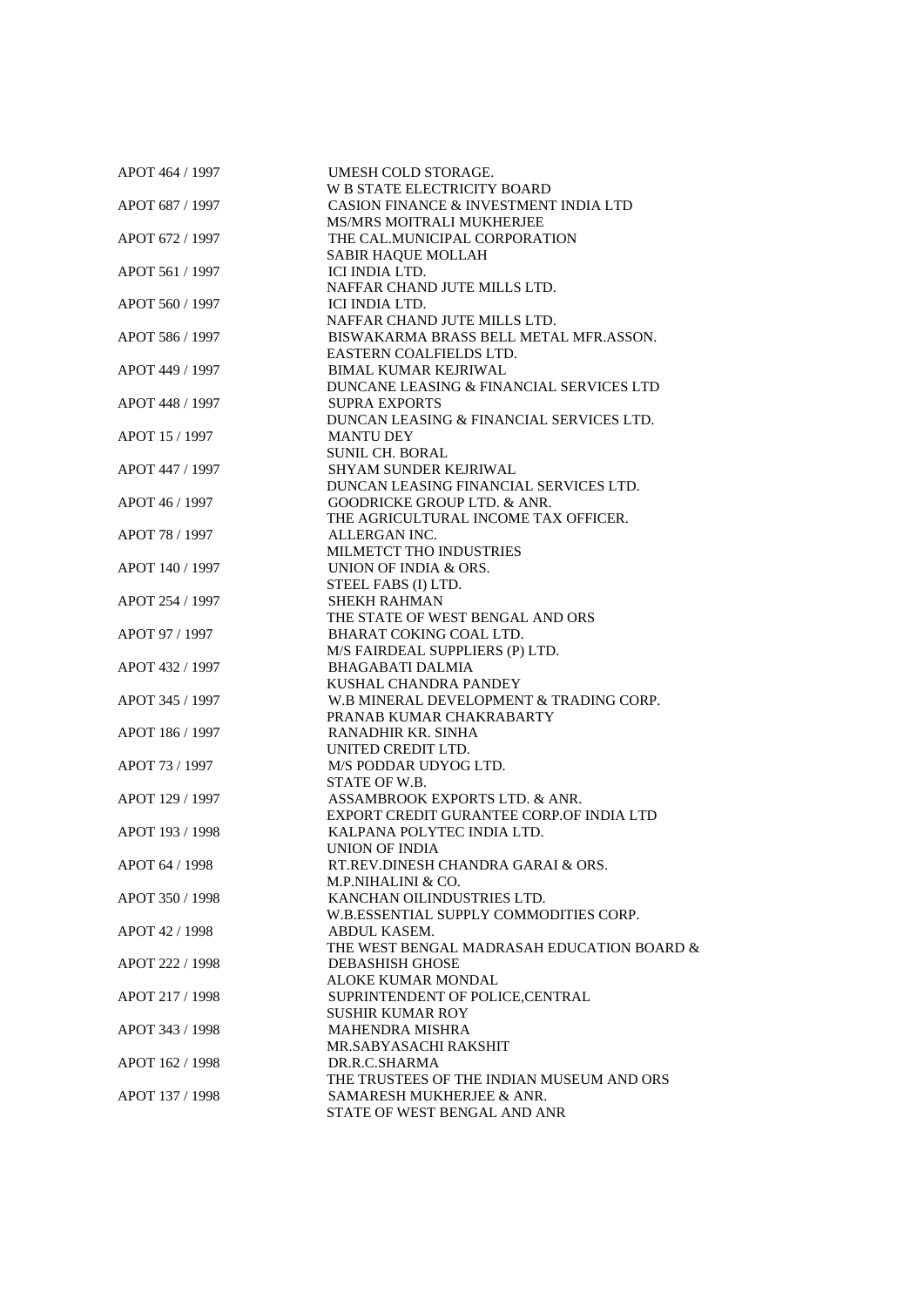| | |
|---|---|
| APOT 464 / 1997 | UMESH COLD STORAGE. |
| | W B STATE ELECTRICITY BOARD |
| APOT 687 / 1997 | CASION FINANCE & INVESTMENT INDIA LTD |
| | MS/MRS MOITRALI MUKHERJEE |
| APOT 672 / 1997 | THE CAL.MUNICIPAL CORPORATION |
| | SABIR HAQUE MOLLAH |
| APOT 561 / 1997 | ICI INDIA LTD. |
| | NAFFAR CHAND JUTE MILLS LTD. |
| APOT 560 / 1997 | ICI INDIA LTD. |
| | NAFFAR CHAND JUTE MILLS LTD. |
| APOT 586 / 1997 | BISWAKARMA BRASS BELL METAL MFR.ASSON. |
| | EASTERN COALFIELDS LTD. |
| APOT 449 / 1997 | BIMAL KUMAR KEJRIWAL |
| | DUNCANE LEASING & FINANCIAL SERVICES LTD |
| APOT 448 / 1997 | SUPRA EXPORTS |
| | DUNCAN LEASING & FINANCIAL SERVICES LTD. |
| APOT 15 / 1997 | MANTU DEY |
| | SUNIL CH. BORAL |
| APOT 447 / 1997 | SHYAM SUNDER KEJRIWAL |
| | DUNCAN LEASING FINANCIAL SERVICES LTD. |
| APOT 46 / 1997 | GOODRICKE GROUP LTD. & ANR. |
| | THE AGRICULTURAL INCOME TAX OFFICER. |
| APOT 78 / 1997 | ALLERGAN INC. |
| | MILMETCT THO INDUSTRIES |
| APOT 140 / 1997 | UNION OF INDIA & ORS. |
| | STEEL FABS (I) LTD. |
| APOT 254 / 1997 | SHEKH RAHMAN |
| | THE STATE OF WEST BENGAL AND ORS |
| APOT 97 / 1997 | BHARAT COKING COAL LTD. |
| | M/S FAIRDEAL SUPPLIERS (P) LTD. |
| APOT 432 / 1997 | BHAGABATI DALMIA |
| | KUSHAL CHANDRA PANDEY |
| APOT 345 / 1997 | W.B MINERAL DEVELOPMENT & TRADING CORP. |
| | PRANAB KUMAR CHAKRABARTY |
| APOT 186 / 1997 | RANADHIR KR. SINHA |
| | UNITED CREDIT LTD. |
| APOT 73 / 1997 | M/S PODDAR UDYOG LTD. |
| | STATE OF W.B. |
| APOT 129 / 1997 | ASSAMBROOK EXPORTS LTD. & ANR. |
| | EXPORT CREDIT GURANTEE CORP.OF INDIA LTD |
| APOT 193 / 1998 | KALPANA POLYTEC INDIA LTD. |
| | UNION OF INDIA |
| APOT 64 / 1998 | RT.REV.DINESH CHANDRA GARAI & ORS. |
| | M.P.NIHALINI & CO. |
| APOT 350 / 1998 | KANCHAN OILINDUSTRIES LTD. |
| | W.B.ESSENTIAL SUPPLY COMMODITIES CORP. |
| APOT 42 / 1998 | ABDUL KASEM. |
| | THE WEST BENGAL MADRASAH EDUCATION BOARD & |
| APOT 222 / 1998 | DEBASHISH GHOSE |
| | ALOKE KUMAR MONDAL |
| APOT 217 / 1998 | SUPRINTENDENT OF POLICE,CENTRAL |
| | SUSHIR KUMAR ROY |
| APOT 343 / 1998 | MAHENDRA MISHRA |
| | MR.SABYASACHI RAKSHIT |
| APOT 162 / 1998 | DR.R.C.SHARMA |
| | THE TRUSTEES OF THE INDIAN MUSEUM AND ORS |
| APOT 137 / 1998 | SAMARESH MUKHERJEE & ANR. |
| | STATE OF WEST BENGAL AND ANR |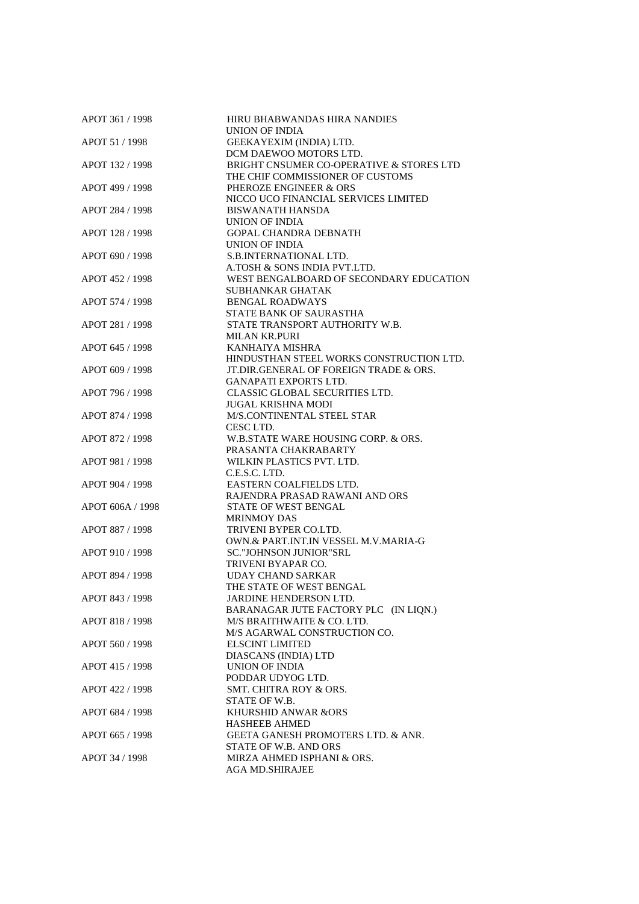| | |
|---|---|
| APOT 361 / 1998 | HIRU BHABWANDAS HIRA NANDIES |
| | UNION OF INDIA |
| APOT 51 / 1998 | GEEKAYEXIM (INDIA) LTD. |
| | DCM DAEWOO MOTORS LTD. |
| APOT 132 / 1998 | BRIGHT CNSUMER CO-OPERATIVE & STORES LTD |
| | THE CHIF COMMISSIONER OF CUSTOMS |
| APOT 499 / 1998 | PHEROZE ENGINEER & ORS |
| | NICCO UCO FINANCIAL SERVICES LIMITED |
| APOT 284 / 1998 | BISWANATH HANSDA |
| | UNION OF INDIA |
| APOT 128 / 1998 | GOPAL CHANDRA DEBNATH |
| | UNION OF INDIA |
| APOT 690 / 1998 | S.B.INTERNATIONAL LTD. |
| | A.TOSH & SONS INDIA PVT.LTD. |
| APOT 452 / 1998 | WEST BENGALBOARD OF SECONDARY EDUCATION |
| | SUBHANKAR GHATAK |
| APOT 574 / 1998 | BENGAL ROADWAYS |
| | STATE BANK OF SAURASTHA |
| APOT 281 / 1998 | STATE TRANSPORT AUTHORITY W.B. |
| | MILAN KR.PURI |
| APOT 645 / 1998 | KANHAIYA MISHRA |
| | HINDUSTHAN STEEL WORKS CONSTRUCTION LTD. |
| APOT 609 / 1998 | JT.DIR.GENERAL OF FOREIGN TRADE & ORS. |
| | GANAPATI EXPORTS LTD. |
| APOT 796 / 1998 | CLASSIC GLOBAL SECURITIES LTD. |
| | JUGAL KRISHNA MODI |
| APOT 874 / 1998 | M/S.CONTINENTAL STEEL STAR |
| | CESC LTD. |
| APOT 872 / 1998 | W.B.STATE WARE HOUSING CORP. & ORS. |
| | PRASANTA CHAKRABARTY |
| APOT 981 / 1998 | WILKIN PLASTICS PVT. LTD. |
| | C.E.S.C. LTD. |
| APOT 904 / 1998 | EASTERN COALFIELDS LTD. |
| | RAJENDRA PRASAD RAWANI AND ORS |
| APOT 606A / 1998 | STATE OF WEST BENGAL |
| | MRINMOY DAS |
| APOT 887 / 1998 | TRIVENI BYPER CO.LTD. |
| | OWN.& PART.INT.IN VESSEL M.V.MARIA-G |
| APOT 910 / 1998 | SC."JOHNSON JUNIOR"SRL |
| | TRIVENI BYAPAR CO. |
| APOT 894 / 1998 | UDAY CHAND SARKAR |
| | THE STATE OF WEST BENGAL |
| APOT 843 / 1998 | JARDINE HENDERSON LTD. |
| | BARANAGAR JUTE FACTORY PLC (IN LIQN.) |
| APOT 818 / 1998 | M/S BRAITHWAITE & CO. LTD. |
| | M/S AGARWAL CONSTRUCTION CO. |
| APOT 560 / 1998 | ELSCINT LIMITED |
| | DIASCANS (INDIA) LTD |
| APOT 415 / 1998 | UNION OF INDIA |
| | PODDAR UDYOG LTD. |
| APOT 422 / 1998 | SMT. CHITRA ROY & ORS. |
| | STATE OF W.B. |
| APOT 684 / 1998 | KHURSHID ANWAR &ORS |
| | HASHEEB AHMED |
| APOT 665 / 1998 | GEETA GANESH PROMOTERS LTD. & ANR. |
| | STATE OF W.B. AND ORS |
| APOT 34 / 1998 | MIRZA AHMED ISPHANI & ORS. |
| | AGA MD.SHIRAJEE |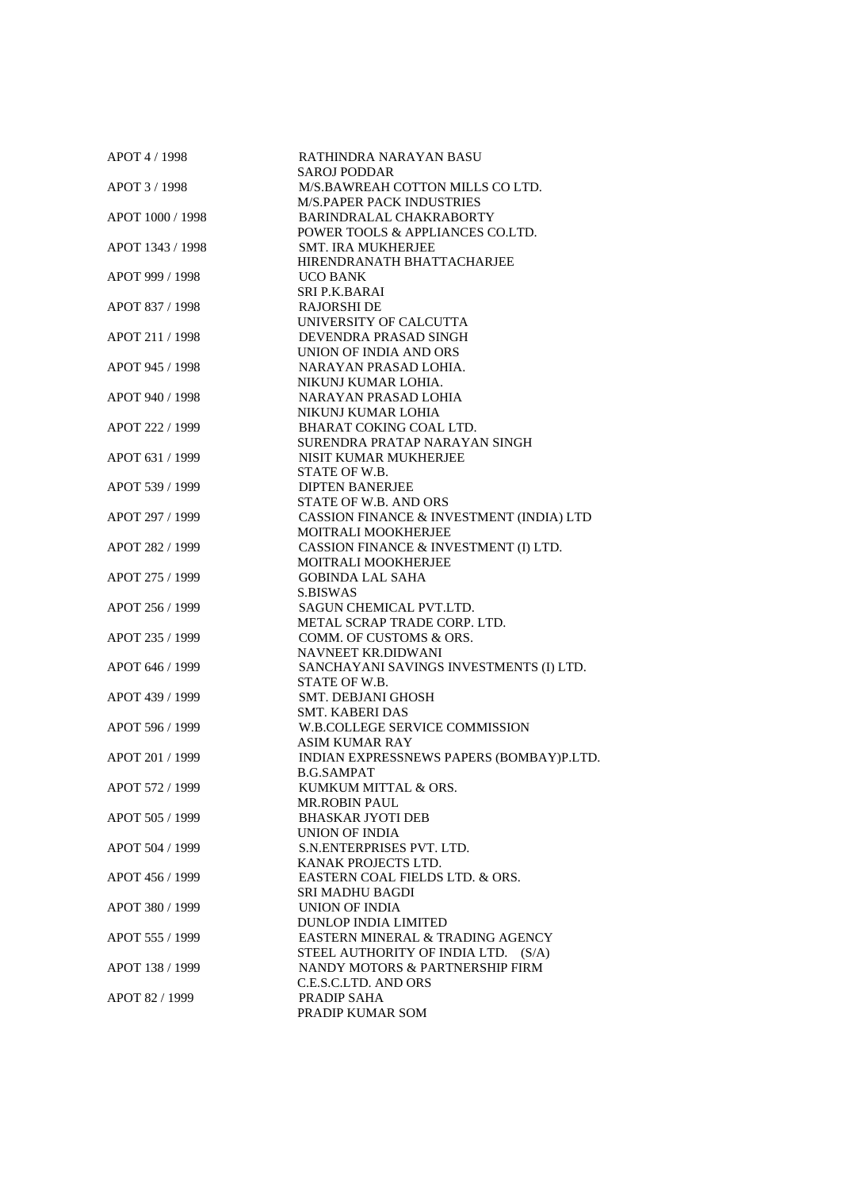| | |
|---|---|
| APOT 4 / 1998 | RATHINDRA NARAYAN BASU |
| | SAROJ PODDAR |
| APOT 3 / 1998 | M/S.BAWREAH COTTON MILLS CO LTD. |
| | M/S.PAPER PACK INDUSTRIES |
| APOT 1000 / 1998 | BARINDRALAL CHAKRABORTY |
| | POWER TOOLS & APPLIANCES CO.LTD. |
| APOT 1343 / 1998 | SMT. IRA MUKHERJEE |
| | HIRENDRANATH BHATTACHARJEE |
| APOT 999 / 1998 | UCO BANK |
| | SRI P.K.BARAI |
| APOT 837 / 1998 | RAJORSHI DE |
| | UNIVERSITY OF CALCUTTA |
| APOT 211 / 1998 | DEVENDRA PRASAD SINGH |
| | UNION OF INDIA AND ORS |
| APOT 945 / 1998 | NARAYAN PRASAD LOHIA. |
| | NIKUNJ KUMAR LOHIA. |
| APOT 940 / 1998 | NARAYAN PRASAD LOHIA |
| | NIKUNJ KUMAR LOHIA |
| APOT 222 / 1999 | BHARAT COKING COAL LTD. |
| | SURENDRA PRATAP NARAYAN SINGH |
| APOT 631 / 1999 | NISIT KUMAR MUKHERJEE |
| | STATE OF W.B. |
| APOT 539 / 1999 | DIPTEN BANERJEE |
| | STATE OF W.B. AND ORS |
| APOT 297 / 1999 | CASSION FINANCE & INVESTMENT (INDIA) LTD |
| | MOITRALI MOOKHERJEE |
| APOT 282 / 1999 | CASSION FINANCE & INVESTMENT (I) LTD. |
| | MOITRALI MOOKHERJEE |
| APOT 275 / 1999 | GOBINDA LAL SAHA |
| | S.BISWAS |
| APOT 256 / 1999 | SAGUN CHEMICAL PVT.LTD. |
| | METAL SCRAP TRADE CORP. LTD. |
| APOT 235 / 1999 | COMM. OF CUSTOMS & ORS. |
| | NAVNEET KR.DIDWANI |
| APOT 646 / 1999 | SANCHAYANI SAVINGS INVESTMENTS (I) LTD. |
| | STATE OF W.B. |
| APOT 439 / 1999 | SMT. DEBJANI GHOSH |
| | SMT. KABERI DAS |
| APOT 596 / 1999 | W.B.COLLEGE SERVICE COMMISSION |
| | ASIM KUMAR RAY |
| APOT 201 / 1999 | INDIAN EXPRESSNEWS PAPERS (BOMBAY)P.LTD. |
| | B.G.SAMPAT |
| APOT 572 / 1999 | KUMKUM MITTAL & ORS. |
| | MR.ROBIN PAUL |
| APOT 505 / 1999 | BHASKAR JYOTI DEB |
| | UNION OF INDIA |
| APOT 504 / 1999 | S.N.ENTERPRISES PVT. LTD. |
| | KANAK PROJECTS LTD. |
| APOT 456 / 1999 | EASTERN COAL FIELDS LTD. & ORS. |
| | SRI MADHU BAGDI |
| APOT 380 / 1999 | UNION OF INDIA |
| | DUNLOP INDIA LIMITED |
| APOT 555 / 1999 | EASTERN MINERAL & TRADING AGENCY |
| | STEEL AUTHORITY OF INDIA LTD. (S/A) |
| APOT 138 / 1999 | NANDY MOTORS & PARTNERSHIP FIRM |
| | C.E.S.C.LTD. AND ORS |
| APOT 82 / 1999 | PRADIP SAHA |
| | PRADIP KUMAR SOM |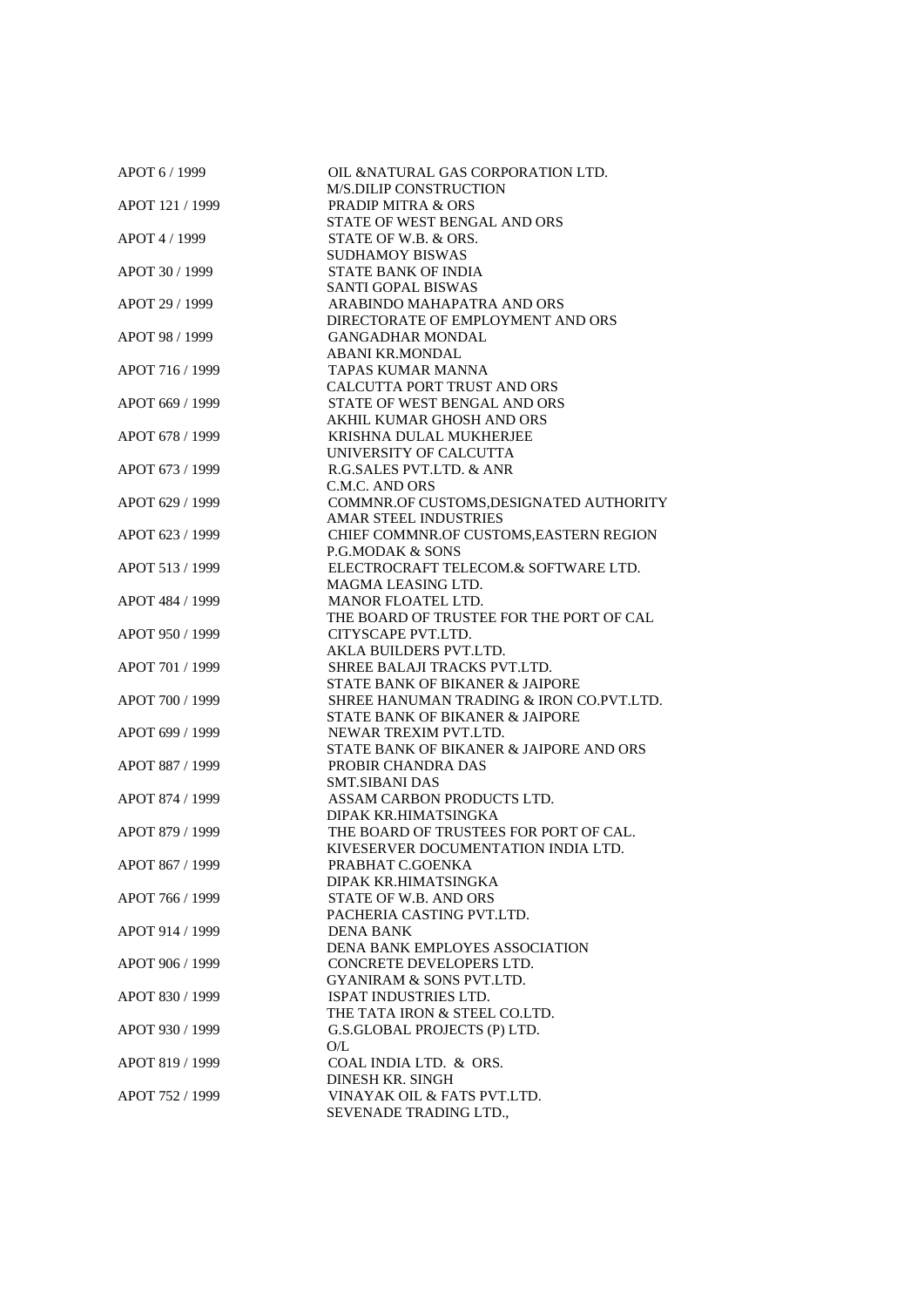| | |
|---|---|
| APOT 6 / 1999 | OIL &NATURAL GAS CORPORATION LTD. |
| | M/S.DILIP CONSTRUCTION |
| APOT 121 / 1999 | PRADIP MITRA & ORS |
| | STATE OF WEST BENGAL AND ORS |
| APOT 4 / 1999 | STATE OF W.B. & ORS. |
| | SUDHAMOY BISWAS |
| APOT 30 / 1999 | STATE BANK OF INDIA |
| | SANTI GOPAL BISWAS |
| APOT 29 / 1999 | ARABINDO MAHAPATRA AND ORS |
| | DIRECTORATE OF EMPLOYMENT AND ORS |
| APOT 98 / 1999 | GANGADHAR MONDAL |
| | ABANI KR.MONDAL |
| APOT 716 / 1999 | TAPAS KUMAR MANNA |
| | CALCUTTA PORT TRUST AND ORS |
| APOT 669 / 1999 | STATE OF WEST BENGAL AND ORS |
| | AKHIL KUMAR GHOSH AND ORS |
| APOT 678 / 1999 | KRISHNA DULAL MUKHERJEE |
| | UNIVERSITY OF CALCUTTA |
| APOT 673 / 1999 | R.G.SALES PVT.LTD. & ANR |
| | C.M.C. AND ORS |
| APOT 629 / 1999 | COMMNR.OF CUSTOMS,DESIGNATED AUTHORITY |
| | AMAR STEEL INDUSTRIES |
| APOT 623 / 1999 | CHIEF COMMNR.OF CUSTOMS,EASTERN REGION |
| | P.G.MODAK & SONS |
| APOT 513 / 1999 | ELECTROCRAFT TELECOM.& SOFTWARE LTD. |
| | MAGMA LEASING LTD. |
| APOT 484 / 1999 | MANOR FLOATEL LTD. |
| | THE BOARD OF TRUSTEE FOR THE PORT OF CAL |
| APOT 950 / 1999 | CITYSCAPE PVT.LTD. |
| | AKLA BUILDERS PVT.LTD. |
| APOT 701 / 1999 | SHREE BALAJI TRACKS PVT.LTD. |
| | STATE BANK OF BIKANER & JAIPORE |
| APOT 700 / 1999 | SHREE HANUMAN TRADING & IRON CO.PVT.LTD. |
| | STATE BANK OF BIKANER & JAIPORE |
| APOT 699 / 1999 | NEWAR TREXIM PVT.LTD. |
| | STATE BANK OF BIKANER & JAIPORE AND ORS |
| APOT 887 / 1999 | PROBIR CHANDRA DAS |
| | SMT.SIBANI DAS |
| APOT 874 / 1999 | ASSAM CARBON PRODUCTS LTD. |
| | DIPAK KR.HIMATSINGKA |
| APOT 879 / 1999 | THE BOARD OF TRUSTEES FOR PORT OF CAL. |
| | KIVESERVER DOCUMENTATION INDIA LTD. |
| APOT 867 / 1999 | PRABHAT C.GOENKA |
| | DIPAK KR.HIMATSINGKA |
| APOT 766 / 1999 | STATE OF W.B. AND ORS |
| | PACHERIA CASTING PVT.LTD. |
| APOT 914 / 1999 | DENA BANK |
| | DENA BANK EMPLOYES ASSOCIATION |
| APOT 906 / 1999 | CONCRETE DEVELOPERS LTD. |
| | GYANIRAM & SONS PVT.LTD. |
| APOT 830 / 1999 | ISPAT INDUSTRIES LTD. |
| | THE TATA IRON & STEEL CO.LTD. |
| APOT 930 / 1999 | G.S.GLOBAL PROJECTS (P) LTD. |
| | O/L |
| APOT 819 / 1999 | COAL INDIA LTD. & ORS. |
| | DINESH KR. SINGH |
| APOT 752 / 1999 | VINAYAK OIL & FATS PVT.LTD. |
| | SEVENADE TRADING LTD., |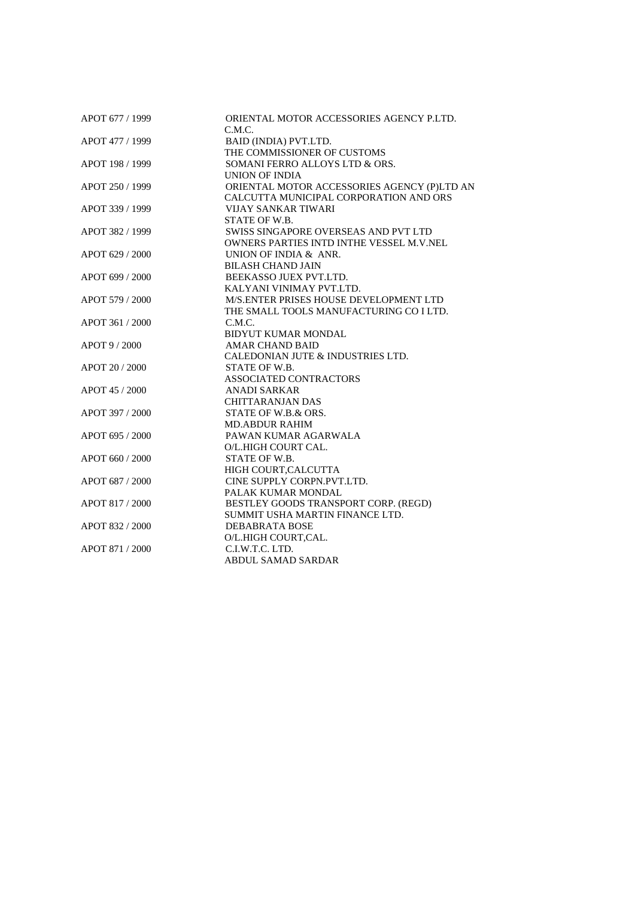| | |
|---|---|
| APOT 677 / 1999 | ORIENTAL MOTOR ACCESSORIES AGENCY P.LTD. |
| | C.M.C. |
| APOT 477 / 1999 | BAID (INDIA) PVT.LTD. |
| | THE COMMISSIONER OF CUSTOMS |
| APOT 198 / 1999 | SOMANI FERRO ALLOYS LTD & ORS. |
| | UNION OF INDIA |
| APOT 250 / 1999 | ORIENTAL MOTOR ACCESSORIES AGENCY (P)LTD AN |
| | CALCUTTA MUNICIPAL CORPORATION AND ORS |
| APOT 339 / 1999 | VIJAY SANKAR TIWARI |
| | STATE OF W.B. |
| APOT 382 / 1999 | SWISS SINGAPORE OVERSEAS AND PVT LTD |
| | OWNERS PARTIES INTD INTHE VESSEL M.V.NEL |
| APOT 629 / 2000 | UNION OF INDIA & ANR. |
| | BILASH CHAND JAIN |
| APOT 699 / 2000 | BEEKASSO JUEX PVT.LTD. |
| | KALYANI VINIMAY PVT.LTD. |
| APOT 579 / 2000 | M/S.ENTER PRISES HOUSE DEVELOPMENT LTD |
| | THE SMALL TOOLS MANUFACTURING CO I LTD. |
| APOT 361 / 2000 | C.M.C. |
| | BIDYUT KUMAR MONDAL |
| APOT 9 / 2000 | AMAR CHAND BAID |
| | CALEDONIAN JUTE & INDUSTRIES LTD. |
| APOT 20 / 2000 | STATE OF W.B. |
| | ASSOCIATED CONTRACTORS |
| APOT 45 / 2000 | ANADI SARKAR |
| | CHITTARANJAN DAS |
| APOT 397 / 2000 | STATE OF W.B.& ORS. |
| | MD.ABDUR RAHIM |
| APOT 695 / 2000 | PAWAN KUMAR AGARWALA |
| | O/L.HIGH COURT CAL. |
| APOT 660 / 2000 | STATE OF W.B. |
| | HIGH COURT,CALCUTTA |
| APOT 687 / 2000 | CINE SUPPLY CORPN.PVT.LTD. |
| | PALAK KUMAR MONDAL |
| APOT 817 / 2000 | BESTLEY GOODS TRANSPORT CORP. (REGD) |
| | SUMMIT USHA MARTIN FINANCE LTD. |
| APOT 832 / 2000 | DEBABRATA BOSE |
| | O/L.HIGH COURT,CAL. |
| APOT 871 / 2000 | C.I.W.T.C. LTD. |
| | ABDUL SAMAD SARDAR |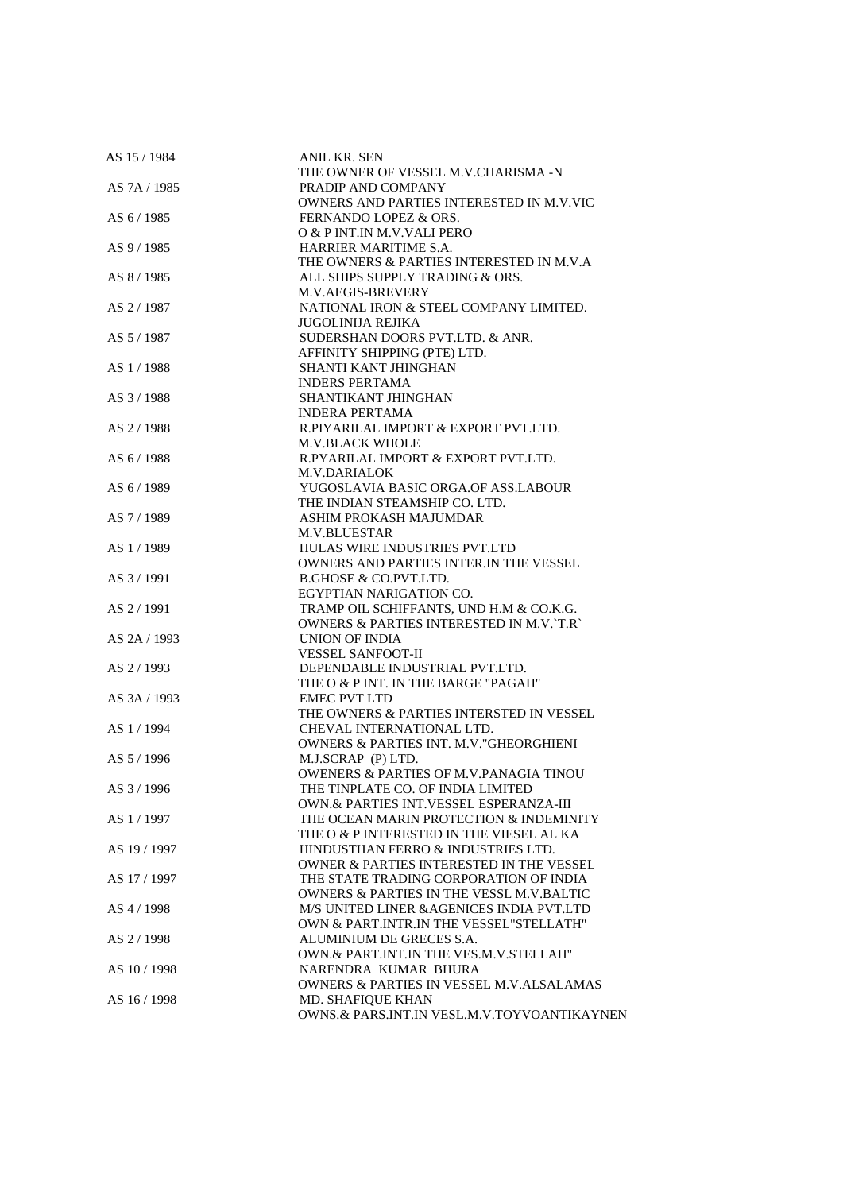| | |
|---|---|
| AS 15 / 1984 | ANIL KR. SEN<br>THE OWNER OF VESSEL M.V.CHARISMA -N |
| AS 7A / 1985 | PRADIP AND COMPANY<br>OWNERS AND PARTIES INTERESTED IN M.V.VIC |
| AS 6 / 1985 | FERNANDO LOPEZ & ORS.<br>O & P INT.IN M.V.VALI PERO |
| AS 9 / 1985 | HARRIER MARITIME S.A.<br>THE OWNERS & PARTIES INTERESTED IN M.V.A |
| AS 8 / 1985 | ALL SHIPS SUPPLY TRADING & ORS.<br>M.V.AEGIS-BREVERY |
| AS 2 / 1987 | NATIONAL IRON & STEEL COMPANY LIMITED.<br>JUGOLINIJA REJIKA |
| AS 5 / 1987 | SUDERSHAN DOORS PVT.LTD. & ANR.<br>AFFINITY SHIPPING (PTE) LTD. |
| AS 1 / 1988 | SHANTI KANT JHINGHAN<br>INDERS PERTAMA |
| AS 3 / 1988 | SHANTIKANT JHINGHAN<br>INDERA PERTAMA |
| AS 2 / 1988 | R.PIYARILAL IMPORT & EXPORT PVT.LTD.<br>M.V.BLACK WHOLE |
| AS 6 / 1988 | R.PYARILAL IMPORT & EXPORT PVT.LTD.<br>M.V.DARIALOK |
| AS 6 / 1989 | YUGOSLAVIA BASIC ORGA.OF ASS.LABOUR<br>THE INDIAN STEAMSHIP CO. LTD. |
| AS 7 / 1989 | ASHIM PROKASH MAJUMDAR<br>M.V.BLUESTAR |
| AS 1 / 1989 | HULAS WIRE INDUSTRIES PVT.LTD<br>OWNERS AND PARTIES INTER.IN THE VESSEL |
| AS 3 / 1991 | B.GHOSE & CO.PVT.LTD.<br>EGYPTIAN NARIGATION CO. |
| AS 2 / 1991 | TRAMP OIL SCHIFFANTS, UND H.M & CO.K.G.<br>OWNERS & PARTIES INTERESTED IN M.V.`T.R` |
| AS 2A / 1993 | UNION OF INDIA<br>VESSEL SANFOOT-II |
| AS 2 / 1993 | DEPENDABLE INDUSTRIAL PVT.LTD.<br>THE O & P INT. IN THE BARGE "PAGAH" |
| AS 3A / 1993 | EMEC PVT LTD<br>THE OWNERS & PARTIES INTERSTED IN VESSEL |
| AS 1 / 1994 | CHEVAL INTERNATIONAL LTD.<br>OWNERS & PARTIES INT. M.V."GHEORGHIENI |
| AS 5 / 1996 | M.J.SCRAP (P) LTD.<br>OWENERS & PARTIES OF M.V.PANAGIA TINOU |
| AS 3 / 1996 | THE TINPLATE CO. OF INDIA LIMITED<br>OWN.& PARTIES INT.VESSEL ESPERANZA-III |
| AS 1 / 1997 | THE OCEAN MARIN PROTECTION & INDEMINITY<br>THE O & P INTERESTED IN THE VIESEL AL KA |
| AS 19 / 1997 | HINDUSTHAN FERRO & INDUSTRIES LTD.<br>OWNER & PARTIES INTERESTED IN THE VESSEL |
| AS 17 / 1997 | THE STATE TRADING CORPORATION OF INDIA<br>OWNERS & PARTIES IN THE VESSL M.V.BALTIC |
| AS 4 / 1998 | M/S UNITED LINER &AGENICES INDIA PVT.LTD<br>OWN & PART.INTR.IN THE VESSEL"STELLATH" |
| AS 2 / 1998 | ALUMINIUM DE GRECES S.A.<br>OWN.& PART.INT.IN THE VES.M.V.STELLAH" |
| AS 10 / 1998 | NARENDRA KUMAR BHURA<br>OWNERS & PARTIES IN VESSEL M.V.ALSALAMAS |
| AS 16 / 1998 | MD. SHAFIQUE KHAN<br>OWNS.& PARS.INT.IN VESL.M.V.TOYVOANTIKAYNEN |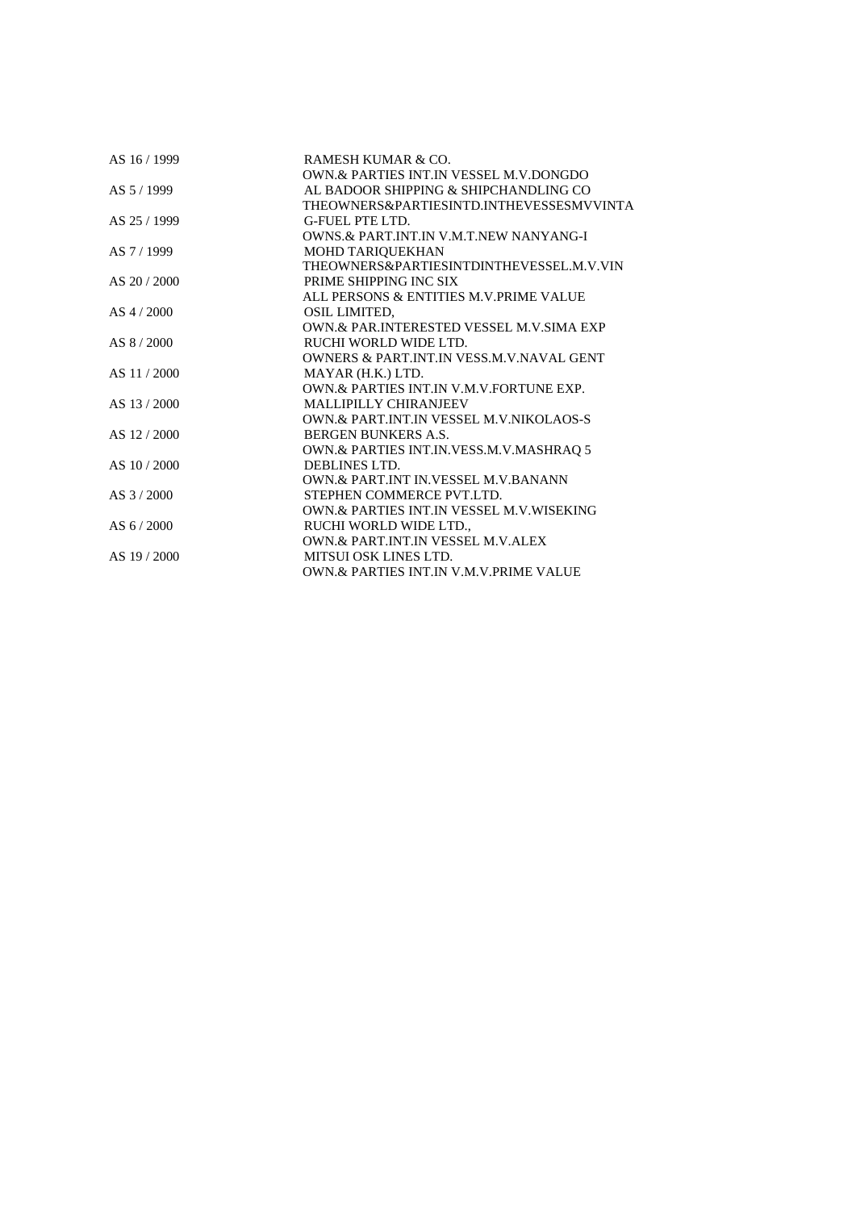| | |
|---|---|
| AS 16 / 1999 | RAMESH KUMAR & CO.<br>OWN.& PARTIES INT.IN VESSEL M.V.DONGDO |
| AS 5 / 1999 | AL BADOOR SHIPPING & SHIPCHANDLING CO<br>THEOWNERS&PARTIESINTD.INTHEVESSESMVVINTA |
| AS 25 / 1999 | G-FUEL PTE LTD.<br>OWNS.& PART.INT.IN V.M.T.NEW NANYANG-I |
| AS 7 / 1999 | MOHD TARIQUEKHAN<br>THEOWNERS&PARTIESINTDINTHEVESSEL.M.V.VIN |
| AS 20 / 2000 | PRIME SHIPPING INC SIX<br>ALL PERSONS & ENTITIES M.V.PRIME VALUE |
| AS 4 / 2000 | OSIL LIMITED,<br>OWN.& PAR.INTERESTED VESSEL M.V.SIMA EXP |
| AS 8 / 2000 | RUCHI WORLD WIDE LTD.<br>OWNERS & PART.INT.IN VESS.M.V.NAVAL GENT |
| AS 11 / 2000 | MAYAR (H.K.) LTD.<br>OWN.& PARTIES INT.IN V.M.V.FORTUNE EXP. |
| AS 13 / 2000 | MALLIPILLY CHIRANJEEV<br>OWN.& PART.INT.IN VESSEL M.V.NIKOLAOS-S |
| AS 12 / 2000 | BERGEN BUNKERS A.S.<br>OWN.& PARTIES INT.IN.VESS.M.V.MASHRAQ 5 |
| AS 10 / 2000 | DEBLINES LTD.<br>OWN.& PART.INT IN.VESSEL M.V.BANANN |
| AS 3 / 2000 | STEPHEN COMMERCE PVT.LTD.<br>OWN.& PARTIES INT.IN VESSEL M.V.WISEKING |
| AS 6 / 2000 | RUCHI WORLD WIDE LTD.,<br>OWN.& PART.INT.IN VESSEL M.V.ALEX |
| AS 19 / 2000 | MITSUI OSK LINES LTD.<br>OWN.& PARTIES INT.IN V.M.V.PRIME VALUE |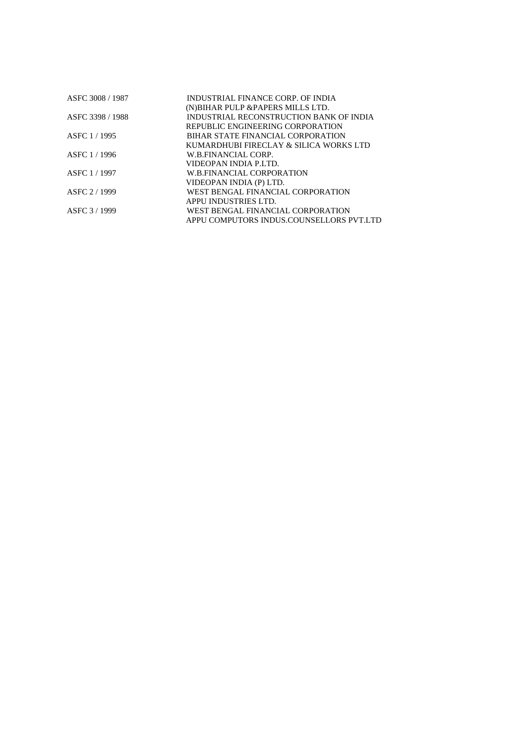| | |
|---|---|
| ASFC 3008 / 1987 | INDUSTRIAL FINANCE CORP. OF INDIA |
| | (N)BIHAR PULP &PAPERS MILLS LTD. |
| ASFC 3398 / 1988 | INDUSTRIAL RECONSTRUCTION BANK OF INDIA |
| | REPUBLIC ENGINEERING CORPORATION |
| ASFC 1 / 1995 | BIHAR STATE FINANCIAL CORPORATION |
| | KUMARDHUBI FIRECLAY & SILICA WORKS LTD |
| ASFC 1 / 1996 | W.B.FINANCIAL CORP. |
| | VIDEOPAN INDIA P.LTD. |
| ASFC 1 / 1997 | W.B.FINANCIAL CORPORATION |
| | VIDEOPAN INDIA (P) LTD. |
| ASFC 2 / 1999 | WEST BENGAL FINANCIAL CORPORATION |
| | APPU INDUSTRIES LTD. |
| ASFC 3 / 1999 | WEST BENGAL FINANCIAL CORPORATION |
| | APPU COMPUTORS INDUS.COUNSELLORS PVT.LTD |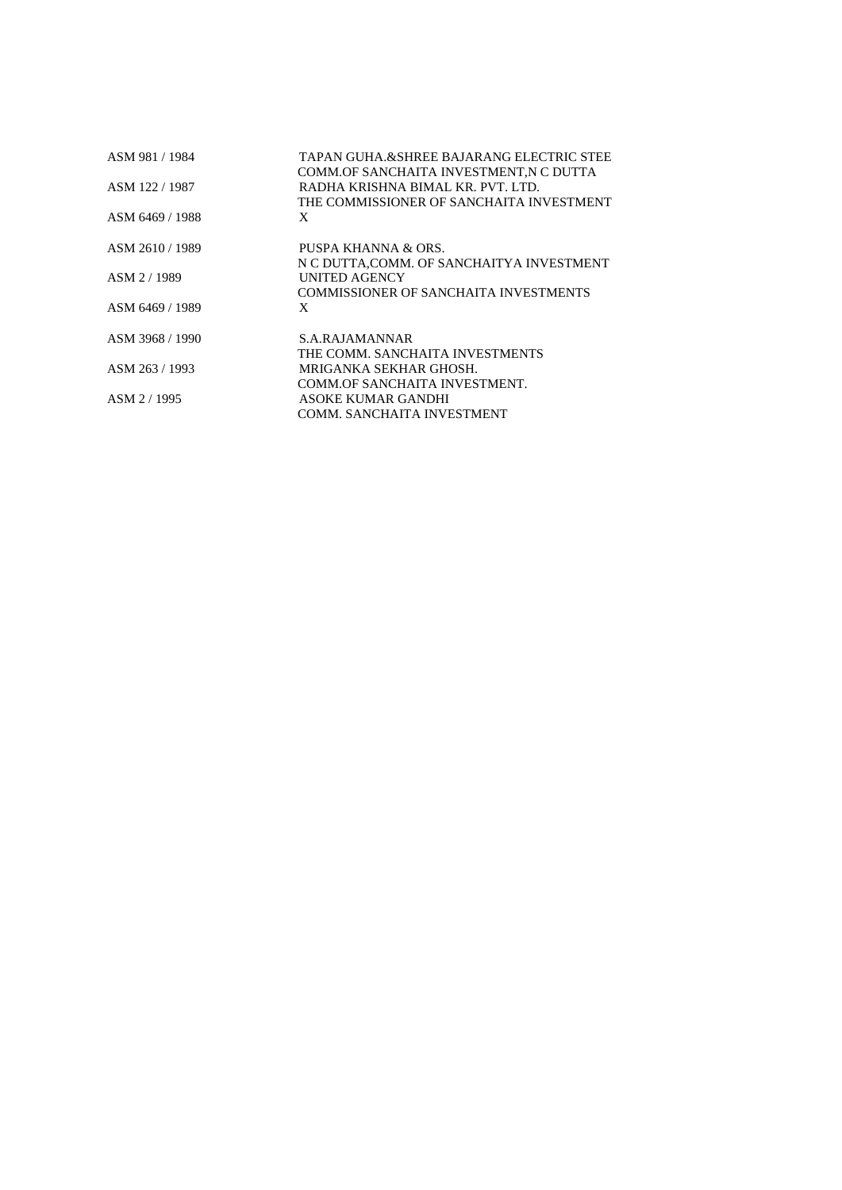| | |
|---|---|
| ASM 981 / 1984 | TAPAN GUHA.&SHREE BAJARANG ELECTRIC STEE<br>COMM.OF SANCHAITA INVESTMENT,N C DUTTA |
| ASM 122 / 1987 | RADHA KRISHNA BIMAL KR. PVT. LTD.<br>THE COMMISSIONER OF SANCHAITA INVESTMENT |
| ASM 6469 / 1988 | X |
| ASM 2610 / 1989 | PUSPA KHANNA & ORS.<br>N C DUTTA,COMM. OF SANCHAITYA INVESTMENT |
| ASM 2 / 1989 | UNITED AGENCY<br>COMMISSIONER OF SANCHAITA INVESTMENTS |
| ASM 6469 / 1989 | X |
| ASM 3968 / 1990 | S.A.RAJAMANNAR<br>THE COMM. SANCHAITA INVESTMENTS |
| ASM 263 / 1993 | MRIGANKA SEKHAR GHOSH.<br>COMM.OF SANCHAITA INVESTMENT. |
| ASM 2 / 1995 | ASOKE KUMAR GANDHI<br>COMM. SANCHAITA INVESTMENT |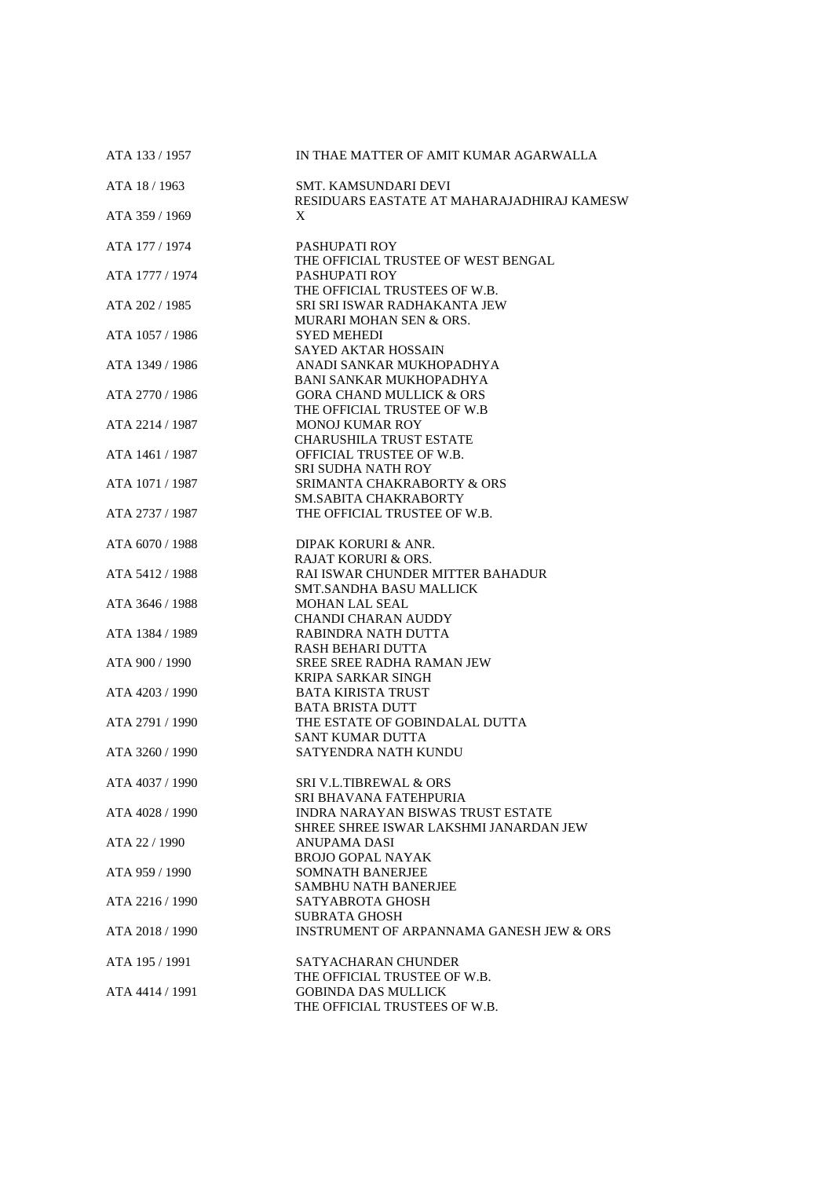| | |
|---|---|
| ATA 133 / 1957 | IN THAE MATTER OF AMIT KUMAR AGARWALLA |
| ATA 18 / 1963 | SMT. KAMSUNDARI DEVI |
| | RESIDUARS EASTATE AT MAHARAJADHIRAJ KAMESW |
| ATA 359 / 1969 | X |
| ATA 177 / 1974 | PASHUPATI ROY |
| | THE OFFICIAL TRUSTEE OF WEST BENGAL |
| ATA 1777 / 1974 | PASHUPATI ROY |
| | THE OFFICIAL TRUSTEES OF W.B. |
| ATA 202 / 1985 | SRI SRI ISWAR RADHAKANTA JEW |
| | MURARI MOHAN SEN & ORS. |
| ATA 1057 / 1986 | SYED MEHEDI |
| | SAYED AKTAR HOSSAIN |
| ATA 1349 / 1986 | ANADI SANKAR MUKHOPADHYA |
| | BANI SANKAR MUKHOPADHYA |
| ATA 2770 / 1986 | GORA CHAND MULLICK & ORS |
| | THE OFFICIAL TRUSTEE OF W.B |
| ATA 2214 / 1987 | MONOJ KUMAR ROY |
| | CHARUSHILA TRUST ESTATE |
| ATA 1461 / 1987 | OFFICIAL TRUSTEE OF W.B. |
| | SRI SUDHA NATH ROY |
| ATA 1071 / 1987 | SRIMANTA CHAKRABORTY & ORS |
| | SM.SABITA CHAKRABORTY |
| ATA 2737 / 1987 | THE OFFICIAL TRUSTEE OF W.B. |
| ATA 6070 / 1988 | DIPAK KORURI & ANR. |
| | RAJAT KORURI & ORS. |
| ATA 5412 / 1988 | RAI ISWAR CHUNDER MITTER BAHADUR |
| | SMT.SANDHA BASU MALLICK |
| ATA 3646 / 1988 | MOHAN LAL SEAL |
| | CHANDI CHARAN AUDDY |
| ATA 1384 / 1989 | RABINDRA NATH DUTTA |
| | RASH BEHARI DUTTA |
| ATA 900 / 1990 | SREE SREE RADHA RAMAN JEW |
| | KRIPA SARKAR SINGH |
| ATA 4203 / 1990 | BATA KIRISTA TRUST |
| | BATA BRISTA DUTT |
| ATA 2791 / 1990 | THE ESTATE OF GOBINDALAL DUTTA |
| | SANT KUMAR DUTTA |
| ATA 3260 / 1990 | SATYENDRA NATH KUNDU |
| ATA 4037 / 1990 | SRI V.L.TIBREWAL & ORS |
| | SRI BHAVANA FATEHPURIA |
| ATA 4028 / 1990 | INDRA NARAYAN BISWAS TRUST ESTATE |
| | SHREE SHREE ISWAR LAKSHMI JANARDAN JEW |
| ATA 22 / 1990 | ANUPAMA DASI |
| | BROJO GOPAL NAYAK |
| ATA 959 / 1990 | SOMNATH BANERJEE |
| | SAMBHU NATH BANERJEE |
| ATA 2216 / 1990 | SATYABROTA GHOSH |
| | SUBRATA GHOSH |
| ATA 2018 / 1990 | INSTRUMENT OF ARPANNAMA GANESH JEW & ORS |
| ATA 195 / 1991 | SATYACHARAN CHUNDER |
| | THE OFFICIAL TRUSTEE OF W.B. |
| ATA 4414 / 1991 | GOBINDA DAS MULLICK |
| | THE OFFICIAL TRUSTEES OF W.B. |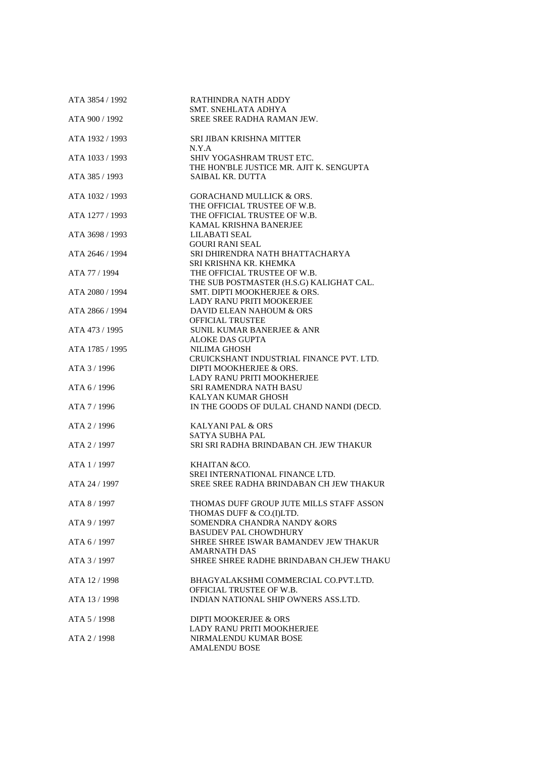| | |
|---|---|
| ATA 3854 / 1992 | RATHINDRA NATH ADDY<br>SMT. SNEHLATA ADHYA |
| ATA 900 / 1992 | SREE SREE RADHA RAMAN JEW. |
| ATA 1932 / 1993 | SRI JIBAN KRISHNA MITTER<br>N.Y.A |
| ATA 1033 / 1993 | SHIV YOGASHRAM TRUST ETC.<br>THE HON'BLE JUSTICE MR. AJIT K. SENGUPTA |
| ATA 385 / 1993 | SAIBAL KR. DUTTA |
| ATA 1032 / 1993 | GORACHAND MULLICK & ORS.<br>THE OFFICIAL TRUSTEE OF W.B. |
| ATA 1277 / 1993 | THE OFFICIAL TRUSTEE OF W.B.<br>KAMAL KRISHNA BANERJEE |
| ATA 3698 / 1993 | LILABATI SEAL<br>GOURI RANI SEAL |
| ATA 2646 / 1994 | SRI DHIRENDRA NATH BHATTACHARYA<br>SRI KRISHNA KR. KHEMKA |
| ATA 77 / 1994 | THE OFFICIAL TRUSTEE OF W.B.<br>THE SUB POSTMASTER (H.S.G) KALIGHAT CAL. |
| ATA 2080 / 1994 | SMT. DIPTI MOOKHERJEE & ORS.<br>LADY RANU PRITI MOOKERJEE |
| ATA 2866 / 1994 | DAVID ELEAN NAHOUM & ORS<br>OFFICIAL TRUSTEE |
| ATA 473 / 1995 | SUNIL KUMAR BANERJEE & ANR<br>ALOKE DAS GUPTA |
| ATA 1785 / 1995 | NILIMA GHOSH<br>CRUICKSHANT INDUSTRIAL FINANCE PVT. LTD. |
| ATA 3 / 1996 | DIPTI MOOKHERJEE & ORS.<br>LADY RANU PRITI MOOKHERJEE |
| ATA 6 / 1996 | SRI RAMENDRA NATH BASU<br>KALYAN KUMAR GHOSH |
| ATA 7 / 1996 | IN THE GOODS OF DULAL CHAND NANDI (DECD. |
| ATA 2 / 1996 | KALYANI PAL & ORS<br>SATYA SUBHA PAL |
| ATA 2 / 1997 | SRI SRI RADHA BRINDABAN CH. JEW THAKUR |
| ATA 1 / 1997 | KHAITAN &CO.<br>SREI INTERNATIONAL FINANCE LTD. |
| ATA 24 / 1997 | SREE SREE RADHA BRINDABAN CH JEW THAKUR |
| ATA 8 / 1997 | THOMAS DUFF GROUP JUTE MILLS STAFF ASSON<br>THOMAS DUFF & CO.(I)LTD. |
| ATA 9 / 1997 | SOMENDRA CHANDRA NANDY &ORS<br>BASUDEV PAL CHOWDHURY |
| ATA 6 / 1997 | SHREE SHREE ISWAR BAMANDEV JEW THAKUR<br>AMARNATH DAS |
| ATA 3 / 1997 | SHREE SHREE RADHE BRINDABAN CH.JEW THAKU |
| ATA 12 / 1998 | BHAGYALAKSHMI COMMERCIAL CO.PVT.LTD.<br>OFFICIAL TRUSTEE OF W.B. |
| ATA 13 / 1998 | INDIAN NATIONAL SHIP OWNERS ASS.LTD. |
| ATA 5 / 1998 | DIPTI MOOKERJEE & ORS<br>LADY RANU PRITI MOOKHERJEE |
| ATA 2 / 1998 | NIRMALENDU KUMAR BOSE<br>AMALENDU BOSE |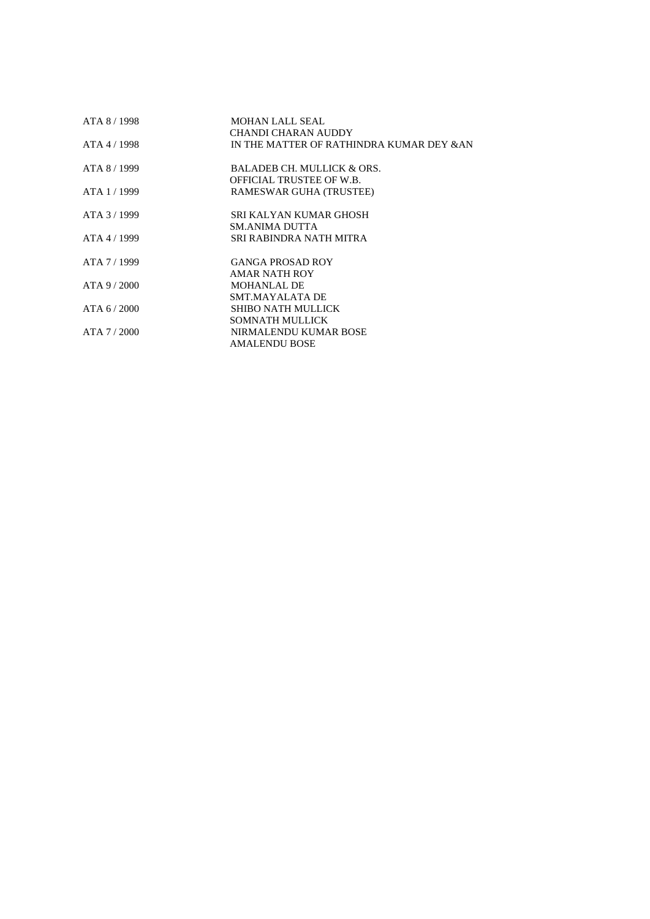| | |
|---|---|
| ATA 8 / 1998 | MOHAN LALL SEAL<br>CHANDI CHARAN AUDDY |
| ATA 4 / 1998 | IN THE MATTER OF RATHINDRA KUMAR DEY &AN |
| ATA 8 / 1999 | BALADEB CH. MULLICK & ORS.<br>OFFICIAL TRUSTEE OF W.B. |
| ATA 1 / 1999 | RAMESWAR GUHA (TRUSTEE) |
| ATA 3 / 1999 | SRI KALYAN KUMAR GHOSH<br>SM.ANIMA DUTTA |
| ATA 4 / 1999 | SRI RABINDRA NATH MITRA |
| ATA 7 / 1999 | GANGA PROSAD ROY<br>AMAR NATH ROY |
| ATA 9 / 2000 | MOHANLAL DE<br>SMT.MAYALATA DE |
| ATA 6 / 2000 | SHIBO NATH MULLICK<br>SOMNATH MULLICK |
| ATA 7 / 2000 | NIRMALENDU KUMAR BOSE<br>AMALENDU BOSE |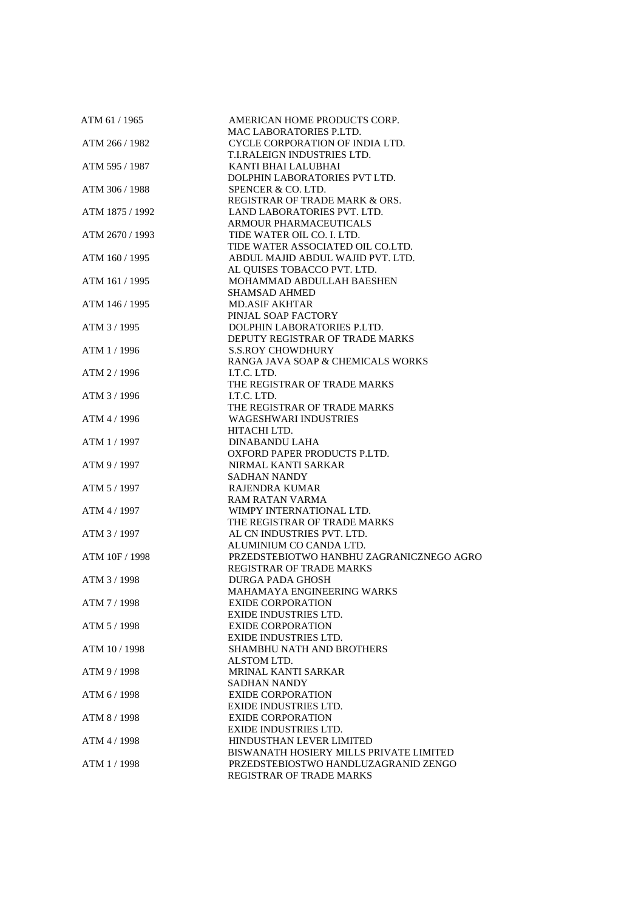| | |
|---|---|
| ATM 61 / 1965 | AMERICAN HOME PRODUCTS CORP.<br>MAC LABORATORIES P.LTD. |
| ATM 266 / 1982 | CYCLE CORPORATION OF INDIA LTD.<br>T.I.RALEIGN INDUSTRIES LTD. |
| ATM 595 / 1987 | KANTI BHAI LALUBHAI<br>DOLPHIN LABORATORIES PVT LTD. |
| ATM 306 / 1988 | SPENCER & CO. LTD.<br>REGISTRAR OF TRADE MARK & ORS. |
| ATM 1875 / 1992 | LAND LABORATORIES PVT. LTD.<br>ARMOUR PHARMACEUTICALS |
| ATM 2670 / 1993 | TIDE WATER OIL CO. I. LTD.<br>TIDE WATER ASSOCIATED OIL CO.LTD. |
| ATM 160 / 1995 | ABDUL MAJID ABDUL WAJID PVT. LTD.<br>AL QUISES TOBACCO PVT. LTD. |
| ATM 161 / 1995 | MOHAMMAD ABDULLAH BAESHEN<br>SHAMSAD AHMED |
| ATM 146 / 1995 | MD.ASIF AKHTAR<br>PINJAL SOAP FACTORY |
| ATM 3 / 1995 | DOLPHIN LABORATORIES P.LTD.<br>DEPUTY REGISTRAR OF TRADE MARKS |
| ATM 1 / 1996 | S.S.ROY CHOWDHURY<br>RANGA JAVA SOAP & CHEMICALS WORKS |
| ATM 2 / 1996 | I.T.C. LTD.<br>THE REGISTRAR OF TRADE MARKS |
| ATM 3 / 1996 | I.T.C. LTD.<br>THE REGISTRAR OF TRADE MARKS |
| ATM 4 / 1996 | WAGESHWARI INDUSTRIES<br>HITACHI LTD. |
| ATM 1 / 1997 | DINABANDU LAHA<br>OXFORD PAPER PRODUCTS P.LTD. |
| ATM 9 / 1997 | NIRMAL KANTI SARKAR<br>SADHAN NANDY |
| ATM 5 / 1997 | RAJENDRA KUMAR<br>RAM RATAN VARMA |
| ATM 4 / 1997 | WIMPY INTERNATIONAL LTD.<br>THE REGISTRAR OF TRADE MARKS |
| ATM 3 / 1997 | AL CN INDUSTRIES PVT. LTD.<br>ALUMINIUM CO CANDA LTD. |
| ATM 10F / 1998 | PRZEDSTEBIOTWO HANBHU ZAGRANICZNEGO AGRO<br>REGISTRAR OF TRADE MARKS |
| ATM 3 / 1998 | DURGA PADA GHOSH<br>MAHAMAYA ENGINEERING WARKS |
| ATM 7 / 1998 | EXIDE CORPORATION<br>EXIDE INDUSTRIES LTD. |
| ATM 5 / 1998 | EXIDE CORPORATION<br>EXIDE INDUSTRIES LTD. |
| ATM 10 / 1998 | SHAMBHU NATH AND BROTHERS<br>ALSTOM LTD. |
| ATM 9 / 1998 | MRINAL KANTI SARKAR<br>SADHAN NANDY |
| ATM 6 / 1998 | EXIDE CORPORATION<br>EXIDE INDUSTRIES LTD. |
| ATM 8 / 1998 | EXIDE CORPORATION<br>EXIDE INDUSTRIES LTD. |
| ATM 4 / 1998 | HINDUSTHAN LEVER LIMITED<br>BISWANATH HOSIERY MILLS PRIVATE LIMITED |
| ATM 1 / 1998 | PRZEDSTEBIOSTWO HANDLUZAGRANID ZENGO<br>REGISTRAR OF TRADE MARKS |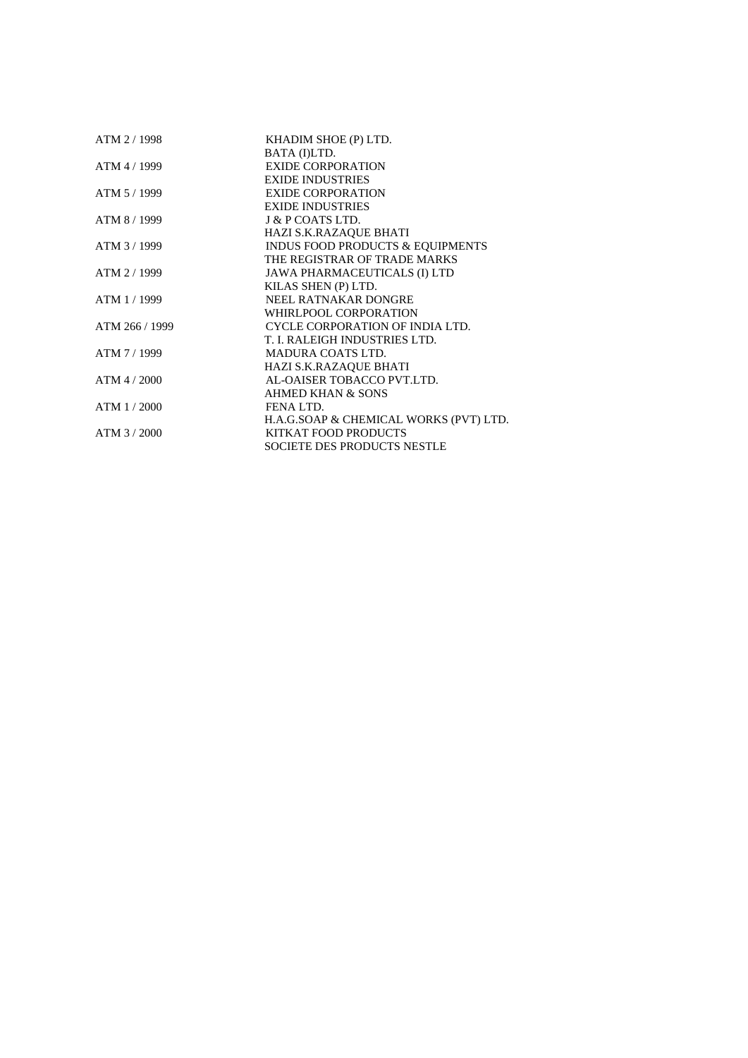| | |
|---|---|
| ATM 2 / 1998 | KHADIM SHOE (P) LTD. |
| | BATA (I)LTD. |
| ATM 4 / 1999 | EXIDE CORPORATION |
| | EXIDE INDUSTRIES |
| ATM 5 / 1999 | EXIDE CORPORATION |
| | EXIDE INDUSTRIES |
| ATM 8 / 1999 | J & P COATS LTD. |
| | HAZI S.K.RAZAQUE BHATI |
| ATM 3 / 1999 | INDUS FOOD PRODUCTS & EQUIPMENTS |
| | THE REGISTRAR OF TRADE MARKS |
| ATM 2 / 1999 | JAWA PHARMACEUTICALS (I) LTD |
| | KILAS SHEN (P) LTD. |
| ATM 1 / 1999 | NEEL RATNAKAR DONGRE |
| | WHIRLPOOL CORPORATION |
| ATM 266 / 1999 | CYCLE CORPORATION OF INDIA LTD. |
| | T. I. RALEIGH INDUSTRIES LTD. |
| ATM 7 / 1999 | MADURA COATS LTD. |
| | HAZI S.K.RAZAQUE BHATI |
| ATM 4 / 2000 | AL-OAISER TOBACCO PVT.LTD. |
| | AHMED KHAN & SONS |
| ATM 1 / 2000 | FENA LTD. |
| | H.A.G.SOAP & CHEMICAL WORKS (PVT) LTD. |
| ATM 3 / 2000 | KITKAT FOOD PRODUCTS |
| | SOCIETE DES PRODUCTS NESTLE |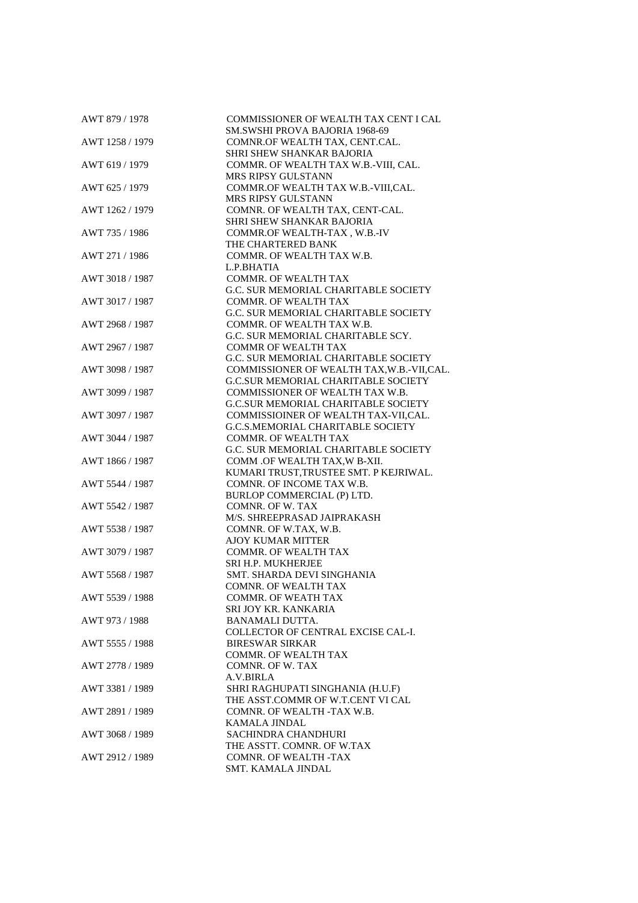| | |
|---|---|
| AWT 879 / 1978 | COMMISSIONER OF WEALTH TAX CENT I CAL<br>SM.SWSHI PROVA BAJORIA 1968-69 |
| AWT 1258 / 1979 | COMNR.OF WEALTH TAX, CENT.CAL.<br>SHRI SHEW SHANKAR BAJORIA |
| AWT 619 / 1979 | COMMR. OF WEALTH TAX W.B.-VIII, CAL.<br>MRS RIPSY GULSTANN |
| AWT 625 / 1979 | COMMR.OF WEALTH TAX W.B.-VIII,CAL.<br>MRS RIPSY GULSTANN |
| AWT 1262 / 1979 | COMNR. OF WEALTH TAX, CENT-CAL.<br>SHRI SHEW SHANKAR BAJORIA |
| AWT 735 / 1986 | COMMR.OF WEALTH-TAX , W.B.-IV<br>THE CHARTERED BANK |
| AWT 271 / 1986 | COMMR. OF WEALTH TAX W.B.<br>L.P.BHATIA |
| AWT 3018 / 1987 | COMMR. OF WEALTH TAX<br>G.C. SUR MEMORIAL CHARITABLE SOCIETY |
| AWT 3017 / 1987 | COMMR. OF WEALTH TAX<br>G.C. SUR MEMORIAL CHARITABLE SOCIETY |
| AWT 2968 / 1987 | COMMR. OF WEALTH TAX W.B.<br>G.C. SUR MEMORIAL CHARITABLE SCY. |
| AWT 2967 / 1987 | COMMR OF WEALTH TAX<br>G.C. SUR MEMORIAL CHARITABLE SOCIETY |
| AWT 3098 / 1987 | COMMISSIONER OF WEALTH TAX,W.B.-VII,CAL.<br>G.C.SUR MEMORIAL CHARITABLE SOCIETY |
| AWT 3099 / 1987 | COMMISSIONER OF WEALTH TAX W.B.<br>G.C.SUR MEMORIAL CHARITABLE SOCIETY |
| AWT 3097 / 1987 | COMMISSIOINER OF WEALTH TAX-VII,CAL.<br>G.C.S.MEMORIAL CHARITABLE SOCIETY |
| AWT 3044 / 1987 | COMMR. OF WEALTH TAX<br>G.C. SUR MEMORIAL CHARITABLE SOCIETY |
| AWT 1866 / 1987 | COMM .OF WEALTH TAX,W B-XII.<br>KUMARI TRUST,TRUSTEE SMT. P KEJRIWAL. |
| AWT 5544 / 1987 | COMNR. OF INCOME TAX W.B.<br>BURLOP COMMERCIAL (P) LTD. |
| AWT 5542 / 1987 | COMNR. OF W. TAX<br>M/S. SHREEPRASAD JAIPRAKASH |
| AWT 5538 / 1987 | COMNR. OF W.TAX, W.B.<br>AJOY KUMAR MITTER |
| AWT 3079 / 1987 | COMMR. OF WEALTH TAX<br>SRI H.P. MUKHERJEE |
| AWT 5568 / 1987 | SMT. SHARDA DEVI SINGHANIA<br>COMNR. OF WEALTH TAX |
| AWT 5539 / 1988 | COMMR. OF WEATH TAX<br>SRI JOY KR. KANKARIA |
| AWT 973 / 1988 | BANAMALI DUTTA.<br>COLLECTOR OF CENTRAL EXCISE CAL-I. |
| AWT 5555 / 1988 | BIRESWAR SIRKAR<br>COMMR. OF WEALTH TAX |
| AWT 2778 / 1989 | COMNR. OF W. TAX<br>A.V.BIRLA |
| AWT 3381 / 1989 | SHRI RAGHUPATI SINGHANIA (H.U.F)<br>THE ASST.COMMR OF W.T.CENT VI CAL |
| AWT 2891 / 1989 | COMNR. OF WEALTH -TAX W.B.<br>KAMALA JINDAL |
| AWT 3068 / 1989 | SACHINDRA CHANDHURI<br>THE ASSTT. COMNR. OF W.TAX |
| AWT 2912 / 1989 | COMNR. OF WEALTH -TAX<br>SMT. KAMALA JINDAL |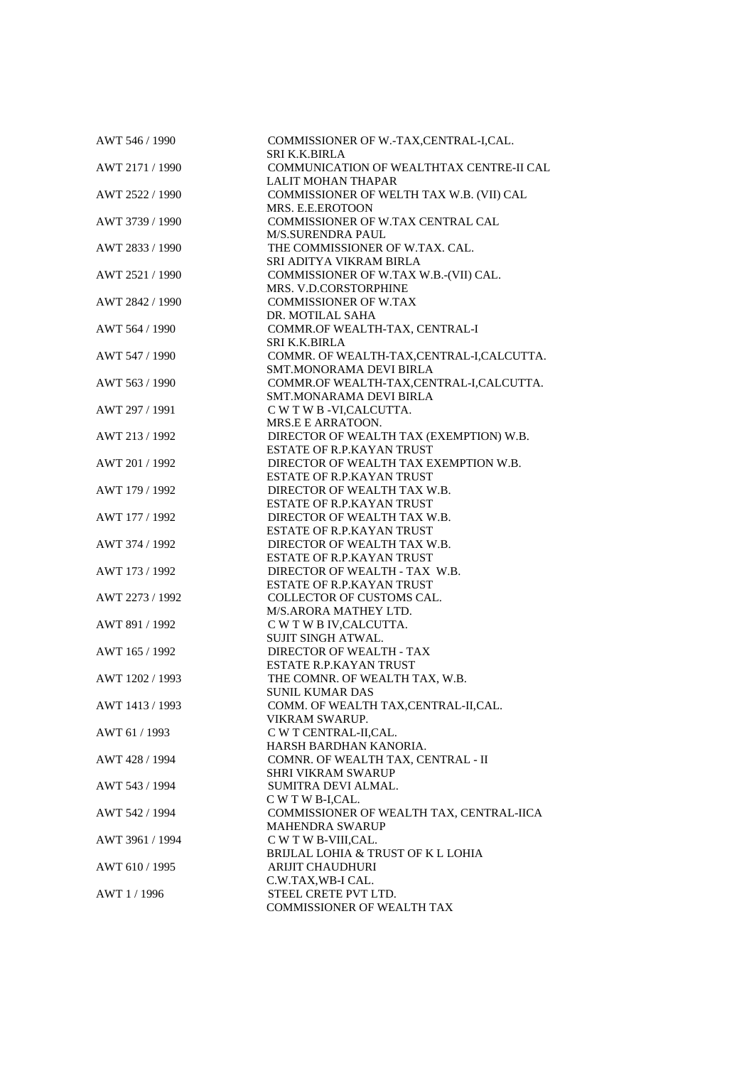| | |
|---|---|
| AWT 546 / 1990 | COMMISSIONER OF W.-TAX,CENTRAL-I,CAL.<br>SRI K.K.BIRLA |
| AWT 2171 / 1990 | COMMUNICATION OF WEALTHTAX CENTRE-II CAL<br>LALIT MOHAN THAPAR |
| AWT 2522 / 1990 | COMMISSIONER OF WELTH TAX W.B. (VII) CAL<br>MRS. E.E.EROTOON |
| AWT 3739 / 1990 | COMMISSIONER OF W.TAX CENTRAL CAL<br>M/S.SURENDRA PAUL |
| AWT 2833 / 1990 | THE COMMISSIONER OF W.TAX. CAL.<br>SRI ADITYA VIKRAM BIRLA |
| AWT 2521 / 1990 | COMMISSIONER OF W.TAX W.B.-(VII) CAL.<br>MRS. V.D.CORSTORPHINE |
| AWT 2842 / 1990 | COMMISSIONER OF W.TAX<br>DR. MOTILAL SAHA |
| AWT 564 / 1990 | COMMR.OF WEALTH-TAX, CENTRAL-I<br>SRI K.K.BIRLA |
| AWT 547 / 1990 | COMMR. OF WEALTH-TAX,CENTRAL-I,CALCUTTA.<br>SMT.MONORAMA DEVI BIRLA |
| AWT 563 / 1990 | COMMR.OF WEALTH-TAX,CENTRAL-I,CALCUTTA.<br>SMT.MONARAMA DEVI BIRLA |
| AWT 297 / 1991 | C W T W B -VI,CALCUTTA.<br>MRS.E E ARRATOON. |
| AWT 213 / 1992 | DIRECTOR OF WEALTH TAX (EXEMPTION) W.B.<br>ESTATE OF R.P.KAYAN TRUST |
| AWT 201 / 1992 | DIRECTOR OF WEALTH TAX EXEMPTION W.B.<br>ESTATE OF R.P.KAYAN TRUST |
| AWT 179 / 1992 | DIRECTOR OF WEALTH TAX W.B.<br>ESTATE OF R.P.KAYAN TRUST |
| AWT 177 / 1992 | DIRECTOR OF WEALTH TAX W.B.<br>ESTATE OF R.P.KAYAN TRUST |
| AWT 374 / 1992 | DIRECTOR OF WEALTH TAX W.B.<br>ESTATE OF R.P.KAYAN TRUST |
| AWT 173 / 1992 | DIRECTOR OF WEALTH - TAX W.B.<br>ESTATE OF R.P.KAYAN TRUST |
| AWT 2273 / 1992 | COLLECTOR OF CUSTOMS CAL.<br>M/S.ARORA MATHEY LTD. |
| AWT 891 / 1992 | C W T W B IV,CALCUTTA.<br>SUJIT SINGH ATWAL. |
| AWT 165 / 1992 | DIRECTOR OF WEALTH - TAX<br>ESTATE R.P.KAYAN TRUST |
| AWT 1202 / 1993 | THE COMNR. OF WEALTH TAX, W.B.<br>SUNIL KUMAR DAS |
| AWT 1413 / 1993 | COMM. OF WEALTH TAX,CENTRAL-II,CAL.<br>VIKRAM SWARUP. |
| AWT 61 / 1993 | C W T CENTRAL-II,CAL.<br>HARSH BARDHAN KANORIA. |
| AWT 428 / 1994 | COMNR. OF WEALTH TAX, CENTRAL - II<br>SHRI VIKRAM SWARUP |
| AWT 543 / 1994 | SUMITRA DEVI ALMAL.<br>C W T W B-I,CAL. |
| AWT 542 / 1994 | COMMISSIONER OF WEALTH TAX, CENTRAL-IICA<br>MAHENDRA SWARUP |
| AWT 3961 / 1994 | C W T W B-VIII,CAL.<br>BRIJLAL LOHIA & TRUST OF K L LOHIA |
| AWT 610 / 1995 | ARIJIT CHAUDHURI<br>C.W.TAX,WB-I CAL. |
| AWT 1 / 1996 | STEEL CRETE PVT LTD.<br>COMMISSIONER OF WEALTH TAX |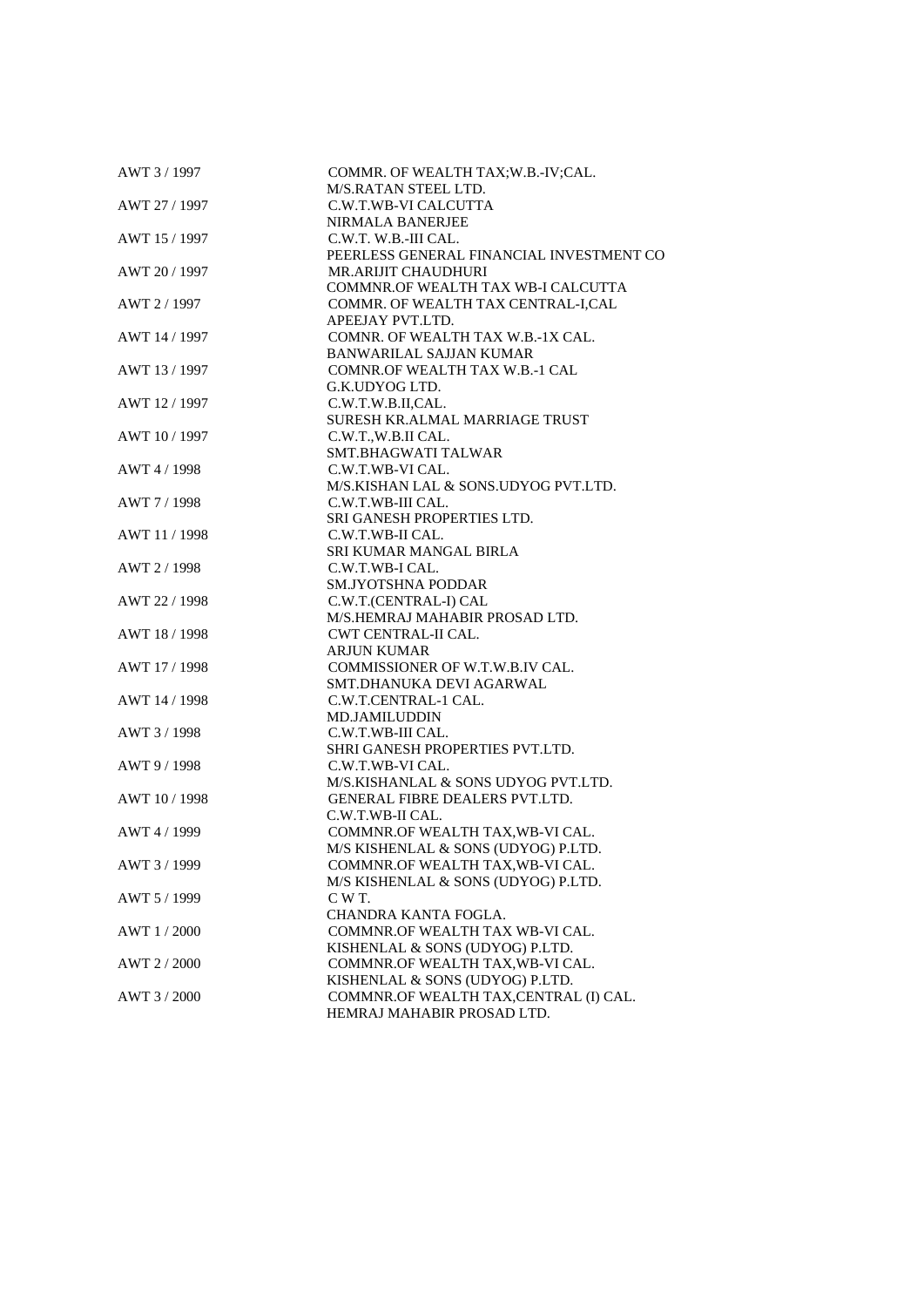| | |
|---|---|
| AWT 3 / 1997 | COMMR. OF WEALTH TAX;W.B.-IV;CAL.<br>M/S.RATAN STEEL LTD. |
| AWT 27 / 1997 | C.W.T.WB-VI CALCUTTA<br>NIRMALA BANERJEE |
| AWT 15 / 1997 | C.W.T. W.B.-III CAL.<br>PEERLESS GENERAL FINANCIAL INVESTMENT CO |
| AWT 20 / 1997 | MR.ARIJIT CHAUDHURI<br>COMMNR.OF WEALTH TAX WB-I CALCUTTA |
| AWT 2 / 1997 | COMMR. OF WEALTH TAX CENTRAL-I,CAL<br>APEEJAY PVT.LTD. |
| AWT 14 / 1997 | COMNR. OF WEALTH TAX W.B.-1X CAL.<br>BANWARILAL SAJJAN KUMAR |
| AWT 13 / 1997 | COMNR.OF WEALTH TAX W.B.-1 CAL<br>G.K.UDYOG LTD. |
| AWT 12 / 1997 | C.W.T.W.B.II,CAL.<br>SURESH KR.ALMAL MARRIAGE TRUST |
| AWT 10 / 1997 | C.W.T.,W.B.II CAL.<br>SMT.BHAGWATI TALWAR |
| AWT 4 / 1998 | C.W.T.WB-VI CAL.<br>M/S.KISHAN LAL & SONS.UDYOG PVT.LTD. |
| AWT 7 / 1998 | C.W.T.WB-III CAL.<br>SRI GANESH PROPERTIES LTD. |
| AWT 11 / 1998 | C.W.T.WB-II CAL.<br>SRI KUMAR MANGAL BIRLA |
| AWT 2 / 1998 | C.W.T.WB-I CAL.<br>SM.JYOTSHNA PODDAR |
| AWT 22 / 1998 | C.W.T.(CENTRAL-I) CAL<br>M/S.HEMRAJ MAHABIR PROSAD LTD. |
| AWT 18 / 1998 | CWT CENTRAL-II CAL.<br>ARJUN KUMAR |
| AWT 17 / 1998 | COMMISSIONER OF W.T.W.B.IV CAL.<br>SMT.DHANUKA DEVI AGARWAL |
| AWT 14 / 1998 | C.W.T.CENTRAL-1 CAL.<br>MD.JAMILUDDIN |
| AWT 3 / 1998 | C.W.T.WB-III CAL.<br>SHRI GANESH PROPERTIES PVT.LTD. |
| AWT 9 / 1998 | C.W.T.WB-VI CAL.<br>M/S.KISHANLAL & SONS UDYOG PVT.LTD. |
| AWT 10 / 1998 | GENERAL FIBRE DEALERS PVT.LTD.<br>C.W.T.WB-II CAL. |
| AWT 4 / 1999 | COMMNR.OF WEALTH TAX,WB-VI CAL.<br>M/S KISHENLAL & SONS (UDYOG) P.LTD. |
| AWT 3 / 1999 | COMMNR.OF WEALTH TAX,WB-VI CAL.<br>M/S KISHENLAL & SONS (UDYOG) P.LTD. |
| AWT 5 / 1999 | C W T.<br>CHANDRA KANTA FOGLA. |
| AWT 1 / 2000 | COMMNR.OF WEALTH TAX WB-VI CAL.<br>KISHENLAL & SONS (UDYOG) P.LTD. |
| AWT 2 / 2000 | COMMNR.OF WEALTH TAX,WB-VI CAL.<br>KISHENLAL & SONS (UDYOG) P.LTD. |
| AWT 3 / 2000 | COMMNR.OF WEALTH TAX,CENTRAL (I) CAL.<br>HEMRAJ MAHABIR PROSAD LTD. |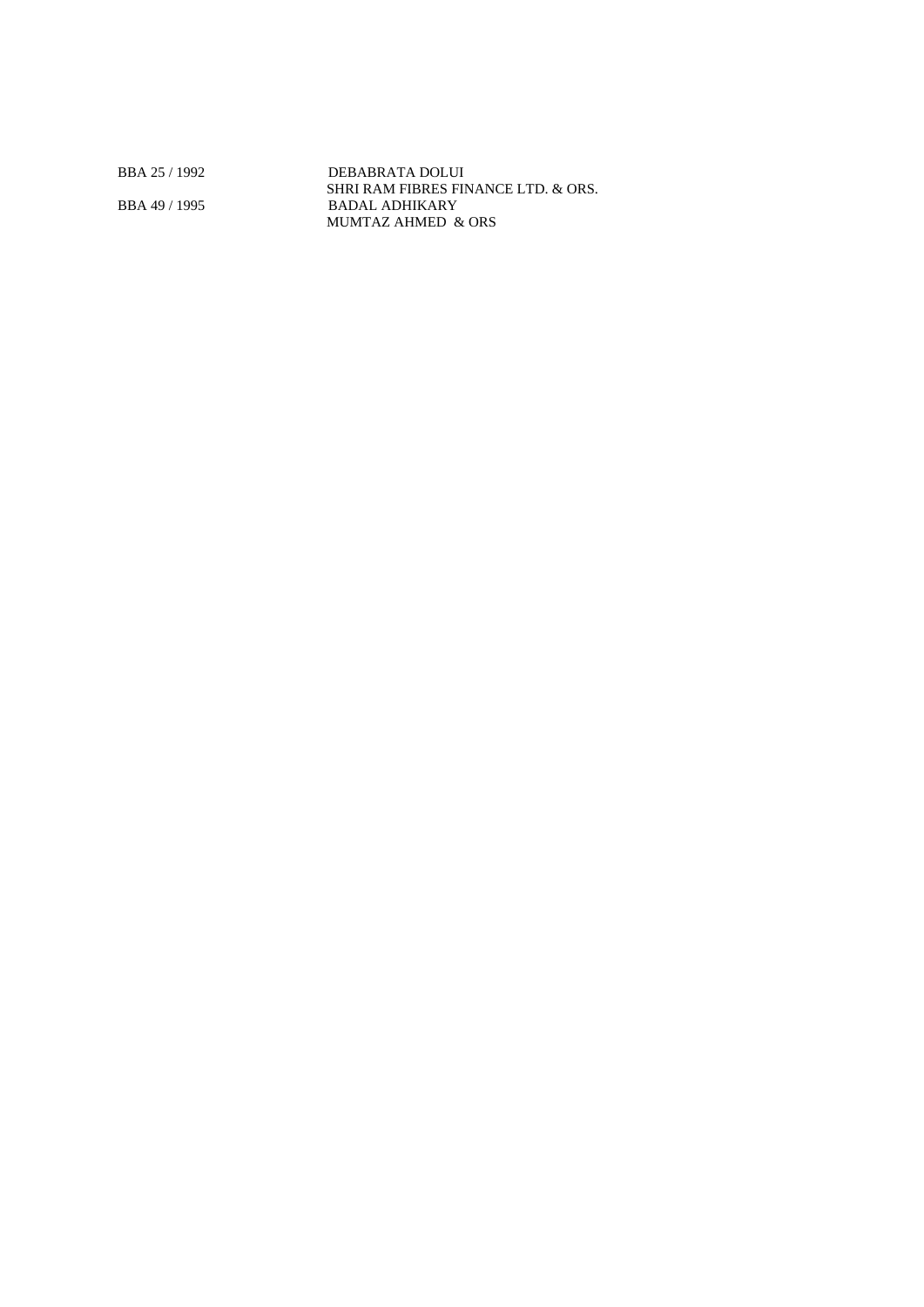| | |
|---|---|
| BBA 25 / 1992 | DEBABRATA DOLUI<br>SHRI RAM FIBRES FINANCE LTD. & ORS. |
| BBA 49 / 1995 | BADAL ADHIKARY<br>MUMTAZ AHMED & ORS |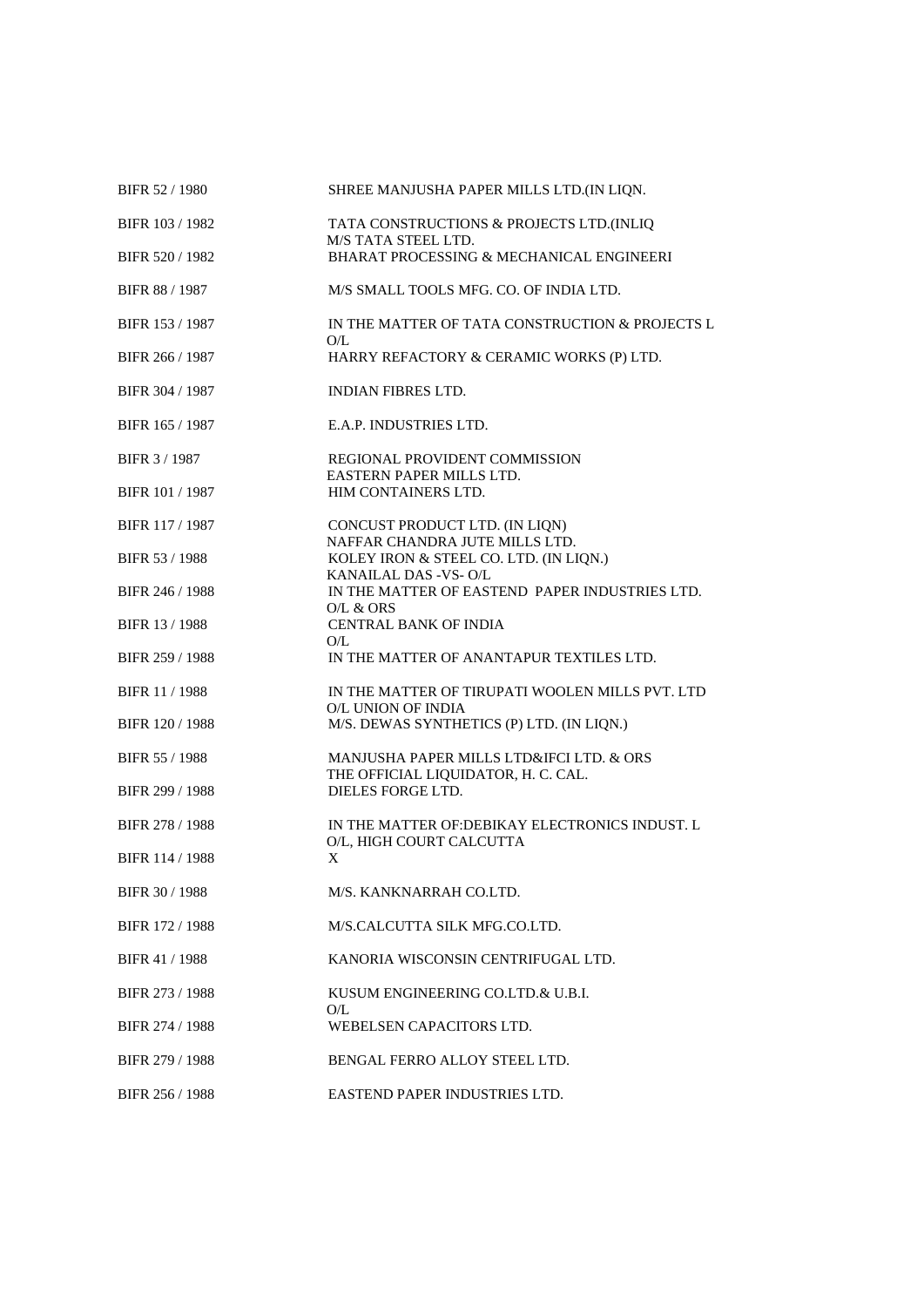| | |
|---|---|
| BIFR 52 / 1980 | SHREE MANJUSHA PAPER MILLS LTD.(IN LIQN. |
| BIFR 103 / 1982 | TATA CONSTRUCTIONS & PROJECTS LTD.(INLIQ<br>M/S TATA STEEL LTD. |
| BIFR 520 / 1982 | BHARAT PROCESSING & MECHANICAL ENGINEERI |
| BIFR 88 / 1987 | M/S SMALL TOOLS MFG. CO. OF INDIA LTD. |
| BIFR 153 / 1987 | IN THE MATTER OF TATA CONSTRUCTION & PROJECTS L<br>O/L |
| BIFR 266 / 1987 | HARRY REFACTORY & CERAMIC WORKS (P) LTD. |
| BIFR 304 / 1987 | INDIAN FIBRES LTD. |
| BIFR 165 / 1987 | E.A.P. INDUSTRIES LTD. |
| BIFR 3 / 1987 | REGIONAL PROVIDENT COMMISSION<br>EASTERN PAPER MILLS LTD. |
| BIFR 101 / 1987 | HIM CONTAINERS LTD. |
| BIFR 117 / 1987 | CONCUST PRODUCT LTD. (IN LIQN)<br>NAFFAR CHANDRA JUTE MILLS LTD. |
| BIFR 53 / 1988 | KOLEY IRON & STEEL CO. LTD. (IN LIQN.)<br>KANAILAL DAS -VS- O/L |
| BIFR 246 / 1988 | IN THE MATTER OF EASTEND PAPER INDUSTRIES LTD.<br>O/L & ORS |
| BIFR 13 / 1988 | CENTRAL BANK OF INDIA<br>O/L |
| BIFR 259 / 1988 | IN THE MATTER OF ANANTAPUR TEXTILES LTD. |
| BIFR 11 / 1988 | IN THE MATTER OF TIRUPATI WOOLEN MILLS PVT. LTD<br>O/L UNION OF INDIA |
| BIFR 120 / 1988 | M/S. DEWAS SYNTHETICS (P) LTD. (IN LIQN.) |
| BIFR 55 / 1988 | MANJUSHA PAPER MILLS LTD&IFCI LTD. & ORS<br>THE OFFICIAL LIQUIDATOR, H. C. CAL. |
| BIFR 299 / 1988 | DIELES FORGE LTD. |
| BIFR 278 / 1988 | IN THE MATTER OF:DEBIKAY ELECTRONICS INDUST. L<br>O/L, HIGH COURT CALCUTTA |
| BIFR 114 / 1988 | X |
| BIFR 30 / 1988 | M/S. KANKNARRAH CO.LTD. |
| BIFR 172 / 1988 | M/S.CALCUTTA SILK MFG.CO.LTD. |
| BIFR 41 / 1988 | KANORIA WISCONSIN CENTRIFUGAL LTD. |
| BIFR 273 / 1988 | KUSUM ENGINEERING CO.LTD.& U.B.I.<br>O/L |
| BIFR 274 / 1988 | WEBELSEN CAPACITORS LTD. |
| BIFR 279 / 1988 | BENGAL FERRO ALLOY STEEL LTD. |
| BIFR 256 / 1988 | EASTEND PAPER INDUSTRIES LTD. |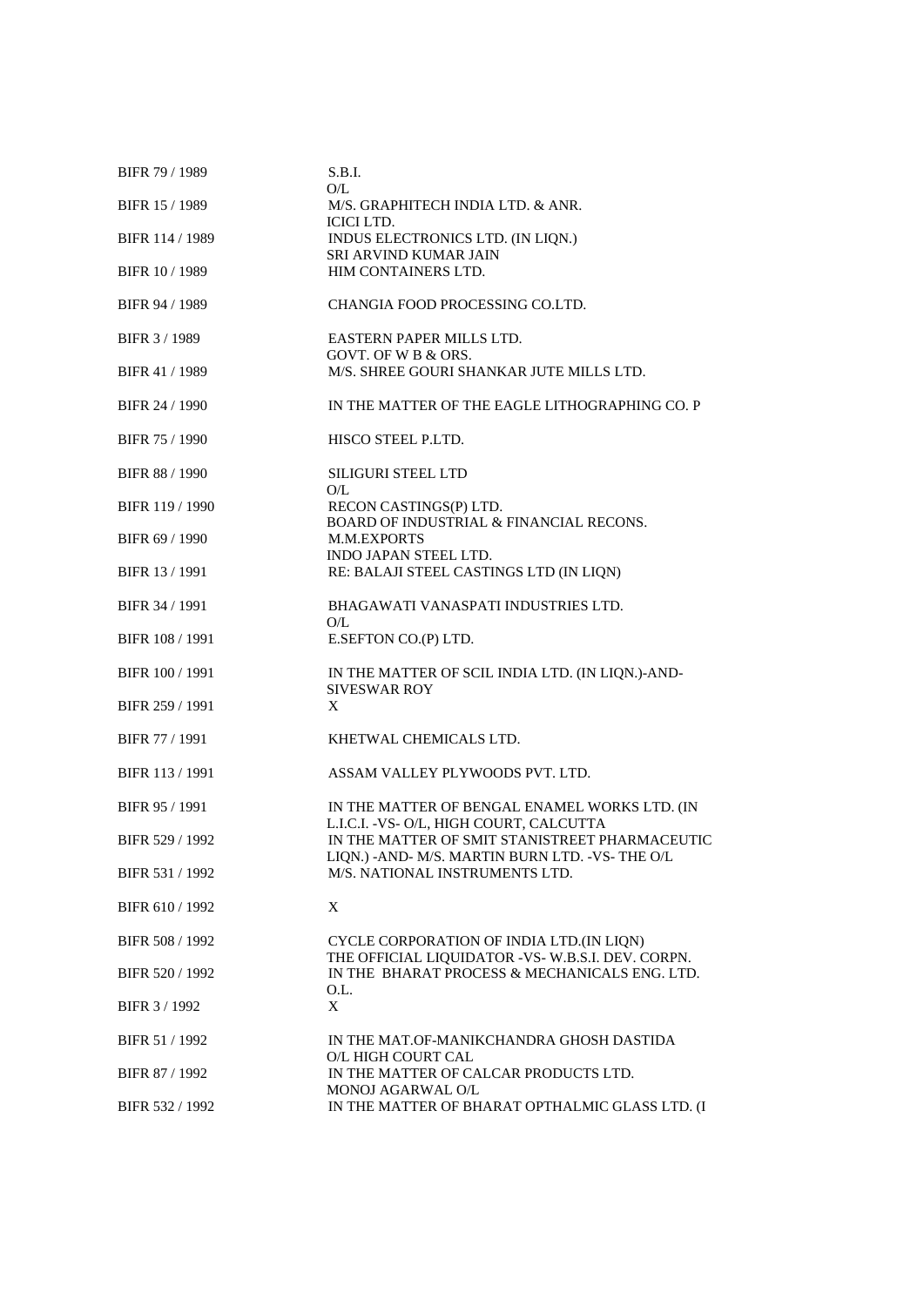| | |
|---|---|
| BIFR 79 / 1989 | S.B.I.<br>O/L |
| BIFR 15 / 1989 | M/S. GRAPHITECH INDIA LTD. & ANR.<br>ICICI LTD. |
| BIFR 114 / 1989 | INDUS ELECTRONICS LTD. (IN LIQN.)<br>SRI ARVIND KUMAR JAIN |
| BIFR 10 / 1989 | HIM CONTAINERS LTD. |
| BIFR 94 / 1989 | CHANGIA FOOD PROCESSING CO.LTD. |
| BIFR 3 / 1989 | EASTERN PAPER MILLS LTD.<br>GOVT. OF W B & ORS. |
| BIFR 41 / 1989 | M/S. SHREE GOURI SHANKAR JUTE MILLS LTD. |
| BIFR 24 / 1990 | IN THE MATTER OF THE EAGLE LITHOGRAPHING CO. P |
| BIFR 75 / 1990 | HISCO STEEL P.LTD. |
| BIFR 88 / 1990 | SILIGURI STEEL LTD<br>O/L |
| BIFR 119 / 1990 | RECON CASTINGS(P) LTD.<br>BOARD OF INDUSTRIAL & FINANCIAL RECONS. |
| BIFR 69 / 1990 | M.M.EXPORTS<br>INDO JAPAN STEEL LTD. |
| BIFR 13 / 1991 | RE: BALAJI STEEL CASTINGS LTD (IN LIQN) |
| BIFR 34 / 1991 | BHAGAWATI VANASPATI INDUSTRIES LTD.<br>O/L |
| BIFR 108 / 1991 | E.SEFTON CO.(P) LTD. |
| BIFR 100 / 1991 | IN THE MATTER OF SCIL INDIA LTD. (IN LIQN.)-AND-<br>SIVESWAR ROY |
| BIFR 259 / 1991 | X |
| BIFR 77 / 1991 | KHETWAL CHEMICALS LTD. |
| BIFR 113 / 1991 | ASSAM VALLEY PLYWOODS PVT. LTD. |
| BIFR 95 / 1991 | IN THE MATTER OF BENGAL ENAMEL WORKS LTD. (IN<br>L.I.C.I. -VS- O/L, HIGH COURT, CALCUTTA |
| BIFR 529 / 1992 | IN THE MATTER OF SMIT STANISTREET PHARMACEUTIC<br>LIQN.) -AND- M/S. MARTIN BURN LTD. -VS- THE O/L |
| BIFR 531 / 1992 | M/S. NATIONAL INSTRUMENTS LTD. |
| BIFR 610 / 1992 | X |
| BIFR 508 / 1992 | CYCLE CORPORATION OF INDIA LTD.(IN LIQN)<br>THE OFFICIAL LIQUIDATOR -VS- W.B.S.I. DEV. CORPN. |
| BIFR 520 / 1992 | IN THE BHARAT PROCESS & MECHANICALS ENG. LTD.<br>O.L. |
| BIFR 3 / 1992 | X |
| BIFR 51 / 1992 | IN THE MAT.OF-MANIKCHANDRA GHOSH DASTIDA<br>O/L HIGH COURT CAL |
| BIFR 87 / 1992 | IN THE MATTER OF CALCAR PRODUCTS LTD.<br>MONOJ AGARWAL O/L |
| BIFR 532 / 1992 | IN THE MATTER OF BHARAT OPTHALMIC GLASS LTD. (I |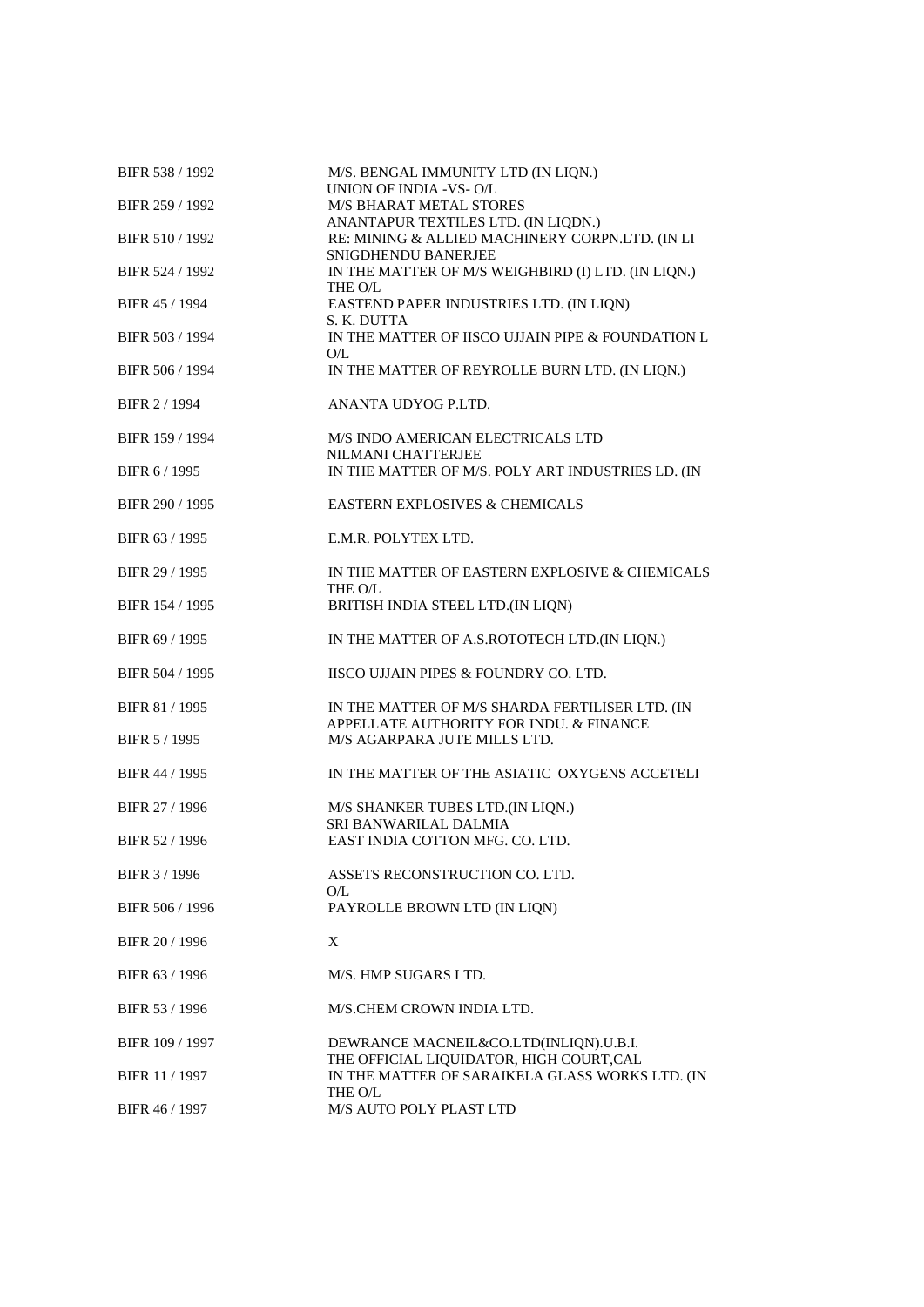| | |
|---|---|
| BIFR 538 / 1992 | M/S. BENGAL IMMUNITY LTD (IN LIQN.)<br>UNION OF INDIA -VS- O/L |
| BIFR 259 / 1992 | M/S BHARAT METAL STORES<br>ANANTAPUR TEXTILES LTD. (IN LIQDN.) |
| BIFR 510 / 1992 | RE: MINING & ALLIED MACHINERY CORPN.LTD. (IN LI<br>SNIGDHENDU BANERJEE |
| BIFR 524 / 1992 | IN THE MATTER OF M/S WEIGHBIRD (I) LTD. (IN LIQN.)<br>THE O/L |
| BIFR 45 / 1994 | EASTEND PAPER INDUSTRIES LTD. (IN LIQN)<br>S. K. DUTTA |
| BIFR 503 / 1994 | IN THE MATTER OF IISCO UJJAIN PIPE & FOUNDATION L<br>O/L |
| BIFR 506 / 1994 | IN THE MATTER OF REYROLLE BURN LTD. (IN LIQN.) |
| BIFR 2 / 1994 | ANANTA UDYOG P.LTD. |
| BIFR 159 / 1994 | M/S INDO AMERICAN ELECTRICALS LTD<br>NILMANI CHATTERJEE |
| BIFR 6 / 1995 | IN THE MATTER OF M/S. POLY ART INDUSTRIES LD. (IN |
| BIFR 290 / 1995 | EASTERN EXPLOSIVES & CHEMICALS |
| BIFR 63 / 1995 | E.M.R. POLYTEX LTD. |
| BIFR 29 / 1995 | IN THE MATTER OF EASTERN EXPLOSIVE & CHEMICALS<br>THE O/L |
| BIFR 154 / 1995 | BRITISH INDIA STEEL LTD.(IN LIQN) |
| BIFR 69 / 1995 | IN THE MATTER OF A.S.ROTOTECH LTD.(IN LIQN.) |
| BIFR 504 / 1995 | IISCO UJJAIN PIPES & FOUNDRY CO. LTD. |
| BIFR 81 / 1995 | IN THE MATTER OF M/S SHARDA FERTILISER LTD. (IN<br>APPELLATE AUTHORITY FOR INDU. & FINANCE |
| BIFR 5 / 1995 | M/S AGARPARA JUTE MILLS LTD. |
| BIFR 44 / 1995 | IN THE MATTER OF THE ASIATIC OXYGENS ACCETELI |
| BIFR 27 / 1996 | M/S SHANKER TUBES LTD.(IN LIQN.)<br>SRI BANWARILAL DALMIA |
| BIFR 52 / 1996 | EAST INDIA COTTON MFG. CO. LTD. |
| BIFR 3 / 1996 | ASSETS RECONSTRUCTION CO. LTD.<br>O/L |
| BIFR 506 / 1996 | PAYROLLE BROWN LTD (IN LIQN) |
| BIFR 20 / 1996 | X |
| BIFR 63 / 1996 | M/S. HMP SUGARS LTD. |
| BIFR 53 / 1996 | M/S.CHEM CROWN INDIA LTD. |
| BIFR 109 / 1997 | DEWRANCE MACNEIL&CO.LTD(INLIQN).U.B.I.<br>THE OFFICIAL LIQUIDATOR, HIGH COURT,CAL |
| BIFR 11 / 1997 | IN THE MATTER OF SARAIKELA GLASS WORKS LTD. (IN<br>THE O/L |
| BIFR 46 / 1997 | M/S AUTO POLY PLAST LTD |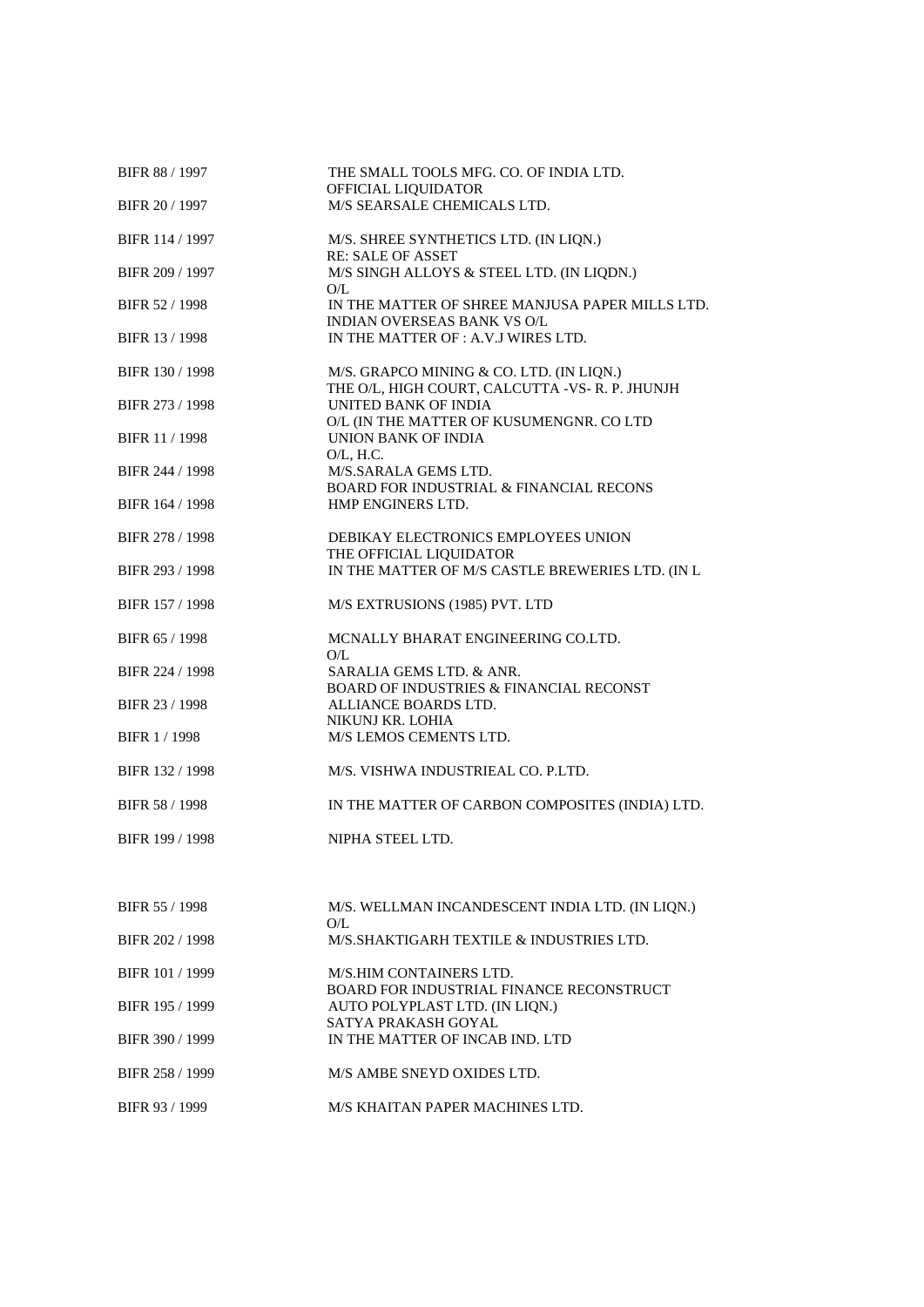| | |
|---|---|
| BIFR 88 / 1997 | THE SMALL TOOLS MFG. CO. OF INDIA LTD.<br>OFFICIAL LIQUIDATOR |
| BIFR 20 / 1997 | M/S SEARSALE CHEMICALS LTD. |
| BIFR 114 / 1997 | M/S. SHREE SYNTHETICS LTD. (IN LIQN.)<br>RE: SALE OF ASSET |
| BIFR 209 / 1997 | M/S SINGH ALLOYS & STEEL LTD. (IN LIQDN.)<br>O/L |
| BIFR 52 / 1998 | IN THE MATTER OF SHREE MANJUSA PAPER MILLS LTD.<br>INDIAN OVERSEAS BANK VS O/L |
| BIFR 13 / 1998 | IN THE MATTER OF : A.V.J WIRES LTD. |
| BIFR 130 / 1998 | M/S. GRAPCO MINING & CO. LTD. (IN LIQN.)<br>THE O/L, HIGH COURT, CALCUTTA -VS- R. P. JHUNJH |
| BIFR 273 / 1998 | UNITED BANK OF INDIA<br>O/L (IN THE MATTER OF KUSUMENGNR. CO LTD |
| BIFR 11 / 1998 | UNION BANK OF INDIA<br>O/L, H.C. |
| BIFR 244 / 1998 | M/S.SARALA GEMS LTD.<br>BOARD FOR INDUSTRIAL & FINANCIAL RECONS |
| BIFR 164 / 1998 | HMP ENGINERS LTD. |
| BIFR 278 / 1998 | DEBIKAY ELECTRONICS EMPLOYEES UNION<br>THE OFFICIAL LIQUIDATOR |
| BIFR 293 / 1998 | IN THE MATTER OF M/S CASTLE BREWERIES LTD. (IN L |
| BIFR 157 / 1998 | M/S EXTRUSIONS (1985) PVT. LTD |
| BIFR 65 / 1998 | MCNALLY BHARAT ENGINEERING CO.LTD.<br>O/L |
| BIFR 224 / 1998 | SARALIA GEMS LTD. & ANR.<br>BOARD OF INDUSTRIES & FINANCIAL RECONST |
| BIFR 23 / 1998 | ALLIANCE BOARDS LTD.<br>NIKUNJ KR. LOHIA |
| BIFR 1 / 1998 | M/S LEMOS CEMENTS LTD. |
| BIFR 132 / 1998 | M/S. VISHWA INDUSTRIEAL CO. P.LTD. |
| BIFR 58 / 1998 | IN THE MATTER OF CARBON COMPOSITES (INDIA) LTD. |
| BIFR 199 / 1998 | NIPHA STEEL LTD. |
| BIFR 55 / 1998 | M/S. WELLMAN INCANDESCENT INDIA LTD. (IN LIQN.)<br>O/L |
| BIFR 202 / 1998 | M/S.SHAKTIGARH TEXTILE & INDUSTRIES LTD. |
| BIFR 101 / 1999 | M/S.HIM CONTAINERS LTD.<br>BOARD FOR INDUSTRIAL FINANCE RECONSTRUCT |
| BIFR 195 / 1999 | AUTO POLYPLAST LTD. (IN LIQN.)<br>SATYA PRAKASH GOYAL |
| BIFR 390 / 1999 | IN THE MATTER OF INCAB IND. LTD |
| BIFR 258 / 1999 | M/S AMBE SNEYD OXIDES LTD. |
| BIFR 93 / 1999 | M/S KHAITAN PAPER MACHINES LTD. |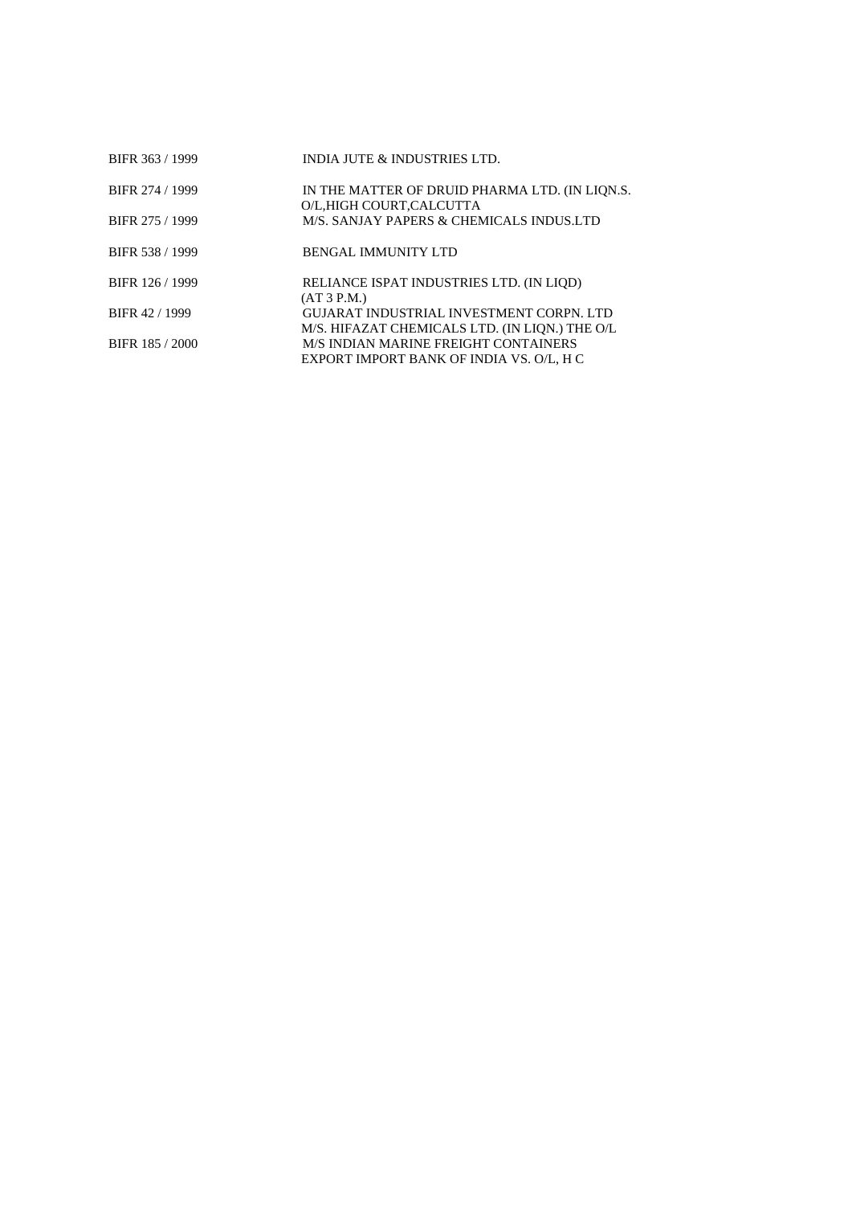| | |
|---|---|
| BIFR 363 / 1999 | INDIA JUTE & INDUSTRIES LTD. |
| BIFR 274 / 1999 | IN THE MATTER OF DRUID PHARMA LTD. (IN LIQN.S. O/L,HIGH COURT,CALCUTTA |
| BIFR 275 / 1999 | M/S. SANJAY PAPERS & CHEMICALS INDUS.LTD |
| BIFR 538 / 1999 | BENGAL IMMUNITY LTD |
| BIFR 126 / 1999 | RELIANCE ISPAT INDUSTRIES LTD. (IN LIQD) (AT 3 P.M.) |
| BIFR 42 / 1999 | GUJARAT INDUSTRIAL INVESTMENT CORPN. LTD M/S. HIFAZAT CHEMICALS LTD. (IN LIQN.) THE O/L |
| BIFR 185 / 2000 | M/S INDIAN MARINE FREIGHT CONTAINERS EXPORT IMPORT BANK OF INDIA VS. O/L, H C |